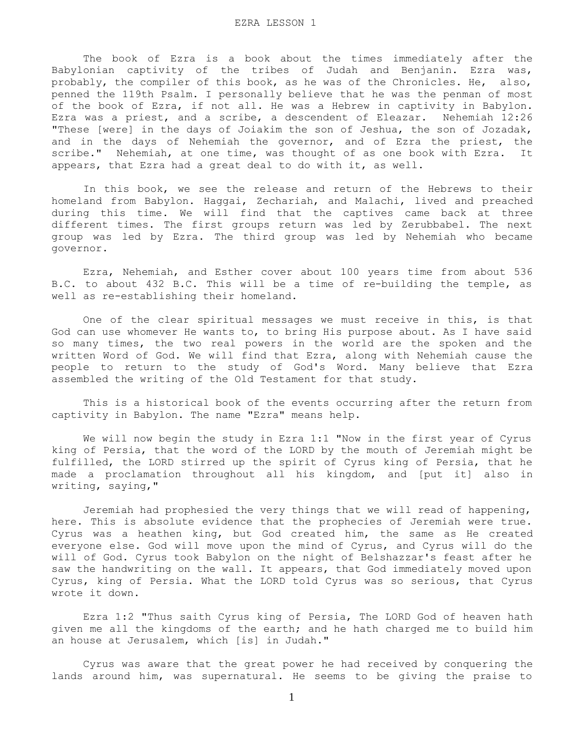# EZRA LESSON 1

The book of Ezra is a book about the times immediately after the Babylonian captivity of the tribes of Judah and Benjanin. Ezra was, probably, the compiler of this book, as he was of the Chronicles. He, also, penned the 119th Psalm. I personally believe that he was the penman of most of the book of Ezra, if not all. He was a Hebrew in captivity in Babylon. Ezra was a priest, and a scribe, a descendent of Eleazar. Nehemiah 12:26 "These [were] in the days of Joiakim the son of Jeshua, the son of Jozadak, and in the days of Nehemiah the governor, and of Ezra the priest, the scribe." Nehemiah, at one time, was thought of as one book with Ezra. It appears, that Ezra had a great deal to do with it, as well.

In this book, we see the release and return of the Hebrews to their homeland from Babylon. Haggai, Zechariah, and Malachi, lived and preached during this time. We will find that the captives came back at three different times. The first groups return was led by Zerubbabel. The next group was led by Ezra. The third group was led by Nehemiah who became governor.

Ezra, Nehemiah, and Esther cover about 100 years time from about 536 B.C. to about 432 B.C. This will be a time of re-building the temple, as well as re-establishing their homeland.

One of the clear spiritual messages we must receive in this, is that God can use whomever He wants to, to bring His purpose about. As I have said so many times, the two real powers in the world are the spoken and the written Word of God. We will find that Ezra, along with Nehemiah cause the people to return to the study of God's Word. Many believe that Ezra assembled the writing of the Old Testament for that study.

This is a historical book of the events occurring after the return from captivity in Babylon. The name "Ezra" means help.

We will now begin the study in Ezra 1:1 "Now in the first year of Cyrus king of Persia, that the word of the LORD by the mouth of Jeremiah might be fulfilled, the LORD stirred up the spirit of Cyrus king of Persia, that he made a proclamation throughout all his kingdom, and [put it] also in writing, saying,"

Jeremiah had prophesied the very things that we will read of happening, here. This is absolute evidence that the prophecies of Jeremiah were true. Cyrus was a heathen king, but God created him, the same as He created everyone else. God will move upon the mind of Cyrus, and Cyrus will do the will of God. Cyrus took Babylon on the night of Belshazzar's feast after he saw the handwriting on the wall. It appears, that God immediately moved upon Cyrus, king of Persia. What the LORD told Cyrus was so serious, that Cyrus wrote it down.

Ezra 1:2 "Thus saith Cyrus king of Persia, The LORD God of heaven hath given me all the kingdoms of the earth; and he hath charged me to build him an house at Jerusalem, which [is] in Judah."

Cyrus was aware that the great power he had received by conquering the lands around him, was supernatural. He seems to be giving the praise to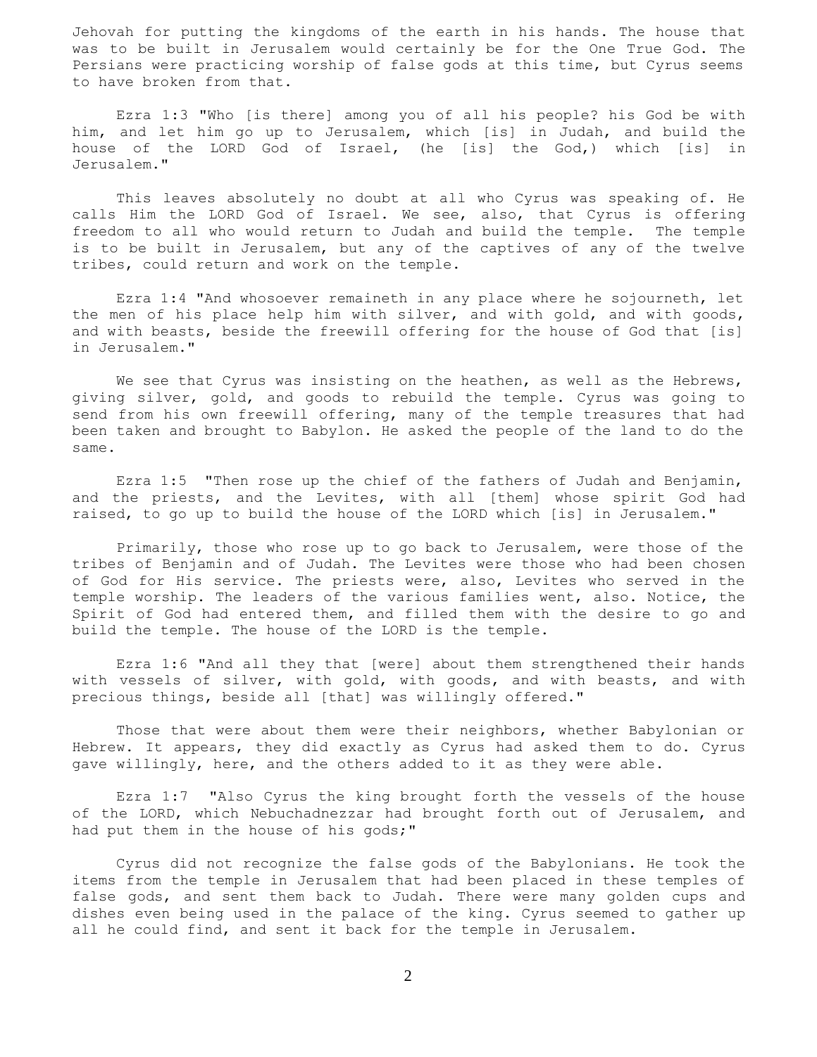Jehovah for putting the kingdoms of the earth in his hands. The house that was to be built in Jerusalem would certainly be for the One True God. The Persians were practicing worship of false gods at this time, but Cyrus seems to have broken from that.

Ezra 1:3 "Who [is there] among you of all his people? his God be with him, and let him go up to Jerusalem, which [is] in Judah, and build the house of the LORD God of Israel, (he [is] the God,) which [is] in Jerusalem."

This leaves absolutely no doubt at all who Cyrus was speaking of. He calls Him the LORD God of Israel. We see, also, that Cyrus is offering freedom to all who would return to Judah and build the temple. The temple is to be built in Jerusalem, but any of the captives of any of the twelve tribes, could return and work on the temple.

Ezra 1:4 "And whosoever remaineth in any place where he sojourneth, let the men of his place help him with silver, and with gold, and with goods, and with beasts, beside the freewill offering for the house of God that [is] in Jerusalem."

We see that Cyrus was insisting on the heathen, as well as the Hebrews, giving silver, gold, and goods to rebuild the temple. Cyrus was going to send from his own freewill offering, many of the temple treasures that had been taken and brought to Babylon. He asked the people of the land to do the same.

Ezra 1:5 "Then rose up the chief of the fathers of Judah and Benjamin, and the priests, and the Levites, with all [them] whose spirit God had raised, to go up to build the house of the LORD which [is] in Jerusalem."

Primarily, those who rose up to go back to Jerusalem, were those of the tribes of Benjamin and of Judah. The Levites were those who had been chosen of God for His service. The priests were, also, Levites who served in the temple worship. The leaders of the various families went, also. Notice, the Spirit of God had entered them, and filled them with the desire to go and build the temple. The house of the LORD is the temple.

Ezra 1:6 "And all they that [were] about them strengthened their hands with vessels of silver, with gold, with goods, and with beasts, and with precious things, beside all [that] was willingly offered."

Those that were about them were their neighbors, whether Babylonian or Hebrew. It appears, they did exactly as Cyrus had asked them to do. Cyrus gave willingly, here, and the others added to it as they were able.

Ezra 1:7 "Also Cyrus the king brought forth the vessels of the house of the LORD, which Nebuchadnezzar had brought forth out of Jerusalem, and had put them in the house of his gods;"

Cyrus did not recognize the false gods of the Babylonians. He took the items from the temple in Jerusalem that had been placed in these temples of false gods, and sent them back to Judah. There were many golden cups and dishes even being used in the palace of the king. Cyrus seemed to gather up all he could find, and sent it back for the temple in Jerusalem.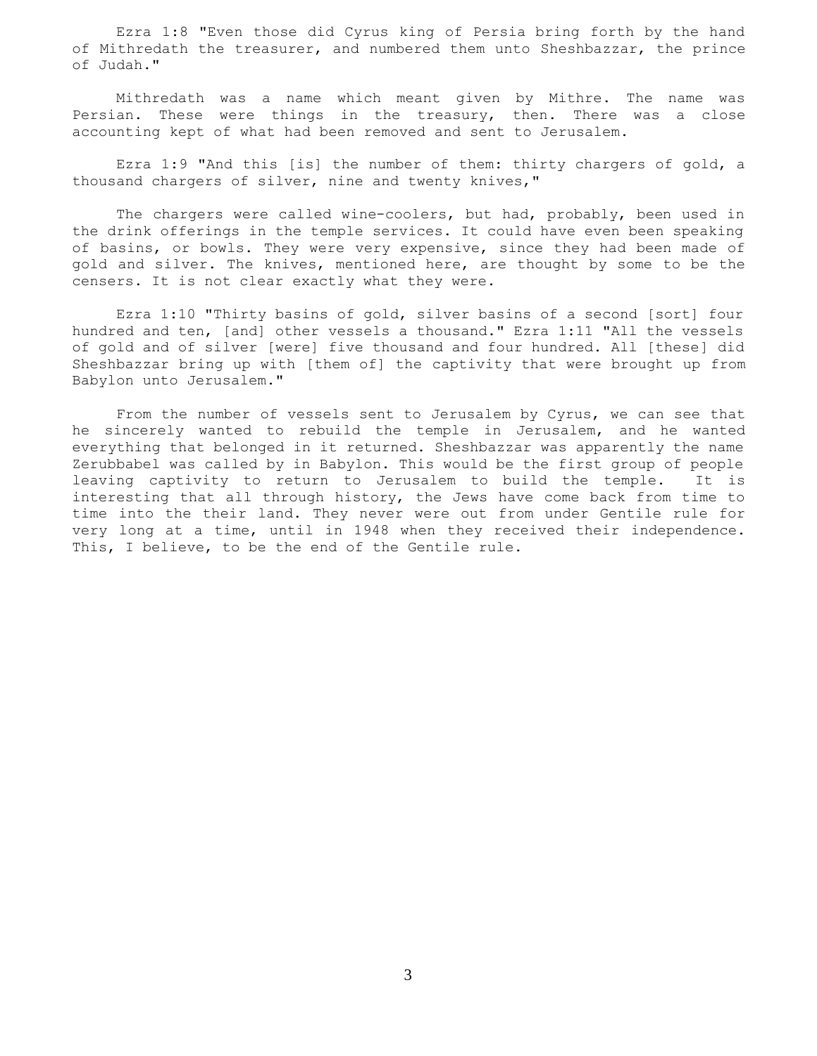Ezra 1:8 "Even those did Cyrus king of Persia bring forth by the hand of Mithredath the treasurer, and numbered them unto Sheshbazzar, the prince of Judah."

Mithredath was a name which meant given by Mithre. The name was Persian. These were things in the treasury, then. There was a close accounting kept of what had been removed and sent to Jerusalem.

Ezra 1:9 "And this [is] the number of them: thirty chargers of gold, a thousand chargers of silver, nine and twenty knives,"

The chargers were called wine-coolers, but had, probably, been used in the drink offerings in the temple services. It could have even been speaking of basins, or bowls. They were very expensive, since they had been made of gold and silver. The knives, mentioned here, are thought by some to be the censers. It is not clear exactly what they were.

Ezra 1:10 "Thirty basins of gold, silver basins of a second [sort] four hundred and ten, [and] other vessels a thousand." Ezra 1:11 "All the vessels of gold and of silver [were] five thousand and four hundred. All [these] did Sheshbazzar bring up with [them of] the captivity that were brought up from Babylon unto Jerusalem."

From the number of vessels sent to Jerusalem by Cyrus, we can see that he sincerely wanted to rebuild the temple in Jerusalem, and he wanted everything that belonged in it returned. Sheshbazzar was apparently the name Zerubbabel was called by in Babylon. This would be the first group of people leaving captivity to return to Jerusalem to build the temple. It is interesting that all through history, the Jews have come back from time to time into the their land. They never were out from under Gentile rule for very long at a time, until in 1948 when they received their independence. This, I believe, to be the end of the Gentile rule.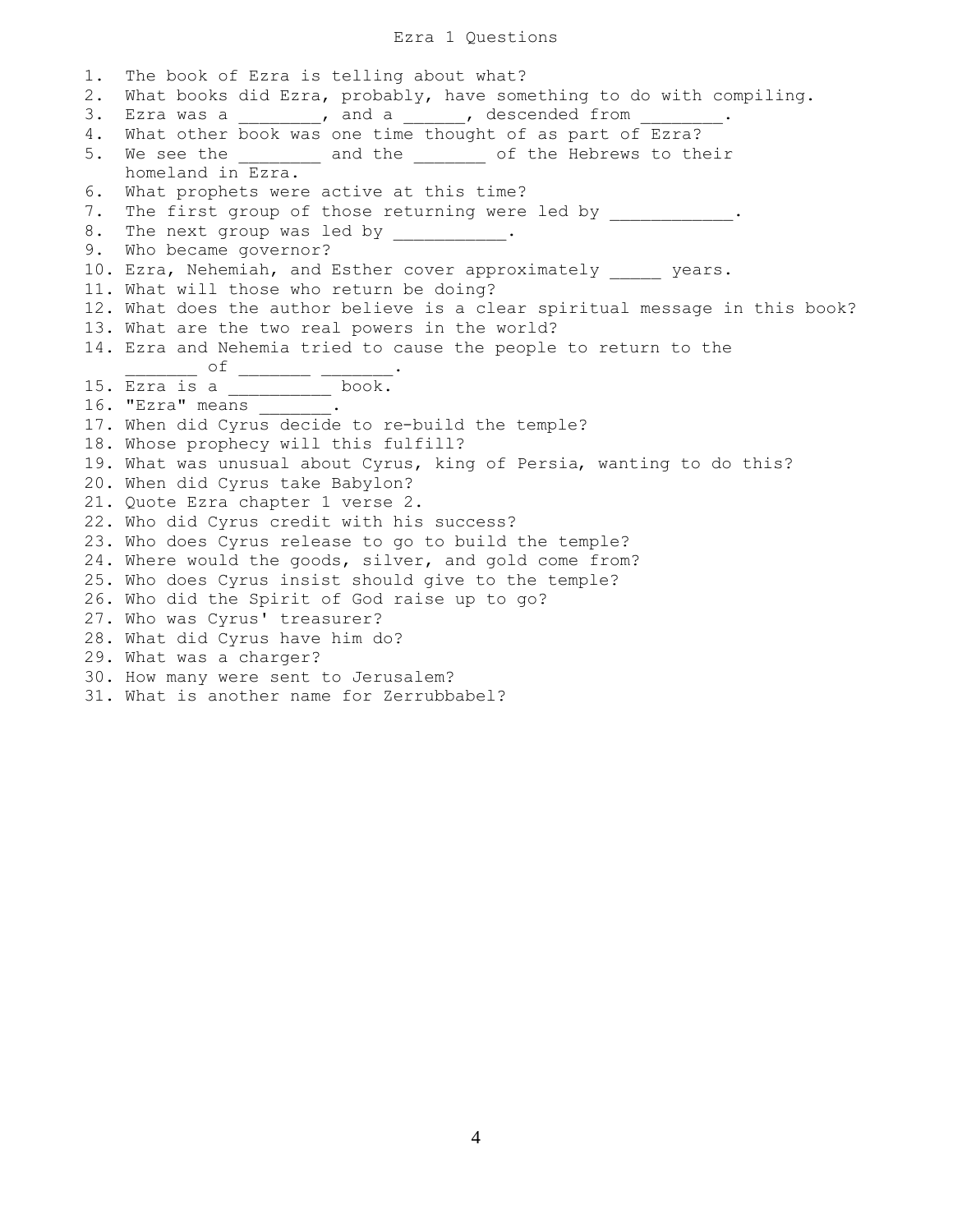# Ezra 1 Questions

1. The book of Ezra is telling about what?
2. What books did Ezra, probably, have something to do with compiling.
3. Ezra was a ________, and a ______, descended from ________.
4. What other book was one time thought of as part of Ezra?
5. We see the ________ and the _______ of the Hebrews to their homeland in Ezra.
6. What prophets were active at this time?
7. The first group of those returning were led by ____________.
8. The next group was led by ___________.
9. Who became governor?
10. Ezra, Nehemiah, and Esther cover approximately _____ years.
11. What will those who return be doing?
12. What does the author believe is a clear spiritual message in this book?
13. What are the two real powers in the world?
14. Ezra and Nehemia tried to cause the people to return to the _______ of _______ _______.
15. Ezra is a __________ book.
16. "Ezra" means _______.
17. When did Cyrus decide to re-build the temple?
18. Whose prophecy will this fulfill?
19. What was unusual about Cyrus, king of Persia, wanting to do this?
20. When did Cyrus take Babylon?
21. Quote Ezra chapter 1 verse 2.
22. Who did Cyrus credit with his success?
23. Who does Cyrus release to go to build the temple?
24. Where would the goods, silver, and gold come from?
25. Who does Cyrus insist should give to the temple?
26. Who did the Spirit of God raise up to go?
27. Who was Cyrus' treasurer?
28. What did Cyrus have him do?
29. What was a charger?
30. How many were sent to Jerusalem?
31. What is another name for Zerrubbabel?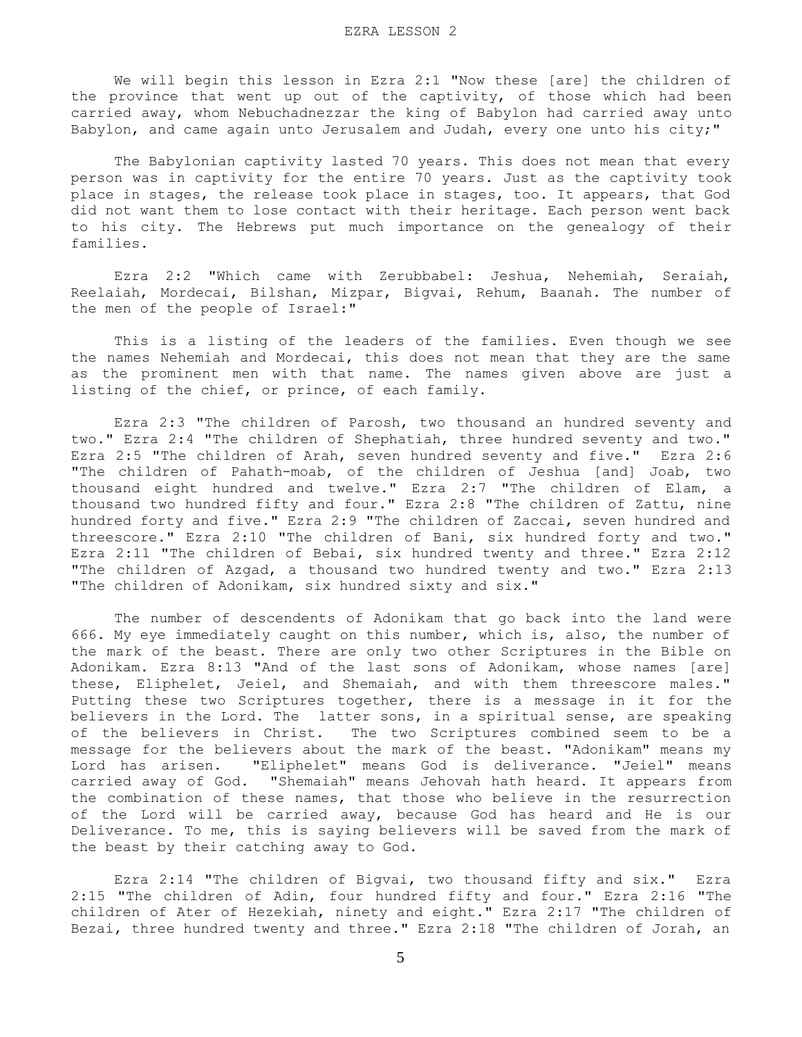# EZRA LESSON 2

We will begin this lesson in Ezra 2:1 "Now these [are] the children of the province that went up out of the captivity, of those which had been carried away, whom Nebuchadnezzar the king of Babylon had carried away unto Babylon, and came again unto Jerusalem and Judah, every one unto his city;"

The Babylonian captivity lasted 70 years. This does not mean that every person was in captivity for the entire 70 years. Just as the captivity took place in stages, the release took place in stages, too. It appears, that God did not want them to lose contact with their heritage. Each person went back to his city. The Hebrews put much importance on the genealogy of their families.

Ezra 2:2 "Which came with Zerubbabel: Jeshua, Nehemiah, Seraiah, Reelaiah, Mordecai, Bilshan, Mizpar, Bigvai, Rehum, Baanah. The number of the men of the people of Israel:"

This is a listing of the leaders of the families. Even though we see the names Nehemiah and Mordecai, this does not mean that they are the same as the prominent men with that name. The names given above are just a listing of the chief, or prince, of each family.

Ezra 2:3 "The children of Parosh, two thousand an hundred seventy and two." Ezra 2:4 "The children of Shephatiah, three hundred seventy and two." Ezra 2:5 "The children of Arah, seven hundred seventy and five." Ezra 2:6 "The children of Pahath-moab, of the children of Jeshua [and] Joab, two thousand eight hundred and twelve." Ezra 2:7 "The children of Elam, a thousand two hundred fifty and four." Ezra 2:8 "The children of Zattu, nine hundred forty and five." Ezra 2:9 "The children of Zaccai, seven hundred and threescore." Ezra 2:10 "The children of Bani, six hundred forty and two." Ezra 2:11 "The children of Bebai, six hundred twenty and three." Ezra 2:12 "The children of Azgad, a thousand two hundred twenty and two." Ezra 2:13 "The children of Adonikam, six hundred sixty and six."

The number of descendents of Adonikam that go back into the land were 666. My eye immediately caught on this number, which is, also, the number of the mark of the beast. There are only two other Scriptures in the Bible on Adonikam. Ezra 8:13 "And of the last sons of Adonikam, whose names [are] these, Eliphelet, Jeiel, and Shemaiah, and with them threescore males." Putting these two Scriptures together, there is a message in it for the believers in the Lord. The latter sons, in a spiritual sense, are speaking of the believers in Christ. The two Scriptures combined seem to be a message for the believers about the mark of the beast. "Adonikam" means my Lord has arisen. "Eliphelet" means God is deliverance. "Jeiel" means carried away of God. "Shemaiah" means Jehovah hath heard. It appears from the combination of these names, that those who believe in the resurrection of the Lord will be carried away, because God has heard and He is our Deliverance. To me, this is saying believers will be saved from the mark of the beast by their catching away to God.

Ezra 2:14 "The children of Bigvai, two thousand fifty and six." Ezra 2:15 "The children of Adin, four hundred fifty and four." Ezra 2:16 "The children of Ater of Hezekiah, ninety and eight." Ezra 2:17 "The children of Bezai, three hundred twenty and three." Ezra 2:18 "The children of Jorah, an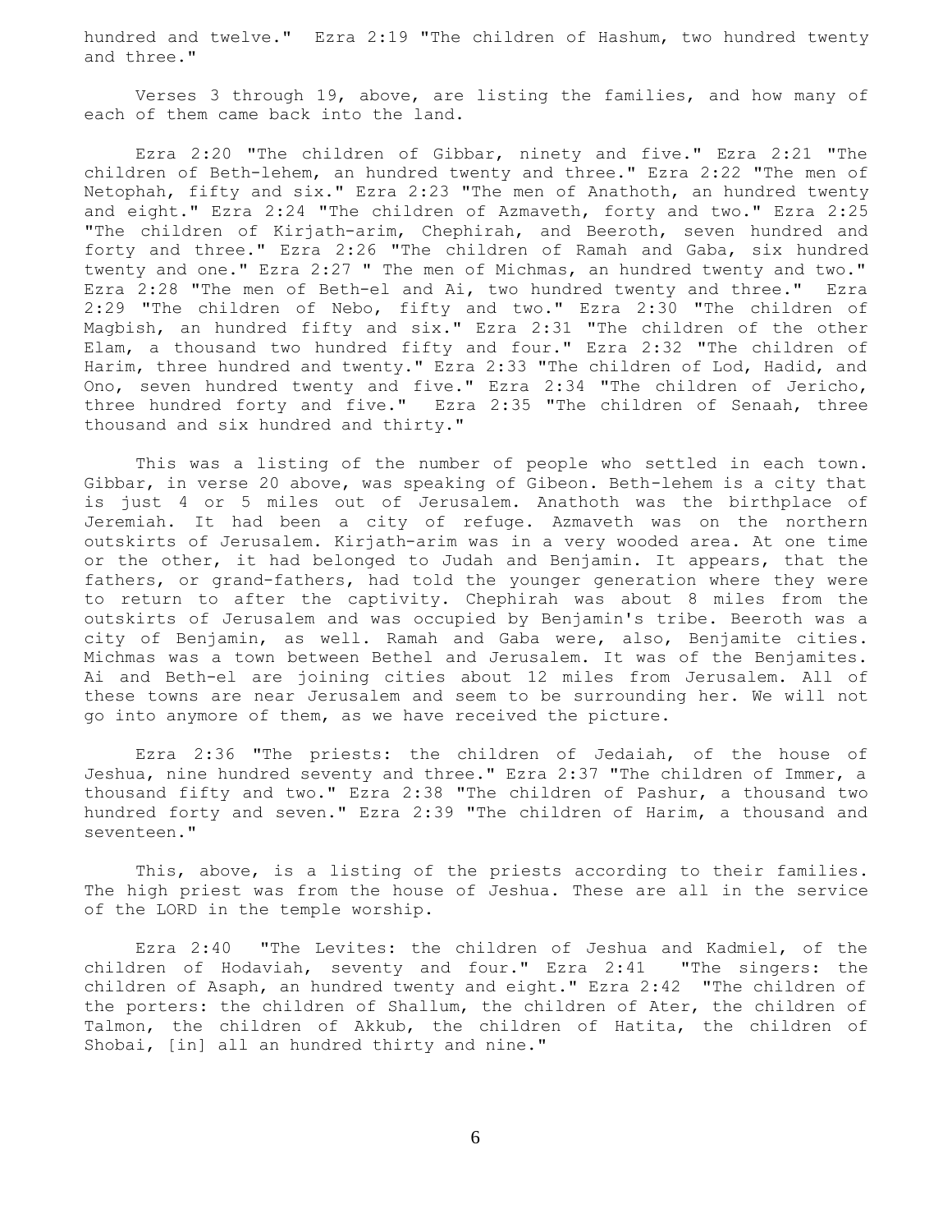hundred and twelve." Ezra 2:19 "The children of Hashum, two hundred twenty and three."

Verses 3 through 19, above, are listing the families, and how many of each of them came back into the land.

Ezra 2:20 "The children of Gibbar, ninety and five." Ezra 2:21 "The children of Beth-lehem, an hundred twenty and three." Ezra 2:22 "The men of Netophah, fifty and six." Ezra 2:23 "The men of Anathoth, an hundred twenty and eight." Ezra 2:24 "The children of Azmaveth, forty and two." Ezra 2:25 "The children of Kirjath-arim, Chephirah, and Beeroth, seven hundred and forty and three." Ezra 2:26 "The children of Ramah and Gaba, six hundred twenty and one." Ezra 2:27 " The men of Michmas, an hundred twenty and two." Ezra 2:28 "The men of Beth-el and Ai, two hundred twenty and three." Ezra 2:29 "The children of Nebo, fifty and two." Ezra 2:30 "The children of Magbish, an hundred fifty and six." Ezra 2:31 "The children of the other Elam, a thousand two hundred fifty and four." Ezra 2:32 "The children of Harim, three hundred and twenty." Ezra 2:33 "The children of Lod, Hadid, and Ono, seven hundred twenty and five." Ezra 2:34 "The children of Jericho, three hundred forty and five." Ezra 2:35 "The children of Senaah, three thousand and six hundred and thirty."

This was a listing of the number of people who settled in each town. Gibbar, in verse 20 above, was speaking of Gibeon. Beth-lehem is a city that is just 4 or 5 miles out of Jerusalem. Anathoth was the birthplace of Jeremiah. It had been a city of refuge. Azmaveth was on the northern outskirts of Jerusalem. Kirjath-arim was in a very wooded area. At one time or the other, it had belonged to Judah and Benjamin. It appears, that the fathers, or grand-fathers, had told the younger generation where they were to return to after the captivity. Chephirah was about 8 miles from the outskirts of Jerusalem and was occupied by Benjamin's tribe. Beeroth was a city of Benjamin, as well. Ramah and Gaba were, also, Benjamite cities. Michmas was a town between Bethel and Jerusalem. It was of the Benjamites. Ai and Beth-el are joining cities about 12 miles from Jerusalem. All of these towns are near Jerusalem and seem to be surrounding her. We will not go into anymore of them, as we have received the picture.

Ezra 2:36 "The priests: the children of Jedaiah, of the house of Jeshua, nine hundred seventy and three." Ezra 2:37 "The children of Immer, a thousand fifty and two." Ezra 2:38 "The children of Pashur, a thousand two hundred forty and seven." Ezra 2:39 "The children of Harim, a thousand and seventeen."

This, above, is a listing of the priests according to their families. The high priest was from the house of Jeshua. These are all in the service of the LORD in the temple worship.

Ezra 2:40 "The Levites: the children of Jeshua and Kadmiel, of the children of Hodaviah, seventy and four." Ezra 2:41 "The singers: the children of Asaph, an hundred twenty and eight." Ezra 2:42 "The children of the porters: the children of Shallum, the children of Ater, the children of Talmon, the children of Akkub, the children of Hatita, the children of Shobai, [in] all an hundred thirty and nine."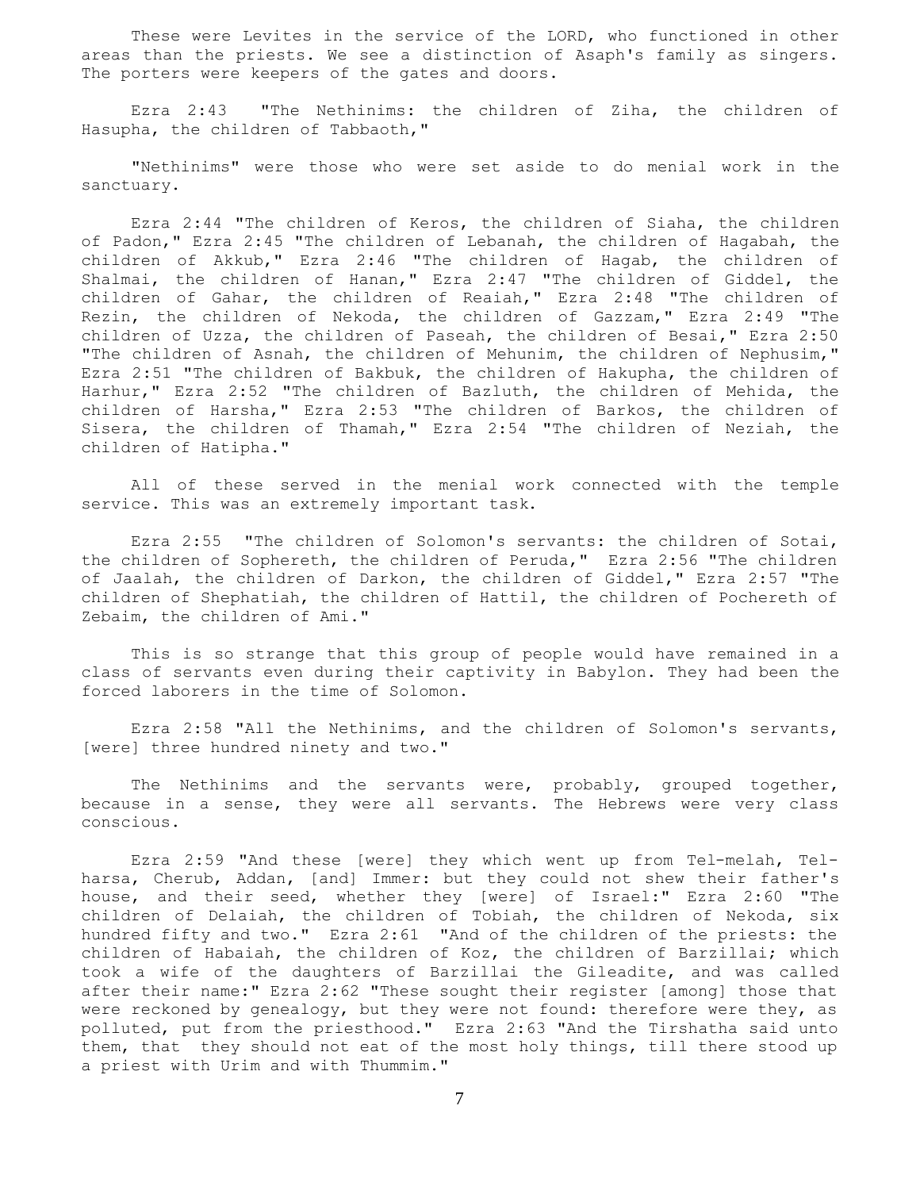These were Levites in the service of the LORD, who functioned in other areas than the priests. We see a distinction of Asaph's family as singers. The porters were keepers of the gates and doors.

Ezra 2:43 "The Nethinims: the children of Ziha, the children of Hasupha, the children of Tabbaoth,"

"Nethinims" were those who were set aside to do menial work in the sanctuary.

Ezra 2:44 "The children of Keros, the children of Siaha, the children of Padon," Ezra 2:45 "The children of Lebanah, the children of Hagabah, the children of Akkub," Ezra 2:46 "The children of Hagab, the children of Shalmai, the children of Hanan," Ezra 2:47 "The children of Giddel, the children of Gahar, the children of Reaiah," Ezra 2:48 "The children of Rezin, the children of Nekoda, the children of Gazzam," Ezra 2:49 "The children of Uzza, the children of Paseah, the children of Besai," Ezra 2:50 "The children of Asnah, the children of Mehunim, the children of Nephusim," Ezra 2:51 "The children of Bakbuk, the children of Hakupha, the children of Harhur," Ezra 2:52 "The children of Bazluth, the children of Mehida, the children of Harsha," Ezra 2:53 "The children of Barkos, the children of Sisera, the children of Thamah," Ezra 2:54 "The children of Neziah, the children of Hatipha."

All of these served in the menial work connected with the temple service. This was an extremely important task.

Ezra 2:55 "The children of Solomon's servants: the children of Sotai, the children of Sophereth, the children of Peruda," Ezra 2:56 "The children of Jaalah, the children of Darkon, the children of Giddel," Ezra 2:57 "The children of Shephatiah, the children of Hattil, the children of Pochereth of Zebaim, the children of Ami."

This is so strange that this group of people would have remained in a class of servants even during their captivity in Babylon. They had been the forced laborers in the time of Solomon.

Ezra 2:58 "All the Nethinims, and the children of Solomon's servants, [were] three hundred ninety and two."

The Nethinims and the servants were, probably, grouped together, because in a sense, they were all servants. The Hebrews were very class conscious.

Ezra 2:59 "And these [were] they which went up from Tel-melah, Tel-harsa, Cherub, Addan, [and] Immer: but they could not shew their father's house, and their seed, whether they [were] of Israel:" Ezra 2:60 "The children of Delaiah, the children of Tobiah, the children of Nekoda, six hundred fifty and two." Ezra 2:61 "And of the children of the priests: the children of Habaiah, the children of Koz, the children of Barzillai; which took a wife of the daughters of Barzillai the Gileadite, and was called after their name:" Ezra 2:62 "These sought their register [among] those that were reckoned by genealogy, but they were not found: therefore were they, as polluted, put from the priesthood." Ezra 2:63 "And the Tirshatha said unto them, that they should not eat of the most holy things, till there stood up a priest with Urim and with Thummim."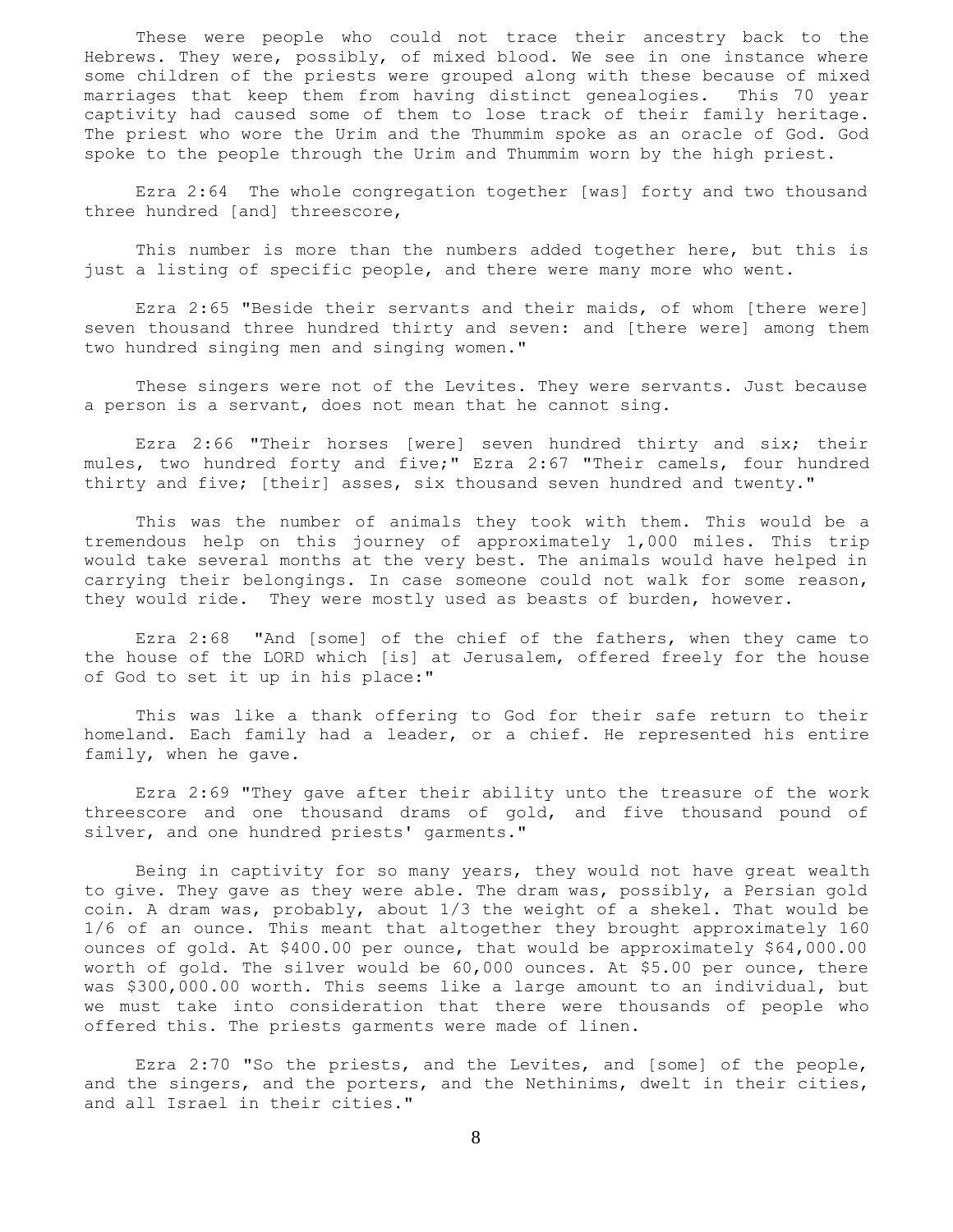These were people who could not trace their ancestry back to the Hebrews. They were, possibly, of mixed blood. We see in one instance where some children of the priests were grouped along with these because of mixed marriages that keep them from having distinct genealogies. This 70 year captivity had caused some of them to lose track of their family heritage. The priest who wore the Urim and the Thummim spoke as an oracle of God. God spoke to the people through the Urim and Thummim worn by the high priest.

Ezra 2:64 The whole congregation together [was] forty and two thousand three hundred [and] threescore,

This number is more than the numbers added together here, but this is just a listing of specific people, and there were many more who went.

Ezra 2:65 "Beside their servants and their maids, of whom [there were] seven thousand three hundred thirty and seven: and [there were] among them two hundred singing men and singing women."

These singers were not of the Levites. They were servants. Just because a person is a servant, does not mean that he cannot sing.

Ezra 2:66 "Their horses [were] seven hundred thirty and six; their mules, two hundred forty and five;" Ezra 2:67 "Their camels, four hundred thirty and five; [their] asses, six thousand seven hundred and twenty."

This was the number of animals they took with them. This would be a tremendous help on this journey of approximately 1,000 miles. This trip would take several months at the very best. The animals would have helped in carrying their belongings. In case someone could not walk for some reason, they would ride. They were mostly used as beasts of burden, however.

Ezra 2:68 "And [some] of the chief of the fathers, when they came to the house of the LORD which [is] at Jerusalem, offered freely for the house of God to set it up in his place:"

This was like a thank offering to God for their safe return to their homeland. Each family had a leader, or a chief. He represented his entire family, when he gave.

Ezra 2:69 "They gave after their ability unto the treasure of the work threescore and one thousand drams of gold, and five thousand pound of silver, and one hundred priests' garments."

Being in captivity for so many years, they would not have great wealth to give. They gave as they were able. The dram was, possibly, a Persian gold coin. A dram was, probably, about 1/3 the weight of a shekel. That would be 1/6 of an ounce. This meant that altogether they brought approximately 160 ounces of gold. At $400.00 per ounce, that would be approximately $64,000.00 worth of gold. The silver would be 60,000 ounces. At $5.00 per ounce, there was $300,000.00 worth. This seems like a large amount to an individual, but we must take into consideration that there were thousands of people who offered this. The priests garments were made of linen.

Ezra 2:70 "So the priests, and the Levites, and [some] of the people, and the singers, and the porters, and the Nethinims, dwelt in their cities, and all Israel in their cities."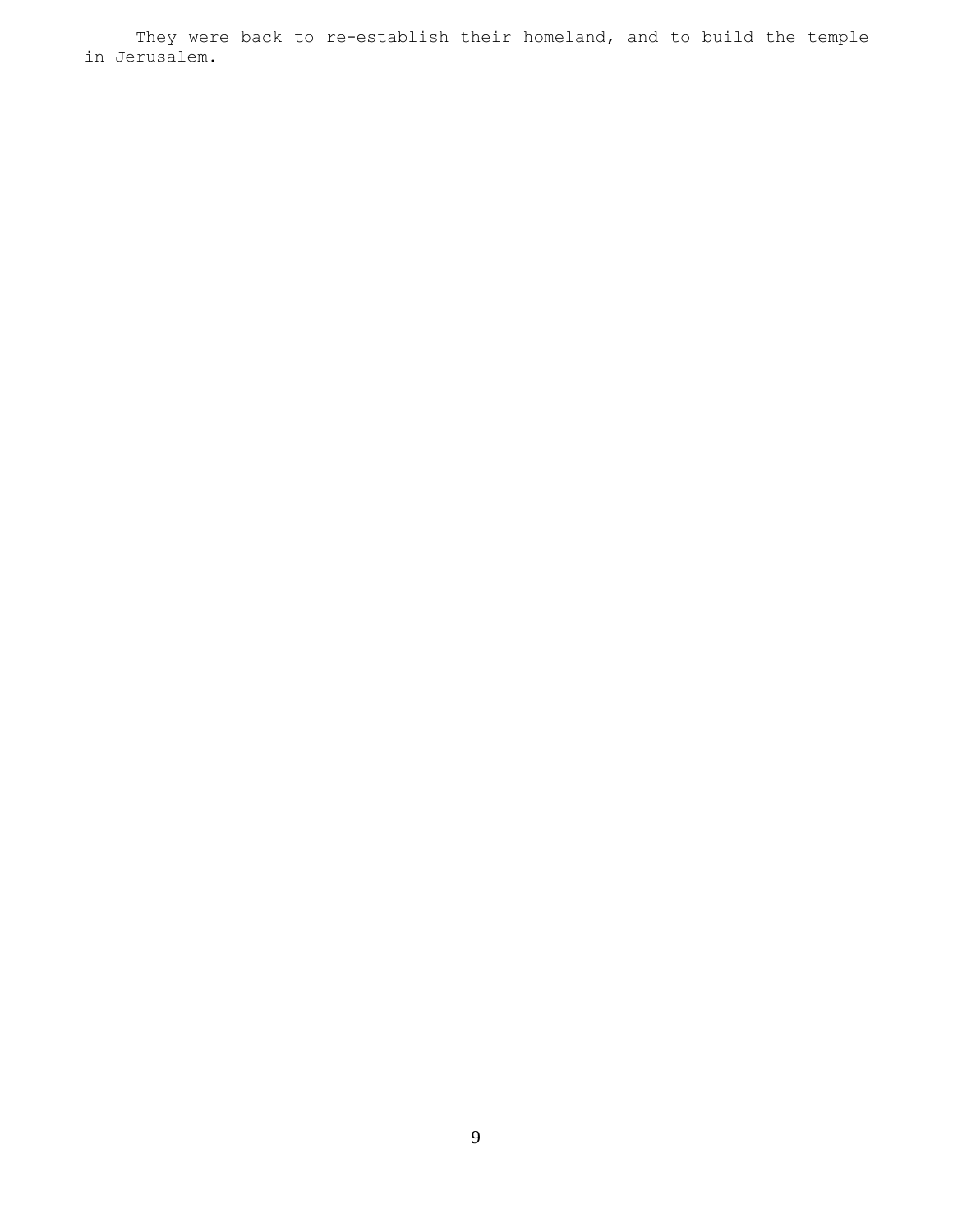They were back to re-establish their homeland, and to build the temple in Jerusalem.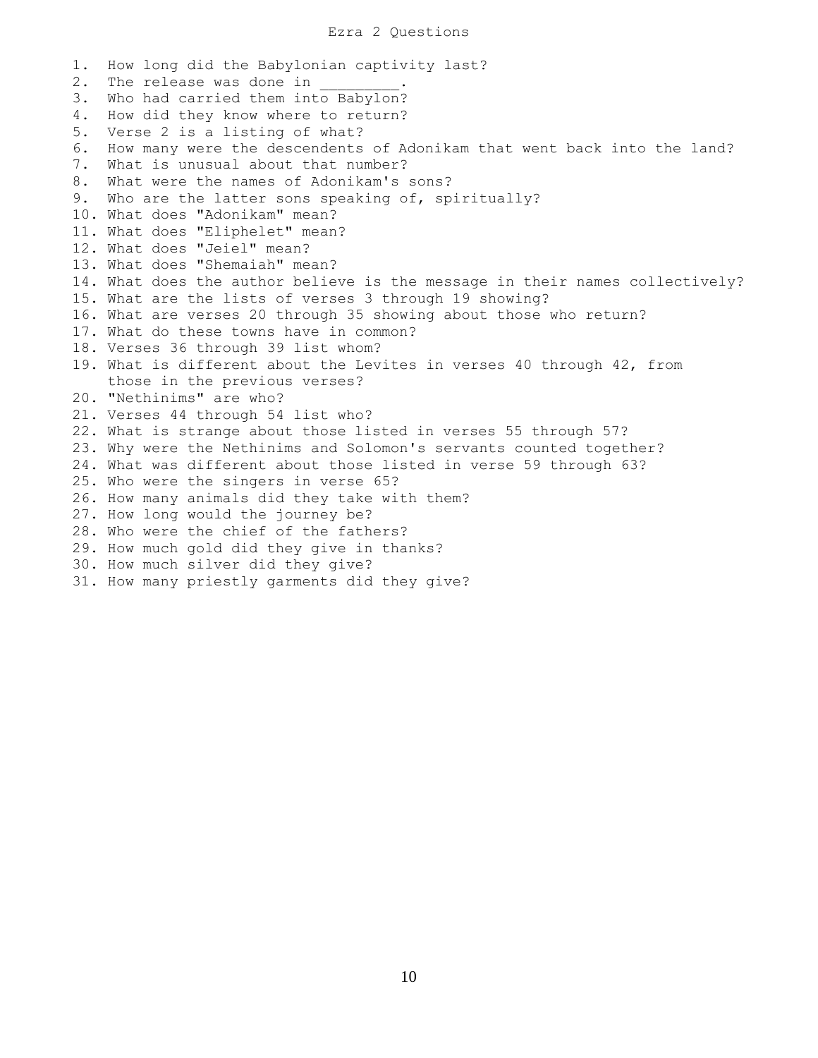# Ezra 2 Questions

1. How long did the Babylonian captivity last?
2. The release was done in _________.
3. Who had carried them into Babylon?
4. How did they know where to return?
5. Verse 2 is a listing of what?
6. How many were the descendents of Adonikam that went back into the land?
7. What is unusual about that number?
8. What were the names of Adonikam's sons?
9. Who are the latter sons speaking of, spiritually?
10. What does "Adonikam" mean?
11. What does "Eliphelet" mean?
12. What does "Jeiel" mean?
13. What does "Shemaiah" mean?
14. What does the author believe is the message in their names collectively?
15. What are the lists of verses 3 through 19 showing?
16. What are verses 20 through 35 showing about those who return?
17. What do these towns have in common?
18. Verses 36 through 39 list whom?
19. What is different about the Levites in verses 40 through 42, from those in the previous verses?
20. "Nethinims" are who?
21. Verses 44 through 54 list who?
22. What is strange about those listed in verses 55 through 57?
23. Why were the Nethinims and Solomon's servants counted together?
24. What was different about those listed in verse 59 through 63?
25. Who were the singers in verse 65?
26. How many animals did they take with them?
27. How long would the journey be?
28. Who were the chief of the fathers?
29. How much gold did they give in thanks?
30. How much silver did they give?
31. How many priestly garments did they give?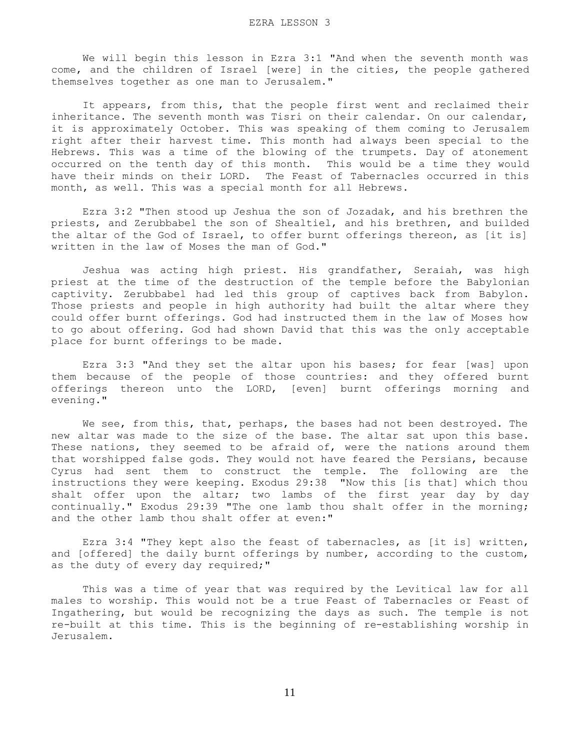# EZRA LESSON 3

We will begin this lesson in Ezra 3:1 "And when the seventh month was come, and the children of Israel [were] in the cities, the people gathered themselves together as one man to Jerusalem."

It appears, from this, that the people first went and reclaimed their inheritance. The seventh month was Tisri on their calendar. On our calendar, it is approximately October. This was speaking of them coming to Jerusalem right after their harvest time. This month had always been special to the Hebrews. This was a time of the blowing of the trumpets. Day of atonement occurred on the tenth day of this month. This would be a time they would have their minds on their LORD. The Feast of Tabernacles occurred in this month, as well. This was a special month for all Hebrews.

Ezra 3:2 "Then stood up Jeshua the son of Jozadak, and his brethren the priests, and Zerubbabel the son of Shealtiel, and his brethren, and builded the altar of the God of Israel, to offer burnt offerings thereon, as [it is] written in the law of Moses the man of God."

Jeshua was acting high priest. His grandfather, Seraiah, was high priest at the time of the destruction of the temple before the Babylonian captivity. Zerubbabel had led this group of captives back from Babylon. Those priests and people in high authority had built the altar where they could offer burnt offerings. God had instructed them in the law of Moses how to go about offering. God had shown David that this was the only acceptable place for burnt offerings to be made.

Ezra 3:3 "And they set the altar upon his bases; for fear [was] upon them because of the people of those countries: and they offered burnt offerings thereon unto the LORD, [even] burnt offerings morning and evening."

We see, from this, that, perhaps, the bases had not been destroyed. The new altar was made to the size of the base. The altar sat upon this base. These nations, they seemed to be afraid of, were the nations around them that worshipped false gods. They would not have feared the Persians, because Cyrus had sent them to construct the temple. The following are the instructions they were keeping. Exodus 29:38 "Now this [is that] which thou shalt offer upon the altar; two lambs of the first year day by day continually." Exodus 29:39 "The one lamb thou shalt offer in the morning; and the other lamb thou shalt offer at even:"

Ezra 3:4 "They kept also the feast of tabernacles, as [it is] written, and [offered] the daily burnt offerings by number, according to the custom, as the duty of every day required;"

This was a time of year that was required by the Levitical law for all males to worship. This would not be a true Feast of Tabernacles or Feast of Ingathering, but would be recognizing the days as such. The temple is not re-built at this time. This is the beginning of re-establishing worship in Jerusalem.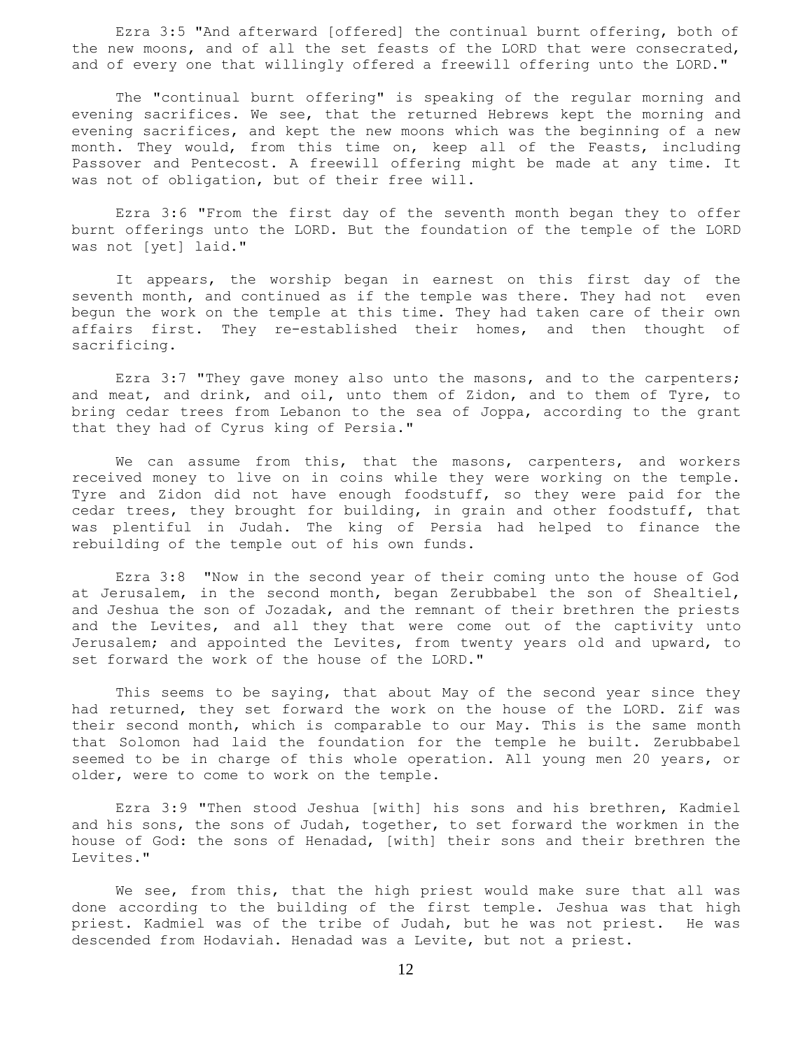Ezra 3:5 "And afterward [offered] the continual burnt offering, both of the new moons, and of all the set feasts of the LORD that were consecrated, and of every one that willingly offered a freewill offering unto the LORD."

The "continual burnt offering" is speaking of the regular morning and evening sacrifices. We see, that the returned Hebrews kept the morning and evening sacrifices, and kept the new moons which was the beginning of a new month. They would, from this time on, keep all of the Feasts, including Passover and Pentecost. A freewill offering might be made at any time. It was not of obligation, but of their free will.

Ezra 3:6 "From the first day of the seventh month began they to offer burnt offerings unto the LORD. But the foundation of the temple of the LORD was not [yet] laid."

It appears, the worship began in earnest on this first day of the seventh month, and continued as if the temple was there. They had not even begun the work on the temple at this time. They had taken care of their own affairs first. They re-established their homes, and then thought of sacrificing.

Ezra 3:7 "They gave money also unto the masons, and to the carpenters; and meat, and drink, and oil, unto them of Zidon, and to them of Tyre, to bring cedar trees from Lebanon to the sea of Joppa, according to the grant that they had of Cyrus king of Persia."

We can assume from this, that the masons, carpenters, and workers received money to live on in coins while they were working on the temple. Tyre and Zidon did not have enough foodstuff, so they were paid for the cedar trees, they brought for building, in grain and other foodstuff, that was plentiful in Judah. The king of Persia had helped to finance the rebuilding of the temple out of his own funds.

Ezra 3:8 "Now in the second year of their coming unto the house of God at Jerusalem, in the second month, began Zerubbabel the son of Shealtiel, and Jeshua the son of Jozadak, and the remnant of their brethren the priests and the Levites, and all they that were come out of the captivity unto Jerusalem; and appointed the Levites, from twenty years old and upward, to set forward the work of the house of the LORD."

This seems to be saying, that about May of the second year since they had returned, they set forward the work on the house of the LORD. Zif was their second month, which is comparable to our May. This is the same month that Solomon had laid the foundation for the temple he built. Zerubbabel seemed to be in charge of this whole operation. All young men 20 years, or older, were to come to work on the temple.

Ezra 3:9 "Then stood Jeshua [with] his sons and his brethren, Kadmiel and his sons, the sons of Judah, together, to set forward the workmen in the house of God: the sons of Henadad, [with] their sons and their brethren the Levites."

We see, from this, that the high priest would make sure that all was done according to the building of the first temple. Jeshua was that high priest. Kadmiel was of the tribe of Judah, but he was not priest. He was descended from Hodaviah. Henadad was a Levite, but not a priest.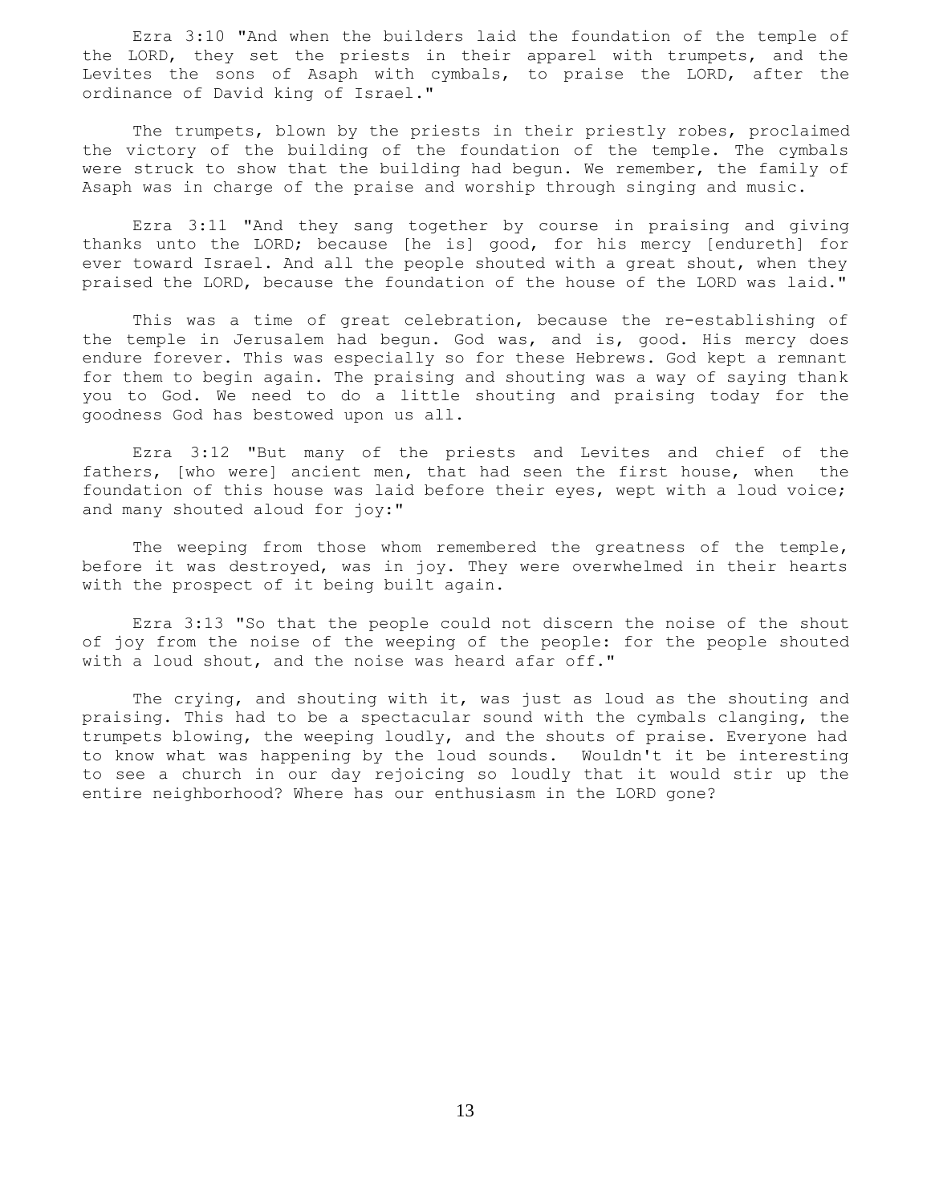Ezra 3:10 "And when the builders laid the foundation of the temple of the LORD, they set the priests in their apparel with trumpets, and the Levites the sons of Asaph with cymbals, to praise the LORD, after the ordinance of David king of Israel."

The trumpets, blown by the priests in their priestly robes, proclaimed the victory of the building of the foundation of the temple. The cymbals were struck to show that the building had begun. We remember, the family of Asaph was in charge of the praise and worship through singing and music.

Ezra 3:11 "And they sang together by course in praising and giving thanks unto the LORD; because [he is] good, for his mercy [endureth] for ever toward Israel. And all the people shouted with a great shout, when they praised the LORD, because the foundation of the house of the LORD was laid."

This was a time of great celebration, because the re-establishing of the temple in Jerusalem had begun. God was, and is, good. His mercy does endure forever. This was especially so for these Hebrews. God kept a remnant for them to begin again. The praising and shouting was a way of saying thank you to God. We need to do a little shouting and praising today for the goodness God has bestowed upon us all.

Ezra 3:12 "But many of the priests and Levites and chief of the fathers, [who were] ancient men, that had seen the first house, when the foundation of this house was laid before their eyes, wept with a loud voice; and many shouted aloud for joy:"

The weeping from those whom remembered the greatness of the temple, before it was destroyed, was in joy. They were overwhelmed in their hearts with the prospect of it being built again.

Ezra 3:13 "So that the people could not discern the noise of the shout of joy from the noise of the weeping of the people: for the people shouted with a loud shout, and the noise was heard afar off."

The crying, and shouting with it, was just as loud as the shouting and praising. This had to be a spectacular sound with the cymbals clanging, the trumpets blowing, the weeping loudly, and the shouts of praise. Everyone had to know what was happening by the loud sounds. Wouldn't it be interesting to see a church in our day rejoicing so loudly that it would stir up the entire neighborhood? Where has our enthusiasm in the LORD gone?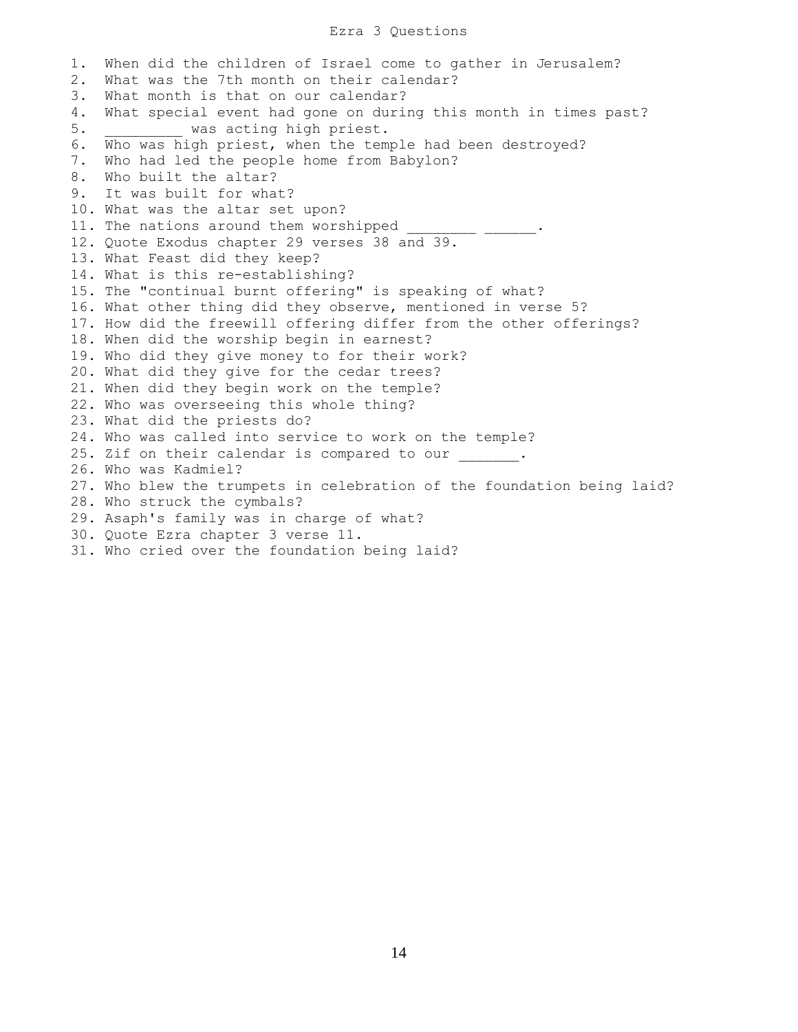# Ezra 3 Questions

1. When did the children of Israel come to gather in Jerusalem?
2. What was the 7th month on their calendar?
3. What month is that on our calendar?
4. What special event had gone on during this month in times past?
5. _________ was acting high priest.
6. Who was high priest, when the temple had been destroyed?
7. Who had led the people home from Babylon?
8. Who built the altar?
9. It was built for what?
10. What was the altar set upon?
11. The nations around them worshipped ________ ______.
12. Quote Exodus chapter 29 verses 38 and 39.
13. What Feast did they keep?
14. What is this re-establishing?
15. The "continual burnt offering" is speaking of what?
16. What other thing did they observe, mentioned in verse 5?
17. How did the freewill offering differ from the other offerings?
18. When did the worship begin in earnest?
19. Who did they give money to for their work?
20. What did they give for the cedar trees?
21. When did they begin work on the temple?
22. Who was overseeing this whole thing?
23. What did the priests do?
24. Who was called into service to work on the temple?
25. Zif on their calendar is compared to our _______.
26. Who was Kadmiel?
27. Who blew the trumpets in celebration of the foundation being laid?
28. Who struck the cymbals?
29. Asaph's family was in charge of what?
30. Quote Ezra chapter 3 verse 11.
31. Who cried over the foundation being laid?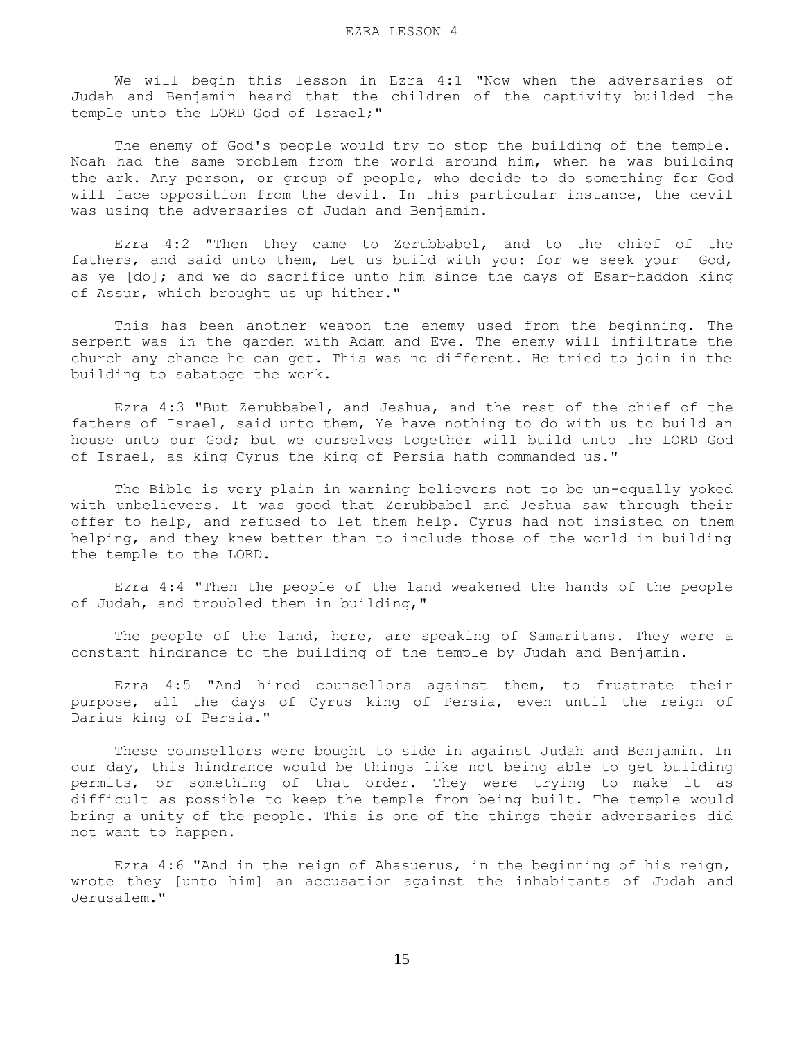# EZRA LESSON 4

We will begin this lesson in Ezra 4:1 "Now when the adversaries of Judah and Benjamin heard that the children of the captivity builded the temple unto the LORD God of Israel;"

The enemy of God's people would try to stop the building of the temple. Noah had the same problem from the world around him, when he was building the ark. Any person, or group of people, who decide to do something for God will face opposition from the devil. In this particular instance, the devil was using the adversaries of Judah and Benjamin.

Ezra 4:2 "Then they came to Zerubbabel, and to the chief of the fathers, and said unto them, Let us build with you: for we seek your God, as ye [do]; and we do sacrifice unto him since the days of Esar-haddon king of Assur, which brought us up hither."

This has been another weapon the enemy used from the beginning. The serpent was in the garden with Adam and Eve. The enemy will infiltrate the church any chance he can get. This was no different. He tried to join in the building to sabatoge the work.

Ezra 4:3 "But Zerubbabel, and Jeshua, and the rest of the chief of the fathers of Israel, said unto them, Ye have nothing to do with us to build an house unto our God; but we ourselves together will build unto the LORD God of Israel, as king Cyrus the king of Persia hath commanded us."

The Bible is very plain in warning believers not to be un-equally yoked with unbelievers. It was good that Zerubbabel and Jeshua saw through their offer to help, and refused to let them help. Cyrus had not insisted on them helping, and they knew better than to include those of the world in building the temple to the LORD.

Ezra 4:4 "Then the people of the land weakened the hands of the people of Judah, and troubled them in building,"

The people of the land, here, are speaking of Samaritans. They were a constant hindrance to the building of the temple by Judah and Benjamin.

Ezra 4:5 "And hired counsellors against them, to frustrate their purpose, all the days of Cyrus king of Persia, even until the reign of Darius king of Persia."

These counsellors were bought to side in against Judah and Benjamin. In our day, this hindrance would be things like not being able to get building permits, or something of that order. They were trying to make it as difficult as possible to keep the temple from being built. The temple would bring a unity of the people. This is one of the things their adversaries did not want to happen.

Ezra 4:6 "And in the reign of Ahasuerus, in the beginning of his reign, wrote they [unto him] an accusation against the inhabitants of Judah and Jerusalem."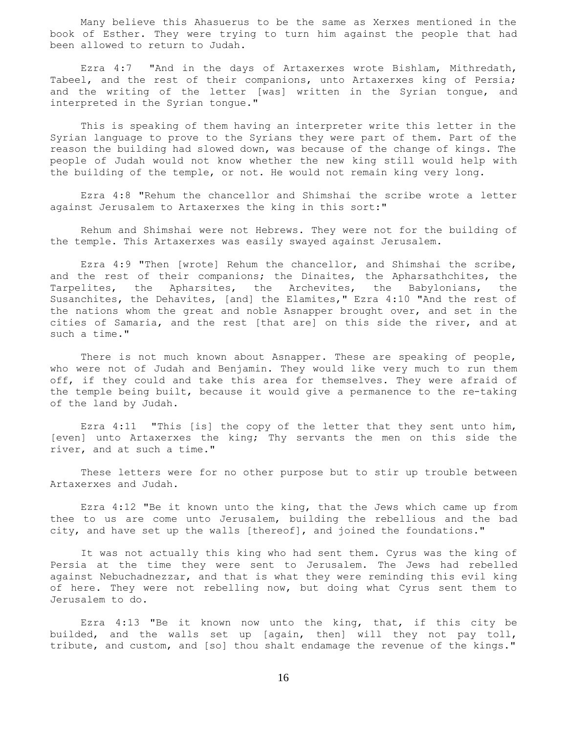Many believe this Ahasuerus to be the same as Xerxes mentioned in the book of Esther. They were trying to turn him against the people that had been allowed to return to Judah.

Ezra 4:7 "And in the days of Artaxerxes wrote Bishlam, Mithredath, Tabeel, and the rest of their companions, unto Artaxerxes king of Persia; and the writing of the letter [was] written in the Syrian tongue, and interpreted in the Syrian tongue."

This is speaking of them having an interpreter write this letter in the Syrian language to prove to the Syrians they were part of them. Part of the reason the building had slowed down, was because of the change of kings. The people of Judah would not know whether the new king still would help with the building of the temple, or not. He would not remain king very long.

Ezra 4:8 "Rehum the chancellor and Shimshai the scribe wrote a letter against Jerusalem to Artaxerxes the king in this sort:"

Rehum and Shimshai were not Hebrews. They were not for the building of the temple. This Artaxerxes was easily swayed against Jerusalem.

Ezra 4:9 "Then [wrote] Rehum the chancellor, and Shimshai the scribe, and the rest of their companions; the Dinaites, the Apharsathchites, the Tarpelites, the Apharsites, the Archevites, the Babylonians, the Susanchites, the Dehavites, [and] the Elamites," Ezra 4:10 "And the rest of the nations whom the great and noble Asnapper brought over, and set in the cities of Samaria, and the rest [that are] on this side the river, and at such a time."

There is not much known about Asnapper. These are speaking of people, who were not of Judah and Benjamin. They would like very much to run them off, if they could and take this area for themselves. They were afraid of the temple being built, because it would give a permanence to the re-taking of the land by Judah.

Ezra 4:11 "This [is] the copy of the letter that they sent unto him, [even] unto Artaxerxes the king; Thy servants the men on this side the river, and at such a time."

These letters were for no other purpose but to stir up trouble between Artaxerxes and Judah.

Ezra 4:12 "Be it known unto the king, that the Jews which came up from thee to us are come unto Jerusalem, building the rebellious and the bad city, and have set up the walls [thereof], and joined the foundations."

It was not actually this king who had sent them. Cyrus was the king of Persia at the time they were sent to Jerusalem. The Jews had rebelled against Nebuchadnezzar, and that is what they were reminding this evil king of here. They were not rebelling now, but doing what Cyrus sent them to Jerusalem to do.

Ezra 4:13 "Be it known now unto the king, that, if this city be builded, and the walls set up [again, then] will they not pay toll, tribute, and custom, and [so] thou shalt endamage the revenue of the kings."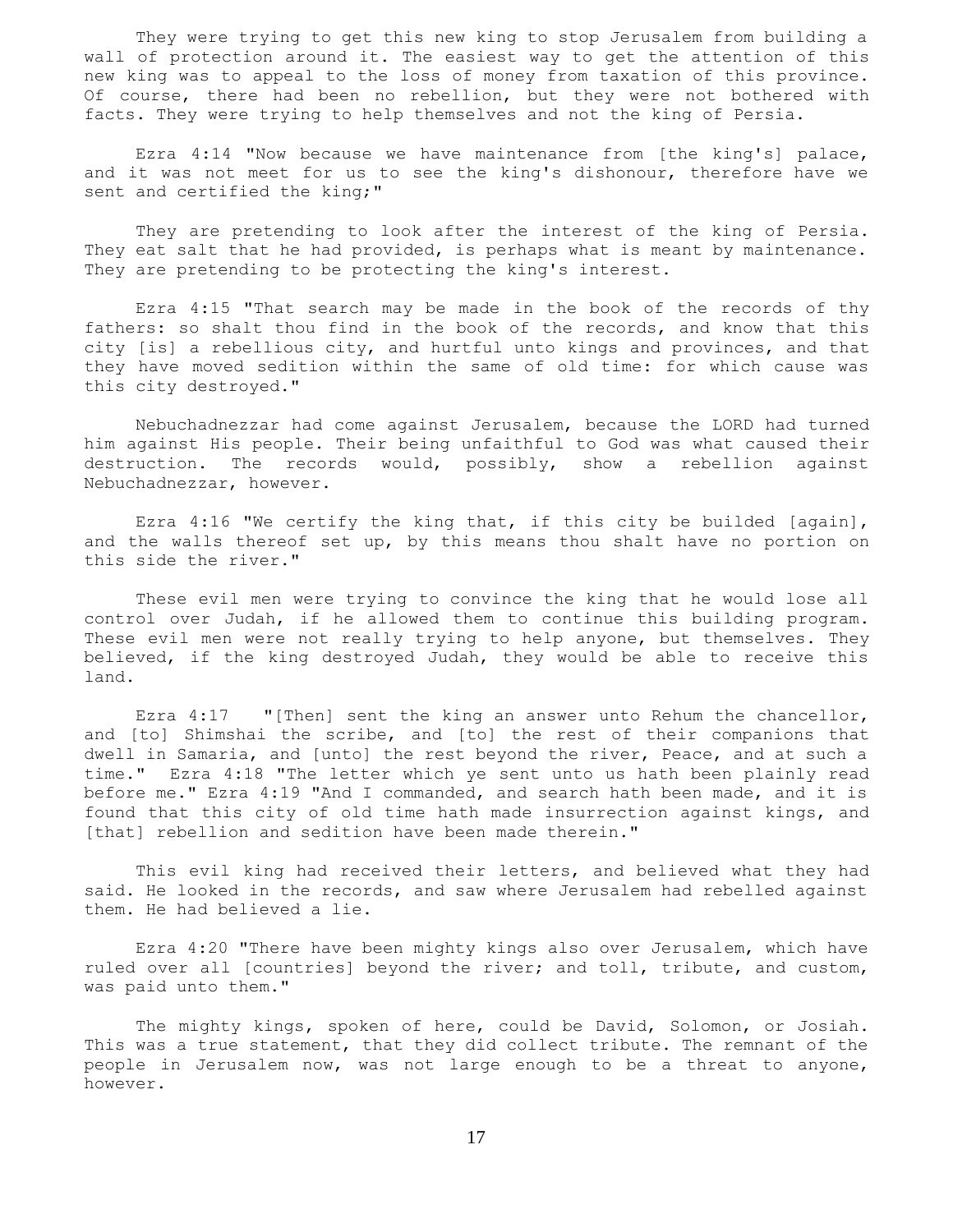They were trying to get this new king to stop Jerusalem from building a wall of protection around it. The easiest way to get the attention of this new king was to appeal to the loss of money from taxation of this province. Of course, there had been no rebellion, but they were not bothered with facts. They were trying to help themselves and not the king of Persia.

Ezra 4:14 "Now because we have maintenance from [the king's] palace, and it was not meet for us to see the king's dishonour, therefore have we sent and certified the king;"

They are pretending to look after the interest of the king of Persia. They eat salt that he had provided, is perhaps what is meant by maintenance. They are pretending to be protecting the king's interest.

Ezra 4:15 "That search may be made in the book of the records of thy fathers: so shalt thou find in the book of the records, and know that this city [is] a rebellious city, and hurtful unto kings and provinces, and that they have moved sedition within the same of old time: for which cause was this city destroyed."

Nebuchadnezzar had come against Jerusalem, because the LORD had turned him against His people. Their being unfaithful to God was what caused their destruction. The records would, possibly, show a rebellion against Nebuchadnezzar, however.

Ezra 4:16 "We certify the king that, if this city be builded [again], and the walls thereof set up, by this means thou shalt have no portion on this side the river."

These evil men were trying to convince the king that he would lose all control over Judah, if he allowed them to continue this building program. These evil men were not really trying to help anyone, but themselves. They believed, if the king destroyed Judah, they would be able to receive this land.

Ezra 4:17 "[Then] sent the king an answer unto Rehum the chancellor, and [to] Shimshai the scribe, and [to] the rest of their companions that dwell in Samaria, and [unto] the rest beyond the river, Peace, and at such a time." Ezra 4:18 "The letter which ye sent unto us hath been plainly read before me." Ezra 4:19 "And I commanded, and search hath been made, and it is found that this city of old time hath made insurrection against kings, and [that] rebellion and sedition have been made therein."

This evil king had received their letters, and believed what they had said. He looked in the records, and saw where Jerusalem had rebelled against them. He had believed a lie.

Ezra 4:20 "There have been mighty kings also over Jerusalem, which have ruled over all [countries] beyond the river; and toll, tribute, and custom, was paid unto them."

The mighty kings, spoken of here, could be David, Solomon, or Josiah. This was a true statement, that they did collect tribute. The remnant of the people in Jerusalem now, was not large enough to be a threat to anyone, however.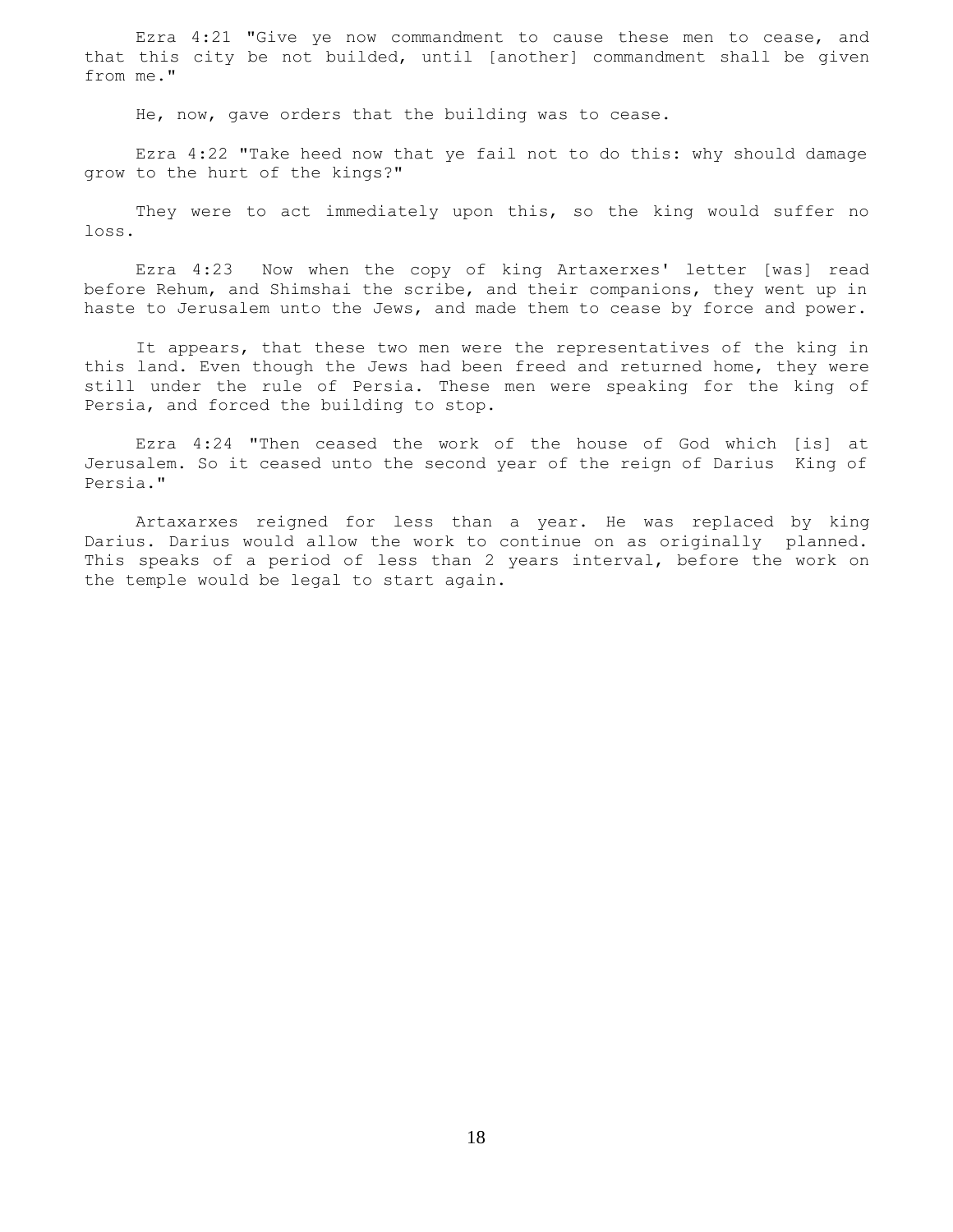Ezra 4:21 "Give ye now commandment to cause these men to cease, and that this city be not builded, until [another] commandment shall be given from me."

He, now, gave orders that the building was to cease.

Ezra 4:22 "Take heed now that ye fail not to do this: why should damage grow to the hurt of the kings?"

They were to act immediately upon this, so the king would suffer no loss.

Ezra 4:23 Now when the copy of king Artaxerxes' letter [was] read before Rehum, and Shimshai the scribe, and their companions, they went up in haste to Jerusalem unto the Jews, and made them to cease by force and power.

It appears, that these two men were the representatives of the king in this land. Even though the Jews had been freed and returned home, they were still under the rule of Persia. These men were speaking for the king of Persia, and forced the building to stop.

Ezra 4:24 "Then ceased the work of the house of God which [is] at Jerusalem. So it ceased unto the second year of the reign of Darius King of Persia."

Artaxarxes reigned for less than a year. He was replaced by king Darius. Darius would allow the work to continue on as originally planned. This speaks of a period of less than 2 years interval, before the work on the temple would be legal to start again.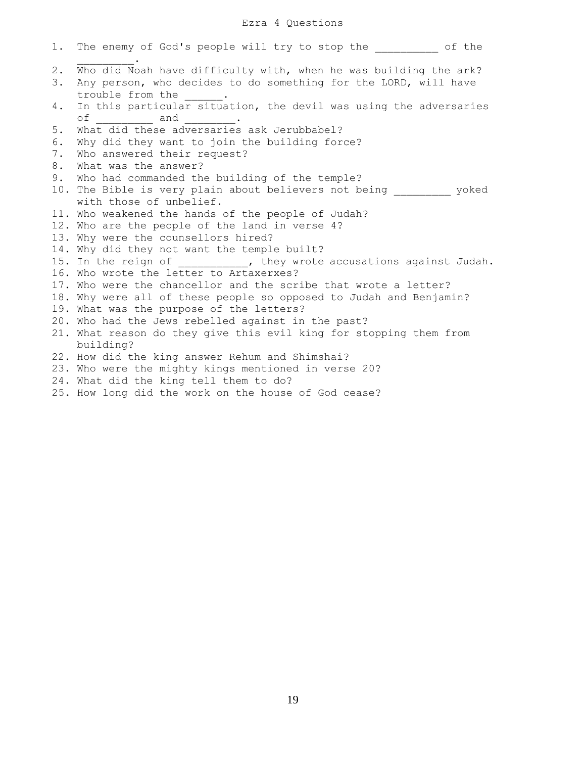# Ezra 4 Questions

1. The enemy of God's people will try to stop the __________ of the _________.
2. Who did Noah have difficulty with, when he was building the ark?
3. Any person, who decides to do something for the LORD, will have trouble from the ______.
4. In this particular situation, the devil was using the adversaries of _________ and ________.
5. What did these adversaries ask Jerubbabel?
6. Why did they want to join the building force?
7. Who answered their request?
8. What was the answer?
9. Who had commanded the building of the temple?
10. The Bible is very plain about believers not being _________ yoked with those of unbelief.
11. Who weakened the hands of the people of Judah?
12. Who are the people of the land in verse 4?
13. Why were the counsellors hired?
14. Why did they not want the temple built?
15. In the reign of ___________, they wrote accusations against Judah.
16. Who wrote the letter to Artaxerxes?
17. Who were the chancellor and the scribe that wrote a letter?
18. Why were all of these people so opposed to Judah and Benjamin?
19. What was the purpose of the letters?
20. Who had the Jews rebelled against in the past?
21. What reason do they give this evil king for stopping them from building?
22. How did the king answer Rehum and Shimshai?
23. Who were the mighty kings mentioned in verse 20?
24. What did the king tell them to do?
25. How long did the work on the house of God cease?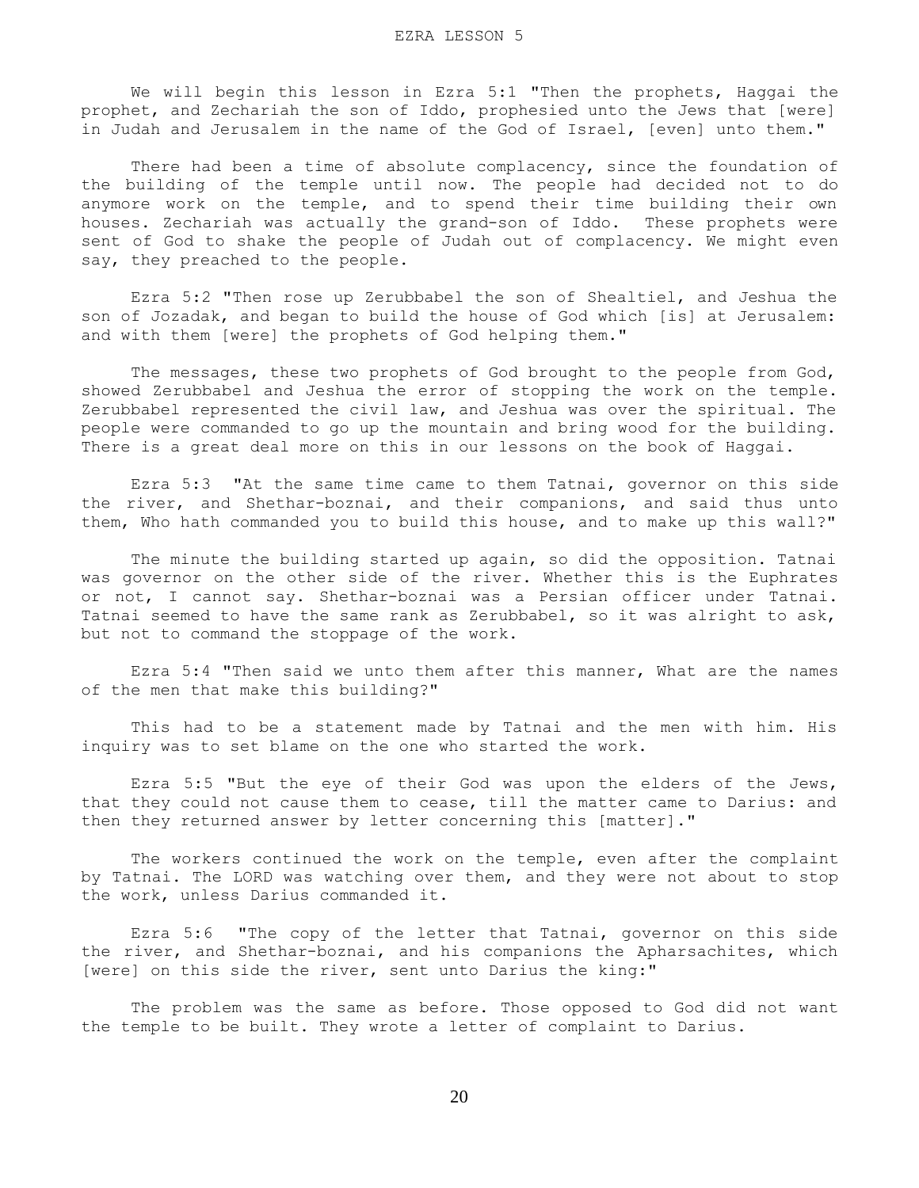# EZRA LESSON 5

We will begin this lesson in Ezra 5:1 "Then the prophets, Haggai the prophet, and Zechariah the son of Iddo, prophesied unto the Jews that [were] in Judah and Jerusalem in the name of the God of Israel, [even] unto them."

There had been a time of absolute complacency, since the foundation of the building of the temple until now. The people had decided not to do anymore work on the temple, and to spend their time building their own houses. Zechariah was actually the grand-son of Iddo. These prophets were sent of God to shake the people of Judah out of complacency. We might even say, they preached to the people.

Ezra 5:2 "Then rose up Zerubbabel the son of Shealtiel, and Jeshua the son of Jozadak, and began to build the house of God which [is] at Jerusalem: and with them [were] the prophets of God helping them."

The messages, these two prophets of God brought to the people from God, showed Zerubbabel and Jeshua the error of stopping the work on the temple. Zerubbabel represented the civil law, and Jeshua was over the spiritual. The people were commanded to go up the mountain and bring wood for the building. There is a great deal more on this in our lessons on the book of Haggai.

Ezra 5:3 "At the same time came to them Tatnai, governor on this side the river, and Shethar-boznai, and their companions, and said thus unto them, Who hath commanded you to build this house, and to make up this wall?"

The minute the building started up again, so did the opposition. Tatnai was governor on the other side of the river. Whether this is the Euphrates or not, I cannot say. Shethar-boznai was a Persian officer under Tatnai. Tatnai seemed to have the same rank as Zerubbabel, so it was alright to ask, but not to command the stoppage of the work.

Ezra 5:4 "Then said we unto them after this manner, What are the names of the men that make this building?"

This had to be a statement made by Tatnai and the men with him. His inquiry was to set blame on the one who started the work.

Ezra 5:5 "But the eye of their God was upon the elders of the Jews, that they could not cause them to cease, till the matter came to Darius: and then they returned answer by letter concerning this [matter]."

The workers continued the work on the temple, even after the complaint by Tatnai. The LORD was watching over them, and they were not about to stop the work, unless Darius commanded it.

Ezra 5:6 "The copy of the letter that Tatnai, governor on this side the river, and Shethar-boznai, and his companions the Apharsachites, which [were] on this side the river, sent unto Darius the king:"

The problem was the same as before. Those opposed to God did not want the temple to be built. They wrote a letter of complaint to Darius.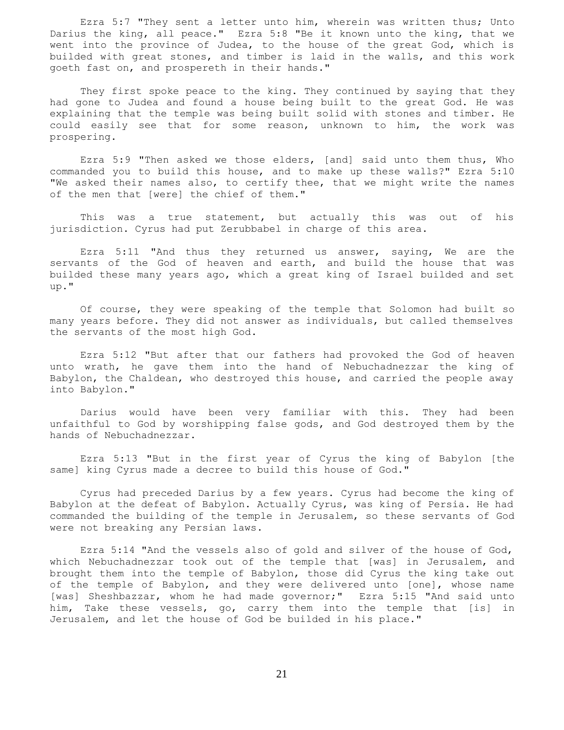Ezra 5:7 "They sent a letter unto him, wherein was written thus; Unto Darius the king, all peace." Ezra 5:8 "Be it known unto the king, that we went into the province of Judea, to the house of the great God, which is builded with great stones, and timber is laid in the walls, and this work goeth fast on, and prospereth in their hands."

They first spoke peace to the king. They continued by saying that they had gone to Judea and found a house being built to the great God. He was explaining that the temple was being built solid with stones and timber. He could easily see that for some reason, unknown to him, the work was prospering.

Ezra 5:9 "Then asked we those elders, [and] said unto them thus, Who commanded you to build this house, and to make up these walls?" Ezra 5:10 "We asked their names also, to certify thee, that we might write the names of the men that [were] the chief of them."

This was a true statement, but actually this was out of his jurisdiction. Cyrus had put Zerubbabel in charge of this area.

Ezra 5:11 "And thus they returned us answer, saying, We are the servants of the God of heaven and earth, and build the house that was builded these many years ago, which a great king of Israel builded and set up."

Of course, they were speaking of the temple that Solomon had built so many years before. They did not answer as individuals, but called themselves the servants of the most high God.

Ezra 5:12 "But after that our fathers had provoked the God of heaven unto wrath, he gave them into the hand of Nebuchadnezzar the king of Babylon, the Chaldean, who destroyed this house, and carried the people away into Babylon."

Darius would have been very familiar with this. They had been unfaithful to God by worshipping false gods, and God destroyed them by the hands of Nebuchadnezzar.

Ezra 5:13 "But in the first year of Cyrus the king of Babylon [the same] king Cyrus made a decree to build this house of God."

Cyrus had preceded Darius by a few years. Cyrus had become the king of Babylon at the defeat of Babylon. Actually Cyrus, was king of Persia. He had commanded the building of the temple in Jerusalem, so these servants of God were not breaking any Persian laws.

Ezra 5:14 "And the vessels also of gold and silver of the house of God, which Nebuchadnezzar took out of the temple that [was] in Jerusalem, and brought them into the temple of Babylon, those did Cyrus the king take out of the temple of Babylon, and they were delivered unto [one], whose name [was] Sheshbazzar, whom he had made governor;" Ezra 5:15 "And said unto him, Take these vessels, go, carry them into the temple that [is] in Jerusalem, and let the house of God be builded in his place."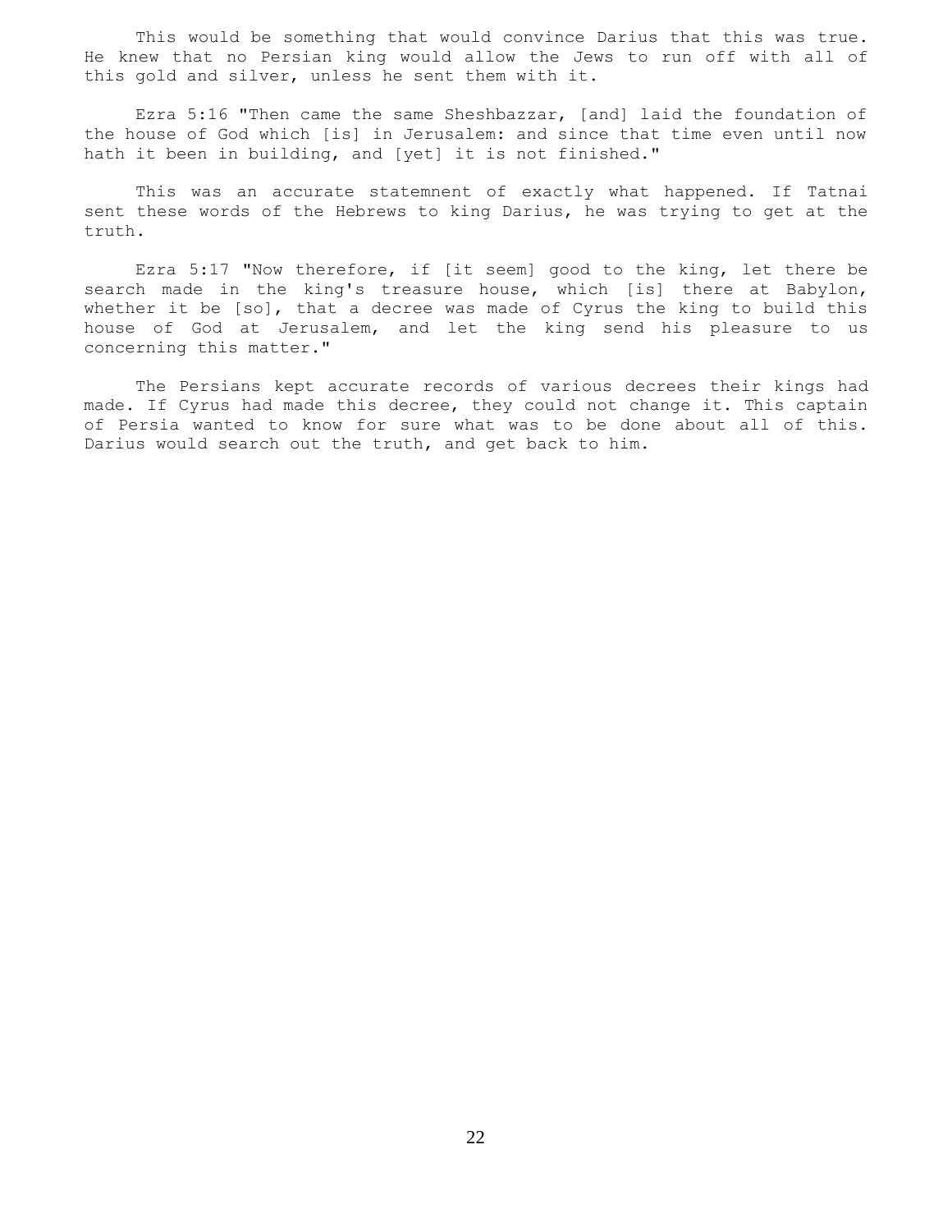This would be something that would convince Darius that this was true. He knew that no Persian king would allow the Jews to run off with all of this gold and silver, unless he sent them with it.

Ezra 5:16 "Then came the same Sheshbazzar, [and] laid the foundation of the house of God which [is] in Jerusalem: and since that time even until now hath it been in building, and [yet] it is not finished."

This was an accurate statemnent of exactly what happened. If Tatnai sent these words of the Hebrews to king Darius, he was trying to get at the truth.

Ezra 5:17 "Now therefore, if [it seem] good to the king, let there be search made in the king's treasure house, which [is] there at Babylon, whether it be [so], that a decree was made of Cyrus the king to build this house of God at Jerusalem, and let the king send his pleasure to us concerning this matter."

The Persians kept accurate records of various decrees their kings had made. If Cyrus had made this decree, they could not change it. This captain of Persia wanted to know for sure what was to be done about all of this. Darius would search out the truth, and get back to him.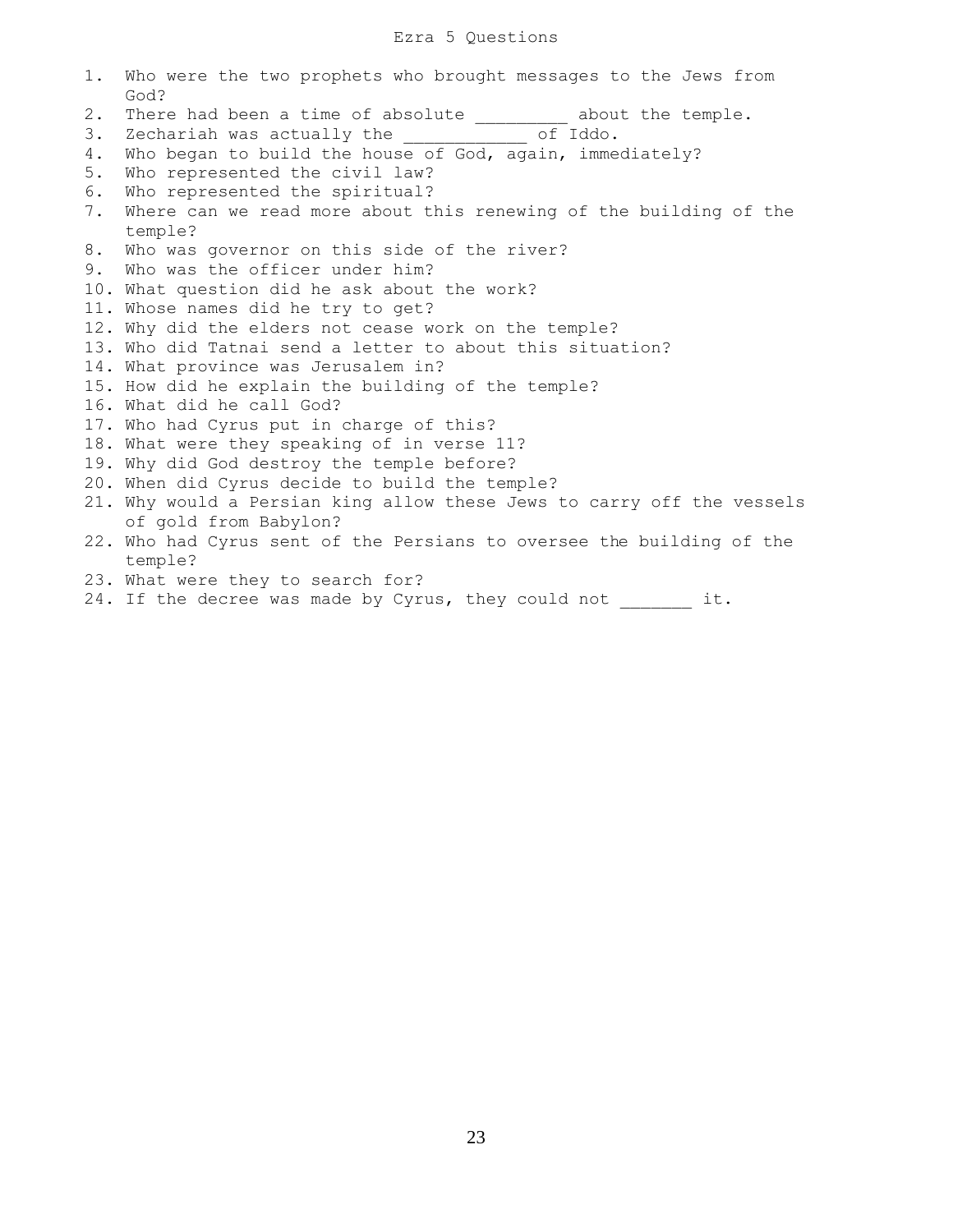# Ezra 5 Questions

1. Who were the two prophets who brought messages to the Jews from God?
2. There had been a time of absolute _________ about the temple.
3. Zechariah was actually the ____________ of Iddo.
4. Who began to build the house of God, again, immediately?
5. Who represented the civil law?
6. Who represented the spiritual?
7. Where can we read more about this renewing of the building of the temple?
8. Who was governor on this side of the river?
9. Who was the officer under him?
10. What question did he ask about the work?
11. Whose names did he try to get?
12. Why did the elders not cease work on the temple?
13. Who did Tatnai send a letter to about this situation?
14. What province was Jerusalem in?
15. How did he explain the building of the temple?
16. What did he call God?
17. Who had Cyrus put in charge of this?
18. What were they speaking of in verse 11?
19. Why did God destroy the temple before?
20. When did Cyrus decide to build the temple?
21. Why would a Persian king allow these Jews to carry off the vessels of gold from Babylon?
22. Who had Cyrus sent of the Persians to oversee the building of the temple?
23. What were they to search for?
24. If the decree was made by Cyrus, they could not _______ it.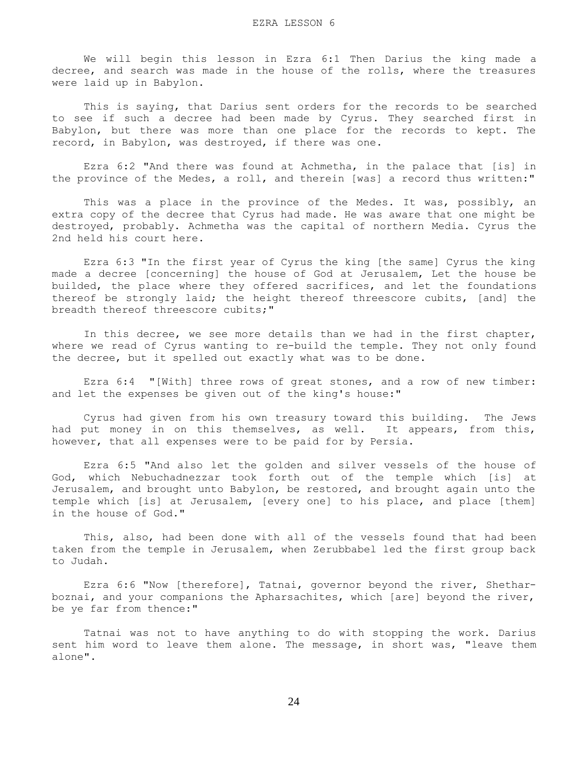# EZRA LESSON 6

We will begin this lesson in Ezra 6:1 Then Darius the king made a decree, and search was made in the house of the rolls, where the treasures were laid up in Babylon.

This is saying, that Darius sent orders for the records to be searched to see if such a decree had been made by Cyrus. They searched first in Babylon, but there was more than one place for the records to kept. The record, in Babylon, was destroyed, if there was one.

Ezra 6:2 "And there was found at Achmetha, in the palace that [is] in the province of the Medes, a roll, and therein [was] a record thus written:"

This was a place in the province of the Medes. It was, possibly, an extra copy of the decree that Cyrus had made. He was aware that one might be destroyed, probably. Achmetha was the capital of northern Media. Cyrus the 2nd held his court here.

Ezra 6:3 "In the first year of Cyrus the king [the same] Cyrus the king made a decree [concerning] the house of God at Jerusalem, Let the house be builded, the place where they offered sacrifices, and let the foundations thereof be strongly laid; the height thereof threescore cubits, [and] the breadth thereof threescore cubits;"

In this decree, we see more details than we had in the first chapter, where we read of Cyrus wanting to re-build the temple. They not only found the decree, but it spelled out exactly what was to be done.

Ezra 6:4 "[With] three rows of great stones, and a row of new timber: and let the expenses be given out of the king's house:"

Cyrus had given from his own treasury toward this building. The Jews had put money in on this themselves, as well. It appears, from this, however, that all expenses were to be paid for by Persia.

Ezra 6:5 "And also let the golden and silver vessels of the house of God, which Nebuchadnezzar took forth out of the temple which [is] at Jerusalem, and brought unto Babylon, be restored, and brought again unto the temple which [is] at Jerusalem, [every one] to his place, and place [them] in the house of God."

This, also, had been done with all of the vessels found that had been taken from the temple in Jerusalem, when Zerubbabel led the first group back to Judah.

Ezra 6:6 "Now [therefore], Tatnai, governor beyond the river, Shethar-boznai, and your companions the Apharsachites, which [are] beyond the river, be ye far from thence:"

Tatnai was not to have anything to do with stopping the work. Darius sent him word to leave them alone. The message, in short was, "leave them alone".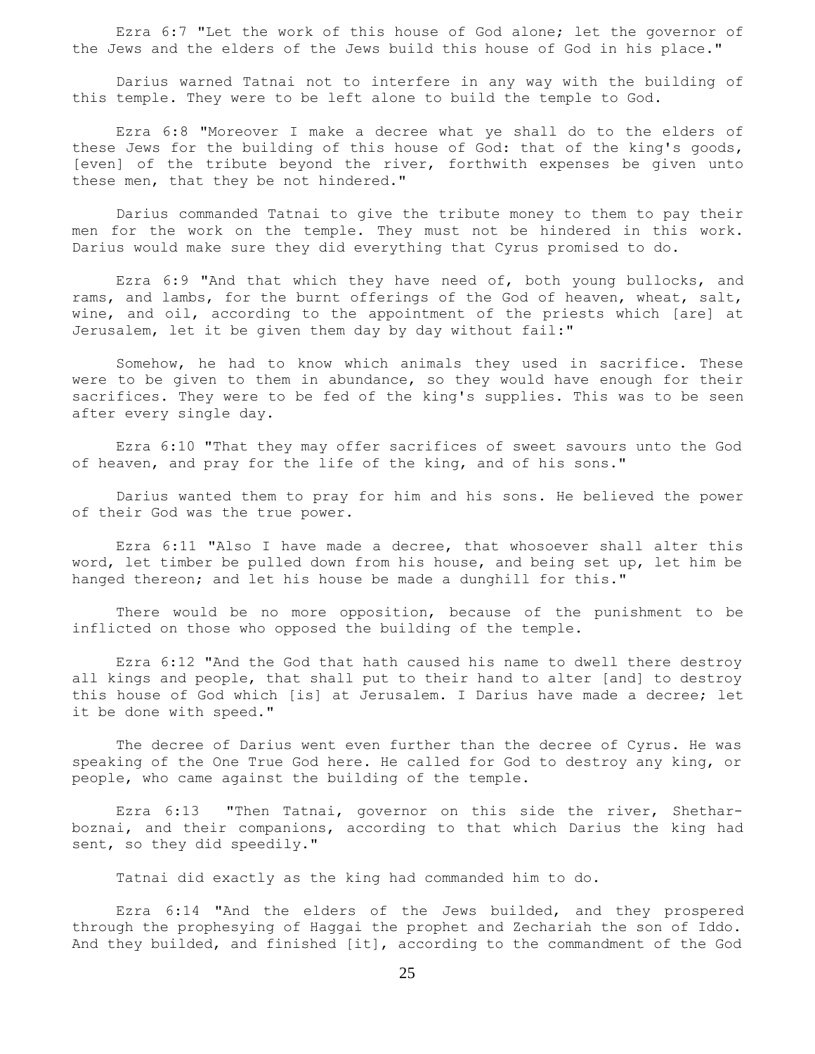Ezra 6:7 "Let the work of this house of God alone; let the governor of the Jews and the elders of the Jews build this house of God in his place."

Darius warned Tatnai not to interfere in any way with the building of this temple. They were to be left alone to build the temple to God.

Ezra 6:8 "Moreover I make a decree what ye shall do to the elders of these Jews for the building of this house of God: that of the king's goods, [even] of the tribute beyond the river, forthwith expenses be given unto these men, that they be not hindered."

Darius commanded Tatnai to give the tribute money to them to pay their men for the work on the temple. They must not be hindered in this work. Darius would make sure they did everything that Cyrus promised to do.

Ezra 6:9 "And that which they have need of, both young bullocks, and rams, and lambs, for the burnt offerings of the God of heaven, wheat, salt, wine, and oil, according to the appointment of the priests which [are] at Jerusalem, let it be given them day by day without fail:"

Somehow, he had to know which animals they used in sacrifice. These were to be given to them in abundance, so they would have enough for their sacrifices. They were to be fed of the king's supplies. This was to be seen after every single day.

Ezra 6:10 "That they may offer sacrifices of sweet savours unto the God of heaven, and pray for the life of the king, and of his sons."

Darius wanted them to pray for him and his sons. He believed the power of their God was the true power.

Ezra 6:11 "Also I have made a decree, that whosoever shall alter this word, let timber be pulled down from his house, and being set up, let him be hanged thereon; and let his house be made a dunghill for this."

There would be no more opposition, because of the punishment to be inflicted on those who opposed the building of the temple.

Ezra 6:12 "And the God that hath caused his name to dwell there destroy all kings and people, that shall put to their hand to alter [and] to destroy this house of God which [is] at Jerusalem. I Darius have made a decree; let it be done with speed."

The decree of Darius went even further than the decree of Cyrus. He was speaking of the One True God here. He called for God to destroy any king, or people, who came against the building of the temple.

Ezra 6:13 "Then Tatnai, governor on this side the river, Shethar-boznai, and their companions, according to that which Darius the king had sent, so they did speedily."

Tatnai did exactly as the king had commanded him to do.

Ezra 6:14 "And the elders of the Jews builded, and they prospered through the prophesying of Haggai the prophet and Zechariah the son of Iddo. And they builded, and finished [it], according to the commandment of the God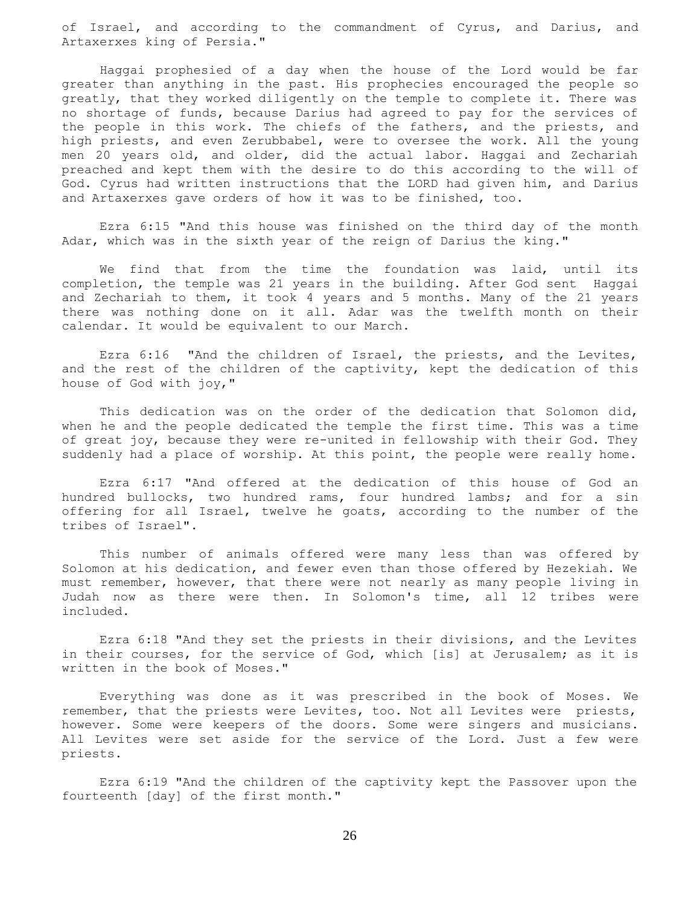of Israel, and according to the commandment of Cyrus, and Darius, and Artaxerxes king of Persia."

Haggai prophesied of a day when the house of the Lord would be far greater than anything in the past. His prophecies encouraged the people so greatly, that they worked diligently on the temple to complete it. There was no shortage of funds, because Darius had agreed to pay for the services of the people in this work. The chiefs of the fathers, and the priests, and high priests, and even Zerubbabel, were to oversee the work. All the young men 20 years old, and older, did the actual labor. Haggai and Zechariah preached and kept them with the desire to do this according to the will of God. Cyrus had written instructions that the LORD had given him, and Darius and Artaxerxes gave orders of how it was to be finished, too.

Ezra 6:15 "And this house was finished on the third day of the month Adar, which was in the sixth year of the reign of Darius the king."

We find that from the time the foundation was laid, until its completion, the temple was 21 years in the building. After God sent Haggai and Zechariah to them, it took 4 years and 5 months. Many of the 21 years there was nothing done on it all. Adar was the twelfth month on their calendar. It would be equivalent to our March.

Ezra 6:16 "And the children of Israel, the priests, and the Levites, and the rest of the children of the captivity, kept the dedication of this house of God with joy,"

This dedication was on the order of the dedication that Solomon did, when he and the people dedicated the temple the first time. This was a time of great joy, because they were re-united in fellowship with their God. They suddenly had a place of worship. At this point, the people were really home.

Ezra 6:17 "And offered at the dedication of this house of God an hundred bullocks, two hundred rams, four hundred lambs; and for a sin offering for all Israel, twelve he goats, according to the number of the tribes of Israel".

This number of animals offered were many less than was offered by Solomon at his dedication, and fewer even than those offered by Hezekiah. We must remember, however, that there were not nearly as many people living in Judah now as there were then. In Solomon's time, all 12 tribes were included.

Ezra 6:18 "And they set the priests in their divisions, and the Levites in their courses, for the service of God, which [is] at Jerusalem; as it is written in the book of Moses."

Everything was done as it was prescribed in the book of Moses. We remember, that the priests were Levites, too. Not all Levites were priests, however. Some were keepers of the doors. Some were singers and musicians. All Levites were set aside for the service of the Lord. Just a few were priests.

Ezra 6:19 "And the children of the captivity kept the Passover upon the fourteenth [day] of the first month."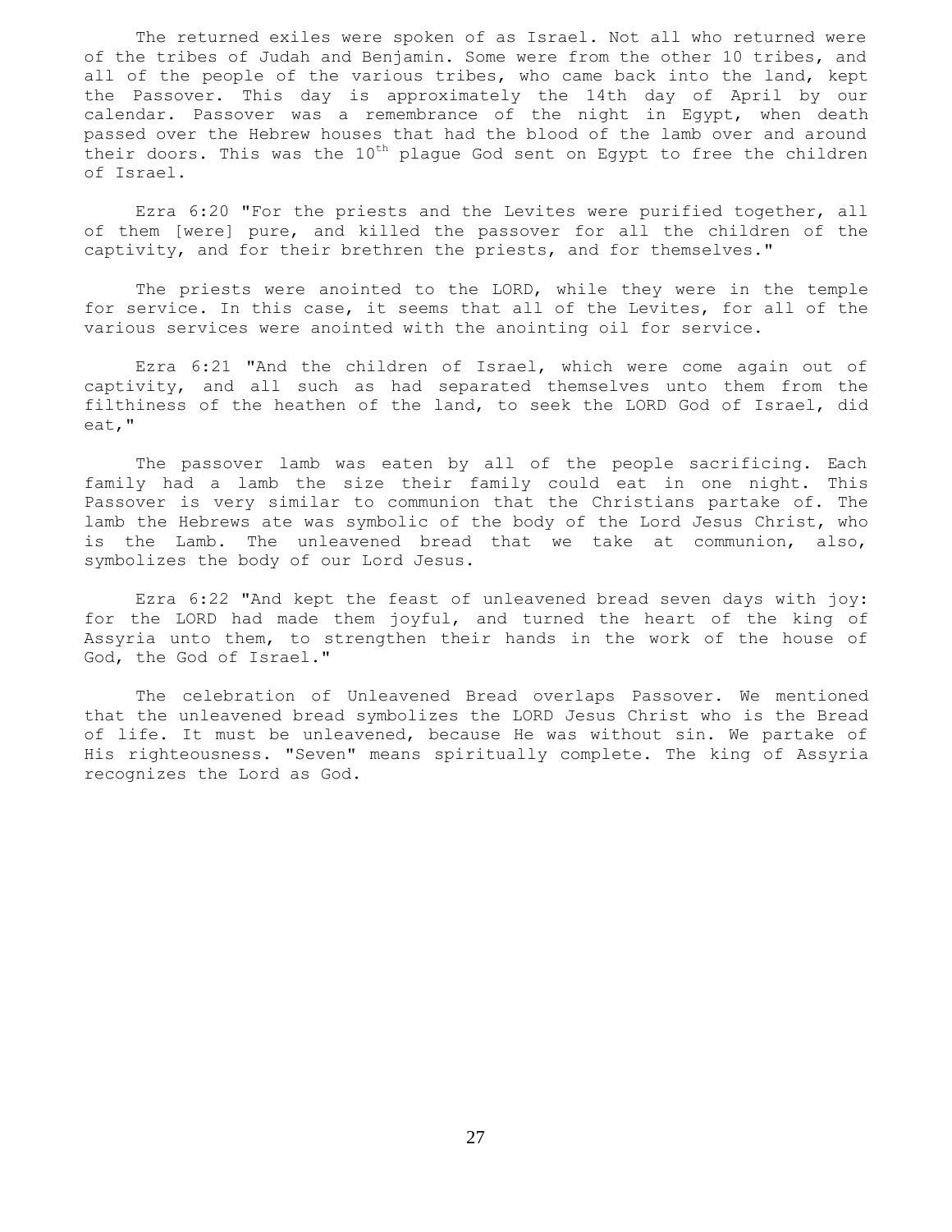The returned exiles were spoken of as Israel. Not all who returned were of the tribes of Judah and Benjamin. Some were from the other 10 tribes, and all of the people of the various tribes, who came back into the land, kept the Passover. This day is approximately the 14th day of April by our calendar. Passover was a remembrance of the night in Egypt, when death passed over the Hebrew houses that had the blood of the lamb over and around their doors. This was the 10th plague God sent on Egypt to free the children of Israel.

Ezra 6:20 "For the priests and the Levites were purified together, all of them [were] pure, and killed the passover for all the children of the captivity, and for their brethren the priests, and for themselves."

The priests were anointed to the LORD, while they were in the temple for service. In this case, it seems that all of the Levites, for all of the various services were anointed with the anointing oil for service.

Ezra 6:21 "And the children of Israel, which were come again out of captivity, and all such as had separated themselves unto them from the filthiness of the heathen of the land, to seek the LORD God of Israel, did eat,"

The passover lamb was eaten by all of the people sacrificing. Each family had a lamb the size their family could eat in one night. This Passover is very similar to communion that the Christians partake of. The lamb the Hebrews ate was symbolic of the body of the Lord Jesus Christ, who is the Lamb. The unleavened bread that we take at communion, also, symbolizes the body of our Lord Jesus.

Ezra 6:22 "And kept the feast of unleavened bread seven days with joy: for the LORD had made them joyful, and turned the heart of the king of Assyria unto them, to strengthen their hands in the work of the house of God, the God of Israel."

The celebration of Unleavened Bread overlaps Passover. We mentioned that the unleavened bread symbolizes the LORD Jesus Christ who is the Bread of life. It must be unleavened, because He was without sin. We partake of His righteousness. "Seven" means spiritually complete. The king of Assyria recognizes the Lord as God.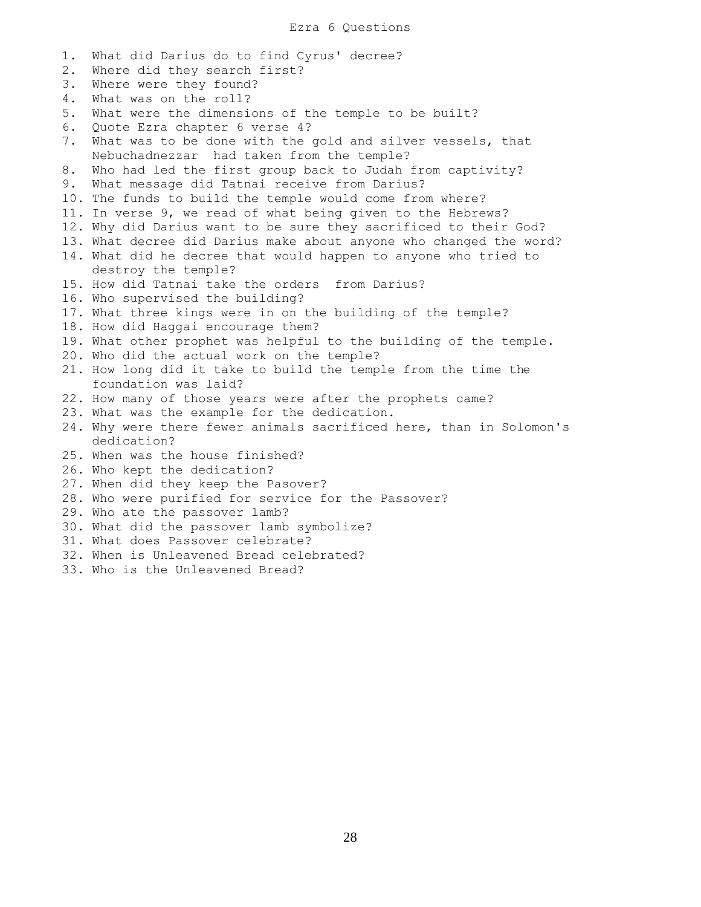# Ezra 6 Questions

1. What did Darius do to find Cyrus' decree?
2. Where did they search first?
3. Where were they found?
4. What was on the roll?
5. What were the dimensions of the temple to be built?
6. Quote Ezra chapter 6 verse 4?
7. What was to be done with the gold and silver vessels, that Nebuchadnezzar had taken from the temple?
8. Who had led the first group back to Judah from captivity?
9. What message did Tatnai receive from Darius?
10. The funds to build the temple would come from where?
11. In verse 9, we read of what being given to the Hebrews?
12. Why did Darius want to be sure they sacrificed to their God?
13. What decree did Darius make about anyone who changed the word?
14. What did he decree that would happen to anyone who tried to destroy the temple?
15. How did Tatnai take the orders from Darius?
16. Who supervised the building?
17. What three kings were in on the building of the temple?
18. How did Haggai encourage them?
19. What other prophet was helpful to the building of the temple.
20. Who did the actual work on the temple?
21. How long did it take to build the temple from the time the foundation was laid?
22. How many of those years were after the prophets came?
23. What was the example for the dedication.
24. Why were there fewer animals sacrificed here, than in Solomon's dedication?
25. When was the house finished?
26. Who kept the dedication?
27. When did they keep the Pasover?
28. Who were purified for service for the Passover?
29. Who ate the passover lamb?
30. What did the passover lamb symbolize?
31. What does Passover celebrate?
32. When is Unleavened Bread celebrated?
33. Who is the Unleavened Bread?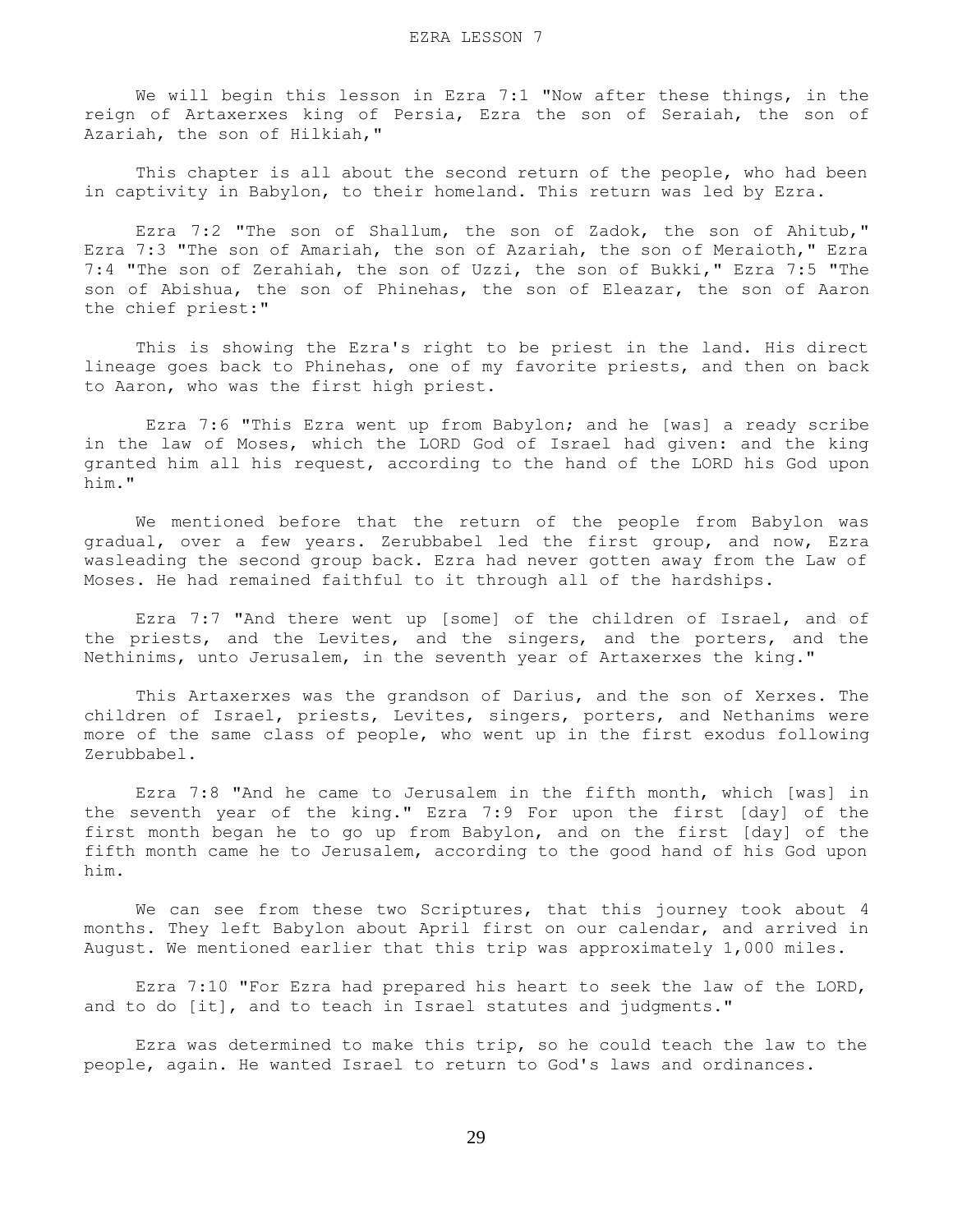# EZRA LESSON 7

We will begin this lesson in Ezra 7:1 "Now after these things, in the reign of Artaxerxes king of Persia, Ezra the son of Seraiah, the son of Azariah, the son of Hilkiah,"

This chapter is all about the second return of the people, who had been in captivity in Babylon, to their homeland. This return was led by Ezra.

Ezra 7:2 "The son of Shallum, the son of Zadok, the son of Ahitub," Ezra 7:3 "The son of Amariah, the son of Azariah, the son of Meraioth," Ezra 7:4 "The son of Zerahiah, the son of Uzzi, the son of Bukki," Ezra 7:5 "The son of Abishua, the son of Phinehas, the son of Eleazar, the son of Aaron the chief priest:"

This is showing the Ezra's right to be priest in the land. His direct lineage goes back to Phinehas, one of my favorite priests, and then on back to Aaron, who was the first high priest.

Ezra 7:6 "This Ezra went up from Babylon; and he [was] a ready scribe in the law of Moses, which the LORD God of Israel had given: and the king granted him all his request, according to the hand of the LORD his God upon him."

We mentioned before that the return of the people from Babylon was gradual, over a few years. Zerubbabel led the first group, and now, Ezra wasleading the second group back. Ezra had never gotten away from the Law of Moses. He had remained faithful to it through all of the hardships.

Ezra 7:7 "And there went up [some] of the children of Israel, and of the priests, and the Levites, and the singers, and the porters, and the Nethinims, unto Jerusalem, in the seventh year of Artaxerxes the king."

This Artaxerxes was the grandson of Darius, and the son of Xerxes. The children of Israel, priests, Levites, singers, porters, and Nethanims were more of the same class of people, who went up in the first exodus following Zerubbabel.

Ezra 7:8 "And he came to Jerusalem in the fifth month, which [was] in the seventh year of the king." Ezra 7:9 For upon the first [day] of the first month began he to go up from Babylon, and on the first [day] of the fifth month came he to Jerusalem, according to the good hand of his God upon him.

We can see from these two Scriptures, that this journey took about 4 months. They left Babylon about April first on our calendar, and arrived in August. We mentioned earlier that this trip was approximately 1,000 miles.

Ezra 7:10 "For Ezra had prepared his heart to seek the law of the LORD, and to do [it], and to teach in Israel statutes and judgments."

Ezra was determined to make this trip, so he could teach the law to the people, again. He wanted Israel to return to God's laws and ordinances.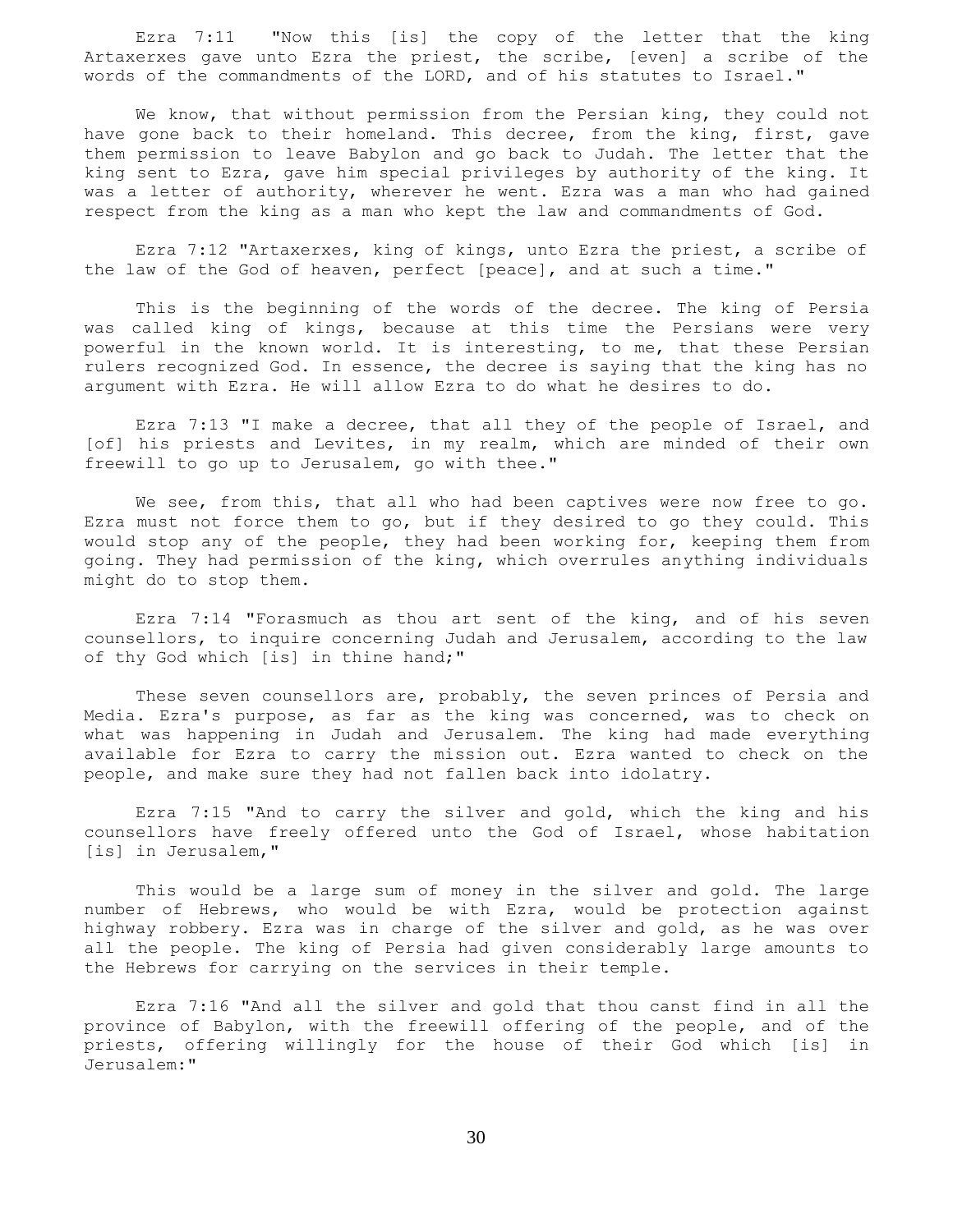Ezra 7:11 "Now this [is] the copy of the letter that the king Artaxerxes gave unto Ezra the priest, the scribe, [even] a scribe of the words of the commandments of the LORD, and of his statutes to Israel."

We know, that without permission from the Persian king, they could not have gone back to their homeland. This decree, from the king, first, gave them permission to leave Babylon and go back to Judah. The letter that the king sent to Ezra, gave him special privileges by authority of the king. It was a letter of authority, wherever he went. Ezra was a man who had gained respect from the king as a man who kept the law and commandments of God.

Ezra 7:12 "Artaxerxes, king of kings, unto Ezra the priest, a scribe of the law of the God of heaven, perfect [peace], and at such a time."

This is the beginning of the words of the decree. The king of Persia was called king of kings, because at this time the Persians were very powerful in the known world. It is interesting, to me, that these Persian rulers recognized God. In essence, the decree is saying that the king has no argument with Ezra. He will allow Ezra to do what he desires to do.

Ezra 7:13 "I make a decree, that all they of the people of Israel, and [of] his priests and Levites, in my realm, which are minded of their own freewill to go up to Jerusalem, go with thee."

We see, from this, that all who had been captives were now free to go. Ezra must not force them to go, but if they desired to go they could. This would stop any of the people, they had been working for, keeping them from going. They had permission of the king, which overrules anything individuals might do to stop them.

Ezra 7:14 "Forasmuch as thou art sent of the king, and of his seven counsellors, to inquire concerning Judah and Jerusalem, according to the law of thy God which [is] in thine hand;"

These seven counsellors are, probably, the seven princes of Persia and Media. Ezra's purpose, as far as the king was concerned, was to check on what was happening in Judah and Jerusalem. The king had made everything available for Ezra to carry the mission out. Ezra wanted to check on the people, and make sure they had not fallen back into idolatry.

Ezra 7:15 "And to carry the silver and gold, which the king and his counsellors have freely offered unto the God of Israel, whose habitation [is] in Jerusalem,"

This would be a large sum of money in the silver and gold. The large number of Hebrews, who would be with Ezra, would be protection against highway robbery. Ezra was in charge of the silver and gold, as he was over all the people. The king of Persia had given considerably large amounts to the Hebrews for carrying on the services in their temple.

Ezra 7:16 "And all the silver and gold that thou canst find in all the province of Babylon, with the freewill offering of the people, and of the priests, offering willingly for the house of their God which [is] in Jerusalem:"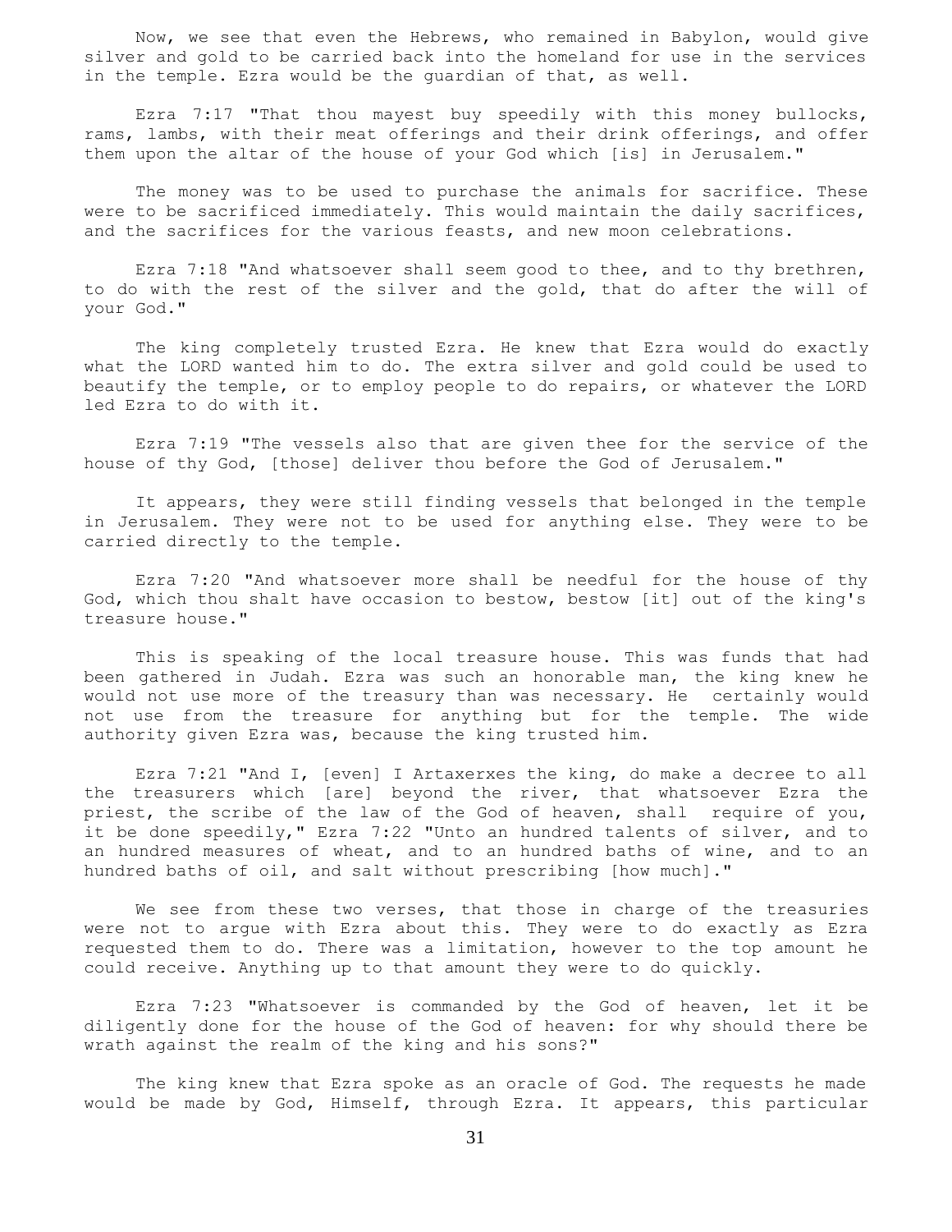Now, we see that even the Hebrews, who remained in Babylon, would give silver and gold to be carried back into the homeland for use in the services in the temple. Ezra would be the guardian of that, as well.

Ezra 7:17 "That thou mayest buy speedily with this money bullocks, rams, lambs, with their meat offerings and their drink offerings, and offer them upon the altar of the house of your God which [is] in Jerusalem."

The money was to be used to purchase the animals for sacrifice. These were to be sacrificed immediately. This would maintain the daily sacrifices, and the sacrifices for the various feasts, and new moon celebrations.

Ezra 7:18 "And whatsoever shall seem good to thee, and to thy brethren, to do with the rest of the silver and the gold, that do after the will of your God."

The king completely trusted Ezra. He knew that Ezra would do exactly what the LORD wanted him to do. The extra silver and gold could be used to beautify the temple, or to employ people to do repairs, or whatever the LORD led Ezra to do with it.

Ezra 7:19 "The vessels also that are given thee for the service of the house of thy God, [those] deliver thou before the God of Jerusalem."

It appears, they were still finding vessels that belonged in the temple in Jerusalem. They were not to be used for anything else. They were to be carried directly to the temple.

Ezra 7:20 "And whatsoever more shall be needful for the house of thy God, which thou shalt have occasion to bestow, bestow [it] out of the king's treasure house."

This is speaking of the local treasure house. This was funds that had been gathered in Judah. Ezra was such an honorable man, the king knew he would not use more of the treasury than was necessary. He certainly would not use from the treasure for anything but for the temple. The wide authority given Ezra was, because the king trusted him.

Ezra 7:21 "And I, [even] I Artaxerxes the king, do make a decree to all the treasurers which [are] beyond the river, that whatsoever Ezra the priest, the scribe of the law of the God of heaven, shall require of you, it be done speedily," Ezra 7:22 "Unto an hundred talents of silver, and to an hundred measures of wheat, and to an hundred baths of wine, and to an hundred baths of oil, and salt without prescribing [how much]."

We see from these two verses, that those in charge of the treasuries were not to argue with Ezra about this. They were to do exactly as Ezra requested them to do. There was a limitation, however to the top amount he could receive. Anything up to that amount they were to do quickly.

Ezra 7:23 "Whatsoever is commanded by the God of heaven, let it be diligently done for the house of the God of heaven: for why should there be wrath against the realm of the king and his sons?"

The king knew that Ezra spoke as an oracle of God. The requests he made would be made by God, Himself, through Ezra. It appears, this particular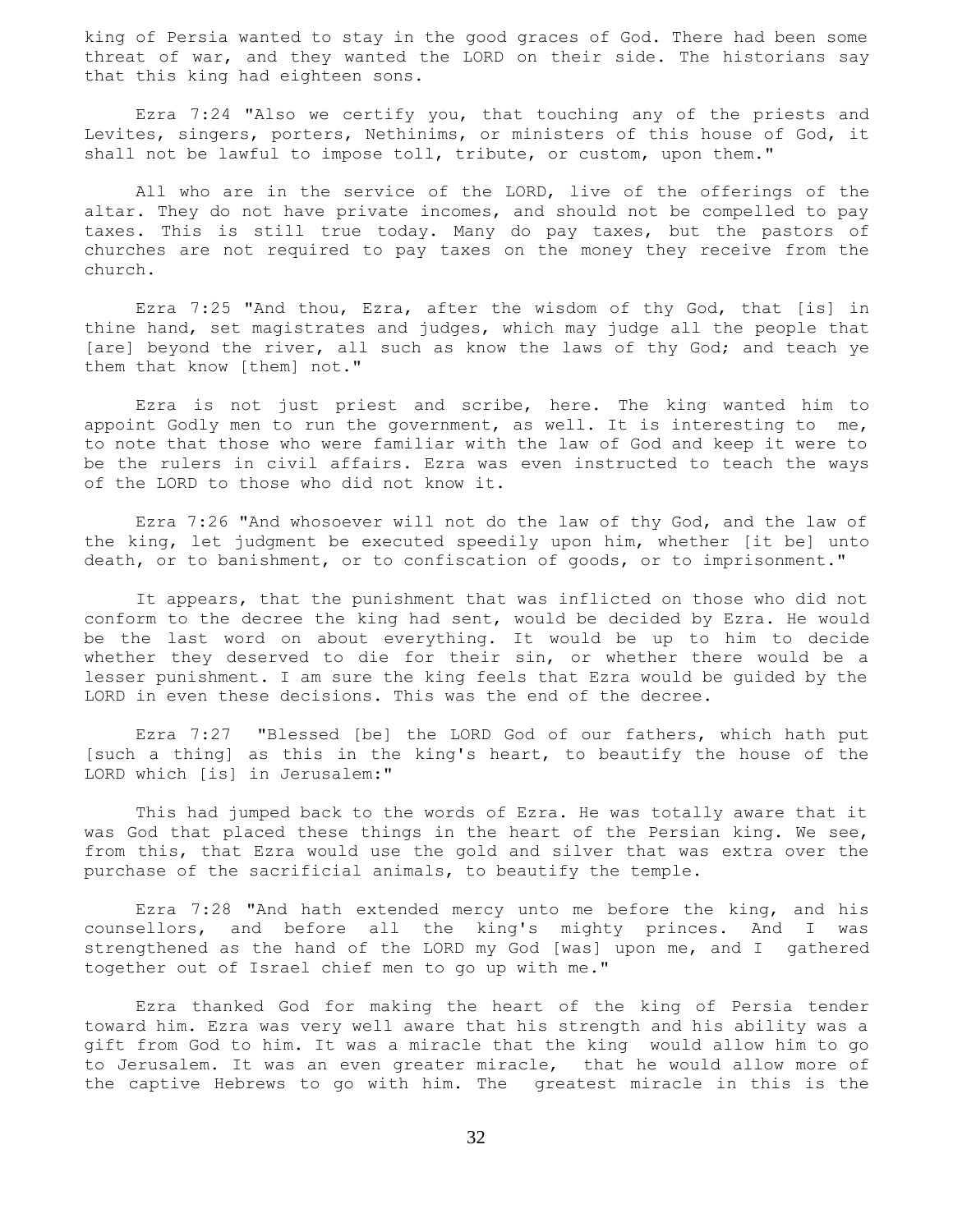king of Persia wanted to stay in the good graces of God. There had been some threat of war, and they wanted the LORD on their side. The historians say that this king had eighteen sons.

Ezra 7:24 "Also we certify you, that touching any of the priests and Levites, singers, porters, Nethinims, or ministers of this house of God, it shall not be lawful to impose toll, tribute, or custom, upon them."

All who are in the service of the LORD, live of the offerings of the altar. They do not have private incomes, and should not be compelled to pay taxes. This is still true today. Many do pay taxes, but the pastors of churches are not required to pay taxes on the money they receive from the church.

Ezra 7:25 "And thou, Ezra, after the wisdom of thy God, that [is] in thine hand, set magistrates and judges, which may judge all the people that [are] beyond the river, all such as know the laws of thy God; and teach ye them that know [them] not."

Ezra is not just priest and scribe, here. The king wanted him to appoint Godly men to run the government, as well. It is interesting to me, to note that those who were familiar with the law of God and keep it were to be the rulers in civil affairs. Ezra was even instructed to teach the ways of the LORD to those who did not know it.

Ezra 7:26 "And whosoever will not do the law of thy God, and the law of the king, let judgment be executed speedily upon him, whether [it be] unto death, or to banishment, or to confiscation of goods, or to imprisonment."

It appears, that the punishment that was inflicted on those who did not conform to the decree the king had sent, would be decided by Ezra. He would be the last word on about everything. It would be up to him to decide whether they deserved to die for their sin, or whether there would be a lesser punishment. I am sure the king feels that Ezra would be guided by the LORD in even these decisions. This was the end of the decree.

Ezra 7:27 "Blessed [be] the LORD God of our fathers, which hath put [such a thing] as this in the king's heart, to beautify the house of the LORD which [is] in Jerusalem:"

This had jumped back to the words of Ezra. He was totally aware that it was God that placed these things in the heart of the Persian king. We see, from this, that Ezra would use the gold and silver that was extra over the purchase of the sacrificial animals, to beautify the temple.

Ezra 7:28 "And hath extended mercy unto me before the king, and his counsellors, and before all the king's mighty princes. And I was strengthened as the hand of the LORD my God [was] upon me, and I gathered together out of Israel chief men to go up with me."

Ezra thanked God for making the heart of the king of Persia tender toward him. Ezra was very well aware that his strength and his ability was a gift from God to him. It was a miracle that the king would allow him to go to Jerusalem. It was an even greater miracle, that he would allow more of the captive Hebrews to go with him. The greatest miracle in this is the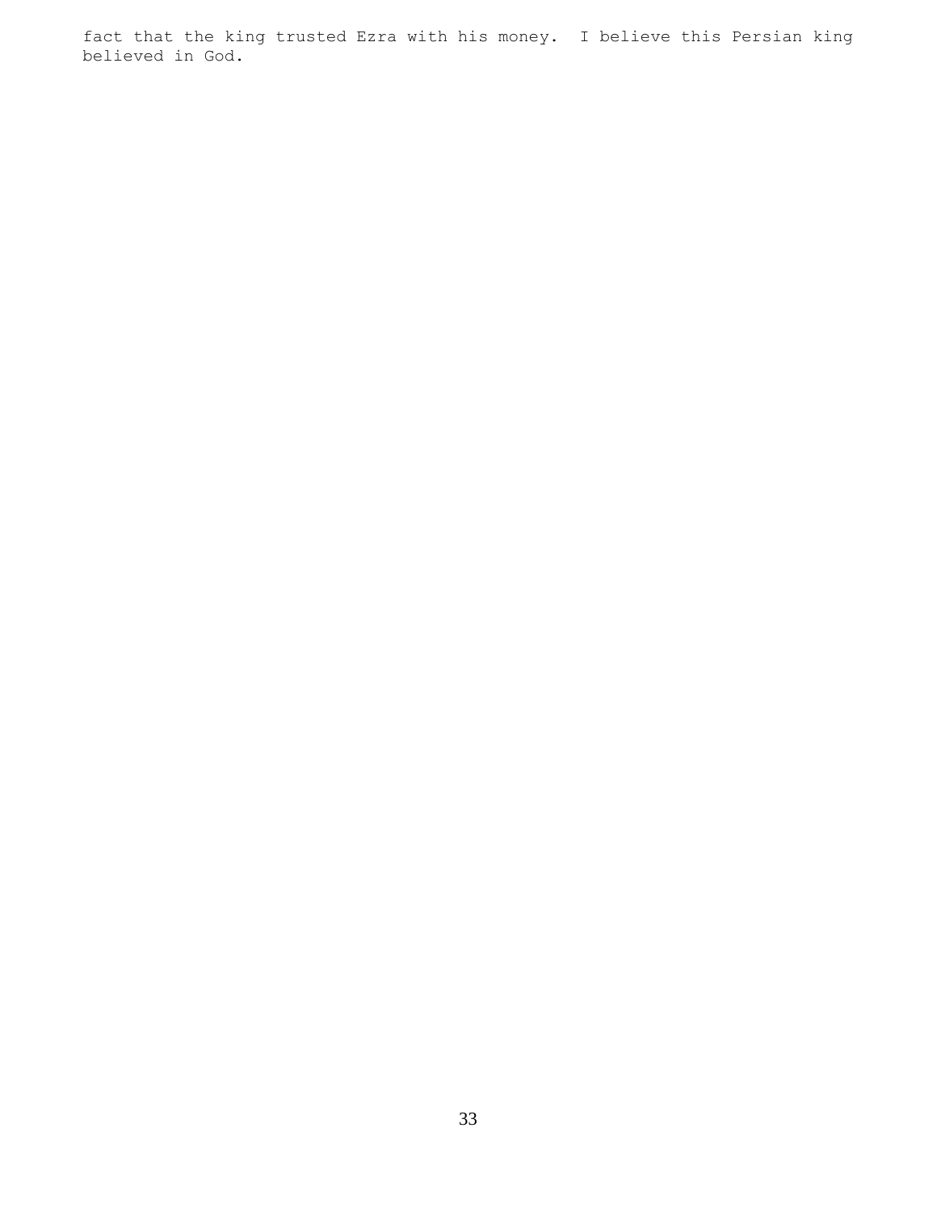fact that the king trusted Ezra with his money. I believe this Persian king believed in God.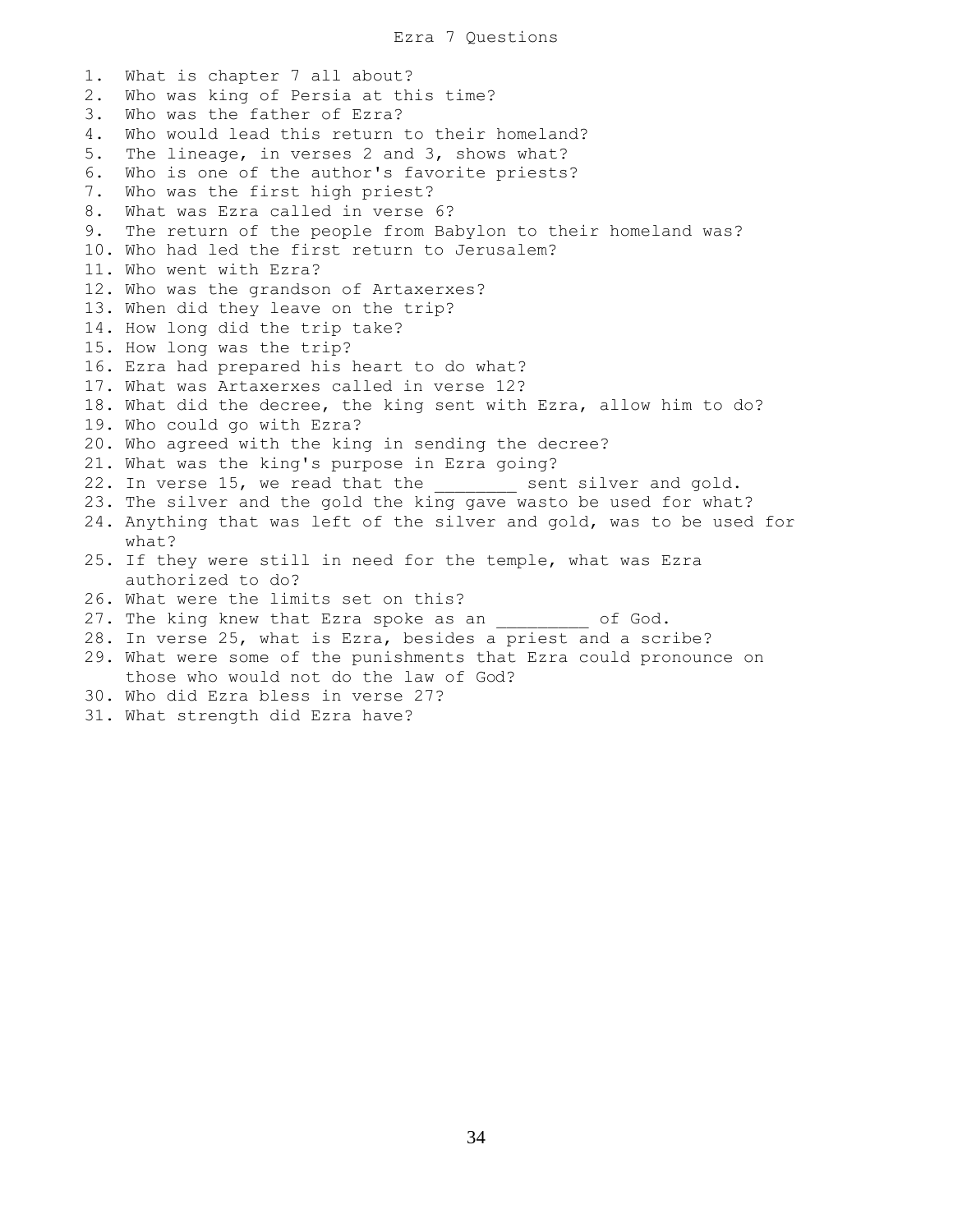# Ezra 7 Questions

1. What is chapter 7 all about?
2. Who was king of Persia at this time?
3. Who was the father of Ezra?
4. Who would lead this return to their homeland?
5. The lineage, in verses 2 and 3, shows what?
6. Who is one of the author's favorite priests?
7. Who was the first high priest?
8. What was Ezra called in verse 6?
9. The return of the people from Babylon to their homeland was?
10. Who had led the first return to Jerusalem?
11. Who went with Ezra?
12. Who was the grandson of Artaxerxes?
13. When did they leave on the trip?
14. How long did the trip take?
15. How long was the trip?
16. Ezra had prepared his heart to do what?
17. What was Artaxerxes called in verse 12?
18. What did the decree, the king sent with Ezra, allow him to do?
19. Who could go with Ezra?
20. Who agreed with the king in sending the decree?
21. What was the king's purpose in Ezra going?
22. In verse 15, we read that the ________ sent silver and gold.
23. The silver and the gold the king gave wasto be used for what?
24. Anything that was left of the silver and gold, was to be used for what?
25. If they were still in need for the temple, what was Ezra authorized to do?
26. What were the limits set on this?
27. The king knew that Ezra spoke as an _________ of God.
28. In verse 25, what is Ezra, besides a priest and a scribe?
29. What were some of the punishments that Ezra could pronounce on those who would not do the law of God?
30. Who did Ezra bless in verse 27?
31. What strength did Ezra have?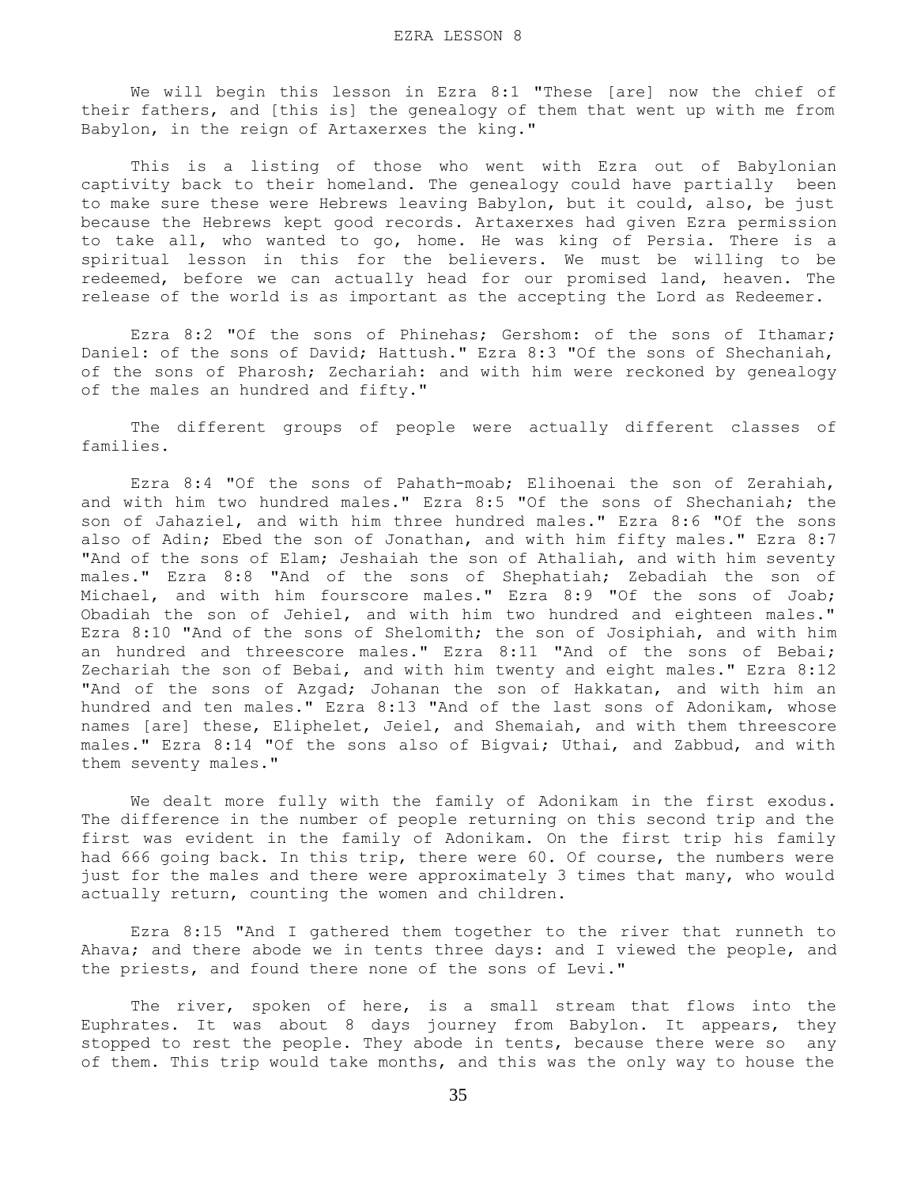# EZRA LESSON 8

We will begin this lesson in Ezra 8:1 "These [are] now the chief of their fathers, and [this is] the genealogy of them that went up with me from Babylon, in the reign of Artaxerxes the king."

This is a listing of those who went with Ezra out of Babylonian captivity back to their homeland. The genealogy could have partially been to make sure these were Hebrews leaving Babylon, but it could, also, be just because the Hebrews kept good records. Artaxerxes had given Ezra permission to take all, who wanted to go, home. He was king of Persia. There is a spiritual lesson in this for the believers. We must be willing to be redeemed, before we can actually head for our promised land, heaven. The release of the world is as important as the accepting the Lord as Redeemer.

Ezra 8:2 "Of the sons of Phinehas; Gershom: of the sons of Ithamar; Daniel: of the sons of David; Hattush." Ezra 8:3 "Of the sons of Shechaniah, of the sons of Pharosh; Zechariah: and with him were reckoned by genealogy of the males an hundred and fifty."

The different groups of people were actually different classes of families.

Ezra 8:4 "Of the sons of Pahath-moab; Elihoenai the son of Zerahiah, and with him two hundred males." Ezra 8:5 "Of the sons of Shechaniah; the son of Jahaziel, and with him three hundred males." Ezra 8:6 "Of the sons also of Adin; Ebed the son of Jonathan, and with him fifty males." Ezra 8:7 "And of the sons of Elam; Jeshaiah the son of Athaliah, and with him seventy males." Ezra 8:8 "And of the sons of Shephatiah; Zebadiah the son of Michael, and with him fourscore males." Ezra 8:9 "Of the sons of Joab; Obadiah the son of Jehiel, and with him two hundred and eighteen males." Ezra 8:10 "And of the sons of Shelomith; the son of Josiphiah, and with him an hundred and threescore males." Ezra 8:11 "And of the sons of Bebai; Zechariah the son of Bebai, and with him twenty and eight males." Ezra 8:12 "And of the sons of Azgad; Johanan the son of Hakkatan, and with him an hundred and ten males." Ezra 8:13 "And of the last sons of Adonikam, whose names [are] these, Eliphelet, Jeiel, and Shemaiah, and with them threescore males." Ezra 8:14 "Of the sons also of Bigvai; Uthai, and Zabbud, and with them seventy males."

We dealt more fully with the family of Adonikam in the first exodus. The difference in the number of people returning on this second trip and the first was evident in the family of Adonikam. On the first trip his family had 666 going back. In this trip, there were 60. Of course, the numbers were just for the males and there were approximately 3 times that many, who would actually return, counting the women and children.

Ezra 8:15 "And I gathered them together to the river that runneth to Ahava; and there abode we in tents three days: and I viewed the people, and the priests, and found there none of the sons of Levi."

The river, spoken of here, is a small stream that flows into the Euphrates. It was about 8 days journey from Babylon. It appears, they stopped to rest the people. They abode in tents, because there were so any of them. This trip would take months, and this was the only way to house the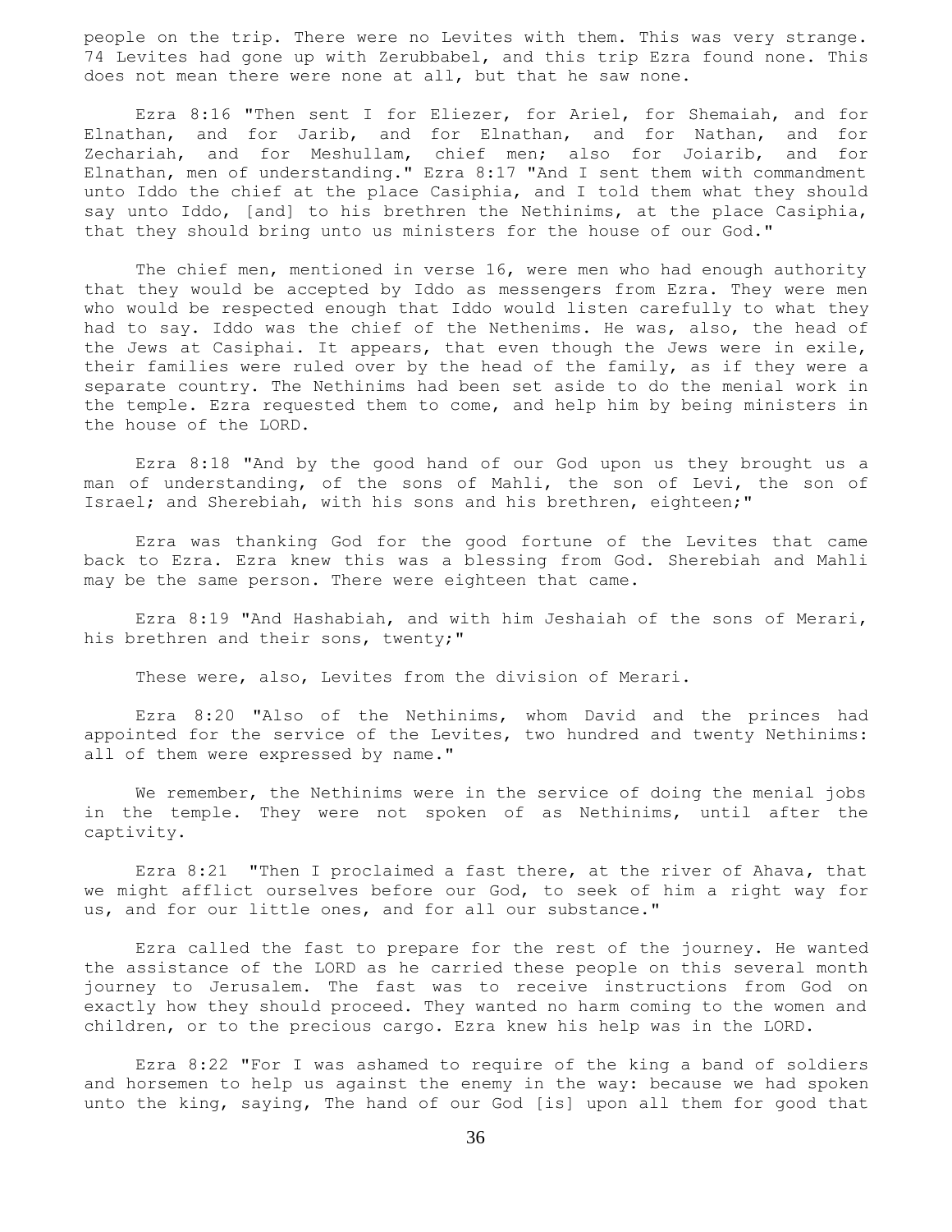people on the trip. There were no Levites with them. This was very strange. 74 Levites had gone up with Zerubbabel, and this trip Ezra found none. This does not mean there were none at all, but that he saw none.

Ezra 8:16 "Then sent I for Eliezer, for Ariel, for Shemaiah, and for Elnathan, and for Jarib, and for Elnathan, and for Nathan, and for Zechariah, and for Meshullam, chief men; also for Joiarib, and for Elnathan, men of understanding." Ezra 8:17 "And I sent them with commandment unto Iddo the chief at the place Casiphia, and I told them what they should say unto Iddo, [and] to his brethren the Nethinims, at the place Casiphia, that they should bring unto us ministers for the house of our God."

The chief men, mentioned in verse 16, were men who had enough authority that they would be accepted by Iddo as messengers from Ezra. They were men who would be respected enough that Iddo would listen carefully to what they had to say. Iddo was the chief of the Nethenims. He was, also, the head of the Jews at Casiphai. It appears, that even though the Jews were in exile, their families were ruled over by the head of the family, as if they were a separate country. The Nethinims had been set aside to do the menial work in the temple. Ezra requested them to come, and help him by being ministers in the house of the LORD.

Ezra 8:18 "And by the good hand of our God upon us they brought us a man of understanding, of the sons of Mahli, the son of Levi, the son of Israel; and Sherebiah, with his sons and his brethren, eighteen;"

Ezra was thanking God for the good fortune of the Levites that came back to Ezra. Ezra knew this was a blessing from God. Sherebiah and Mahli may be the same person. There were eighteen that came.

Ezra 8:19 "And Hashabiah, and with him Jeshaiah of the sons of Merari, his brethren and their sons, twenty;"

These were, also, Levites from the division of Merari.

Ezra 8:20 "Also of the Nethinims, whom David and the princes had appointed for the service of the Levites, two hundred and twenty Nethinims: all of them were expressed by name."

We remember, the Nethinims were in the service of doing the menial jobs in the temple. They were not spoken of as Nethinims, until after the captivity.

Ezra 8:21 "Then I proclaimed a fast there, at the river of Ahava, that we might afflict ourselves before our God, to seek of him a right way for us, and for our little ones, and for all our substance."

Ezra called the fast to prepare for the rest of the journey. He wanted the assistance of the LORD as he carried these people on this several month journey to Jerusalem. The fast was to receive instructions from God on exactly how they should proceed. They wanted no harm coming to the women and children, or to the precious cargo. Ezra knew his help was in the LORD.

Ezra 8:22 "For I was ashamed to require of the king a band of soldiers and horsemen to help us against the enemy in the way: because we had spoken unto the king, saying, The hand of our God [is] upon all them for good that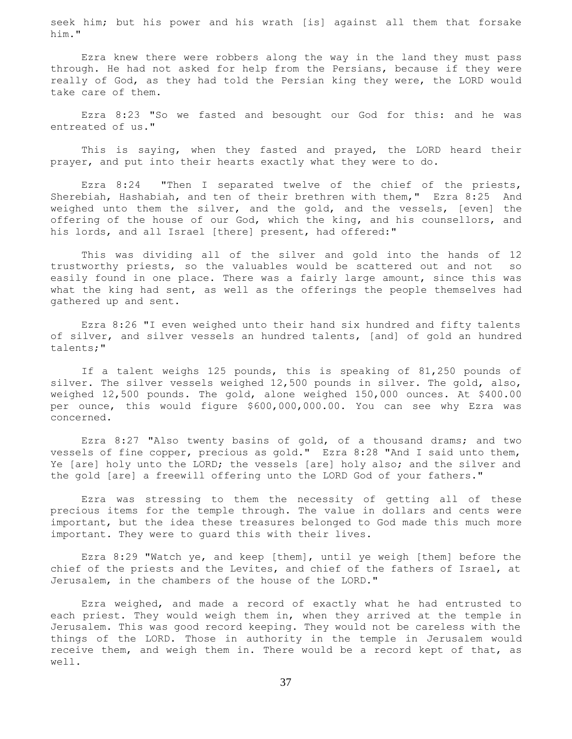seek him; but his power and his wrath [is] against all them that forsake him."

Ezra knew there were robbers along the way in the land they must pass through. He had not asked for help from the Persians, because if they were really of God, as they had told the Persian king they were, the LORD would take care of them.

Ezra 8:23 "So we fasted and besought our God for this: and he was entreated of us."

This is saying, when they fasted and prayed, the LORD heard their prayer, and put into their hearts exactly what they were to do.

Ezra 8:24 "Then I separated twelve of the chief of the priests, Sherebiah, Hashabiah, and ten of their brethren with them," Ezra 8:25 And weighed unto them the silver, and the gold, and the vessels, [even] the offering of the house of our God, which the king, and his counsellors, and his lords, and all Israel [there] present, had offered:"

This was dividing all of the silver and gold into the hands of 12 trustworthy priests, so the valuables would be scattered out and not so easily found in one place. There was a fairly large amount, since this was what the king had sent, as well as the offerings the people themselves had gathered up and sent.

Ezra 8:26 "I even weighed unto their hand six hundred and fifty talents of silver, and silver vessels an hundred talents, [and] of gold an hundred talents;"

If a talent weighs 125 pounds, this is speaking of 81,250 pounds of silver. The silver vessels weighed 12,500 pounds in silver. The gold, also, weighed 12,500 pounds. The gold, alone weighed 150,000 ounces. At $400.00 per ounce, this would figure $600,000,000.00. You can see why Ezra was concerned.

Ezra 8:27 "Also twenty basins of gold, of a thousand drams; and two vessels of fine copper, precious as gold." Ezra 8:28 "And I said unto them, Ye [are] holy unto the LORD; the vessels [are] holy also; and the silver and the gold [are] a freewill offering unto the LORD God of your fathers."

Ezra was stressing to them the necessity of getting all of these precious items for the temple through. The value in dollars and cents were important, but the idea these treasures belonged to God made this much more important. They were to guard this with their lives.

Ezra 8:29 "Watch ye, and keep [them], until ye weigh [them] before the chief of the priests and the Levites, and chief of the fathers of Israel, at Jerusalem, in the chambers of the house of the LORD."

Ezra weighed, and made a record of exactly what he had entrusted to each priest. They would weigh them in, when they arrived at the temple in Jerusalem. This was good record keeping. They would not be careless with the things of the LORD. Those in authority in the temple in Jerusalem would receive them, and weigh them in. There would be a record kept of that, as well.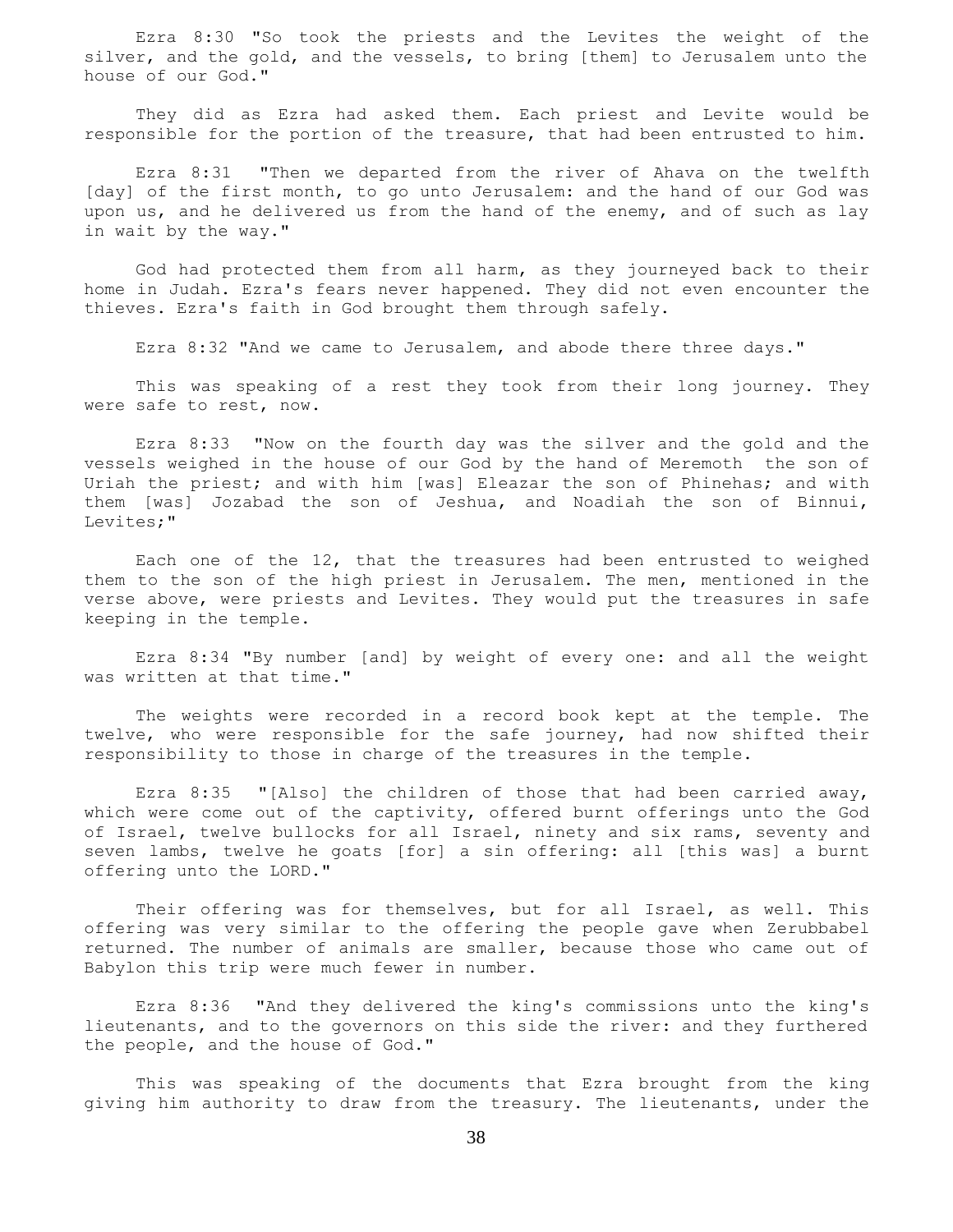Ezra 8:30 "So took the priests and the Levites the weight of the silver, and the gold, and the vessels, to bring [them] to Jerusalem unto the house of our God."

They did as Ezra had asked them. Each priest and Levite would be responsible for the portion of the treasure, that had been entrusted to him.

Ezra 8:31 "Then we departed from the river of Ahava on the twelfth [day] of the first month, to go unto Jerusalem: and the hand of our God was upon us, and he delivered us from the hand of the enemy, and of such as lay in wait by the way."

God had protected them from all harm, as they journeyed back to their home in Judah. Ezra's fears never happened. They did not even encounter the thieves. Ezra's faith in God brought them through safely.

Ezra 8:32 "And we came to Jerusalem, and abode there three days."

This was speaking of a rest they took from their long journey. They were safe to rest, now.

Ezra 8:33 "Now on the fourth day was the silver and the gold and the vessels weighed in the house of our God by the hand of Meremoth the son of Uriah the priest; and with him [was] Eleazar the son of Phinehas; and with them [was] Jozabad the son of Jeshua, and Noadiah the son of Binnui, Levites;"

Each one of the 12, that the treasures had been entrusted to weighed them to the son of the high priest in Jerusalem. The men, mentioned in the verse above, were priests and Levites. They would put the treasures in safe keeping in the temple.

Ezra 8:34 "By number [and] by weight of every one: and all the weight was written at that time."

The weights were recorded in a record book kept at the temple. The twelve, who were responsible for the safe journey, had now shifted their responsibility to those in charge of the treasures in the temple.

Ezra 8:35 "[Also] the children of those that had been carried away, which were come out of the captivity, offered burnt offerings unto the God of Israel, twelve bullocks for all Israel, ninety and six rams, seventy and seven lambs, twelve he goats [for] a sin offering: all [this was] a burnt offering unto the LORD."

Their offering was for themselves, but for all Israel, as well. This offering was very similar to the offering the people gave when Zerubbabel returned. The number of animals are smaller, because those who came out of Babylon this trip were much fewer in number.

Ezra 8:36 "And they delivered the king's commissions unto the king's lieutenants, and to the governors on this side the river: and they furthered the people, and the house of God."

This was speaking of the documents that Ezra brought from the king giving him authority to draw from the treasury. The lieutenants, under the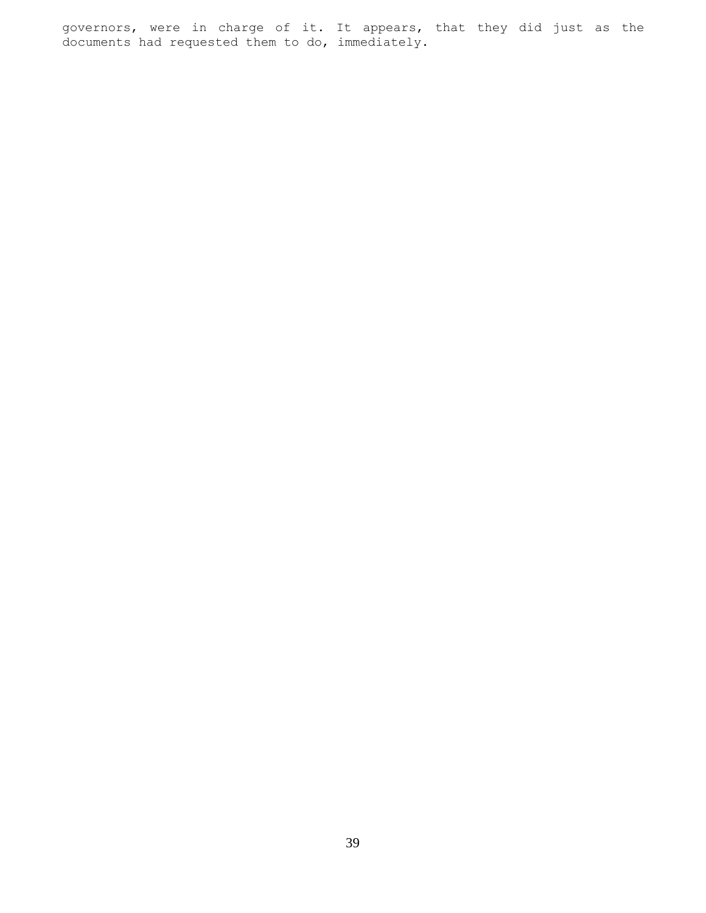governors, were in charge of it. It appears, that they did just as the documents had requested them to do, immediately.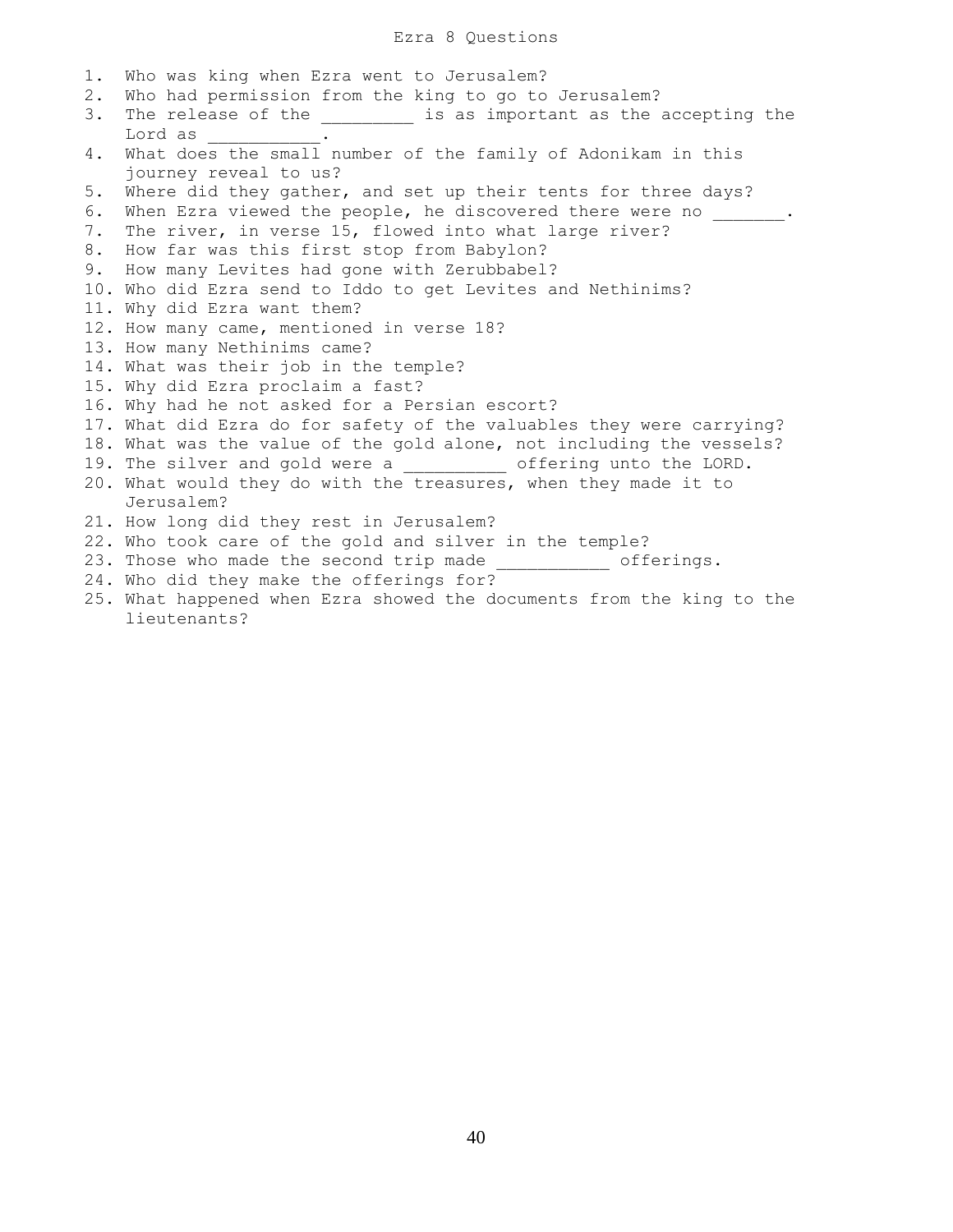# Ezra 8 Questions

1. Who was king when Ezra went to Jerusalem?
2. Who had permission from the king to go to Jerusalem?
3. The release of the ________ is as important as the accepting the Lord as ___________.
4. What does the small number of the family of Adonikam in this journey reveal to us?
5. Where did they gather, and set up their tents for three days?
6. When Ezra viewed the people, he discovered there were no _______.
7. The river, in verse 15, flowed into what large river?
8. How far was this first stop from Babylon?
9. How many Levites had gone with Zerubbabel?
10. Who did Ezra send to Iddo to get Levites and Nethinims?
11. Why did Ezra want them?
12. How many came, mentioned in verse 18?
13. How many Nethinims came?
14. What was their job in the temple?
15. Why did Ezra proclaim a fast?
16. Why had he not asked for a Persian escort?
17. What did Ezra do for safety of the valuables they were carrying?
18. What was the value of the gold alone, not including the vessels?
19. The silver and gold were a __________ offering unto the LORD.
20. What would they do with the treasures, when they made it to Jerusalem?
21. How long did they rest in Jerusalem?
22. Who took care of the gold and silver in the temple?
23. Those who made the second trip made ___________ offerings.
24. Who did they make the offerings for?
25. What happened when Ezra showed the documents from the king to the lieutenants?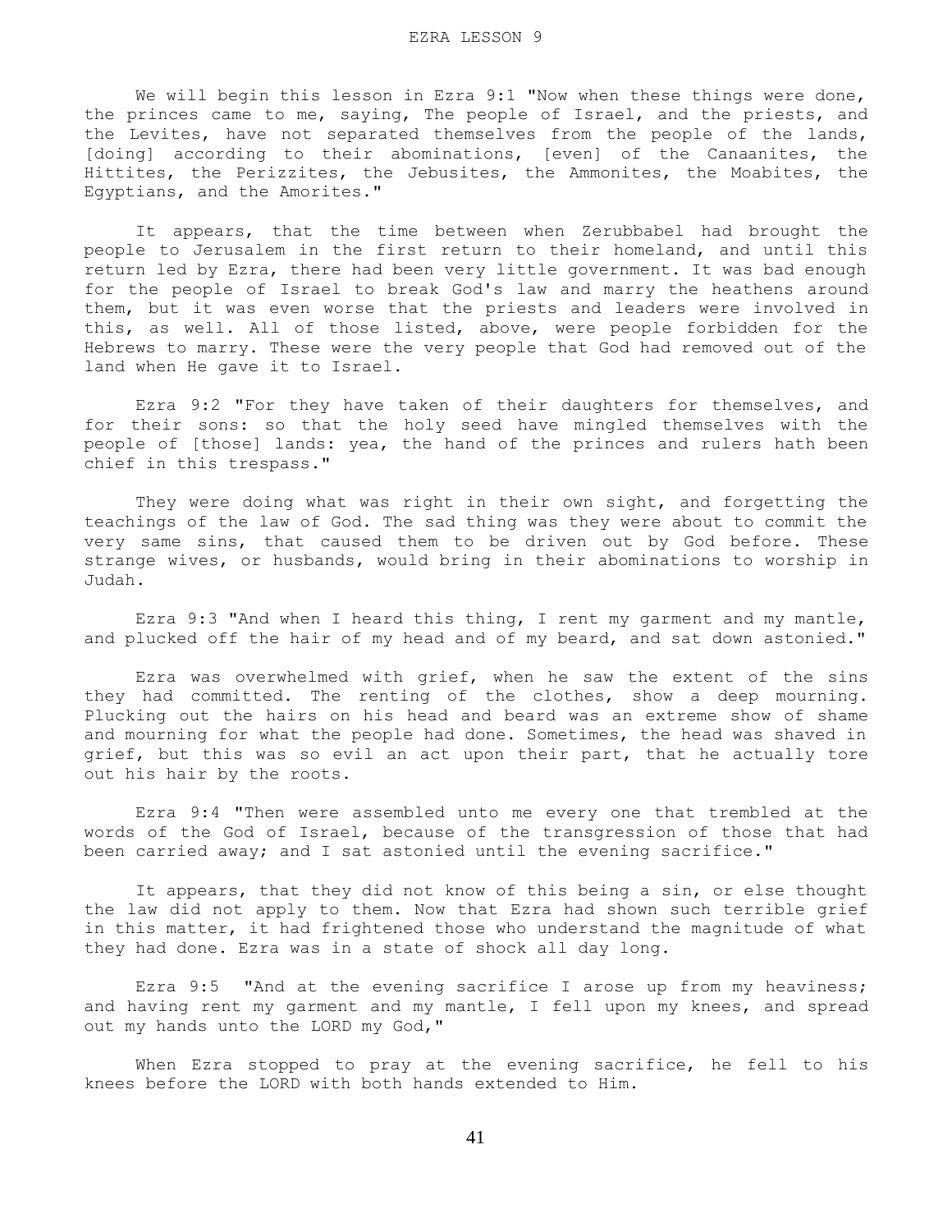We will begin this lesson in Ezra 9:1 "Now when these things were done, the princes came to me, saying, The people of Israel, and the priests, and the Levites, have not separated themselves from the people of the lands, [doing] according to their abominations, [even] of the Canaanites, the Hittites, the Perizzites, the Jebusites, the Ammonites, the Moabites, the Egyptians, and the Amorites."

It appears, that the time between when Zerubbabel had brought the people to Jerusalem in the first return to their homeland, and until this return led by Ezra, there had been very little government. It was bad enough for the people of Israel to break God's law and marry the heathens around them, but it was even worse that the priests and leaders were involved in this, as well. All of those listed, above, were people forbidden for the Hebrews to marry. These were the very people that God had removed out of the land when He gave it to Israel.

Ezra 9:2 "For they have taken of their daughters for themselves, and for their sons: so that the holy seed have mingled themselves with the people of [those] lands: yea, the hand of the princes and rulers hath been chief in this trespass."

They were doing what was right in their own sight, and forgetting the teachings of the law of God. The sad thing was they were about to commit the very same sins, that caused them to be driven out by God before. These strange wives, or husbands, would bring in their abominations to worship in Judah.

Ezra 9:3 "And when I heard this thing, I rent my garment and my mantle, and plucked off the hair of my head and of my beard, and sat down astonied."

Ezra was overwhelmed with grief, when he saw the extent of the sins they had committed. The renting of the clothes, show a deep mourning. Plucking out the hairs on his head and beard was an extreme show of shame and mourning for what the people had done. Sometimes, the head was shaved in grief, but this was so evil an act upon their part, that he actually tore out his hair by the roots.

Ezra 9:4 "Then were assembled unto me every one that trembled at the words of the God of Israel, because of the transgression of those that had been carried away; and I sat astonied until the evening sacrifice."

It appears, that they did not know of this being a sin, or else thought the law did not apply to them. Now that Ezra had shown such terrible grief in this matter, it had frightened those who understand the magnitude of what they had done. Ezra was in a state of shock all day long.

Ezra 9:5 "And at the evening sacrifice I arose up from my heaviness; and having rent my garment and my mantle, I fell upon my knees, and spread out my hands unto the LORD my God,"

When Ezra stopped to pray at the evening sacrifice, he fell to his knees before the LORD with both hands extended to Him.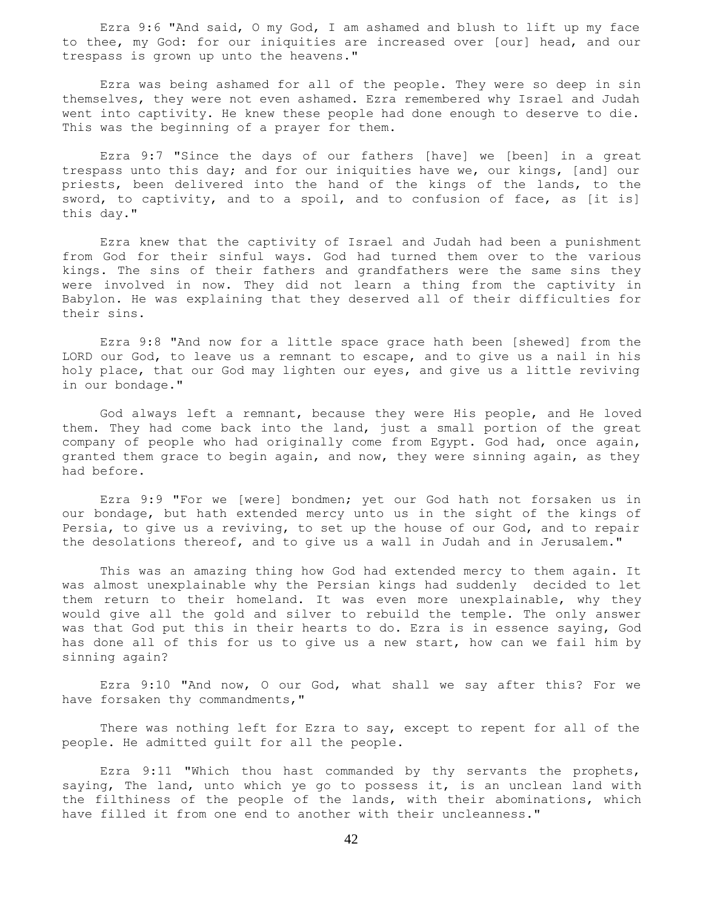Ezra 9:6 "And said, O my God, I am ashamed and blush to lift up my face to thee, my God: for our iniquities are increased over [our] head, and our trespass is grown up unto the heavens."

Ezra was being ashamed for all of the people. They were so deep in sin themselves, they were not even ashamed. Ezra remembered why Israel and Judah went into captivity. He knew these people had done enough to deserve to die. This was the beginning of a prayer for them.

Ezra 9:7 "Since the days of our fathers [have] we [been] in a great trespass unto this day; and for our iniquities have we, our kings, [and] our priests, been delivered into the hand of the kings of the lands, to the sword, to captivity, and to a spoil, and to confusion of face, as [it is] this day."

Ezra knew that the captivity of Israel and Judah had been a punishment from God for their sinful ways. God had turned them over to the various kings. The sins of their fathers and grandfathers were the same sins they were involved in now. They did not learn a thing from the captivity in Babylon. He was explaining that they deserved all of their difficulties for their sins.

Ezra 9:8 "And now for a little space grace hath been [shewed] from the LORD our God, to leave us a remnant to escape, and to give us a nail in his holy place, that our God may lighten our eyes, and give us a little reviving in our bondage."

God always left a remnant, because they were His people, and He loved them. They had come back into the land, just a small portion of the great company of people who had originally come from Egypt. God had, once again, granted them grace to begin again, and now, they were sinning again, as they had before.

Ezra 9:9 "For we [were] bondmen; yet our God hath not forsaken us in our bondage, but hath extended mercy unto us in the sight of the kings of Persia, to give us a reviving, to set up the house of our God, and to repair the desolations thereof, and to give us a wall in Judah and in Jerusalem."

This was an amazing thing how God had extended mercy to them again. It was almost unexplainable why the Persian kings had suddenly decided to let them return to their homeland. It was even more unexplainable, why they would give all the gold and silver to rebuild the temple. The only answer was that God put this in their hearts to do. Ezra is in essence saying, God has done all of this for us to give us a new start, how can we fail him by sinning again?

Ezra 9:10 "And now, O our God, what shall we say after this? For we have forsaken thy commandments,"

There was nothing left for Ezra to say, except to repent for all of the people. He admitted guilt for all the people.

Ezra 9:11 "Which thou hast commanded by thy servants the prophets, saying, The land, unto which ye go to possess it, is an unclean land with the filthiness of the people of the lands, with their abominations, which have filled it from one end to another with their uncleanness."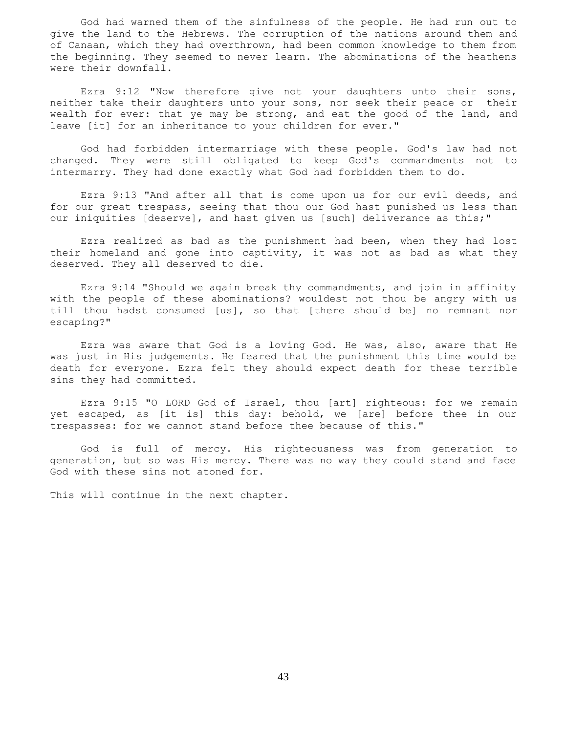God had warned them of the sinfulness of the people. He had run out to give the land to the Hebrews. The corruption of the nations around them and of Canaan, which they had overthrown, had been common knowledge to them from the beginning. They seemed to never learn. The abominations of the heathens were their downfall.

Ezra 9:12 "Now therefore give not your daughters unto their sons, neither take their daughters unto your sons, nor seek their peace or their wealth for ever: that ye may be strong, and eat the good of the land, and leave [it] for an inheritance to your children for ever."

God had forbidden intermarriage with these people. God's law had not changed. They were still obligated to keep God's commandments not to intermarry. They had done exactly what God had forbidden them to do.

Ezra 9:13 "And after all that is come upon us for our evil deeds, and for our great trespass, seeing that thou our God hast punished us less than our iniquities [deserve], and hast given us [such] deliverance as this;"

Ezra realized as bad as the punishment had been, when they had lost their homeland and gone into captivity, it was not as bad as what they deserved. They all deserved to die.

Ezra 9:14 "Should we again break thy commandments, and join in affinity with the people of these abominations? wouldest not thou be angry with us till thou hadst consumed [us], so that [there should be] no remnant nor escaping?"

Ezra was aware that God is a loving God. He was, also, aware that He was just in His judgements. He feared that the punishment this time would be death for everyone. Ezra felt they should expect death for these terrible sins they had committed.

Ezra 9:15 "O LORD God of Israel, thou [art] righteous: for we remain yet escaped, as [it is] this day: behold, we [are] before thee in our trespasses: for we cannot stand before thee because of this."

God is full of mercy. His righteousness was from generation to generation, but so was His mercy. There was no way they could stand and face God with these sins not atoned for.

This will continue in the next chapter.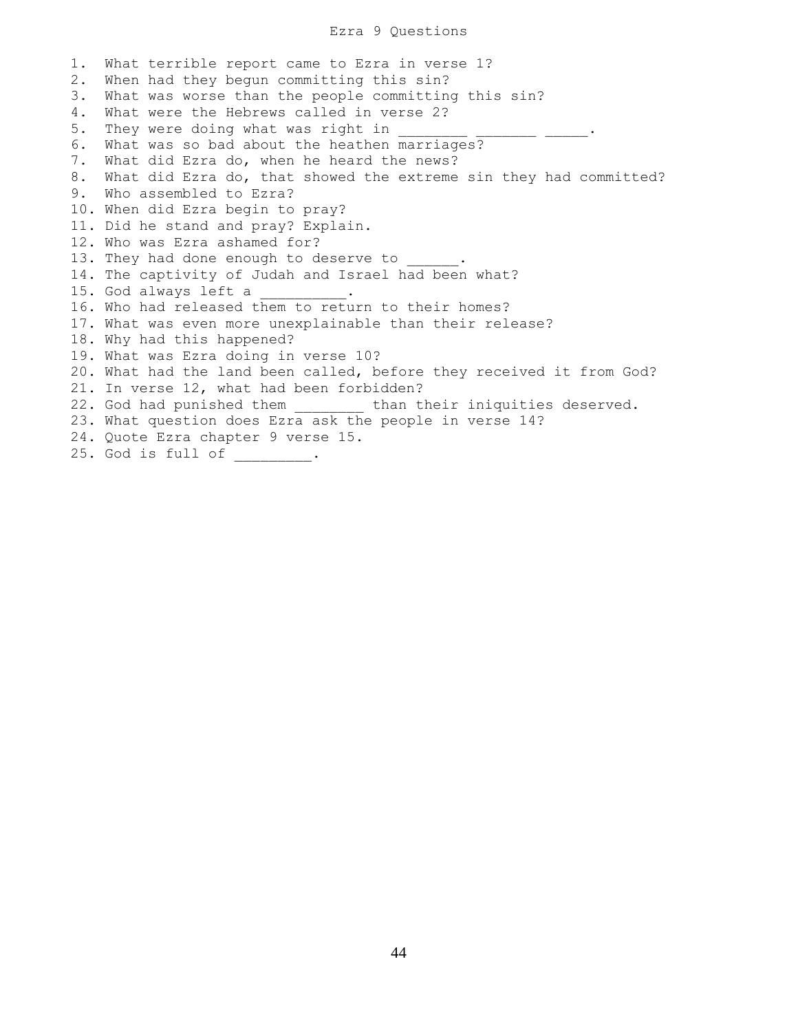# Ezra 9 Questions

1. What terrible report came to Ezra in verse 1?
2. When had they begun committing this sin?
3. What was worse than the people committing this sin?
4. What were the Hebrews called in verse 2?
5. They were doing what was right in ________ _______ _____.
6. What was so bad about the heathen marriages?
7. What did Ezra do, when he heard the news?
8. What did Ezra do, that showed the extreme sin they had committed?
9. Who assembled to Ezra?
10. When did Ezra begin to pray?
11. Did he stand and pray? Explain.
12. Who was Ezra ashamed for?
13. They had done enough to deserve to ______.
14. The captivity of Judah and Israel had been what?
15. God always left a __________.
16. Who had released them to return to their homes?
17. What was even more unexplainable than their release?
18. Why had this happened?
19. What was Ezra doing in verse 10?
20. What had the land been called, before they received it from God?
21. In verse 12, what had been forbidden?
22. God had punished them ________ than their iniquities deserved.
23. What question does Ezra ask the people in verse 14?
24. Quote Ezra chapter 9 verse 15.
25. God is full of _________.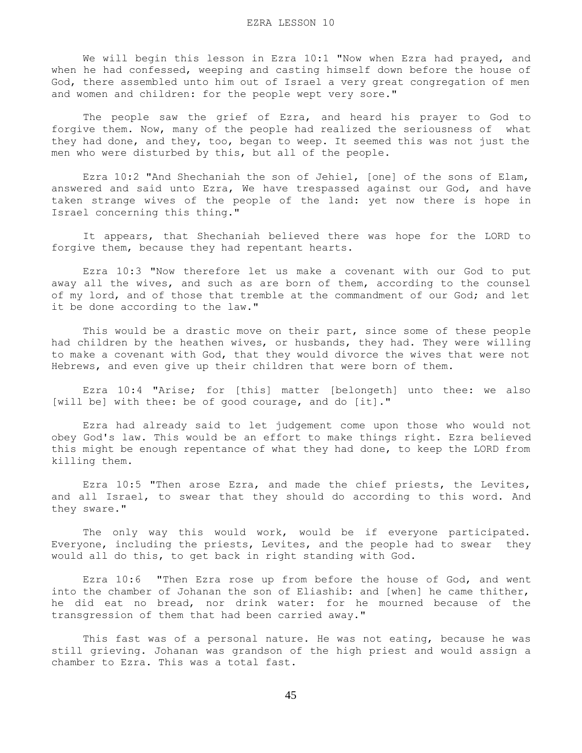We will begin this lesson in Ezra 10:1 "Now when Ezra had prayed, and when he had confessed, weeping and casting himself down before the house of God, there assembled unto him out of Israel a very great congregation of men and women and children: for the people wept very sore."

The people saw the grief of Ezra, and heard his prayer to God to forgive them. Now, many of the people had realized the seriousness of what they had done, and they, too, began to weep. It seemed this was not just the men who were disturbed by this, but all of the people.

Ezra 10:2 "And Shechaniah the son of Jehiel, [one] of the sons of Elam, answered and said unto Ezra, We have trespassed against our God, and have taken strange wives of the people of the land: yet now there is hope in Israel concerning this thing."

It appears, that Shechaniah believed there was hope for the LORD to forgive them, because they had repentant hearts.

Ezra 10:3 "Now therefore let us make a covenant with our God to put away all the wives, and such as are born of them, according to the counsel of my lord, and of those that tremble at the commandment of our God; and let it be done according to the law."

This would be a drastic move on their part, since some of these people had children by the heathen wives, or husbands, they had. They were willing to make a covenant with God, that they would divorce the wives that were not Hebrews, and even give up their children that were born of them.

Ezra 10:4 "Arise; for [this] matter [belongeth] unto thee: we also [will be] with thee: be of good courage, and do [it]."

Ezra had already said to let judgement come upon those who would not obey God's law. This would be an effort to make things right. Ezra believed this might be enough repentance of what they had done, to keep the LORD from killing them.

Ezra 10:5 "Then arose Ezra, and made the chief priests, the Levites, and all Israel, to swear that they should do according to this word. And they sware."

The only way this would work, would be if everyone participated. Everyone, including the priests, Levites, and the people had to swear they would all do this, to get back in right standing with God.

Ezra 10:6 "Then Ezra rose up from before the house of God, and went into the chamber of Johanan the son of Eliashib: and [when] he came thither, he did eat no bread, nor drink water: for he mourned because of the transgression of them that had been carried away."

This fast was of a personal nature. He was not eating, because he was still grieving. Johanan was grandson of the high priest and would assign a chamber to Ezra. This was a total fast.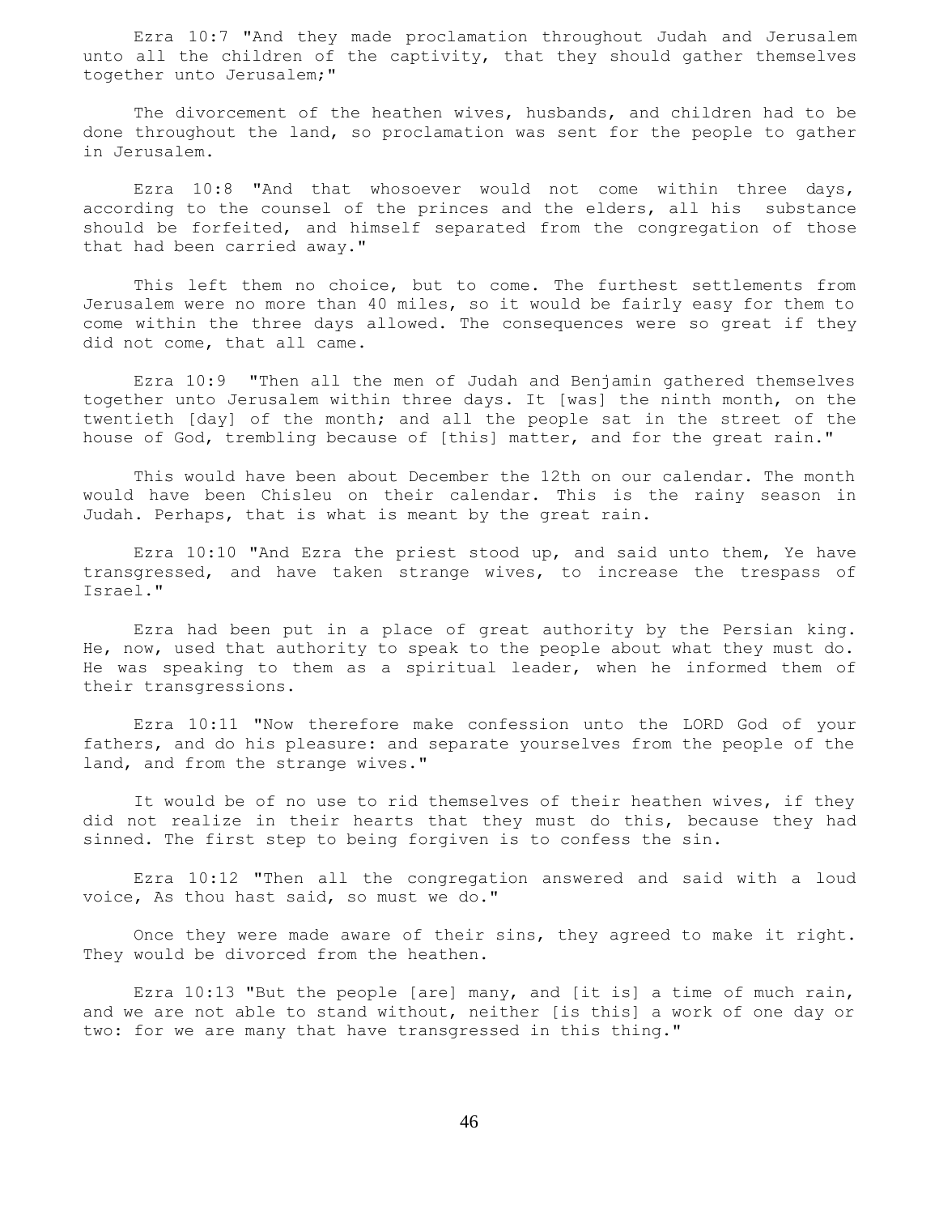Ezra 10:7 "And they made proclamation throughout Judah and Jerusalem unto all the children of the captivity, that they should gather themselves together unto Jerusalem;"

The divorcement of the heathen wives, husbands, and children had to be done throughout the land, so proclamation was sent for the people to gather in Jerusalem.

Ezra 10:8 "And that whosoever would not come within three days, according to the counsel of the princes and the elders, all his substance should be forfeited, and himself separated from the congregation of those that had been carried away."

This left them no choice, but to come. The furthest settlements from Jerusalem were no more than 40 miles, so it would be fairly easy for them to come within the three days allowed. The consequences were so great if they did not come, that all came.

Ezra 10:9 "Then all the men of Judah and Benjamin gathered themselves together unto Jerusalem within three days. It [was] the ninth month, on the twentieth [day] of the month; and all the people sat in the street of the house of God, trembling because of [this] matter, and for the great rain."

This would have been about December the 12th on our calendar. The month would have been Chisleu on their calendar. This is the rainy season in Judah. Perhaps, that is what is meant by the great rain.

Ezra 10:10 "And Ezra the priest stood up, and said unto them, Ye have transgressed, and have taken strange wives, to increase the trespass of Israel."

Ezra had been put in a place of great authority by the Persian king. He, now, used that authority to speak to the people about what they must do. He was speaking to them as a spiritual leader, when he informed them of their transgressions.

Ezra 10:11 "Now therefore make confession unto the LORD God of your fathers, and do his pleasure: and separate yourselves from the people of the land, and from the strange wives."

It would be of no use to rid themselves of their heathen wives, if they did not realize in their hearts that they must do this, because they had sinned. The first step to being forgiven is to confess the sin.

Ezra 10:12 "Then all the congregation answered and said with a loud voice, As thou hast said, so must we do."

Once they were made aware of their sins, they agreed to make it right. They would be divorced from the heathen.

Ezra 10:13 "But the people [are] many, and [it is] a time of much rain, and we are not able to stand without, neither [is this] a work of one day or two: for we are many that have transgressed in this thing."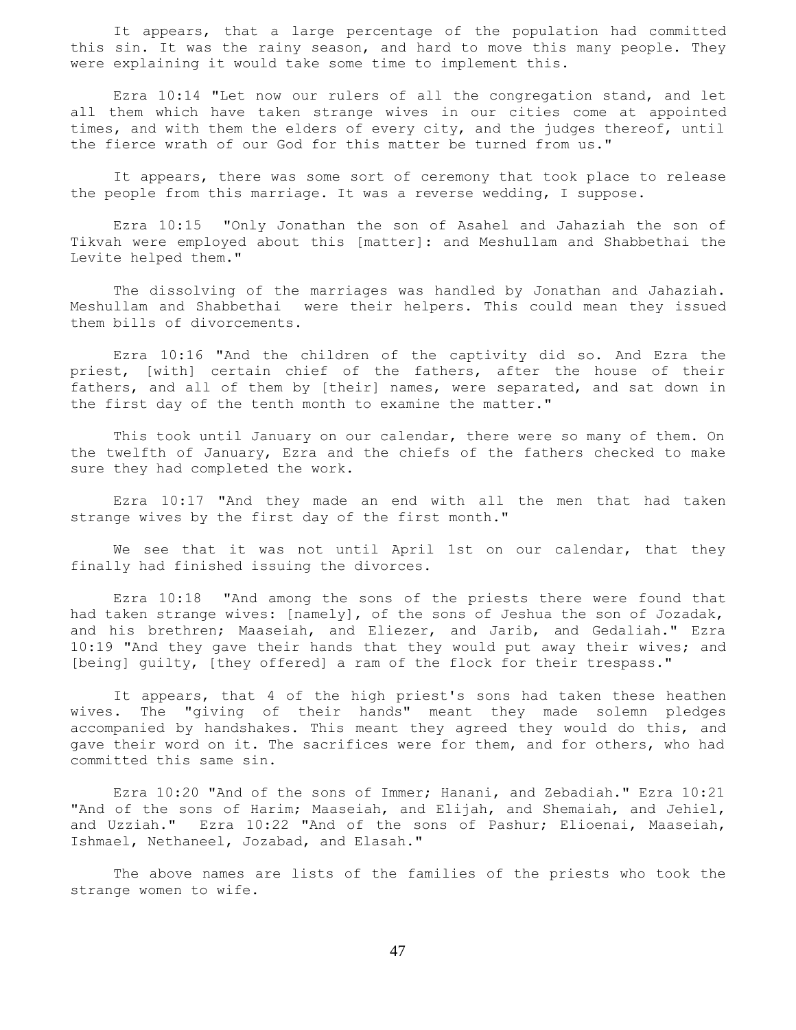It appears, that a large percentage of the population had committed this sin. It was the rainy season, and hard to move this many people. They were explaining it would take some time to implement this.

Ezra 10:14 "Let now our rulers of all the congregation stand, and let all them which have taken strange wives in our cities come at appointed times, and with them the elders of every city, and the judges thereof, until the fierce wrath of our God for this matter be turned from us."

It appears, there was some sort of ceremony that took place to release the people from this marriage. It was a reverse wedding, I suppose.

Ezra 10:15 "Only Jonathan the son of Asahel and Jahaziah the son of Tikvah were employed about this [matter]: and Meshullam and Shabbethai the Levite helped them."

The dissolving of the marriages was handled by Jonathan and Jahaziah. Meshullam and Shabbethai were their helpers. This could mean they issued them bills of divorcements.

Ezra 10:16 "And the children of the captivity did so. And Ezra the priest, [with] certain chief of the fathers, after the house of their fathers, and all of them by [their] names, were separated, and sat down in the first day of the tenth month to examine the matter."

This took until January on our calendar, there were so many of them. On the twelfth of January, Ezra and the chiefs of the fathers checked to make sure they had completed the work.

Ezra 10:17 "And they made an end with all the men that had taken strange wives by the first day of the first month."

We see that it was not until April 1st on our calendar, that they finally had finished issuing the divorces.

Ezra 10:18 "And among the sons of the priests there were found that had taken strange wives: [namely], of the sons of Jeshua the son of Jozadak, and his brethren; Maaseiah, and Eliezer, and Jarib, and Gedaliah." Ezra 10:19 "And they gave their hands that they would put away their wives; and [being] guilty, [they offered] a ram of the flock for their trespass."

It appears, that 4 of the high priest's sons had taken these heathen wives. The "giving of their hands" meant they made solemn pledges accompanied by handshakes. This meant they agreed they would do this, and gave their word on it. The sacrifices were for them, and for others, who had committed this same sin.

Ezra 10:20 "And of the sons of Immer; Hanani, and Zebadiah." Ezra 10:21 "And of the sons of Harim; Maaseiah, and Elijah, and Shemaiah, and Jehiel, and Uzziah." Ezra 10:22 "And of the sons of Pashur; Elioenai, Maaseiah, Ishmael, Nethaneel, Jozabad, and Elasah."

The above names are lists of the families of the priests who took the strange women to wife.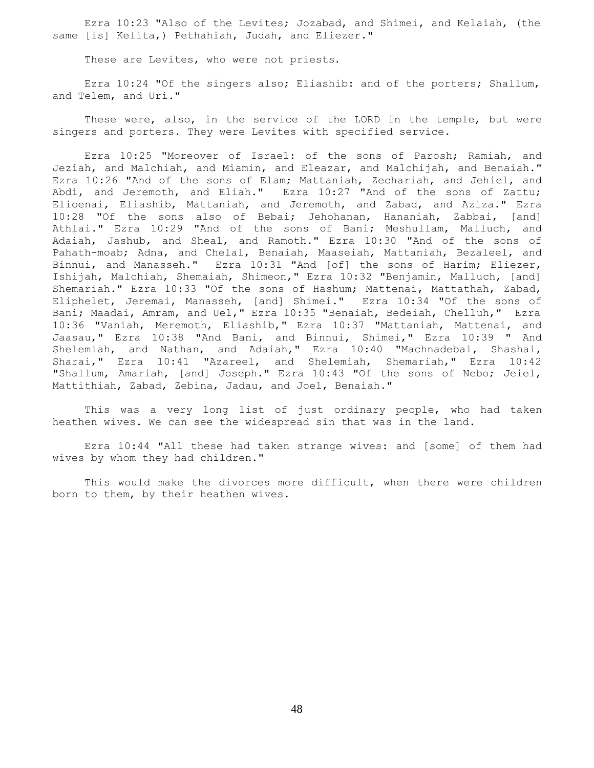Ezra 10:23 "Also of the Levites; Jozabad, and Shimei, and Kelaiah, (the same [is] Kelita,) Pethahiah, Judah, and Eliezer."

These are Levites, who were not priests.

Ezra 10:24 "Of the singers also; Eliashib: and of the porters; Shallum, and Telem, and Uri."

These were, also, in the service of the LORD in the temple, but were singers and porters. They were Levites with specified service.

Ezra 10:25 "Moreover of Israel: of the sons of Parosh; Ramiah, and Jeziah, and Malchiah, and Miamin, and Eleazar, and Malchijah, and Benaiah." Ezra 10:26 "And of the sons of Elam; Mattaniah, Zechariah, and Jehiel, and Abdi, and Jeremoth, and Eliah." Ezra 10:27 "And of the sons of Zattu; Elioenai, Eliashib, Mattaniah, and Jeremoth, and Zabad, and Aziza." Ezra 10:28 "Of the sons also of Bebai; Jehohanan, Hananiah, Zabbai, [and] Athlai." Ezra 10:29 "And of the sons of Bani; Meshullam, Malluch, and Adaiah, Jashub, and Sheal, and Ramoth." Ezra 10:30 "And of the sons of Pahath-moab; Adna, and Chelal, Benaiah, Maaseiah, Mattaniah, Bezaleel, and Binnui, and Manasseh." Ezra 10:31 "And [of] the sons of Harim; Eliezer, Ishijah, Malchiah, Shemaiah, Shimeon," Ezra 10:32 "Benjamin, Malluch, [and] Shemariah." Ezra 10:33 "Of the sons of Hashum; Mattenai, Mattathah, Zabad, Eliphelet, Jeremai, Manasseh, [and] Shimei." Ezra 10:34 "Of the sons of Bani; Maadai, Amram, and Uel," Ezra 10:35 "Benaiah, Bedeiah, Chelluh," Ezra 10:36 "Vaniah, Meremoth, Eliashib," Ezra 10:37 "Mattaniah, Mattenai, and Jaasau," Ezra 10:38 "And Bani, and Binnui, Shimei," Ezra 10:39 " And Shelemiah, and Nathan, and Adaiah," Ezra 10:40 "Machnadebai, Shashai, Sharai," Ezra 10:41 "Azareel, and Shelemiah, Shemariah," Ezra 10:42 "Shallum, Amariah, [and] Joseph." Ezra 10:43 "Of the sons of Nebo; Jeiel, Mattithiah, Zabad, Zebina, Jadau, and Joel, Benaiah."

This was a very long list of just ordinary people, who had taken heathen wives. We can see the widespread sin that was in the land.

Ezra 10:44 "All these had taken strange wives: and [some] of them had wives by whom they had children."

This would make the divorces more difficult, when there were children born to them, by their heathen wives.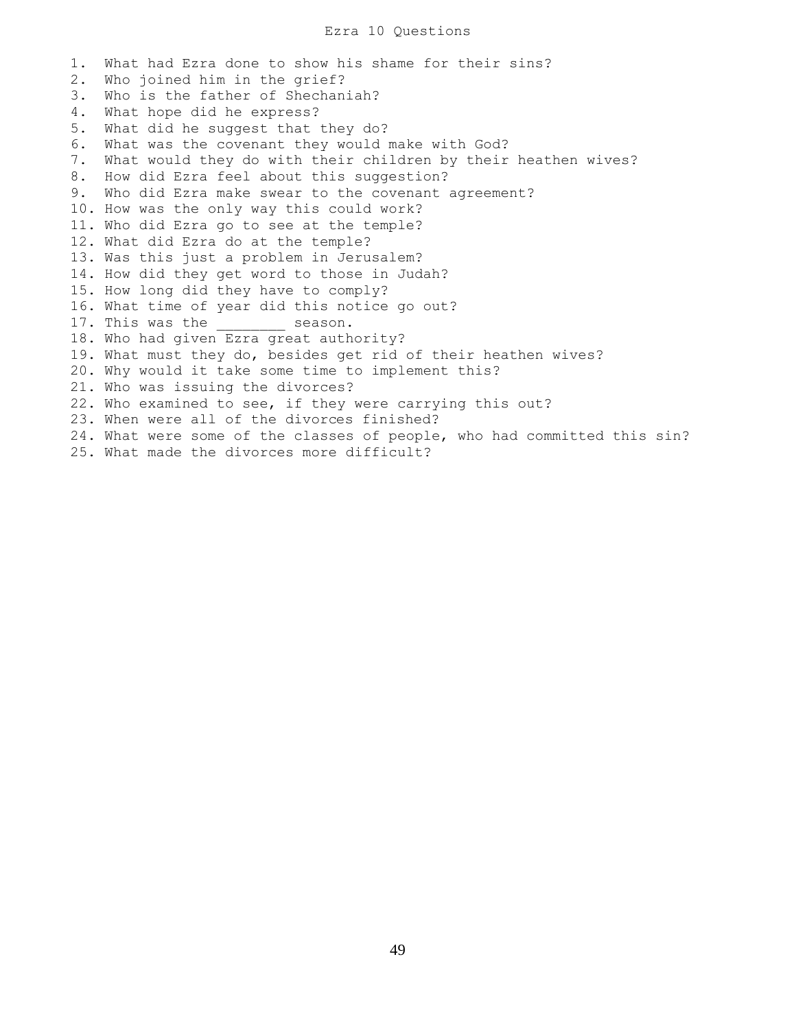# Ezra 10 Questions

1. What had Ezra done to show his shame for their sins?
2. Who joined him in the grief?
3. Who is the father of Shechaniah?
4. What hope did he express?
5. What did he suggest that they do?
6. What was the covenant they would make with God?
7. What would they do with their children by their heathen wives?
8. How did Ezra feel about this suggestion?
9. Who did Ezra make swear to the covenant agreement?
10. How was the only way this could work?
11. Who did Ezra go to see at the temple?
12. What did Ezra do at the temple?
13. Was this just a problem in Jerusalem?
14. How did they get word to those in Judah?
15. How long did they have to comply?
16. What time of year did this notice go out?
17. This was the ________ season.
18. Who had given Ezra great authority?
19. What must they do, besides get rid of their heathen wives?
20. Why would it take some time to implement this?
21. Who was issuing the divorces?
22. Who examined to see, if they were carrying this out?
23. When were all of the divorces finished?
24. What were some of the classes of people, who had committed this sin?
25. What made the divorces more difficult?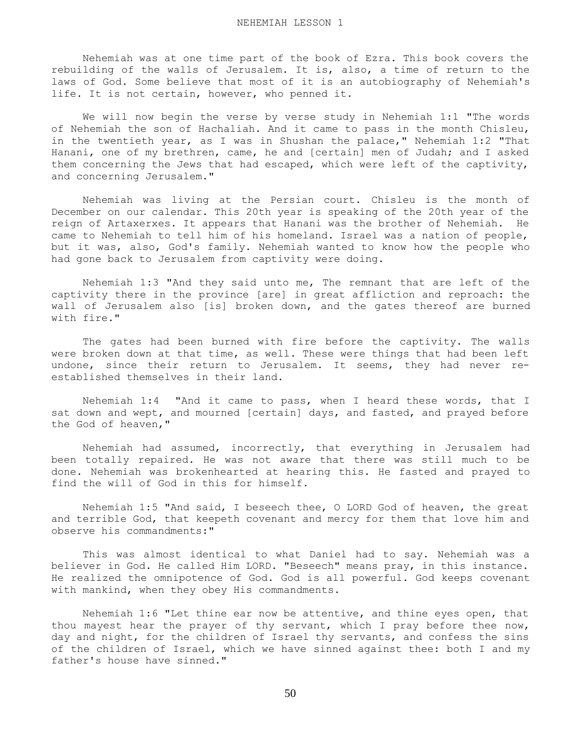# NEHEMIAH LESSON 1

Nehemiah was at one time part of the book of Ezra. This book covers the rebuilding of the walls of Jerusalem. It is, also, a time of return to the laws of God. Some believe that most of it is an autobiography of Nehemiah's life. It is not certain, however, who penned it.

We will now begin the verse by verse study in Nehemiah 1:1 "The words of Nehemiah the son of Hachaliah. And it came to pass in the month Chisleu, in the twentieth year, as I was in Shushan the palace," Nehemiah 1:2 "That Hanani, one of my brethren, came, he and [certain] men of Judah; and I asked them concerning the Jews that had escaped, which were left of the captivity, and concerning Jerusalem."

Nehemiah was living at the Persian court. Chisleu is the month of December on our calendar. This 20th year is speaking of the 20th year of the reign of Artaxerxes. It appears that Hanani was the brother of Nehemiah. He came to Nehemiah to tell him of his homeland. Israel was a nation of people, but it was, also, God's family. Nehemiah wanted to know how the people who had gone back to Jerusalem from captivity were doing.

Nehemiah 1:3 "And they said unto me, The remnant that are left of the captivity there in the province [are] in great affliction and reproach: the wall of Jerusalem also [is] broken down, and the gates thereof are burned with fire."

The gates had been burned with fire before the captivity. The walls were broken down at that time, as well. These were things that had been left undone, since their return to Jerusalem. It seems, they had never re-established themselves in their land.

Nehemiah 1:4 "And it came to pass, when I heard these words, that I sat down and wept, and mourned [certain] days, and fasted, and prayed before the God of heaven,"

Nehemiah had assumed, incorrectly, that everything in Jerusalem had been totally repaired. He was not aware that there was still much to be done. Nehemiah was brokenhearted at hearing this. He fasted and prayed to find the will of God in this for himself.

Nehemiah 1:5 "And said, I beseech thee, O LORD God of heaven, the great and terrible God, that keepeth covenant and mercy for them that love him and observe his commandments:"

This was almost identical to what Daniel had to say. Nehemiah was a believer in God. He called Him LORD. "Beseech" means pray, in this instance. He realized the omnipotence of God. God is all powerful. God keeps covenant with mankind, when they obey His commandments.

Nehemiah 1:6 "Let thine ear now be attentive, and thine eyes open, that thou mayest hear the prayer of thy servant, which I pray before thee now, day and night, for the children of Israel thy servants, and confess the sins of the children of Israel, which we have sinned against thee: both I and my father's house have sinned."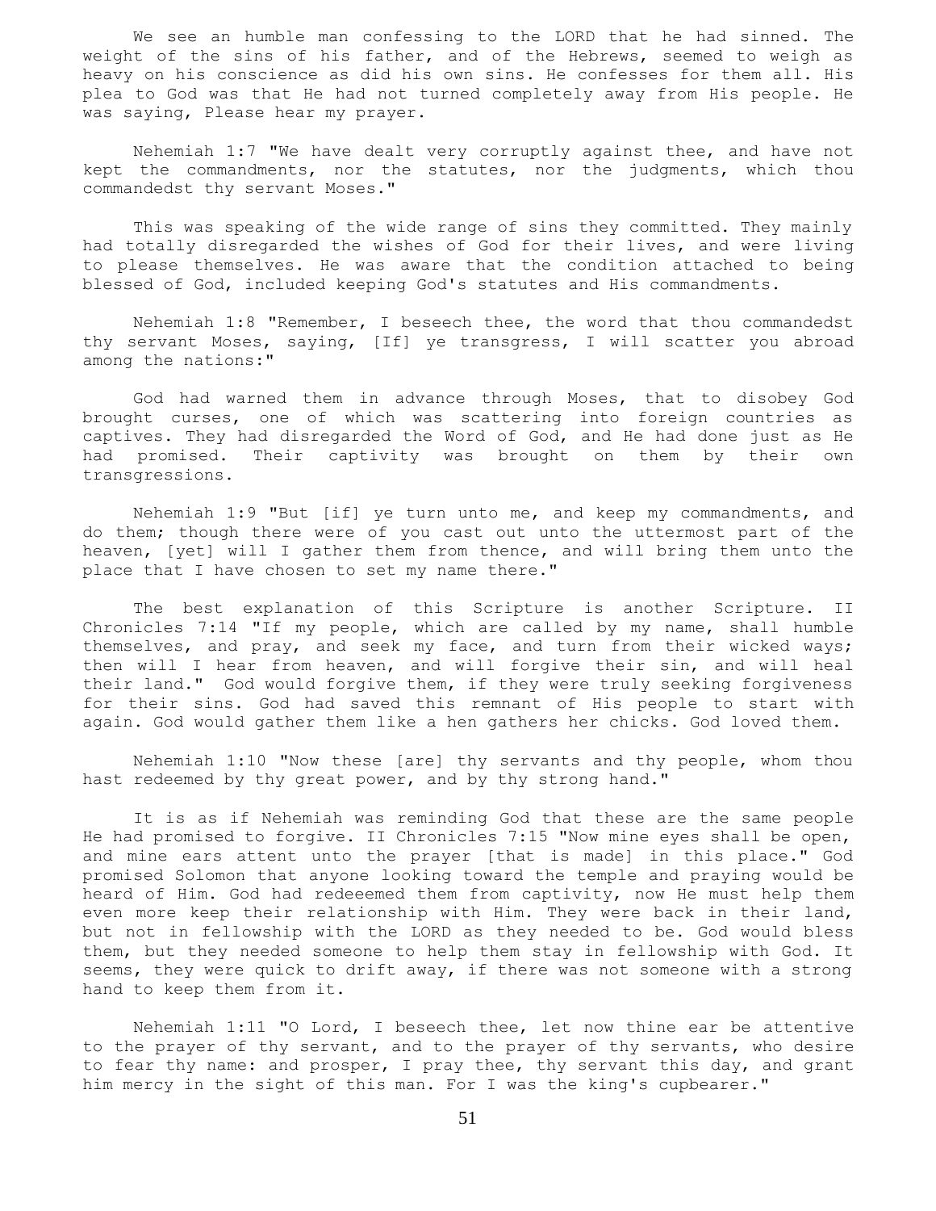We see an humble man confessing to the LORD that he had sinned. The weight of the sins of his father, and of the Hebrews, seemed to weigh as heavy on his conscience as did his own sins. He confesses for them all. His plea to God was that He had not turned completely away from His people. He was saying, Please hear my prayer.

Nehemiah 1:7 "We have dealt very corruptly against thee, and have not kept the commandments, nor the statutes, nor the judgments, which thou commandedst thy servant Moses."

This was speaking of the wide range of sins they committed. They mainly had totally disregarded the wishes of God for their lives, and were living to please themselves. He was aware that the condition attached to being blessed of God, included keeping God's statutes and His commandments.

Nehemiah 1:8 "Remember, I beseech thee, the word that thou commandedst thy servant Moses, saying, [If] ye transgress, I will scatter you abroad among the nations:"

God had warned them in advance through Moses, that to disobey God brought curses, one of which was scattering into foreign countries as captives. They had disregarded the Word of God, and He had done just as He had promised. Their captivity was brought on them by their own transgressions.

Nehemiah 1:9 "But [if] ye turn unto me, and keep my commandments, and do them; though there were of you cast out unto the uttermost part of the heaven, [yet] will I gather them from thence, and will bring them unto the place that I have chosen to set my name there."

The best explanation of this Scripture is another Scripture. II Chronicles 7:14 "If my people, which are called by my name, shall humble themselves, and pray, and seek my face, and turn from their wicked ways; then will I hear from heaven, and will forgive their sin, and will heal their land." God would forgive them, if they were truly seeking forgiveness for their sins. God had saved this remnant of His people to start with again. God would gather them like a hen gathers her chicks. God loved them.

Nehemiah 1:10 "Now these [are] thy servants and thy people, whom thou hast redeemed by thy great power, and by thy strong hand."

It is as if Nehemiah was reminding God that these are the same people He had promised to forgive. II Chronicles 7:15 "Now mine eyes shall be open, and mine ears attent unto the prayer [that is made] in this place." God promised Solomon that anyone looking toward the temple and praying would be heard of Him. God had redeeemed them from captivity, now He must help them even more keep their relationship with Him. They were back in their land, but not in fellowship with the LORD as they needed to be. God would bless them, but they needed someone to help them stay in fellowship with God. It seems, they were quick to drift away, if there was not someone with a strong hand to keep them from it.

Nehemiah 1:11 "O Lord, I beseech thee, let now thine ear be attentive to the prayer of thy servant, and to the prayer of thy servants, who desire to fear thy name: and prosper, I pray thee, thy servant this day, and grant him mercy in the sight of this man. For I was the king's cupbearer."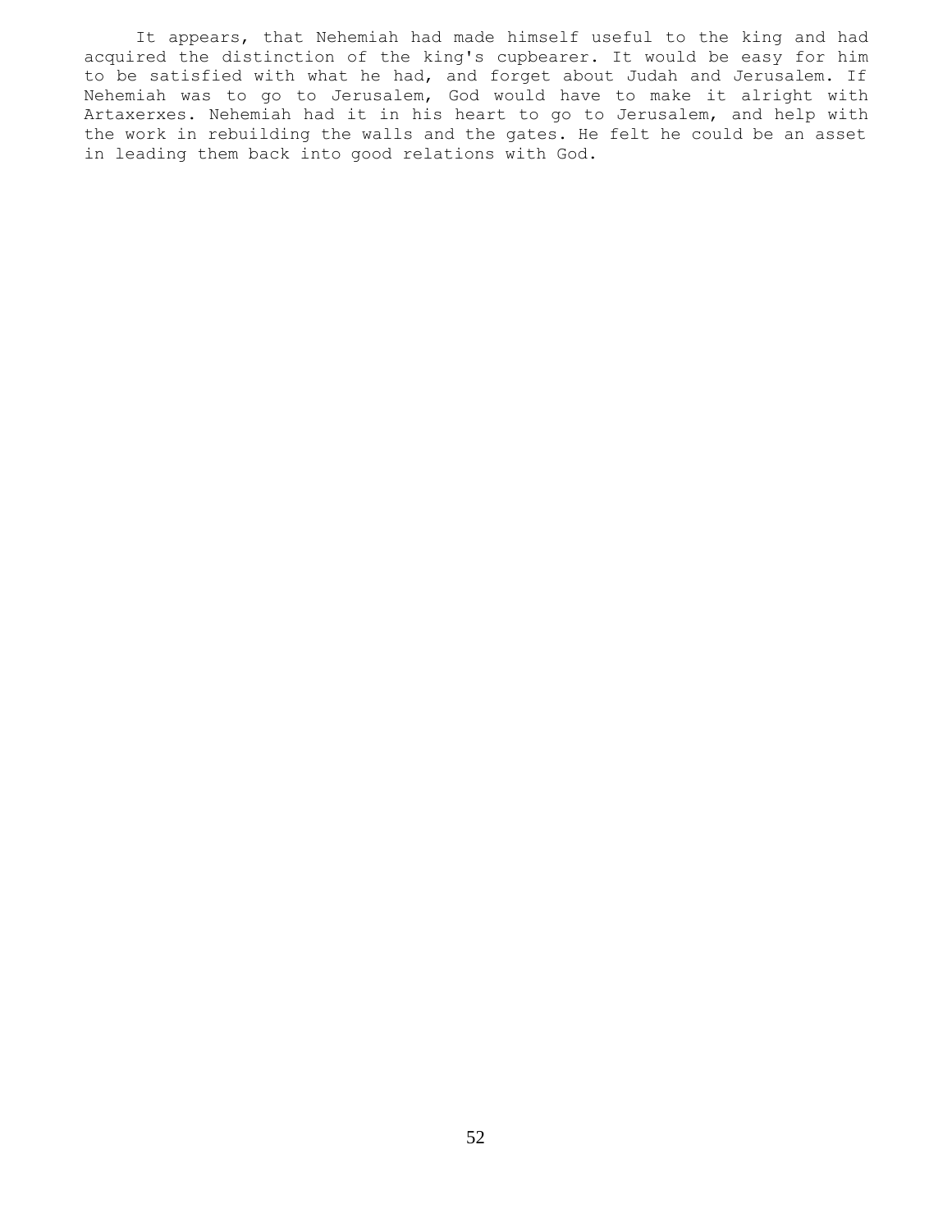It appears, that Nehemiah had made himself useful to the king and had acquired the distinction of the king's cupbearer. It would be easy for him to be satisfied with what he had, and forget about Judah and Jerusalem. If Nehemiah was to go to Jerusalem, God would have to make it alright with Artaxerxes. Nehemiah had it in his heart to go to Jerusalem, and help with the work in rebuilding the walls and the gates. He felt he could be an asset in leading them back into good relations with God.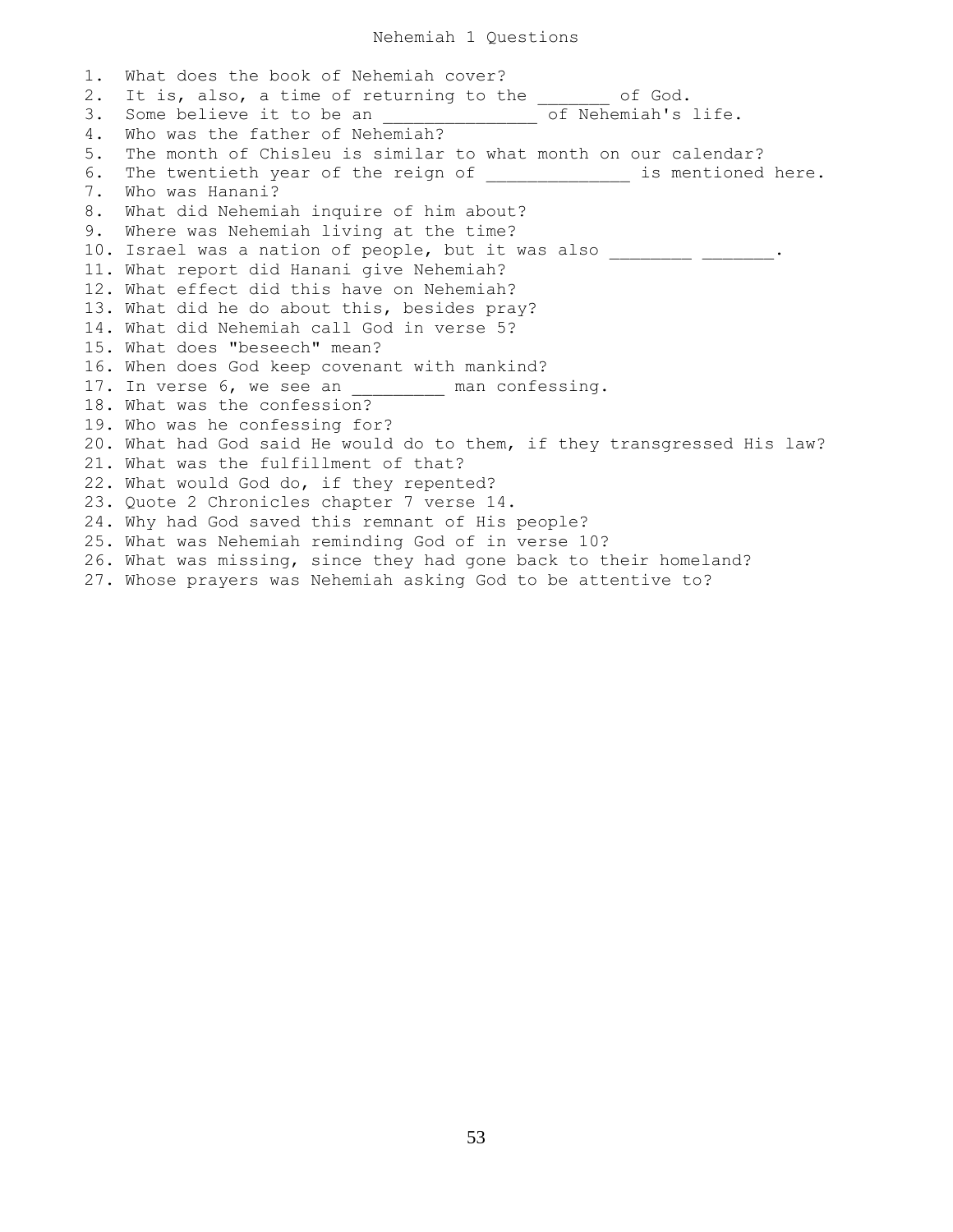# Nehemiah 1 Questions

1. What does the book of Nehemiah cover?
2. It is, also, a time of returning to the _______ of God.
3. Some believe it to be an ______________ of Nehemiah's life.
4. Who was the father of Nehemiah?
5. The month of Chisleu is similar to what month on our calendar?
6. The twentieth year of the reign of _____________ is mentioned here.
7. Who was Hanani?
8. What did Nehemiah inquire of him about?
9. Where was Nehemiah living at the time?
10. Israel was a nation of people, but it was also ________ _______.
11. What report did Hanani give Nehemiah?
12. What effect did this have on Nehemiah?
13. What did he do about this, besides pray?
14. What did Nehemiah call God in verse 5?
15. What does "beseech" mean?
16. When does God keep covenant with mankind?
17. In verse 6, we see an _________ man confessing.
18. What was the confession?
19. Who was he confessing for?
20. What had God said He would do to them, if they transgressed His law?
21. What was the fulfillment of that?
22. What would God do, if they repented?
23. Quote 2 Chronicles chapter 7 verse 14.
24. Why had God saved this remnant of His people?
25. What was Nehemiah reminding God of in verse 10?
26. What was missing, since they had gone back to their homeland?
27. Whose prayers was Nehemiah asking God to be attentive to?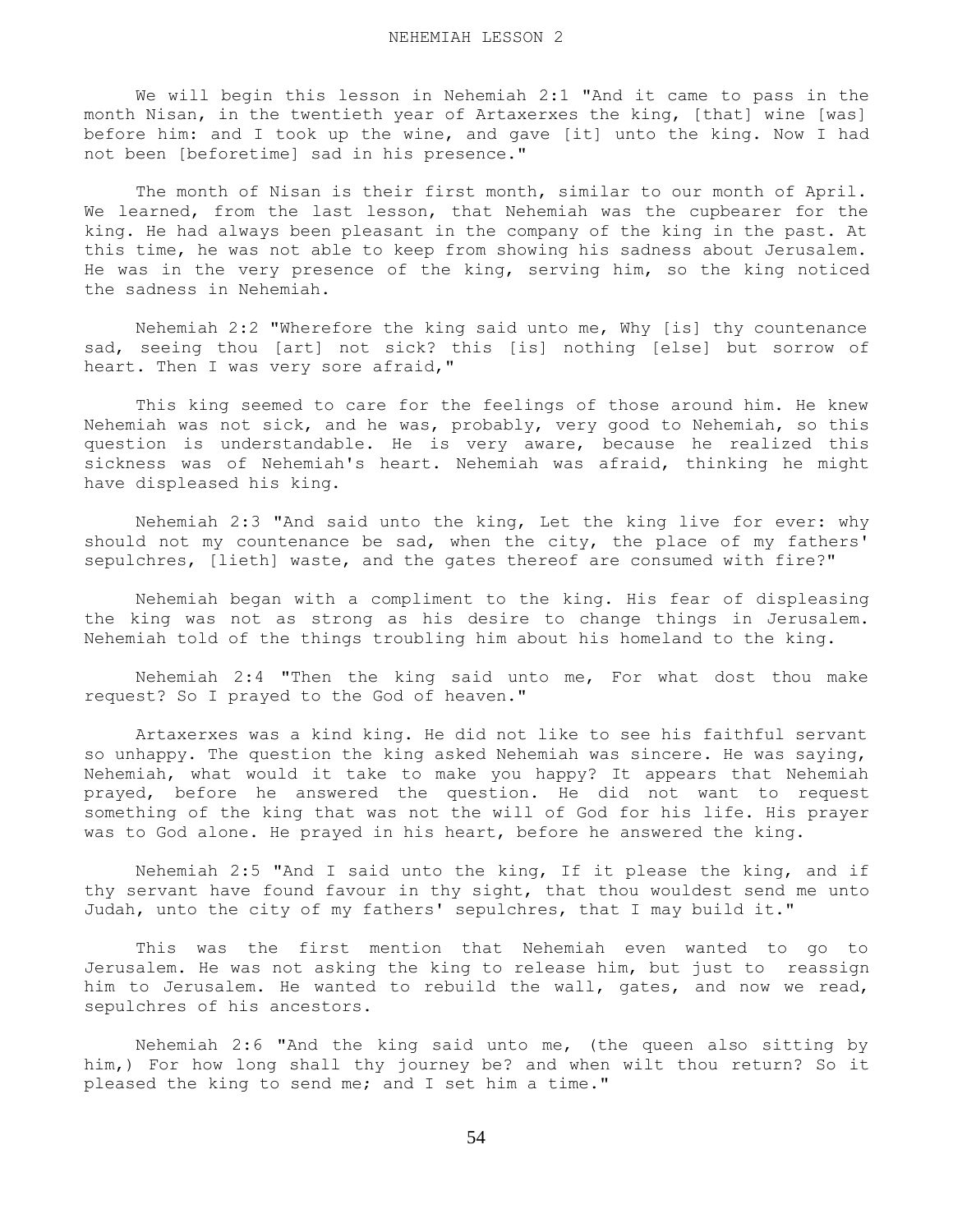# NEHEMIAH LESSON 2

We will begin this lesson in Nehemiah 2:1 "And it came to pass in the month Nisan, in the twentieth year of Artaxerxes the king, [that] wine [was] before him: and I took up the wine, and gave [it] unto the king. Now I had not been [beforetime] sad in his presence."

The month of Nisan is their first month, similar to our month of April. We learned, from the last lesson, that Nehemiah was the cupbearer for the king. He had always been pleasant in the company of the king in the past. At this time, he was not able to keep from showing his sadness about Jerusalem. He was in the very presence of the king, serving him, so the king noticed the sadness in Nehemiah.

Nehemiah 2:2 "Wherefore the king said unto me, Why [is] thy countenance sad, seeing thou [art] not sick? this [is] nothing [else] but sorrow of heart. Then I was very sore afraid,"

This king seemed to care for the feelings of those around him. He knew Nehemiah was not sick, and he was, probably, very good to Nehemiah, so this question is understandable. He is very aware, because he realized this sickness was of Nehemiah's heart. Nehemiah was afraid, thinking he might have displeased his king.

Nehemiah 2:3 "And said unto the king, Let the king live for ever: why should not my countenance be sad, when the city, the place of my fathers' sepulchres, [lieth] waste, and the gates thereof are consumed with fire?"

Nehemiah began with a compliment to the king. His fear of displeasing the king was not as strong as his desire to change things in Jerusalem. Nehemiah told of the things troubling him about his homeland to the king.

Nehemiah 2:4 "Then the king said unto me, For what dost thou make request? So I prayed to the God of heaven."

Artaxerxes was a kind king. He did not like to see his faithful servant so unhappy. The question the king asked Nehemiah was sincere. He was saying, Nehemiah, what would it take to make you happy? It appears that Nehemiah prayed, before he answered the question. He did not want to request something of the king that was not the will of God for his life. His prayer was to God alone. He prayed in his heart, before he answered the king.

Nehemiah 2:5 "And I said unto the king, If it please the king, and if thy servant have found favour in thy sight, that thou wouldest send me unto Judah, unto the city of my fathers' sepulchres, that I may build it."

This was the first mention that Nehemiah even wanted to go to Jerusalem. He was not asking the king to release him, but just to reassign him to Jerusalem. He wanted to rebuild the wall, gates, and now we read, sepulchres of his ancestors.

Nehemiah 2:6 "And the king said unto me, (the queen also sitting by him,) For how long shall thy journey be? and when wilt thou return? So it pleased the king to send me; and I set him a time."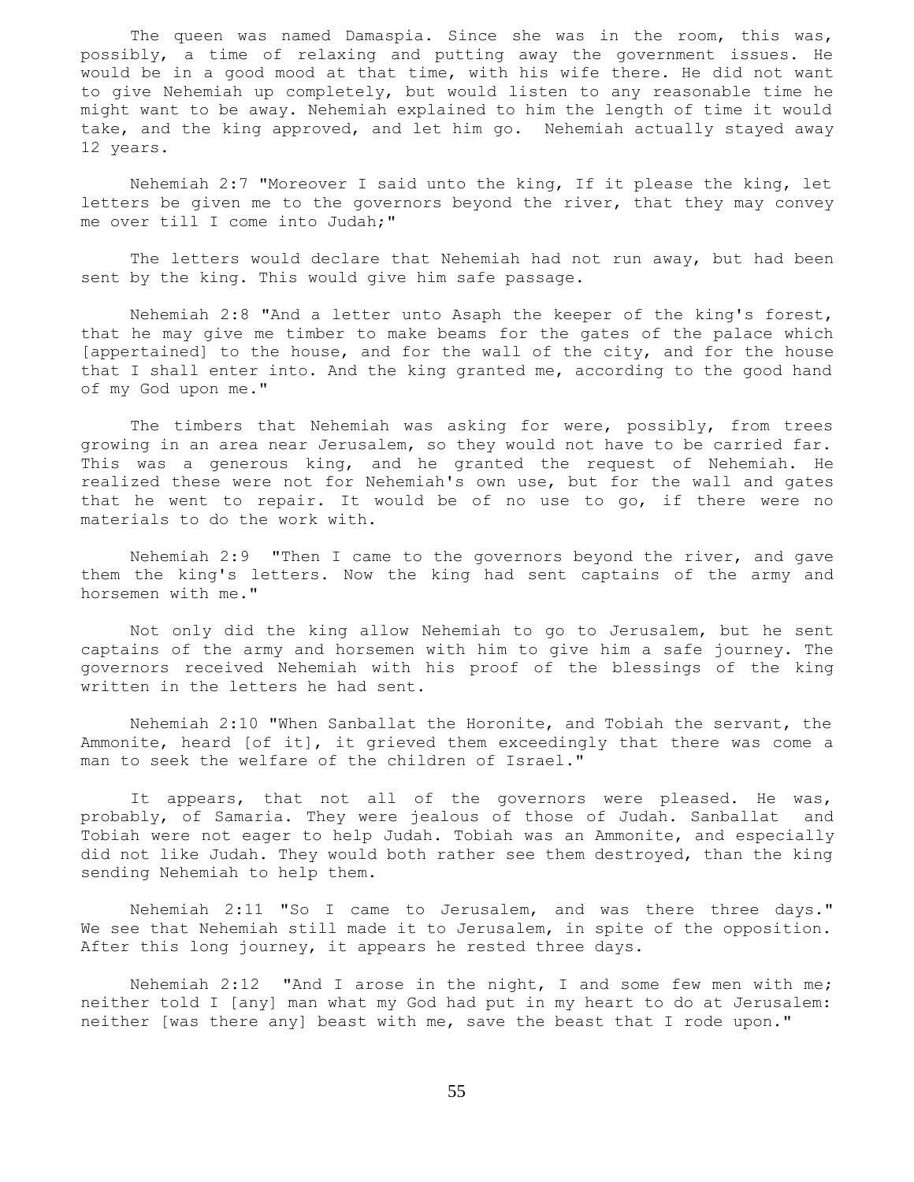The queen was named Damaspia. Since she was in the room, this was, possibly, a time of relaxing and putting away the government issues. He would be in a good mood at that time, with his wife there. He did not want to give Nehemiah up completely, but would listen to any reasonable time he might want to be away. Nehemiah explained to him the length of time it would take, and the king approved, and let him go. Nehemiah actually stayed away 12 years.

Nehemiah 2:7 "Moreover I said unto the king, If it please the king, let letters be given me to the governors beyond the river, that they may convey me over till I come into Judah;"

The letters would declare that Nehemiah had not run away, but had been sent by the king. This would give him safe passage.

Nehemiah 2:8 "And a letter unto Asaph the keeper of the king's forest, that he may give me timber to make beams for the gates of the palace which [appertained] to the house, and for the wall of the city, and for the house that I shall enter into. And the king granted me, according to the good hand of my God upon me."

The timbers that Nehemiah was asking for were, possibly, from trees growing in an area near Jerusalem, so they would not have to be carried far. This was a generous king, and he granted the request of Nehemiah. He realized these were not for Nehemiah's own use, but for the wall and gates that he went to repair. It would be of no use to go, if there were no materials to do the work with.

Nehemiah 2:9 "Then I came to the governors beyond the river, and gave them the king's letters. Now the king had sent captains of the army and horsemen with me."

Not only did the king allow Nehemiah to go to Jerusalem, but he sent captains of the army and horsemen with him to give him a safe journey. The governors received Nehemiah with his proof of the blessings of the king written in the letters he had sent.

Nehemiah 2:10 "When Sanballat the Horonite, and Tobiah the servant, the Ammonite, heard [of it], it grieved them exceedingly that there was come a man to seek the welfare of the children of Israel."

It appears, that not all of the governors were pleased. He was, probably, of Samaria. They were jealous of those of Judah. Sanballat and Tobiah were not eager to help Judah. Tobiah was an Ammonite, and especially did not like Judah. They would both rather see them destroyed, than the king sending Nehemiah to help them.

Nehemiah 2:11 "So I came to Jerusalem, and was there three days." We see that Nehemiah still made it to Jerusalem, in spite of the opposition. After this long journey, it appears he rested three days.

Nehemiah 2:12 "And I arose in the night, I and some few men with me; neither told I [any] man what my God had put in my heart to do at Jerusalem: neither [was there any] beast with me, save the beast that I rode upon."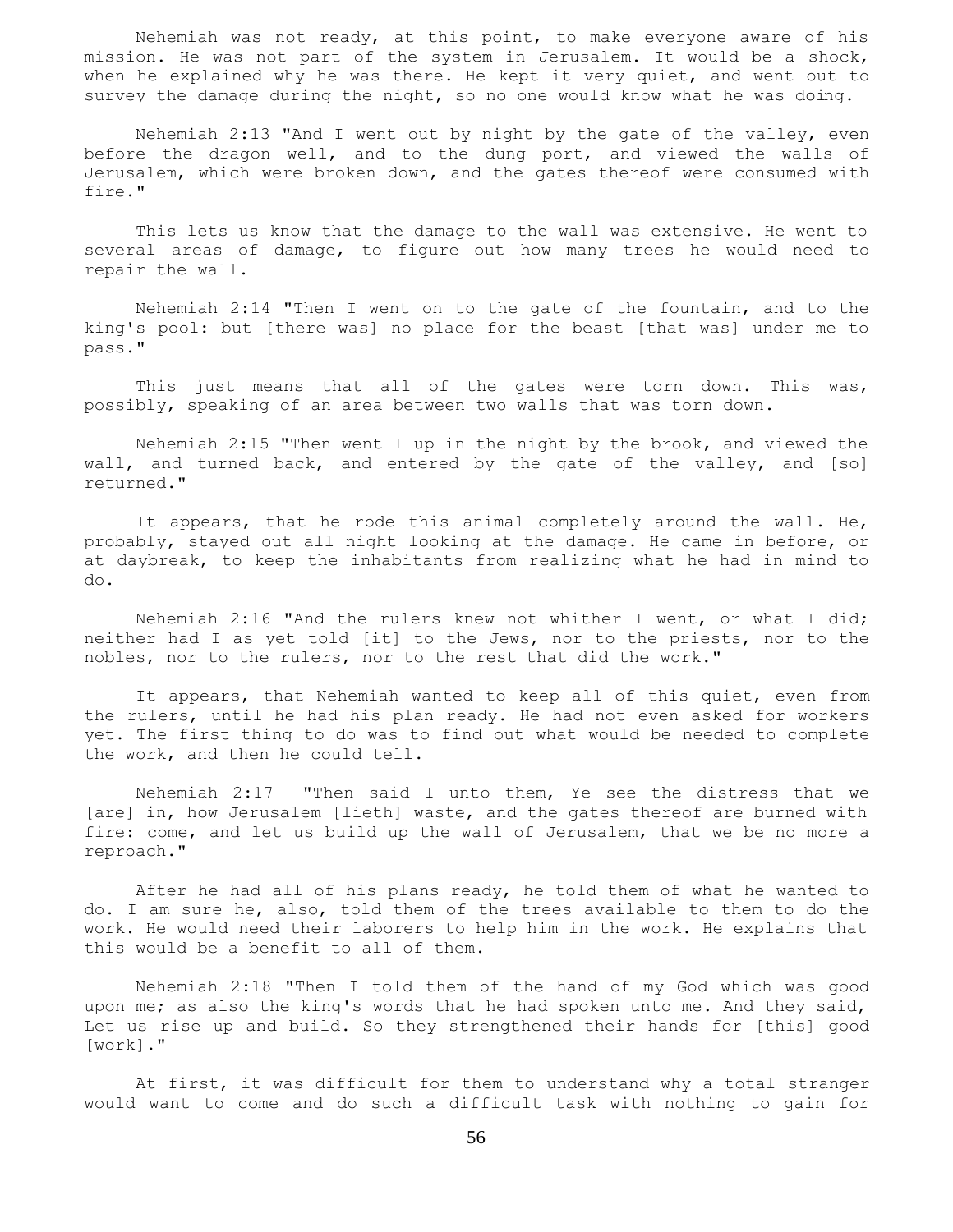Nehemiah was not ready, at this point, to make everyone aware of his mission. He was not part of the system in Jerusalem. It would be a shock, when he explained why he was there. He kept it very quiet, and went out to survey the damage during the night, so no one would know what he was doing.

Nehemiah 2:13 "And I went out by night by the gate of the valley, even before the dragon well, and to the dung port, and viewed the walls of Jerusalem, which were broken down, and the gates thereof were consumed with fire."

This lets us know that the damage to the wall was extensive. He went to several areas of damage, to figure out how many trees he would need to repair the wall.

Nehemiah 2:14 "Then I went on to the gate of the fountain, and to the king's pool: but [there was] no place for the beast [that was] under me to pass."

This just means that all of the gates were torn down. This was, possibly, speaking of an area between two walls that was torn down.

Nehemiah 2:15 "Then went I up in the night by the brook, and viewed the wall, and turned back, and entered by the gate of the valley, and [so] returned."

It appears, that he rode this animal completely around the wall. He, probably, stayed out all night looking at the damage. He came in before, or at daybreak, to keep the inhabitants from realizing what he had in mind to do.

Nehemiah 2:16 "And the rulers knew not whither I went, or what I did; neither had I as yet told [it] to the Jews, nor to the priests, nor to the nobles, nor to the rulers, nor to the rest that did the work."

It appears, that Nehemiah wanted to keep all of this quiet, even from the rulers, until he had his plan ready. He had not even asked for workers yet. The first thing to do was to find out what would be needed to complete the work, and then he could tell.

Nehemiah 2:17 "Then said I unto them, Ye see the distress that we [are] in, how Jerusalem [lieth] waste, and the gates thereof are burned with fire: come, and let us build up the wall of Jerusalem, that we be no more a reproach."

After he had all of his plans ready, he told them of what he wanted to do. I am sure he, also, told them of the trees available to them to do the work. He would need their laborers to help him in the work. He explains that this would be a benefit to all of them.

Nehemiah 2:18 "Then I told them of the hand of my God which was good upon me; as also the king's words that he had spoken unto me. And they said, Let us rise up and build. So they strengthened their hands for [this] good [work]."

At first, it was difficult for them to understand why a total stranger would want to come and do such a difficult task with nothing to gain for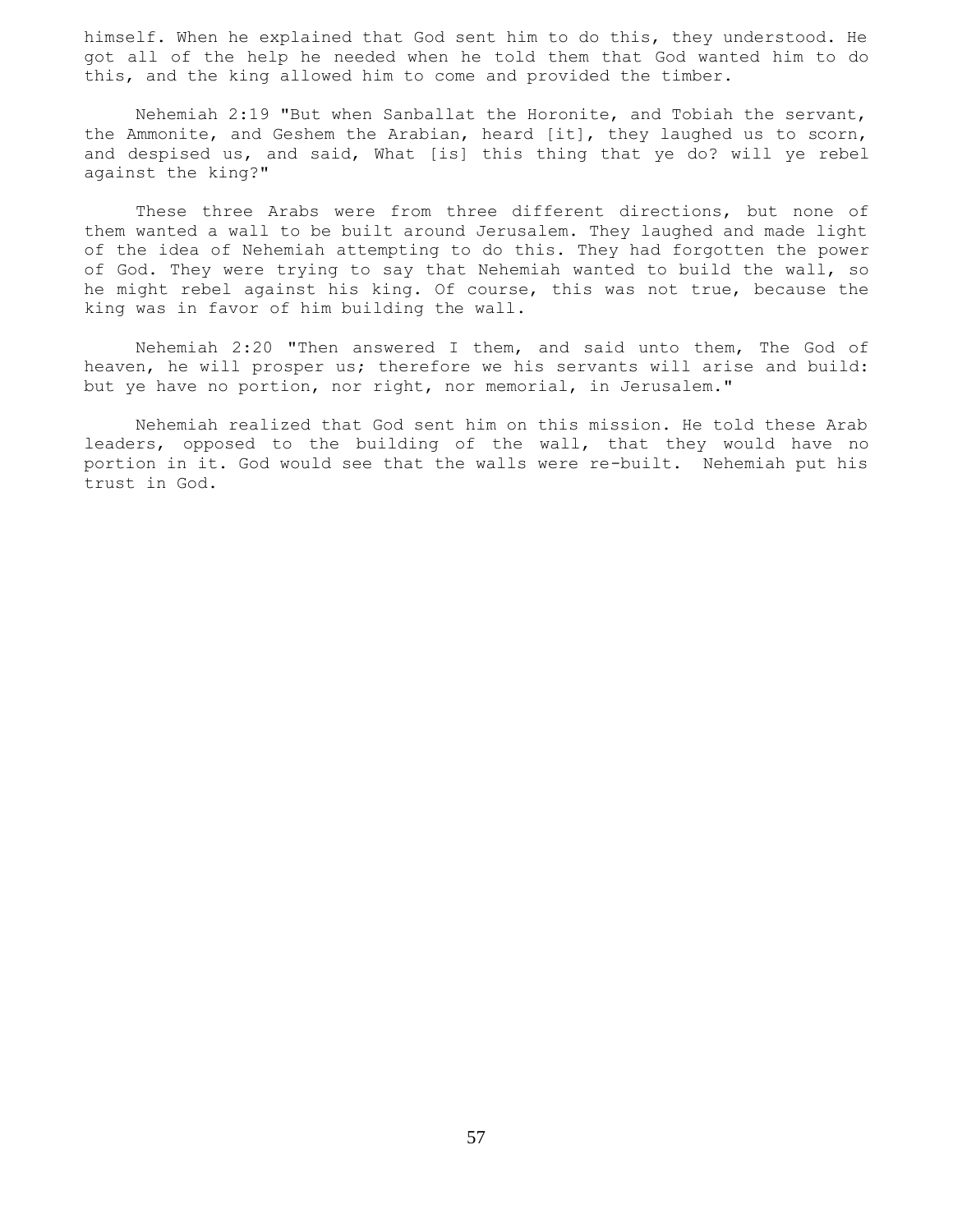himself. When he explained that God sent him to do this, they understood. He got all of the help he needed when he told them that God wanted him to do this, and the king allowed him to come and provided the timber.

Nehemiah 2:19 "But when Sanballat the Horonite, and Tobiah the servant, the Ammonite, and Geshem the Arabian, heard [it], they laughed us to scorn, and despised us, and said, What [is] this thing that ye do? will ye rebel against the king?"

These three Arabs were from three different directions, but none of them wanted a wall to be built around Jerusalem. They laughed and made light of the idea of Nehemiah attempting to do this. They had forgotten the power of God. They were trying to say that Nehemiah wanted to build the wall, so he might rebel against his king. Of course, this was not true, because the king was in favor of him building the wall.

Nehemiah 2:20 "Then answered I them, and said unto them, The God of heaven, he will prosper us; therefore we his servants will arise and build: but ye have no portion, nor right, nor memorial, in Jerusalem."

Nehemiah realized that God sent him on this mission. He told these Arab leaders, opposed to the building of the wall, that they would have no portion in it. God would see that the walls were re-built. Nehemiah put his trust in God.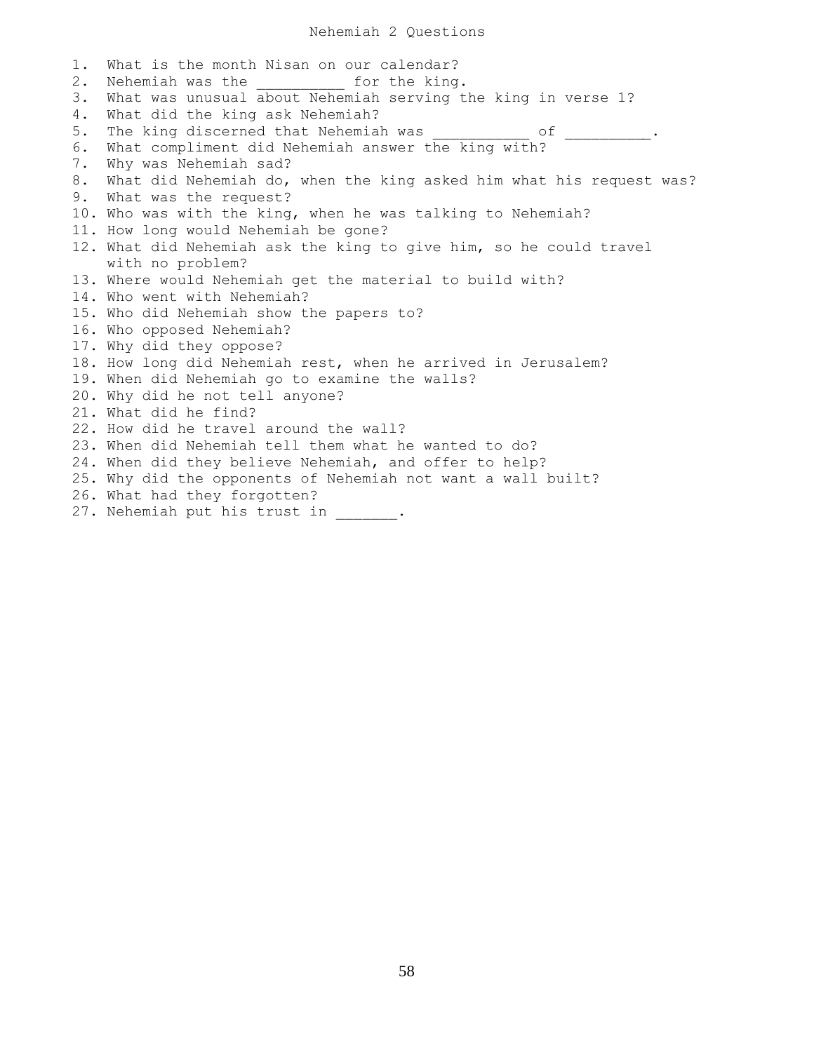# Nehemiah 2 Questions

1. What is the month Nisan on our calendar?
2. Nehemiah was the __________ for the king.
3. What was unusual about Nehemiah serving the king in verse 1?
4. What did the king ask Nehemiah?
5. The king discerned that Nehemiah was ___________ of _________.
6. What compliment did Nehemiah answer the king with?
7. Why was Nehemiah sad?
8. What did Nehemiah do, when the king asked him what his request was?
9. What was the request?
10. Who was with the king, when he was talking to Nehemiah?
11. How long would Nehemiah be gone?
12. What did Nehemiah ask the king to give him, so he could travel with no problem?
13. Where would Nehemiah get the material to build with?
14. Who went with Nehemiah?
15. Who did Nehemiah show the papers to?
16. Who opposed Nehemiah?
17. Why did they oppose?
18. How long did Nehemiah rest, when he arrived in Jerusalem?
19. When did Nehemiah go to examine the walls?
20. Why did he not tell anyone?
21. What did he find?
22. How did he travel around the wall?
23. When did Nehemiah tell them what he wanted to do?
24. When did they believe Nehemiah, and offer to help?
25. Why did the opponents of Nehemiah not want a wall built?
26. What had they forgotten?
27. Nehemiah put his trust in _______.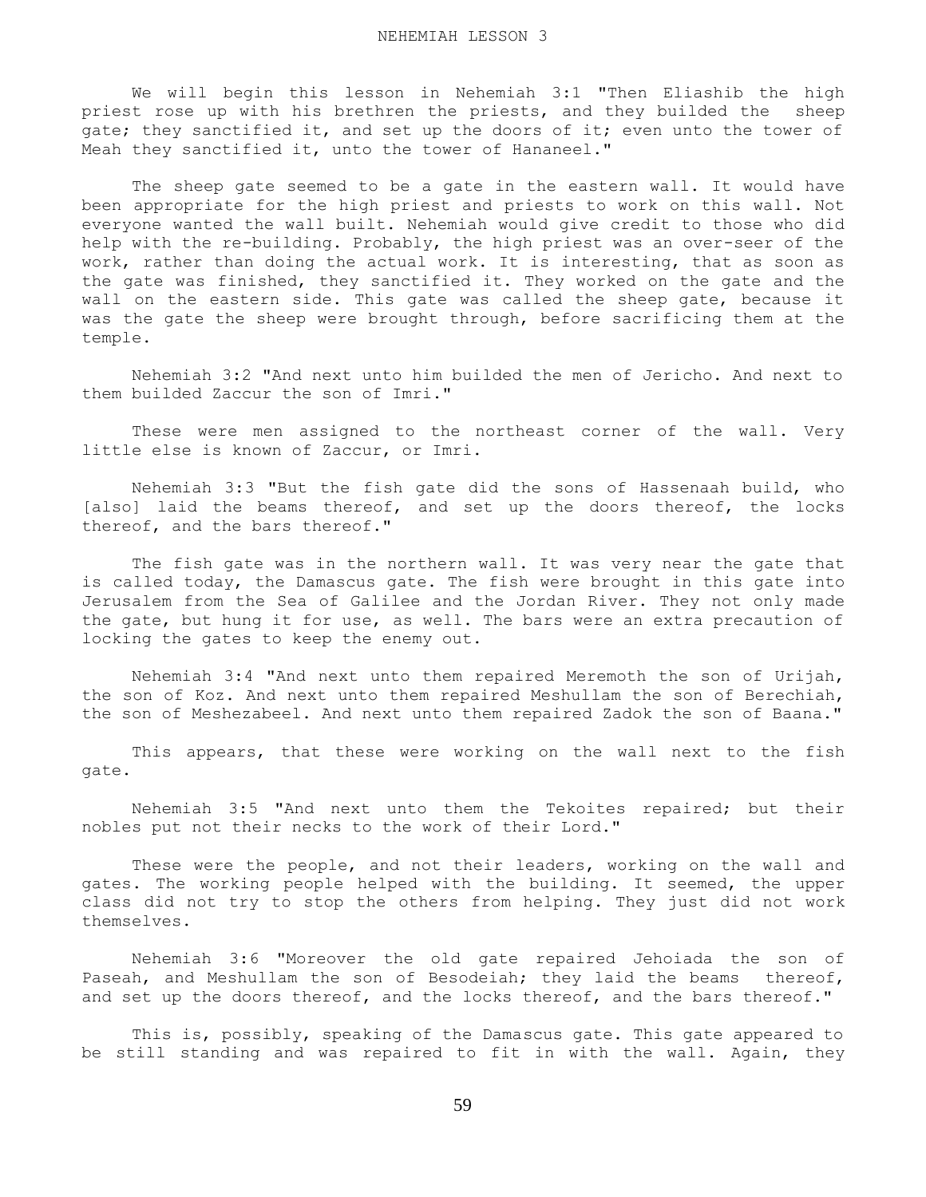We will begin this lesson in Nehemiah 3:1 "Then Eliashib the high priest rose up with his brethren the priests, and they builded the sheep gate; they sanctified it, and set up the doors of it; even unto the tower of Meah they sanctified it, unto the tower of Hananeel."

The sheep gate seemed to be a gate in the eastern wall. It would have been appropriate for the high priest and priests to work on this wall. Not everyone wanted the wall built. Nehemiah would give credit to those who did help with the re-building. Probably, the high priest was an over-seer of the work, rather than doing the actual work. It is interesting, that as soon as the gate was finished, they sanctified it. They worked on the gate and the wall on the eastern side. This gate was called the sheep gate, because it was the gate the sheep were brought through, before sacrificing them at the temple.

Nehemiah 3:2 "And next unto him builded the men of Jericho. And next to them builded Zaccur the son of Imri."

These were men assigned to the northeast corner of the wall. Very little else is known of Zaccur, or Imri.

Nehemiah 3:3 "But the fish gate did the sons of Hassenaah build, who [also] laid the beams thereof, and set up the doors thereof, the locks thereof, and the bars thereof."

The fish gate was in the northern wall. It was very near the gate that is called today, the Damascus gate. The fish were brought in this gate into Jerusalem from the Sea of Galilee and the Jordan River. They not only made the gate, but hung it for use, as well. The bars were an extra precaution of locking the gates to keep the enemy out.

Nehemiah 3:4 "And next unto them repaired Meremoth the son of Urijah, the son of Koz. And next unto them repaired Meshullam the son of Berechiah, the son of Meshezabeel. And next unto them repaired Zadok the son of Baana."

This appears, that these were working on the wall next to the fish gate.

Nehemiah 3:5 "And next unto them the Tekoites repaired; but their nobles put not their necks to the work of their Lord."

These were the people, and not their leaders, working on the wall and gates. The working people helped with the building. It seemed, the upper class did not try to stop the others from helping. They just did not work themselves.

Nehemiah 3:6 "Moreover the old gate repaired Jehoiada the son of Paseah, and Meshullam the son of Besodeiah; they laid the beams thereof, and set up the doors thereof, and the locks thereof, and the bars thereof."

This is, possibly, speaking of the Damascus gate. This gate appeared to be still standing and was repaired to fit in with the wall. Again, they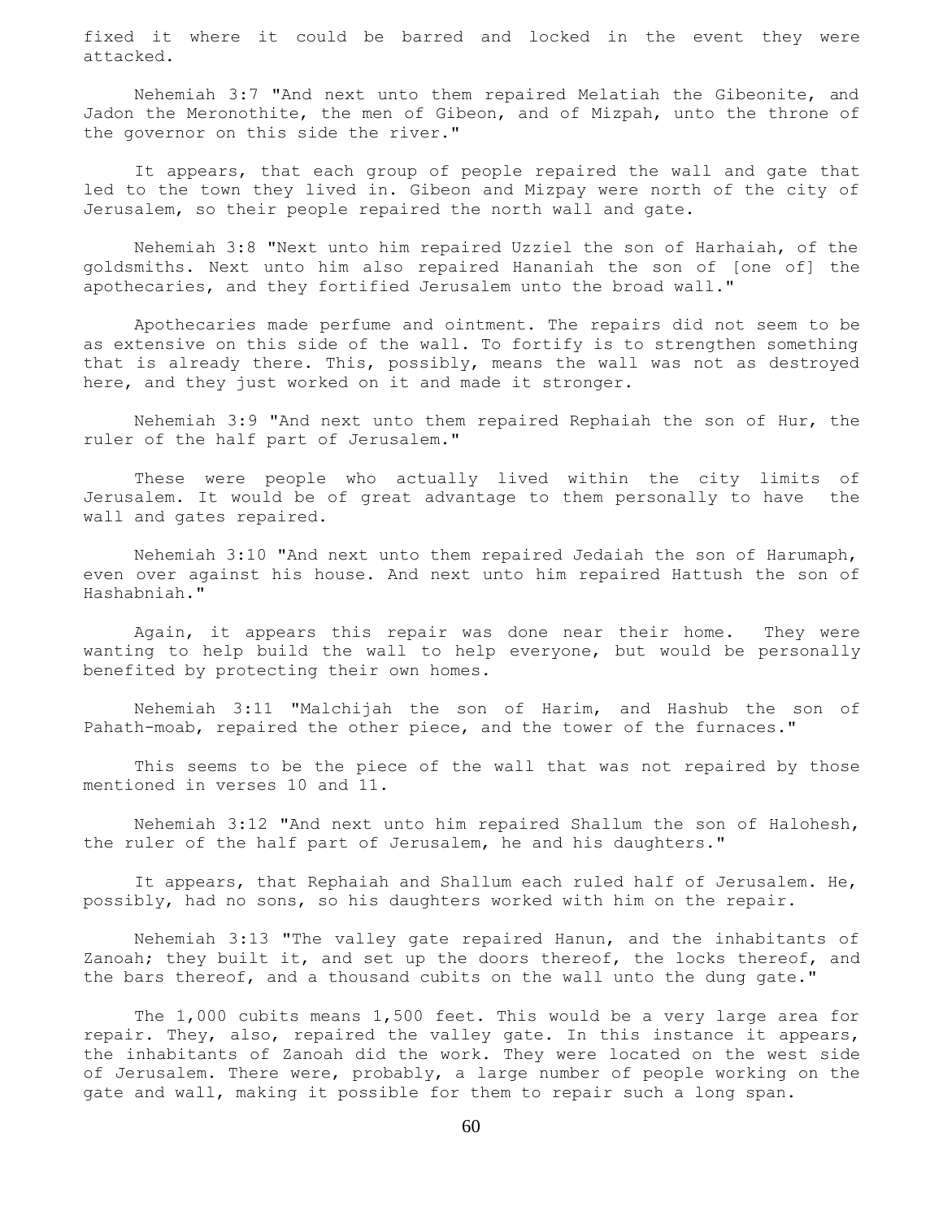fixed it where it could be barred and locked in the event they were attacked.

Nehemiah 3:7 "And next unto them repaired Melatiah the Gibeonite, and Jadon the Meronothite, the men of Gibeon, and of Mizpah, unto the throne of the governor on this side the river."

It appears, that each group of people repaired the wall and gate that led to the town they lived in. Gibeon and Mizpay were north of the city of Jerusalem, so their people repaired the north wall and gate.

Nehemiah 3:8 "Next unto him repaired Uzziel the son of Harhaiah, of the goldsmiths. Next unto him also repaired Hananiah the son of [one of] the apothecaries, and they fortified Jerusalem unto the broad wall."

Apothecaries made perfume and ointment. The repairs did not seem to be as extensive on this side of the wall. To fortify is to strengthen something that is already there. This, possibly, means the wall was not as destroyed here, and they just worked on it and made it stronger.

Nehemiah 3:9 "And next unto them repaired Rephaiah the son of Hur, the ruler of the half part of Jerusalem."

These were people who actually lived within the city limits of Jerusalem. It would be of great advantage to them personally to have the wall and gates repaired.

Nehemiah 3:10 "And next unto them repaired Jedaiah the son of Harumaph, even over against his house. And next unto him repaired Hattush the son of Hashabniah."

Again, it appears this repair was done near their home. They were wanting to help build the wall to help everyone, but would be personally benefited by protecting their own homes.

Nehemiah 3:11 "Malchijah the son of Harim, and Hashub the son of Pahath-moab, repaired the other piece, and the tower of the furnaces."

This seems to be the piece of the wall that was not repaired by those mentioned in verses 10 and 11.

Nehemiah 3:12 "And next unto him repaired Shallum the son of Halohesh, the ruler of the half part of Jerusalem, he and his daughters."

It appears, that Rephaiah and Shallum each ruled half of Jerusalem. He, possibly, had no sons, so his daughters worked with him on the repair.

Nehemiah 3:13 "The valley gate repaired Hanun, and the inhabitants of Zanoah; they built it, and set up the doors thereof, the locks thereof, and the bars thereof, and a thousand cubits on the wall unto the dung gate."

The 1,000 cubits means 1,500 feet. This would be a very large area for repair. They, also, repaired the valley gate. In this instance it appears, the inhabitants of Zanoah did the work. They were located on the west side of Jerusalem. There were, probably, a large number of people working on the gate and wall, making it possible for them to repair such a long span.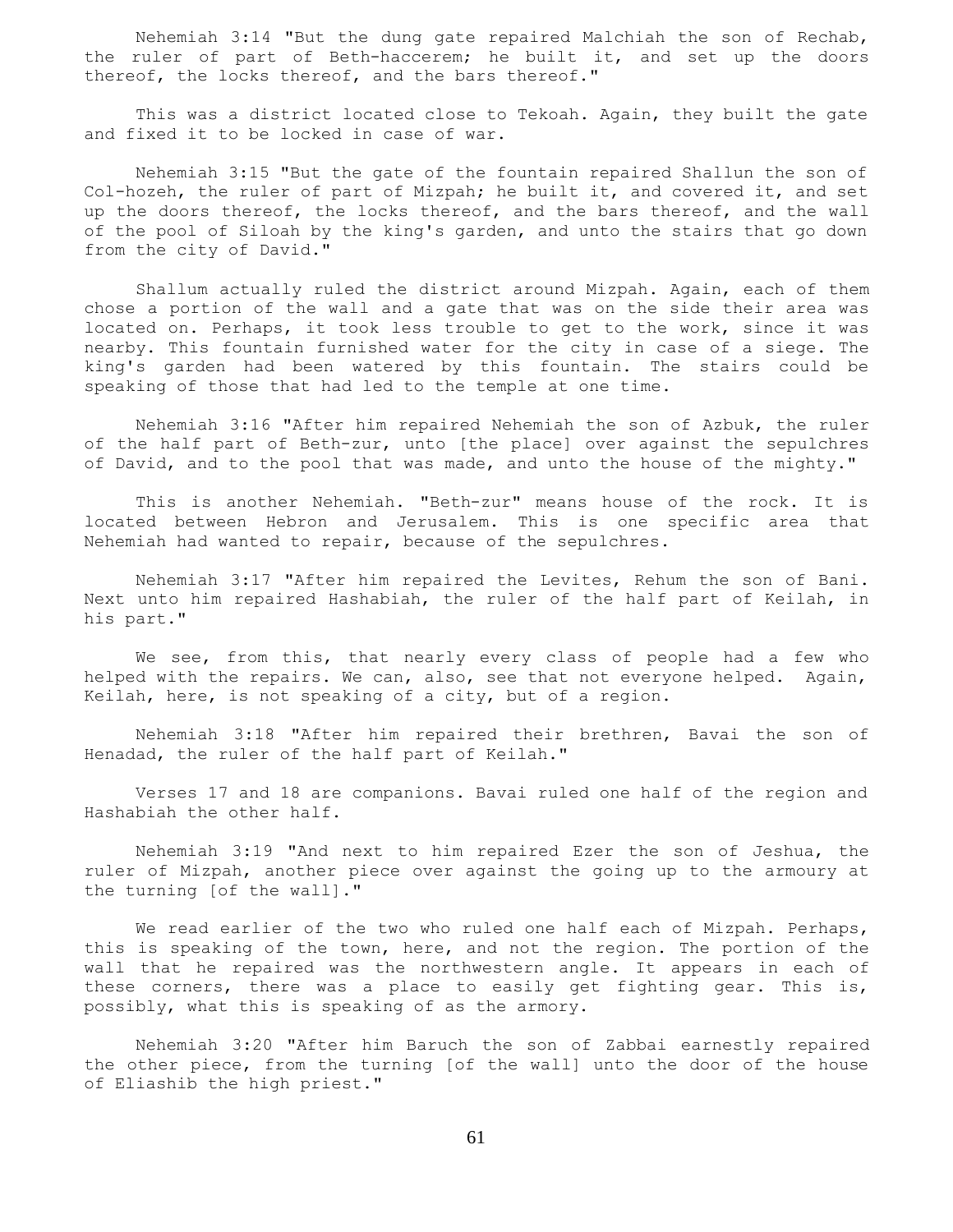Nehemiah 3:14 "But the dung gate repaired Malchiah the son of Rechab, the ruler of part of Beth-haccerem; he built it, and set up the doors thereof, the locks thereof, and the bars thereof."

This was a district located close to Tekoah. Again, they built the gate and fixed it to be locked in case of war.

Nehemiah 3:15 "But the gate of the fountain repaired Shallun the son of Col-hozeh, the ruler of part of Mizpah; he built it, and covered it, and set up the doors thereof, the locks thereof, and the bars thereof, and the wall of the pool of Siloah by the king's garden, and unto the stairs that go down from the city of David."

Shallum actually ruled the district around Mizpah. Again, each of them chose a portion of the wall and a gate that was on the side their area was located on. Perhaps, it took less trouble to get to the work, since it was nearby. This fountain furnished water for the city in case of a siege. The king's garden had been watered by this fountain. The stairs could be speaking of those that had led to the temple at one time.

Nehemiah 3:16 "After him repaired Nehemiah the son of Azbuk, the ruler of the half part of Beth-zur, unto [the place] over against the sepulchres of David, and to the pool that was made, and unto the house of the mighty."

This is another Nehemiah. "Beth-zur" means house of the rock. It is located between Hebron and Jerusalem. This is one specific area that Nehemiah had wanted to repair, because of the sepulchres.

Nehemiah 3:17 "After him repaired the Levites, Rehum the son of Bani. Next unto him repaired Hashabiah, the ruler of the half part of Keilah, in his part."

We see, from this, that nearly every class of people had a few who helped with the repairs. We can, also, see that not everyone helped. Again, Keilah, here, is not speaking of a city, but of a region.

Nehemiah 3:18 "After him repaired their brethren, Bavai the son of Henadad, the ruler of the half part of Keilah."

Verses 17 and 18 are companions. Bavai ruled one half of the region and Hashabiah the other half.

Nehemiah 3:19 "And next to him repaired Ezer the son of Jeshua, the ruler of Mizpah, another piece over against the going up to the armoury at the turning [of the wall]."

We read earlier of the two who ruled one half each of Mizpah. Perhaps, this is speaking of the town, here, and not the region. The portion of the wall that he repaired was the northwestern angle. It appears in each of these corners, there was a place to easily get fighting gear. This is, possibly, what this is speaking of as the armory.

Nehemiah 3:20 "After him Baruch the son of Zabbai earnestly repaired the other piece, from the turning [of the wall] unto the door of the house of Eliashib the high priest."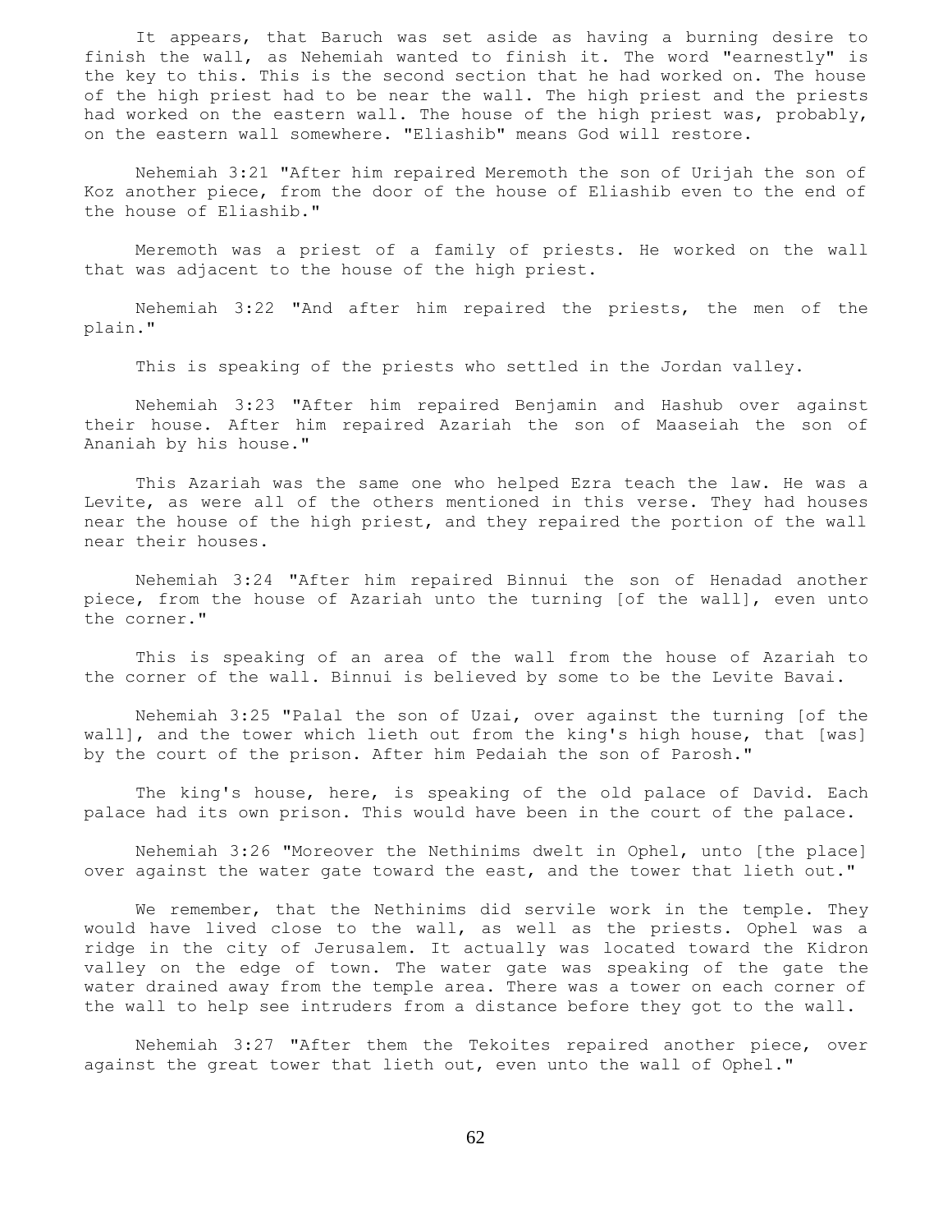It appears, that Baruch was set aside as having a burning desire to finish the wall, as Nehemiah wanted to finish it. The word "earnestly" is the key to this. This is the second section that he had worked on. The house of the high priest had to be near the wall. The high priest and the priests had worked on the eastern wall. The house of the high priest was, probably, on the eastern wall somewhere. "Eliashib" means God will restore.

Nehemiah 3:21 "After him repaired Meremoth the son of Urijah the son of Koz another piece, from the door of the house of Eliashib even to the end of the house of Eliashib."

Meremoth was a priest of a family of priests. He worked on the wall that was adjacent to the house of the high priest.

Nehemiah 3:22 "And after him repaired the priests, the men of the plain."

This is speaking of the priests who settled in the Jordan valley.

Nehemiah 3:23 "After him repaired Benjamin and Hashub over against their house. After him repaired Azariah the son of Maaseiah the son of Ananiah by his house."

This Azariah was the same one who helped Ezra teach the law. He was a Levite, as were all of the others mentioned in this verse. They had houses near the house of the high priest, and they repaired the portion of the wall near their houses.

Nehemiah 3:24 "After him repaired Binnui the son of Henadad another piece, from the house of Azariah unto the turning [of the wall], even unto the corner."

This is speaking of an area of the wall from the house of Azariah to the corner of the wall. Binnui is believed by some to be the Levite Bavai.

Nehemiah 3:25 "Palal the son of Uzai, over against the turning [of the wall], and the tower which lieth out from the king's high house, that [was] by the court of the prison. After him Pedaiah the son of Parosh."

The king's house, here, is speaking of the old palace of David. Each palace had its own prison. This would have been in the court of the palace.

Nehemiah 3:26 "Moreover the Nethinims dwelt in Ophel, unto [the place] over against the water gate toward the east, and the tower that lieth out."

We remember, that the Nethinims did servile work in the temple. They would have lived close to the wall, as well as the priests. Ophel was a ridge in the city of Jerusalem. It actually was located toward the Kidron valley on the edge of town. The water gate was speaking of the gate the water drained away from the temple area. There was a tower on each corner of the wall to help see intruders from a distance before they got to the wall.

Nehemiah 3:27 "After them the Tekoites repaired another piece, over against the great tower that lieth out, even unto the wall of Ophel."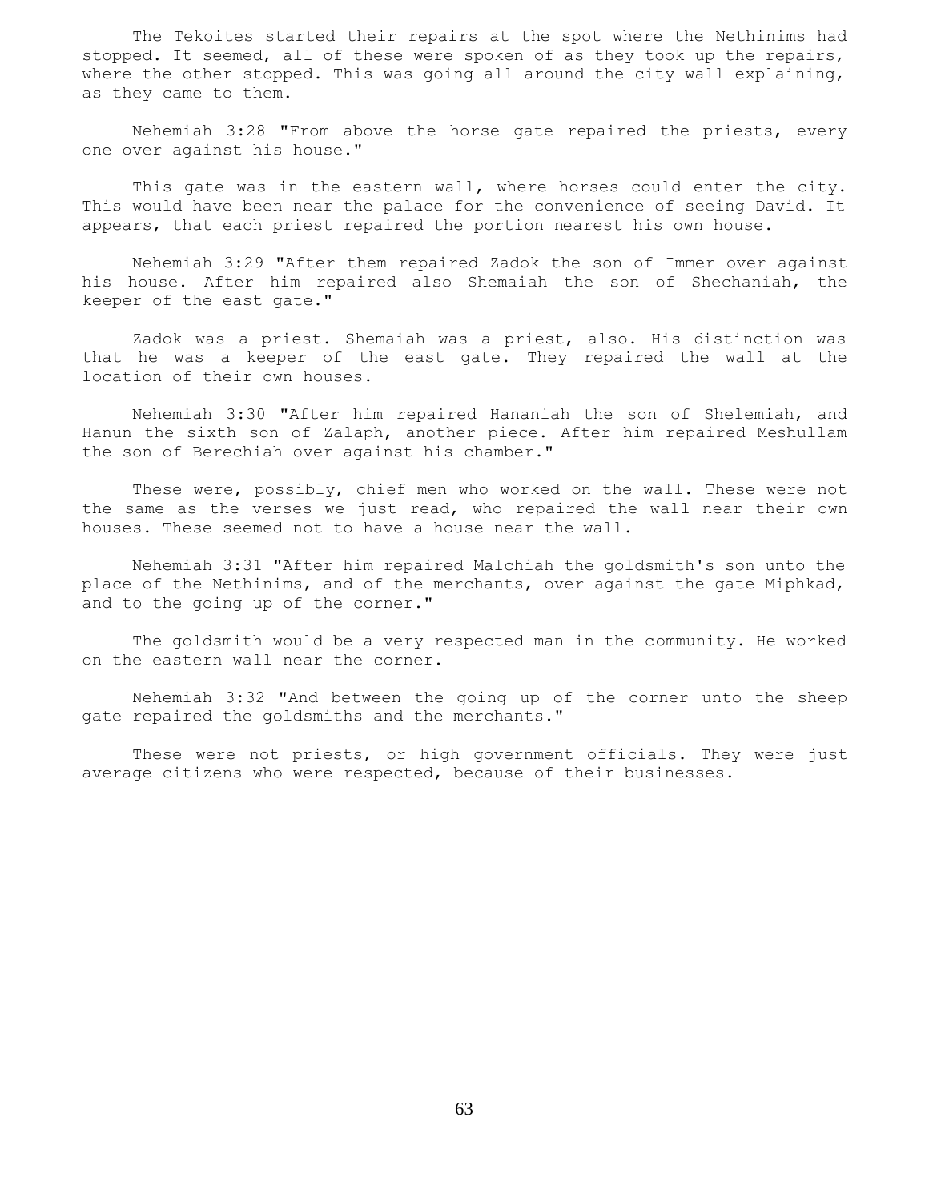The Tekoites started their repairs at the spot where the Nethinims had stopped. It seemed, all of these were spoken of as they took up the repairs, where the other stopped. This was going all around the city wall explaining, as they came to them.

Nehemiah 3:28 "From above the horse gate repaired the priests, every one over against his house."

This gate was in the eastern wall, where horses could enter the city. This would have been near the palace for the convenience of seeing David. It appears, that each priest repaired the portion nearest his own house.

Nehemiah 3:29 "After them repaired Zadok the son of Immer over against his house. After him repaired also Shemaiah the son of Shechaniah, the keeper of the east gate."

Zadok was a priest. Shemaiah was a priest, also. His distinction was that he was a keeper of the east gate. They repaired the wall at the location of their own houses.

Nehemiah 3:30 "After him repaired Hananiah the son of Shelemiah, and Hanun the sixth son of Zalaph, another piece. After him repaired Meshullam the son of Berechiah over against his chamber."

These were, possibly, chief men who worked on the wall. These were not the same as the verses we just read, who repaired the wall near their own houses. These seemed not to have a house near the wall.

Nehemiah 3:31 "After him repaired Malchiah the goldsmith's son unto the place of the Nethinims, and of the merchants, over against the gate Miphkad, and to the going up of the corner."

The goldsmith would be a very respected man in the community. He worked on the eastern wall near the corner.

Nehemiah 3:32 "And between the going up of the corner unto the sheep gate repaired the goldsmiths and the merchants."

These were not priests, or high government officials. They were just average citizens who were respected, because of their businesses.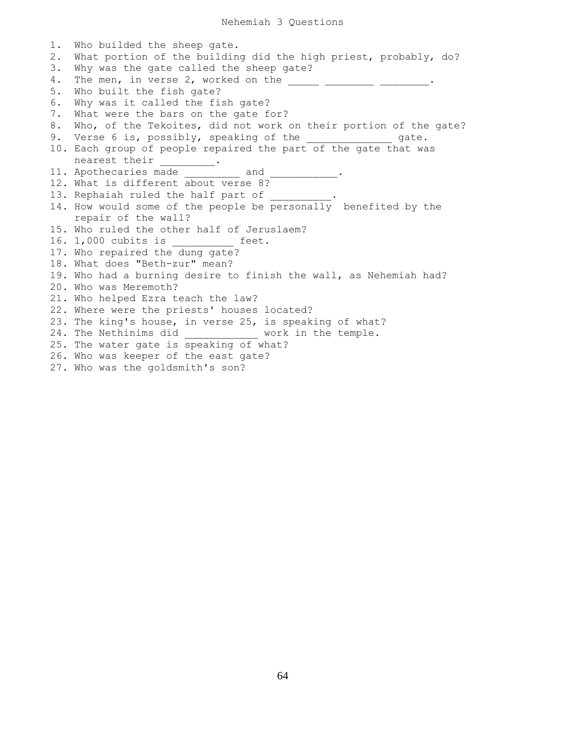# Nehemiah 3 Questions

1. Who builded the sheep gate.
2. What portion of the building did the high priest, probably, do?
3. Why was the gate called the sheep gate?
4. The men, in verse 2, worked on the _____ ________ ________.
5. Who built the fish gate?
6. Why was it called the fish gate?
7. What were the bars on the gate for?
8. Who, of the Tekoites, did not work on their portion of the gate?
9. Verse 6 is, possibly, speaking of the _____________ gate.
10. Each group of people repaired the part of the gate that was nearest their _________.
11. Apothecaries made _________ and ___________.
12. What is different about verse 8?
13. Rephaiah ruled the half part of __________.
14. How would some of the people be personally  benefited by the repair of the wall?
15. Who ruled the other half of Jeruslaem?
16. 1,000 cubits is __________ feet.
17. Who repaired the dung gate?
18. What does "Beth-zur" mean?
19. Who had a burning desire to finish the wall, as Nehemiah had?
20. Who was Meremoth?
21. Who helped Ezra teach the law?
22. Where were the priests' houses located?
23. The king's house, in verse 25, is speaking of what?
24. The Nethinims did ____________ work in the temple.
25. The water gate is speaking of what?
26. Who was keeper of the east gate?
27. Who was the goldsmith's son?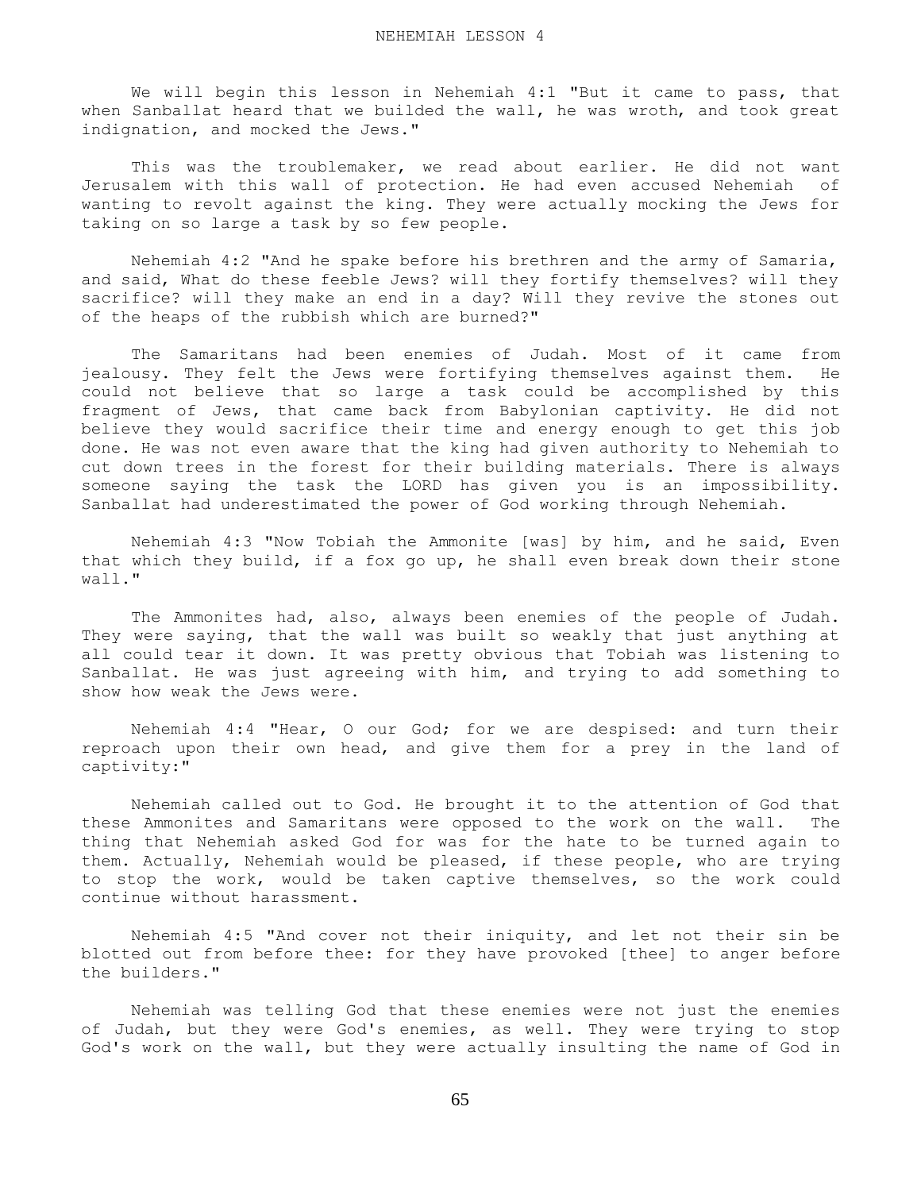# NEHEMIAH LESSON 4

We will begin this lesson in Nehemiah 4:1 "But it came to pass, that when Sanballat heard that we builded the wall, he was wroth, and took great indignation, and mocked the Jews."

This was the troublemaker, we read about earlier. He did not want Jerusalem with this wall of protection. He had even accused Nehemiah of wanting to revolt against the king. They were actually mocking the Jews for taking on so large a task by so few people.

Nehemiah 4:2 "And he spake before his brethren and the army of Samaria, and said, What do these feeble Jews? will they fortify themselves? will they sacrifice? will they make an end in a day? Will they revive the stones out of the heaps of the rubbish which are burned?"

The Samaritans had been enemies of Judah. Most of it came from jealousy. They felt the Jews were fortifying themselves against them. He could not believe that so large a task could be accomplished by this fragment of Jews, that came back from Babylonian captivity. He did not believe they would sacrifice their time and energy enough to get this job done. He was not even aware that the king had given authority to Nehemiah to cut down trees in the forest for their building materials. There is always someone saying the task the LORD has given you is an impossibility. Sanballat had underestimated the power of God working through Nehemiah.

Nehemiah 4:3 "Now Tobiah the Ammonite [was] by him, and he said, Even that which they build, if a fox go up, he shall even break down their stone wall."

The Ammonites had, also, always been enemies of the people of Judah. They were saying, that the wall was built so weakly that just anything at all could tear it down. It was pretty obvious that Tobiah was listening to Sanballat. He was just agreeing with him, and trying to add something to show how weak the Jews were.

Nehemiah 4:4 "Hear, O our God; for we are despised: and turn their reproach upon their own head, and give them for a prey in the land of captivity:"

Nehemiah called out to God. He brought it to the attention of God that these Ammonites and Samaritans were opposed to the work on the wall. The thing that Nehemiah asked God for was for the hate to be turned again to them. Actually, Nehemiah would be pleased, if these people, who are trying to stop the work, would be taken captive themselves, so the work could continue without harassment.

Nehemiah 4:5 "And cover not their iniquity, and let not their sin be blotted out from before thee: for they have provoked [thee] to anger before the builders."

Nehemiah was telling God that these enemies were not just the enemies of Judah, but they were God's enemies, as well. They were trying to stop God's work on the wall, but they were actually insulting the name of God in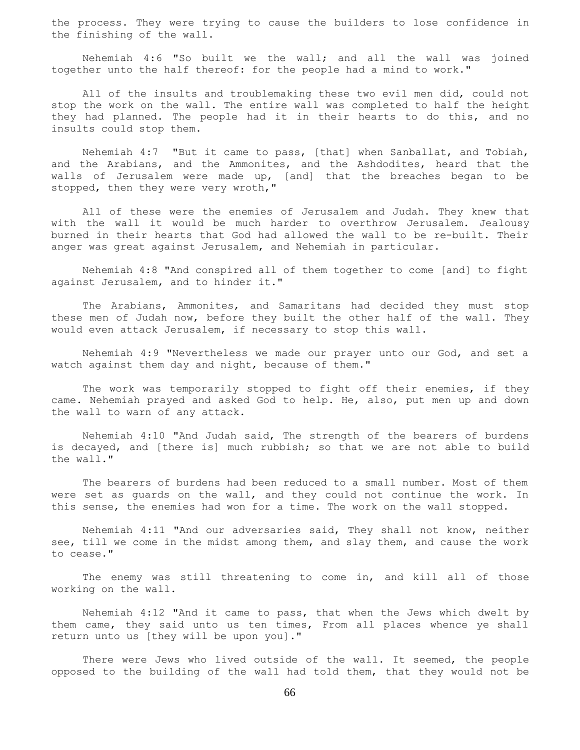the process. They were trying to cause the builders to lose confidence in the finishing of the wall.

Nehemiah 4:6 "So built we the wall; and all the wall was joined together unto the half thereof: for the people had a mind to work."

All of the insults and troublemaking these two evil men did, could not stop the work on the wall. The entire wall was completed to half the height they had planned. The people had it in their hearts to do this, and no insults could stop them.

Nehemiah 4:7 "But it came to pass, [that] when Sanballat, and Tobiah, and the Arabians, and the Ammonites, and the Ashdodites, heard that the walls of Jerusalem were made up, [and] that the breaches began to be stopped, then they were very wroth,"

All of these were the enemies of Jerusalem and Judah. They knew that with the wall it would be much harder to overthrow Jerusalem. Jealousy burned in their hearts that God had allowed the wall to be re-built. Their anger was great against Jerusalem, and Nehemiah in particular.

Nehemiah 4:8 "And conspired all of them together to come [and] to fight against Jerusalem, and to hinder it."

The Arabians, Ammonites, and Samaritans had decided they must stop these men of Judah now, before they built the other half of the wall. They would even attack Jerusalem, if necessary to stop this wall.

Nehemiah 4:9 "Nevertheless we made our prayer unto our God, and set a watch against them day and night, because of them."

The work was temporarily stopped to fight off their enemies, if they came. Nehemiah prayed and asked God to help. He, also, put men up and down the wall to warn of any attack.

Nehemiah 4:10 "And Judah said, The strength of the bearers of burdens is decayed, and [there is] much rubbish; so that we are not able to build the wall."

The bearers of burdens had been reduced to a small number. Most of them were set as guards on the wall, and they could not continue the work. In this sense, the enemies had won for a time. The work on the wall stopped.

Nehemiah 4:11 "And our adversaries said, They shall not know, neither see, till we come in the midst among them, and slay them, and cause the work to cease."

The enemy was still threatening to come in, and kill all of those working on the wall.

Nehemiah 4:12 "And it came to pass, that when the Jews which dwelt by them came, they said unto us ten times, From all places whence ye shall return unto us [they will be upon you]."

There were Jews who lived outside of the wall. It seemed, the people opposed to the building of the wall had told them, that they would not be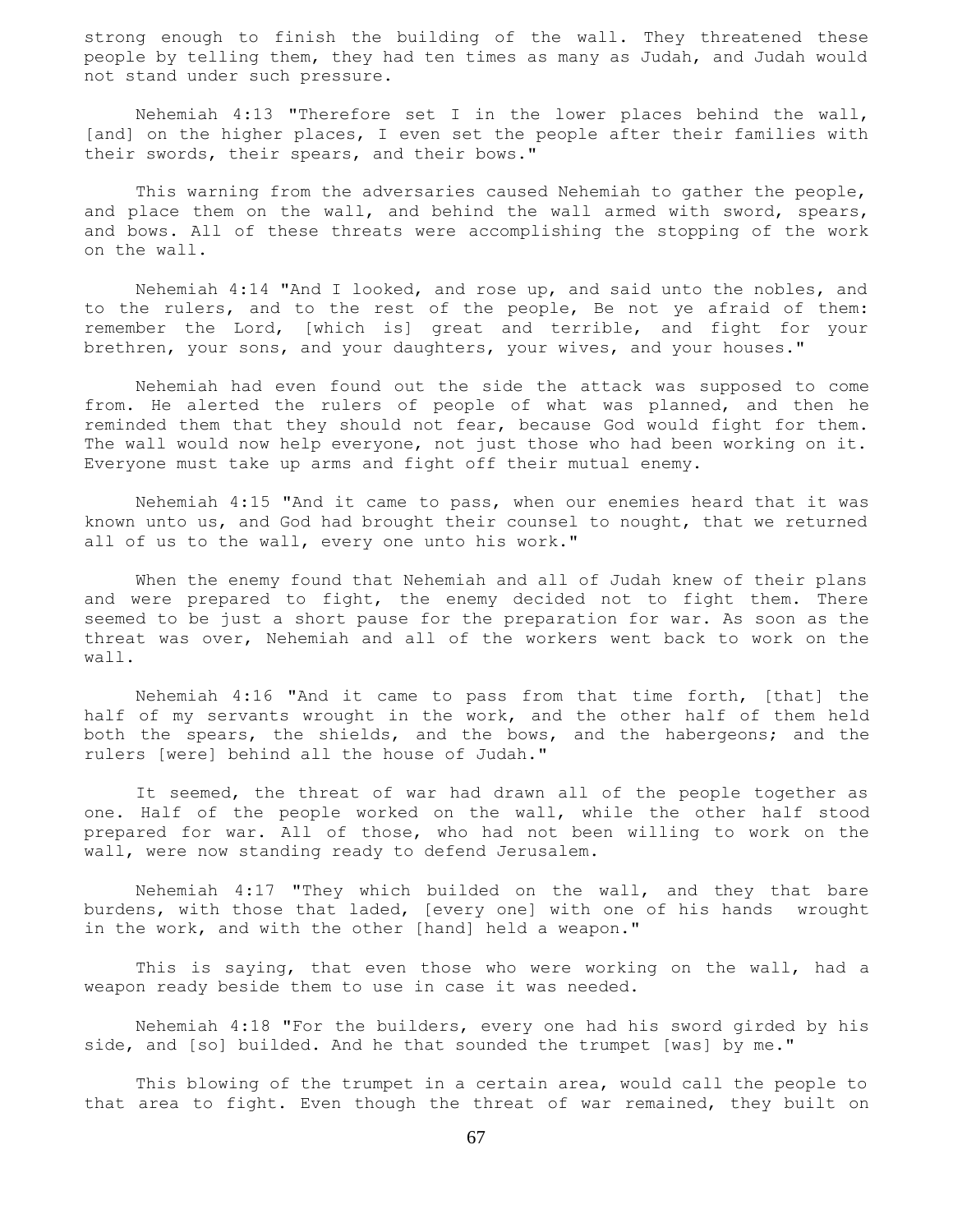strong enough to finish the building of the wall. They threatened these people by telling them, they had ten times as many as Judah, and Judah would not stand under such pressure.

Nehemiah 4:13 "Therefore set I in the lower places behind the wall, [and] on the higher places, I even set the people after their families with their swords, their spears, and their bows."

This warning from the adversaries caused Nehemiah to gather the people, and place them on the wall, and behind the wall armed with sword, spears, and bows. All of these threats were accomplishing the stopping of the work on the wall.

Nehemiah 4:14 "And I looked, and rose up, and said unto the nobles, and to the rulers, and to the rest of the people, Be not ye afraid of them: remember the Lord, [which is] great and terrible, and fight for your brethren, your sons, and your daughters, your wives, and your houses."

Nehemiah had even found out the side the attack was supposed to come from. He alerted the rulers of people of what was planned, and then he reminded them that they should not fear, because God would fight for them. The wall would now help everyone, not just those who had been working on it. Everyone must take up arms and fight off their mutual enemy.

Nehemiah 4:15 "And it came to pass, when our enemies heard that it was known unto us, and God had brought their counsel to nought, that we returned all of us to the wall, every one unto his work."

When the enemy found that Nehemiah and all of Judah knew of their plans and were prepared to fight, the enemy decided not to fight them. There seemed to be just a short pause for the preparation for war. As soon as the threat was over, Nehemiah and all of the workers went back to work on the wall.

Nehemiah 4:16 "And it came to pass from that time forth, [that] the half of my servants wrought in the work, and the other half of them held both the spears, the shields, and the bows, and the habergeons; and the rulers [were] behind all the house of Judah."

It seemed, the threat of war had drawn all of the people together as one. Half of the people worked on the wall, while the other half stood prepared for war. All of those, who had not been willing to work on the wall, were now standing ready to defend Jerusalem.

Nehemiah 4:17 "They which builded on the wall, and they that bare burdens, with those that laded, [every one] with one of his hands wrought in the work, and with the other [hand] held a weapon."

This is saying, that even those who were working on the wall, had a weapon ready beside them to use in case it was needed.

Nehemiah 4:18 "For the builders, every one had his sword girded by his side, and [so] builded. And he that sounded the trumpet [was] by me."

This blowing of the trumpet in a certain area, would call the people to that area to fight. Even though the threat of war remained, they built on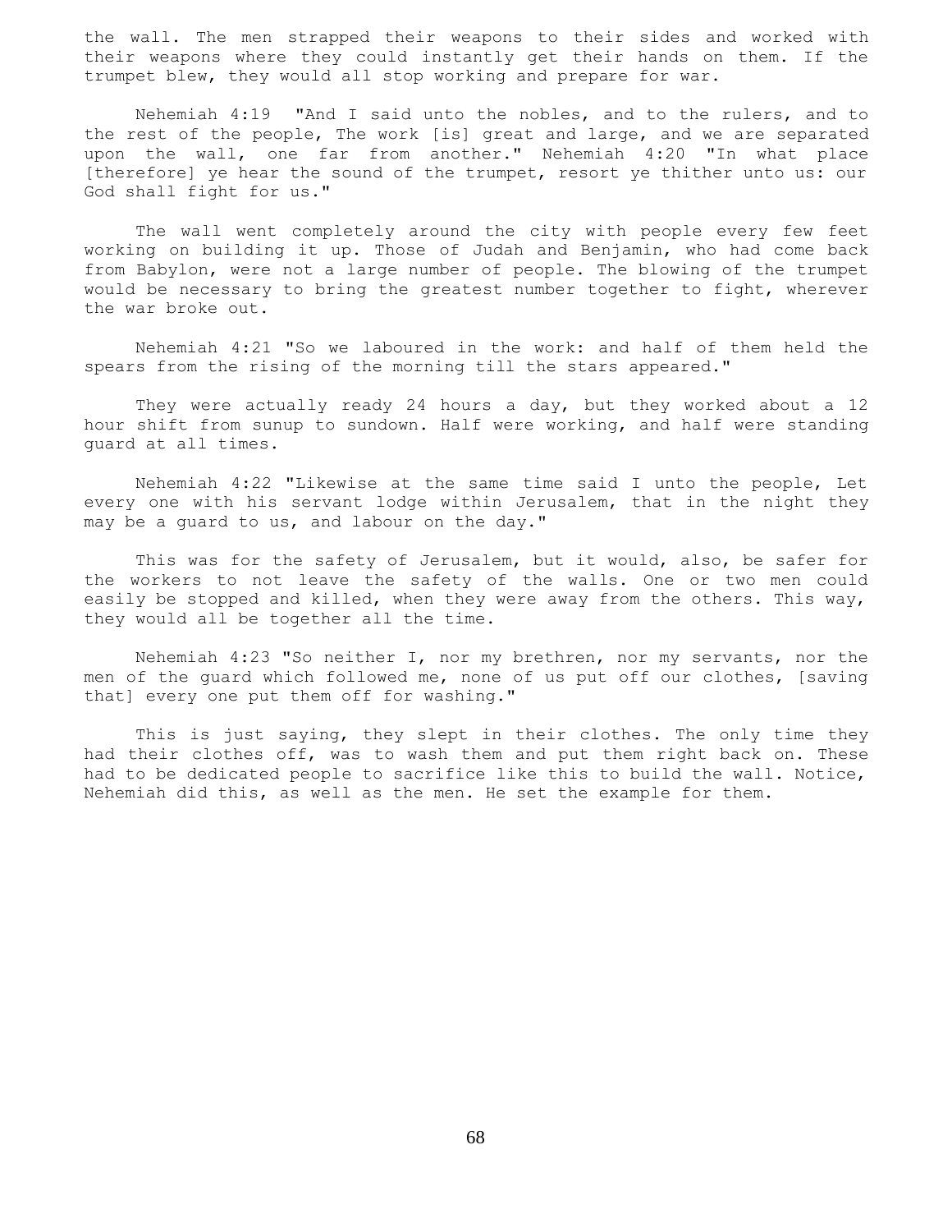the wall. The men strapped their weapons to their sides and worked with their weapons where they could instantly get their hands on them. If the trumpet blew, they would all stop working and prepare for war.

Nehemiah 4:19 "And I said unto the nobles, and to the rulers, and to the rest of the people, The work [is] great and large, and we are separated upon the wall, one far from another." Nehemiah 4:20 "In what place [therefore] ye hear the sound of the trumpet, resort ye thither unto us: our God shall fight for us."

The wall went completely around the city with people every few feet working on building it up. Those of Judah and Benjamin, who had come back from Babylon, were not a large number of people. The blowing of the trumpet would be necessary to bring the greatest number together to fight, wherever the war broke out.

Nehemiah 4:21 "So we laboured in the work: and half of them held the spears from the rising of the morning till the stars appeared."

They were actually ready 24 hours a day, but they worked about a 12 hour shift from sunup to sundown. Half were working, and half were standing guard at all times.

Nehemiah 4:22 "Likewise at the same time said I unto the people, Let every one with his servant lodge within Jerusalem, that in the night they may be a guard to us, and labour on the day."

This was for the safety of Jerusalem, but it would, also, be safer for the workers to not leave the safety of the walls. One or two men could easily be stopped and killed, when they were away from the others. This way, they would all be together all the time.

Nehemiah 4:23 "So neither I, nor my brethren, nor my servants, nor the men of the guard which followed me, none of us put off our clothes, [saving that] every one put them off for washing."

This is just saying, they slept in their clothes. The only time they had their clothes off, was to wash them and put them right back on. These had to be dedicated people to sacrifice like this to build the wall. Notice, Nehemiah did this, as well as the men. He set the example for them.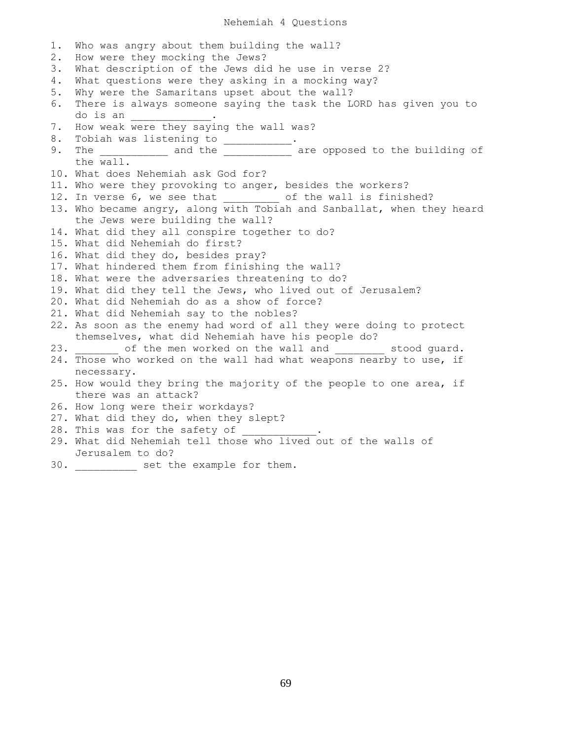# Nehemiah 4 Questions

1. Who was angry about them building the wall?
2. How were they mocking the Jews?
3. What description of the Jews did he use in verse 2?
4. What questions were they asking in a mocking way?
5. Why were the Samaritans upset about the wall?
6. There is always someone saying the task the LORD has given you to do is an _____________.
7. How weak were they saying the wall was?
8. Tobiah was listening to ___________.
9. The ___________ and the ___________ are opposed to the building of the wall.
10. What does Nehemiah ask God for?
11. Who were they provoking to anger, besides the workers?
12. In verse 6, we see that _________ of the wall is finished?
13. Who became angry, along with Tobiah and Sanballat, when they heard the Jews were building the wall?
14. What did they all conspire together to do?
15. What did Nehemiah do first?
16. What did they do, besides pray?
17. What hindered them from finishing the wall?
18. What were the adversaries threatening to do?
19. What did they tell the Jews, who lived out of Jerusalem?
20. What did Nehemiah do as a show of force?
21. What did Nehemiah say to the nobles?
22. As soon as the enemy had word of all they were doing to protect themselves, what did Nehemiah have his people do?
23. _______ of the men worked on the wall and ________ stood guard.
24. Those who worked on the wall had what weapons nearby to use, if necessary.
25. How would they bring the majority of the people to one area, if there was an attack?
26. How long were their workdays?
27. What did they do, when they slept?
28. This was for the safety of ____________.
29. What did Nehemiah tell those who lived out of the walls of Jerusalem to do?
30. __________ set the example for them.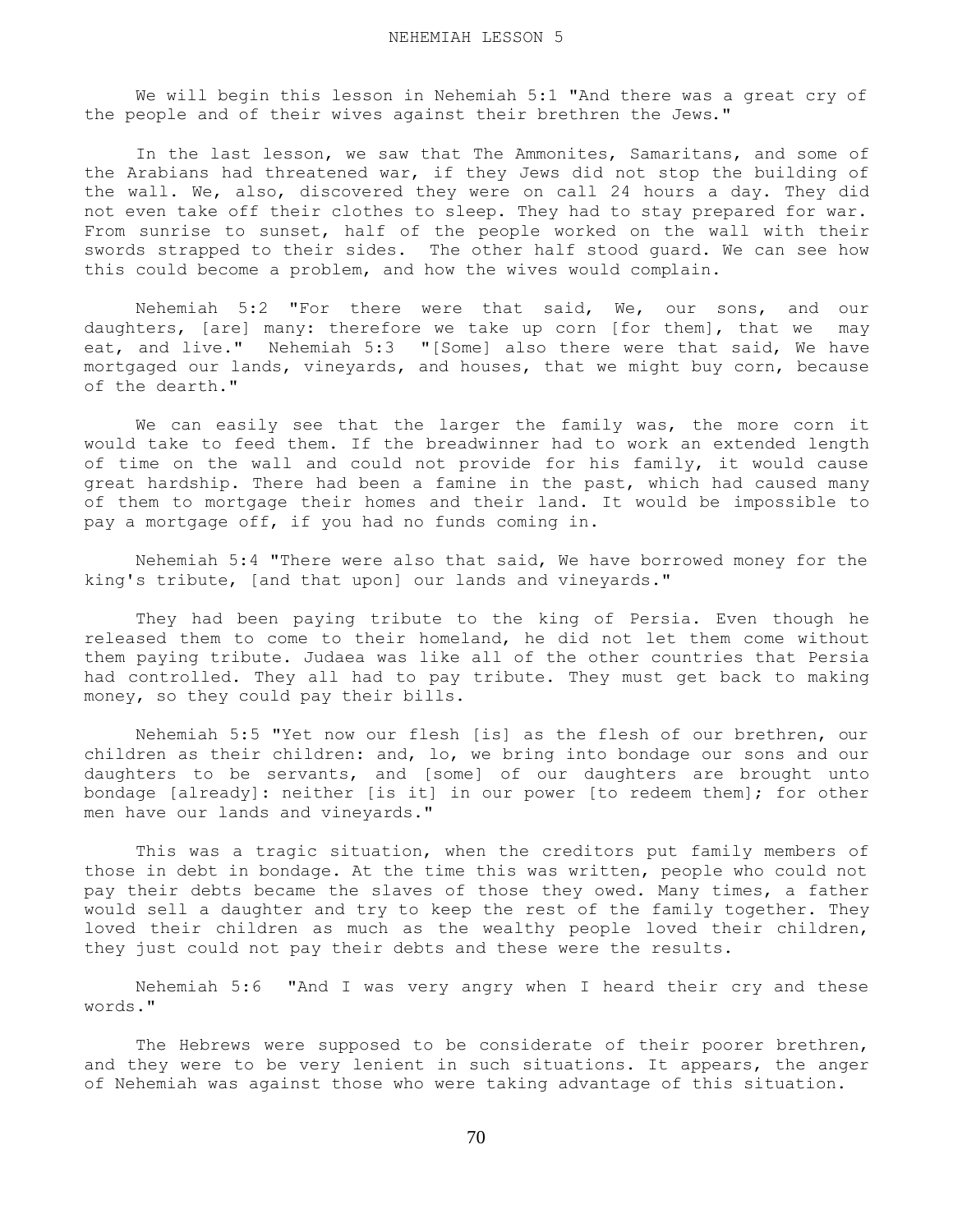# NEHEMIAH LESSON 5

We will begin this lesson in Nehemiah 5:1 "And there was a great cry of the people and of their wives against their brethren the Jews."

In the last lesson, we saw that The Ammonites, Samaritans, and some of the Arabians had threatened war, if they Jews did not stop the building of the wall. We, also, discovered they were on call 24 hours a day. They did not even take off their clothes to sleep. They had to stay prepared for war. From sunrise to sunset, half of the people worked on the wall with their swords strapped to their sides. The other half stood guard. We can see how this could become a problem, and how the wives would complain.

Nehemiah 5:2 "For there were that said, We, our sons, and our daughters, [are] many: therefore we take up corn [for them], that we may eat, and live." Nehemiah 5:3 "[Some] also there were that said, We have mortgaged our lands, vineyards, and houses, that we might buy corn, because of the dearth."

We can easily see that the larger the family was, the more corn it would take to feed them. If the breadwinner had to work an extended length of time on the wall and could not provide for his family, it would cause great hardship. There had been a famine in the past, which had caused many of them to mortgage their homes and their land. It would be impossible to pay a mortgage off, if you had no funds coming in.

Nehemiah 5:4 "There were also that said, We have borrowed money for the king's tribute, [and that upon] our lands and vineyards."

They had been paying tribute to the king of Persia. Even though he released them to come to their homeland, he did not let them come without them paying tribute. Judaea was like all of the other countries that Persia had controlled. They all had to pay tribute. They must get back to making money, so they could pay their bills.

Nehemiah 5:5 "Yet now our flesh [is] as the flesh of our brethren, our children as their children: and, lo, we bring into bondage our sons and our daughters to be servants, and [some] of our daughters are brought unto bondage [already]: neither [is it] in our power [to redeem them]; for other men have our lands and vineyards."

This was a tragic situation, when the creditors put family members of those in debt in bondage. At the time this was written, people who could not pay their debts became the slaves of those they owed. Many times, a father would sell a daughter and try to keep the rest of the family together. They loved their children as much as the wealthy people loved their children, they just could not pay their debts and these were the results.

Nehemiah 5:6 "And I was very angry when I heard their cry and these words."

The Hebrews were supposed to be considerate of their poorer brethren, and they were to be very lenient in such situations. It appears, the anger of Nehemiah was against those who were taking advantage of this situation.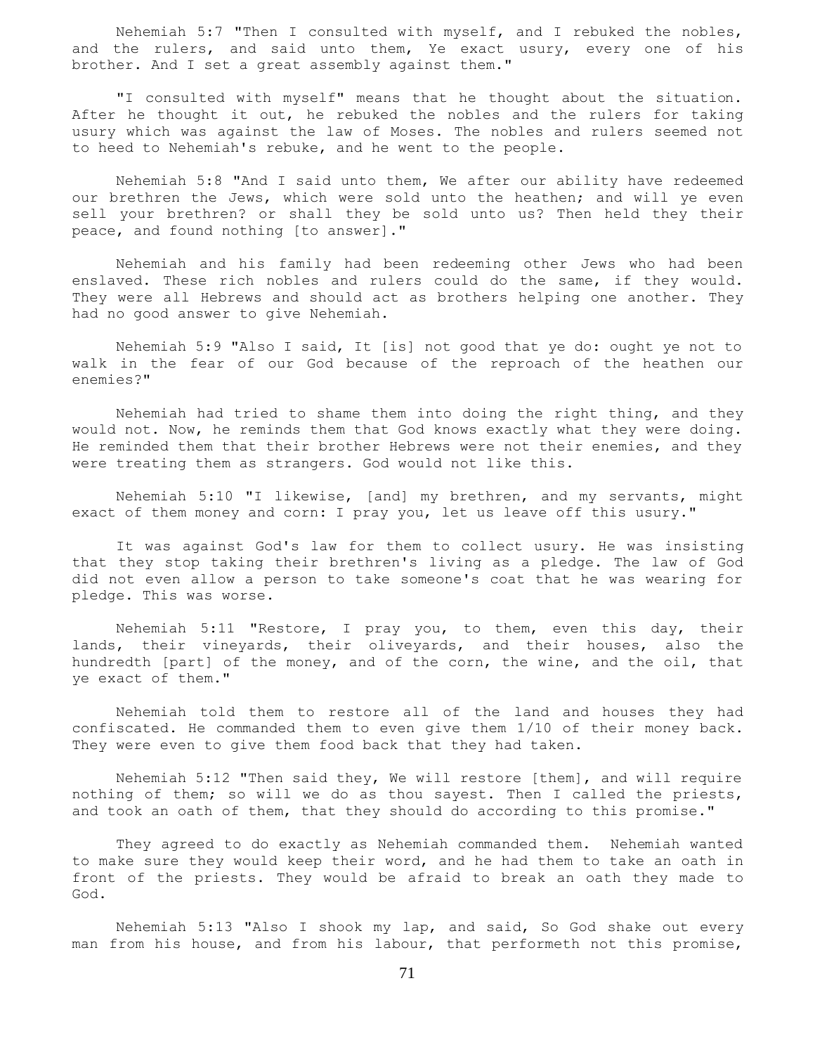Nehemiah 5:7 "Then I consulted with myself, and I rebuked the nobles, and the rulers, and said unto them, Ye exact usury, every one of his brother. And I set a great assembly against them."

"I consulted with myself" means that he thought about the situation. After he thought it out, he rebuked the nobles and the rulers for taking usury which was against the law of Moses. The nobles and rulers seemed not to heed to Nehemiah's rebuke, and he went to the people.

Nehemiah 5:8 "And I said unto them, We after our ability have redeemed our brethren the Jews, which were sold unto the heathen; and will ye even sell your brethren? or shall they be sold unto us? Then held they their peace, and found nothing [to answer]."

Nehemiah and his family had been redeeming other Jews who had been enslaved. These rich nobles and rulers could do the same, if they would. They were all Hebrews and should act as brothers helping one another. They had no good answer to give Nehemiah.

Nehemiah 5:9 "Also I said, It [is] not good that ye do: ought ye not to walk in the fear of our God because of the reproach of the heathen our enemies?"

Nehemiah had tried to shame them into doing the right thing, and they would not. Now, he reminds them that God knows exactly what they were doing. He reminded them that their brother Hebrews were not their enemies, and they were treating them as strangers. God would not like this.

Nehemiah 5:10 "I likewise, [and] my brethren, and my servants, might exact of them money and corn: I pray you, let us leave off this usury."

It was against God's law for them to collect usury. He was insisting that they stop taking their brethren's living as a pledge. The law of God did not even allow a person to take someone's coat that he was wearing for pledge. This was worse.

Nehemiah 5:11 "Restore, I pray you, to them, even this day, their lands, their vineyards, their oliveyards, and their houses, also the hundredth [part] of the money, and of the corn, the wine, and the oil, that ye exact of them."

Nehemiah told them to restore all of the land and houses they had confiscated. He commanded them to even give them 1/10 of their money back. They were even to give them food back that they had taken.

Nehemiah 5:12 "Then said they, We will restore [them], and will require nothing of them; so will we do as thou sayest. Then I called the priests, and took an oath of them, that they should do according to this promise."

They agreed to do exactly as Nehemiah commanded them. Nehemiah wanted to make sure they would keep their word, and he had them to take an oath in front of the priests. They would be afraid to break an oath they made to God.

Nehemiah 5:13 "Also I shook my lap, and said, So God shake out every man from his house, and from his labour, that performeth not this promise,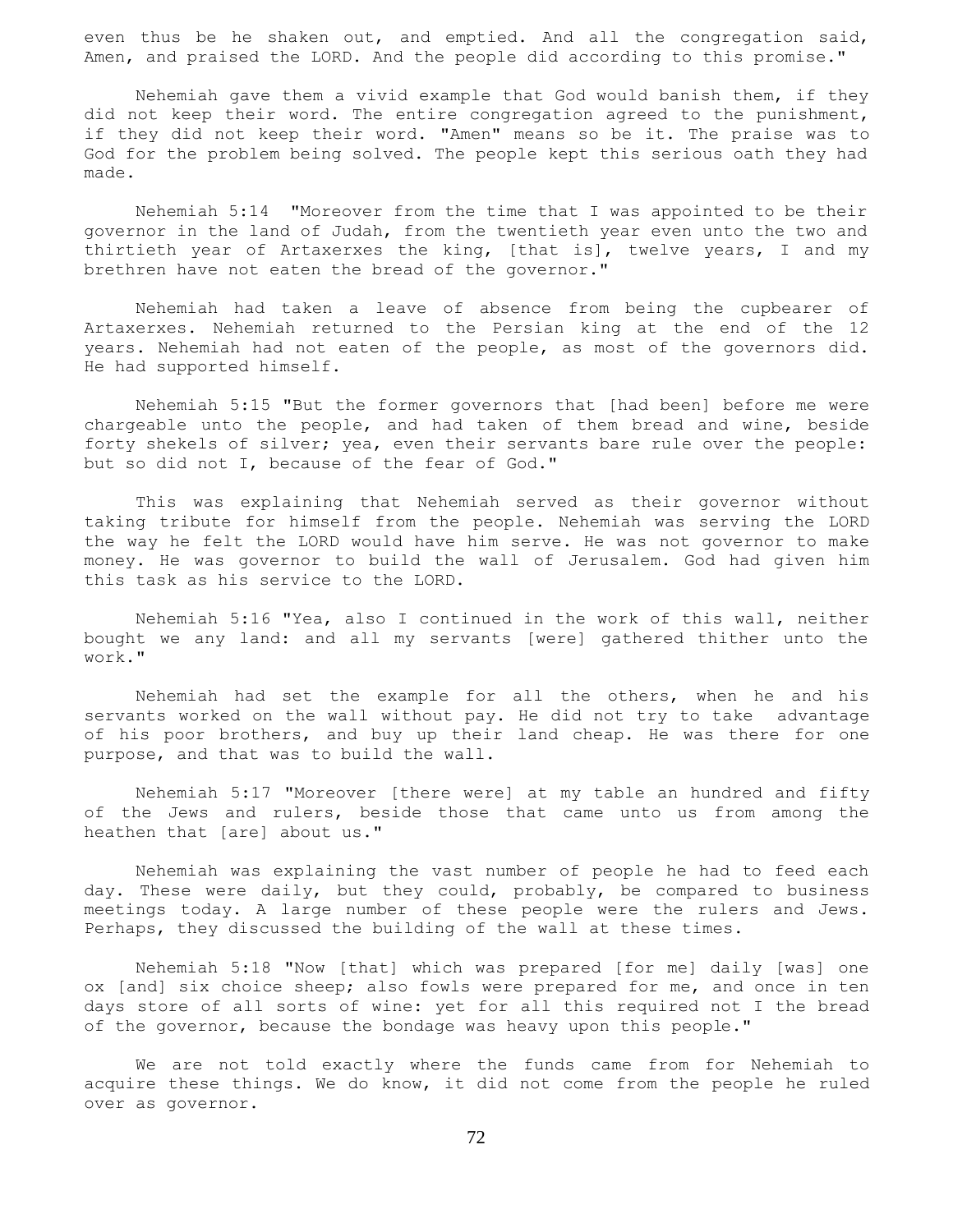even thus be he shaken out, and emptied. And all the congregation said, Amen, and praised the LORD. And the people did according to this promise."

Nehemiah gave them a vivid example that God would banish them, if they did not keep their word. The entire congregation agreed to the punishment, if they did not keep their word. "Amen" means so be it. The praise was to God for the problem being solved. The people kept this serious oath they had made.

Nehemiah 5:14 "Moreover from the time that I was appointed to be their governor in the land of Judah, from the twentieth year even unto the two and thirtieth year of Artaxerxes the king, [that is], twelve years, I and my brethren have not eaten the bread of the governor."

Nehemiah had taken a leave of absence from being the cupbearer of Artaxerxes. Nehemiah returned to the Persian king at the end of the 12 years. Nehemiah had not eaten of the people, as most of the governors did. He had supported himself.

Nehemiah 5:15 "But the former governors that [had been] before me were chargeable unto the people, and had taken of them bread and wine, beside forty shekels of silver; yea, even their servants bare rule over the people: but so did not I, because of the fear of God."

This was explaining that Nehemiah served as their governor without taking tribute for himself from the people. Nehemiah was serving the LORD the way he felt the LORD would have him serve. He was not governor to make money. He was governor to build the wall of Jerusalem. God had given him this task as his service to the LORD.

Nehemiah 5:16 "Yea, also I continued in the work of this wall, neither bought we any land: and all my servants [were] gathered thither unto the work."

Nehemiah had set the example for all the others, when he and his servants worked on the wall without pay. He did not try to take advantage of his poor brothers, and buy up their land cheap. He was there for one purpose, and that was to build the wall.

Nehemiah 5:17 "Moreover [there were] at my table an hundred and fifty of the Jews and rulers, beside those that came unto us from among the heathen that [are] about us."

Nehemiah was explaining the vast number of people he had to feed each day. These were daily, but they could, probably, be compared to business meetings today. A large number of these people were the rulers and Jews. Perhaps, they discussed the building of the wall at these times.

Nehemiah 5:18 "Now [that] which was prepared [for me] daily [was] one ox [and] six choice sheep; also fowls were prepared for me, and once in ten days store of all sorts of wine: yet for all this required not I the bread of the governor, because the bondage was heavy upon this people."

We are not told exactly where the funds came from for Nehemiah to acquire these things. We do know, it did not come from the people he ruled over as governor.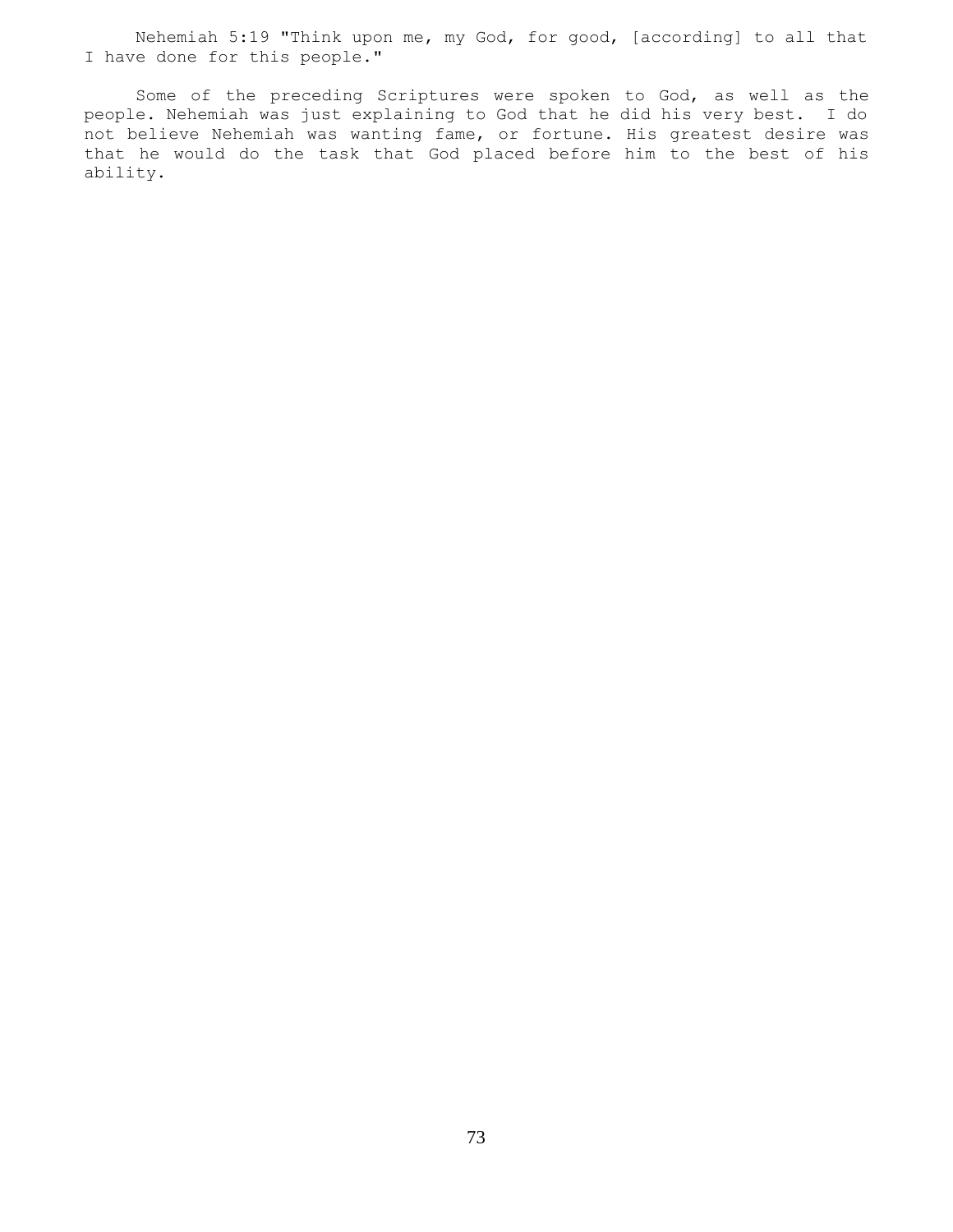Nehemiah 5:19 "Think upon me, my God, for good, [according] to all that I have done for this people."

Some of the preceding Scriptures were spoken to God, as well as the people. Nehemiah was just explaining to God that he did his very best. I do not believe Nehemiah was wanting fame, or fortune. His greatest desire was that he would do the task that God placed before him to the best of his ability.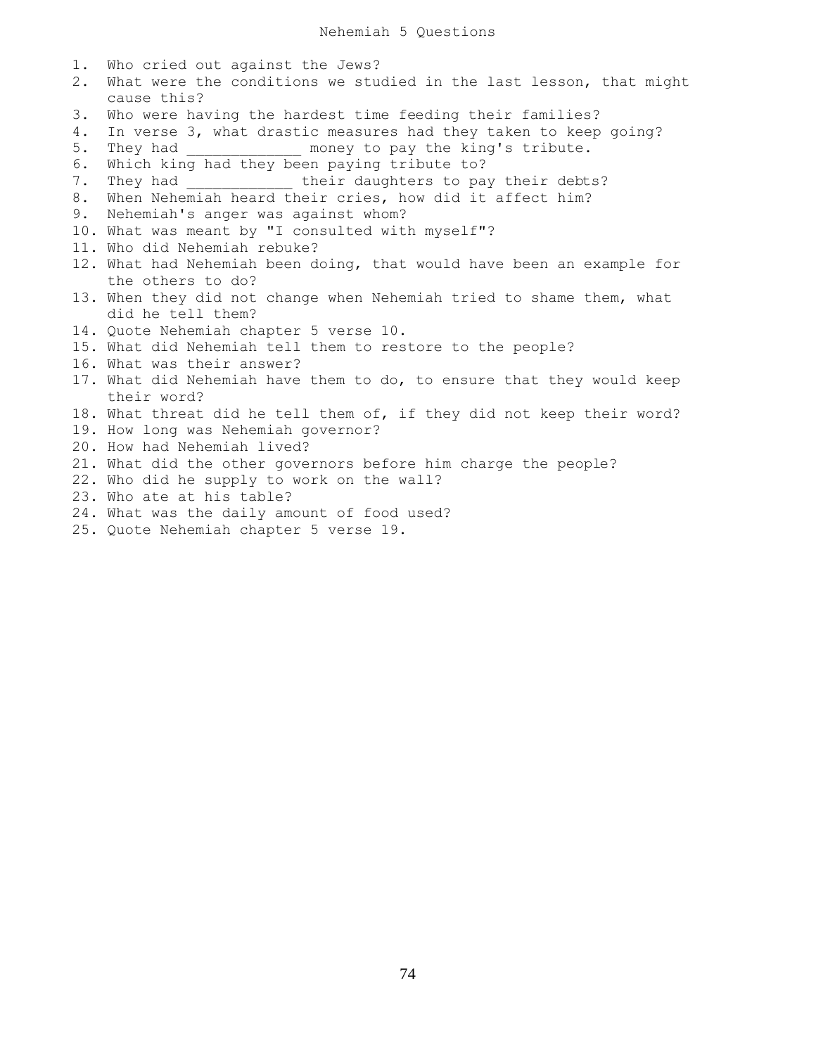# Nehemiah 5 Questions

1. Who cried out against the Jews?
2. What were the conditions we studied in the last lesson, that might cause this?
3. Who were having the hardest time feeding their families?
4. In verse 3, what drastic measures had they taken to keep going?
5. They had _____________ money to pay the king's tribute.
6. Which king had they been paying tribute to?
7. They had ____________ their daughters to pay their debts?
8. When Nehemiah heard their cries, how did it affect him?
9. Nehemiah's anger was against whom?
10. What was meant by "I consulted with myself"?
11. Who did Nehemiah rebuke?
12. What had Nehemiah been doing, that would have been an example for the others to do?
13. When they did not change when Nehemiah tried to shame them, what did he tell them?
14. Quote Nehemiah chapter 5 verse 10.
15. What did Nehemiah tell them to restore to the people?
16. What was their answer?
17. What did Nehemiah have them to do, to ensure that they would keep their word?
18. What threat did he tell them of, if they did not keep their word?
19. How long was Nehemiah governor?
20. How had Nehemiah lived?
21. What did the other governors before him charge the people?
22. Who did he supply to work on the wall?
23. Who ate at his table?
24. What was the daily amount of food used?
25. Quote Nehemiah chapter 5 verse 19.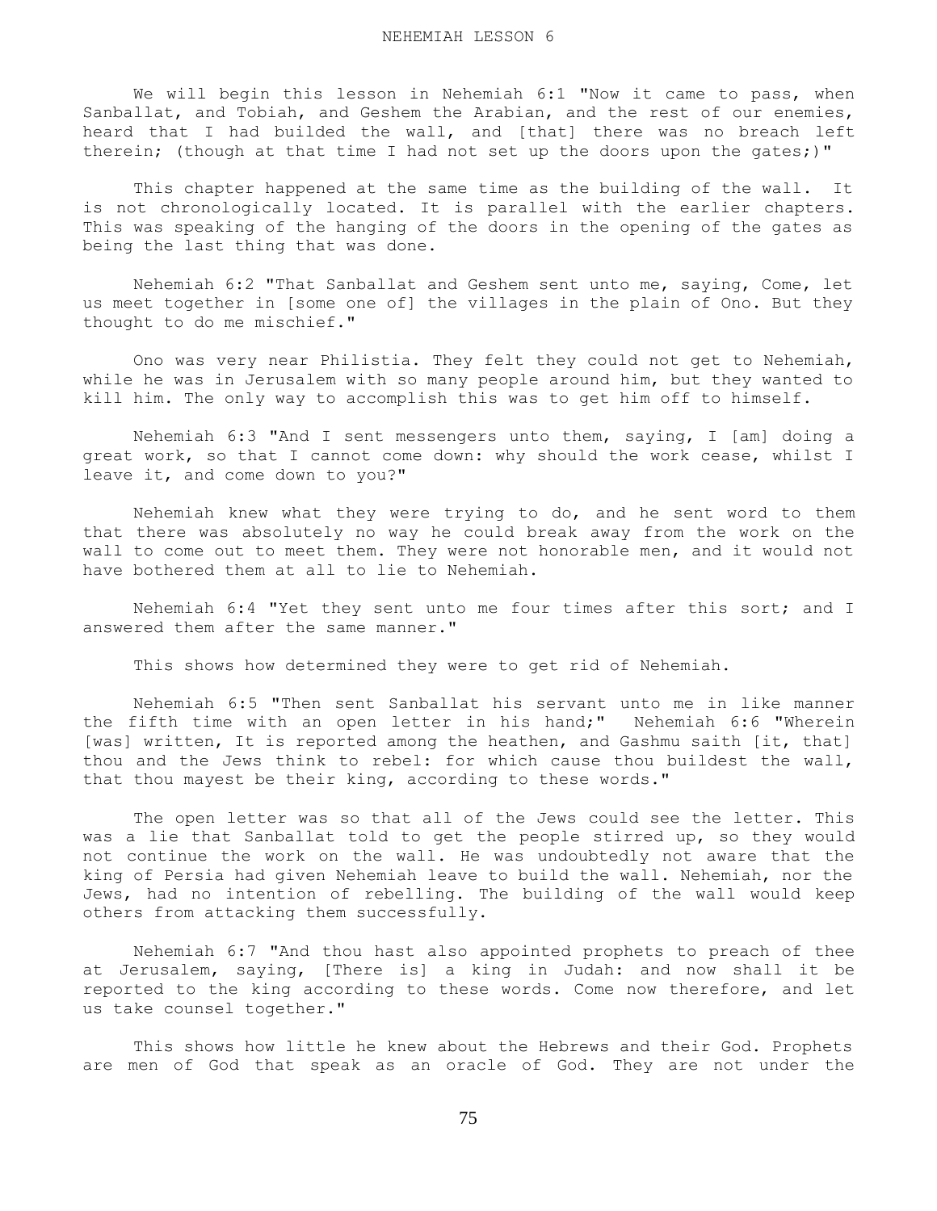# NEHEMIAH LESSON 6

We will begin this lesson in Nehemiah 6:1 "Now it came to pass, when Sanballat, and Tobiah, and Geshem the Arabian, and the rest of our enemies, heard that I had builded the wall, and [that] there was no breach left therein; (though at that time I had not set up the doors upon the gates;)"

This chapter happened at the same time as the building of the wall. It is not chronologically located. It is parallel with the earlier chapters. This was speaking of the hanging of the doors in the opening of the gates as being the last thing that was done.

Nehemiah 6:2 "That Sanballat and Geshem sent unto me, saying, Come, let us meet together in [some one of] the villages in the plain of Ono. But they thought to do me mischief."

Ono was very near Philistia. They felt they could not get to Nehemiah, while he was in Jerusalem with so many people around him, but they wanted to kill him. The only way to accomplish this was to get him off to himself.

Nehemiah 6:3 "And I sent messengers unto them, saying, I [am] doing a great work, so that I cannot come down: why should the work cease, whilst I leave it, and come down to you?"

Nehemiah knew what they were trying to do, and he sent word to them that there was absolutely no way he could break away from the work on the wall to come out to meet them. They were not honorable men, and it would not have bothered them at all to lie to Nehemiah.

Nehemiah 6:4 "Yet they sent unto me four times after this sort; and I answered them after the same manner."

This shows how determined they were to get rid of Nehemiah.

Nehemiah 6:5 "Then sent Sanballat his servant unto me in like manner the fifth time with an open letter in his hand;" Nehemiah 6:6 "Wherein [was] written, It is reported among the heathen, and Gashmu saith [it, that] thou and the Jews think to rebel: for which cause thou buildest the wall, that thou mayest be their king, according to these words."

The open letter was so that all of the Jews could see the letter. This was a lie that Sanballat told to get the people stirred up, so they would not continue the work on the wall. He was undoubtedly not aware that the king of Persia had given Nehemiah leave to build the wall. Nehemiah, nor the Jews, had no intention of rebelling. The building of the wall would keep others from attacking them successfully.

Nehemiah 6:7 "And thou hast also appointed prophets to preach of thee at Jerusalem, saying, [There is] a king in Judah: and now shall it be reported to the king according to these words. Come now therefore, and let us take counsel together."

This shows how little he knew about the Hebrews and their God. Prophets are men of God that speak as an oracle of God. They are not under the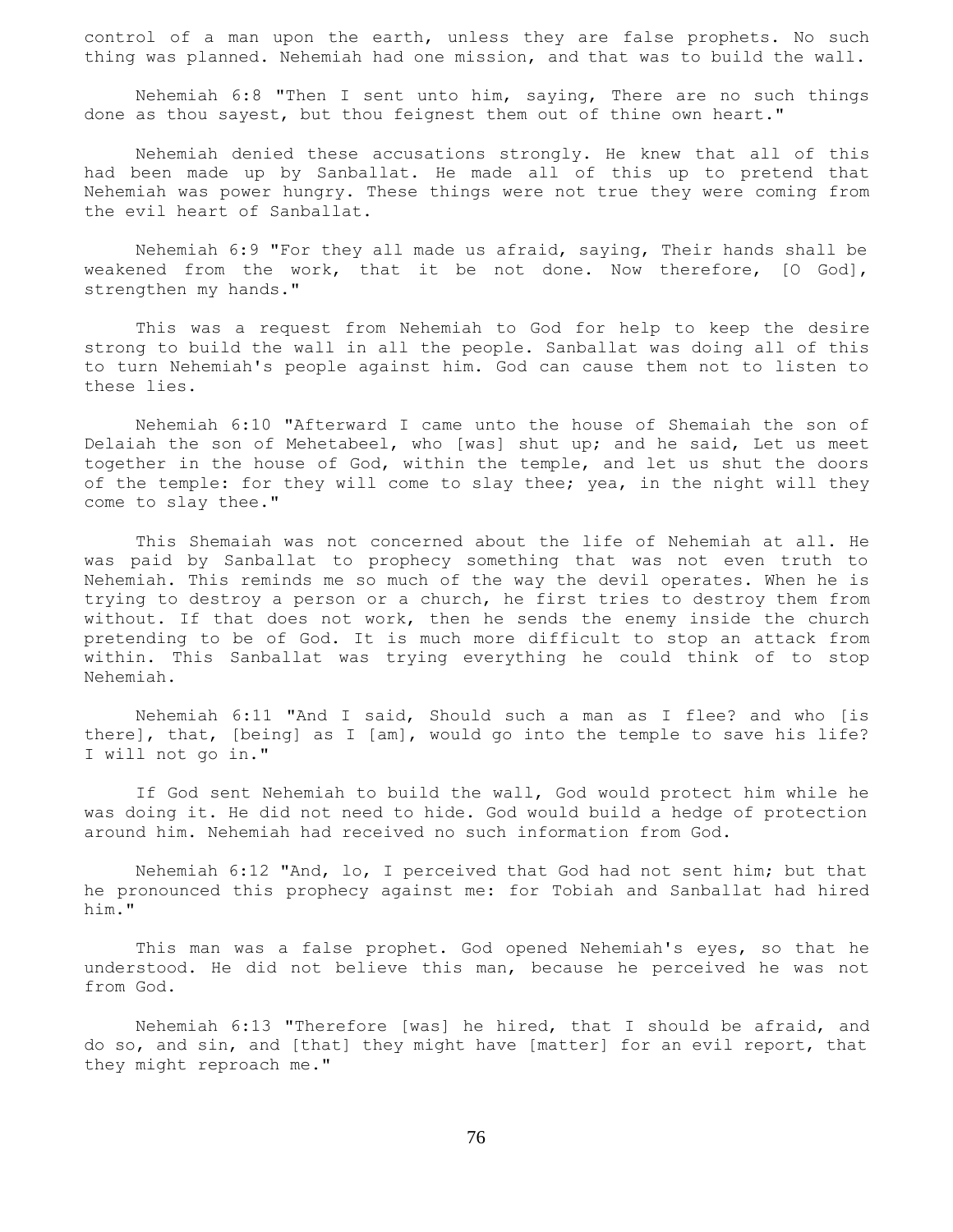control of a man upon the earth, unless they are false prophets. No such thing was planned. Nehemiah had one mission, and that was to build the wall.

Nehemiah 6:8 "Then I sent unto him, saying, There are no such things done as thou sayest, but thou feignest them out of thine own heart."

Nehemiah denied these accusations strongly. He knew that all of this had been made up by Sanballat. He made all of this up to pretend that Nehemiah was power hungry. These things were not true they were coming from the evil heart of Sanballat.

Nehemiah 6:9 "For they all made us afraid, saying, Their hands shall be weakened from the work, that it be not done. Now therefore, [O God], strengthen my hands."

This was a request from Nehemiah to God for help to keep the desire strong to build the wall in all the people. Sanballat was doing all of this to turn Nehemiah's people against him. God can cause them not to listen to these lies.

Nehemiah 6:10 "Afterward I came unto the house of Shemaiah the son of Delaiah the son of Mehetabeel, who [was] shut up; and he said, Let us meet together in the house of God, within the temple, and let us shut the doors of the temple: for they will come to slay thee; yea, in the night will they come to slay thee."

This Shemaiah was not concerned about the life of Nehemiah at all. He was paid by Sanballat to prophecy something that was not even truth to Nehemiah. This reminds me so much of the way the devil operates. When he is trying to destroy a person or a church, he first tries to destroy them from without. If that does not work, then he sends the enemy inside the church pretending to be of God. It is much more difficult to stop an attack from within. This Sanballat was trying everything he could think of to stop Nehemiah.

Nehemiah 6:11 "And I said, Should such a man as I flee? and who [is there], that, [being] as I [am], would go into the temple to save his life? I will not go in."

If God sent Nehemiah to build the wall, God would protect him while he was doing it. He did not need to hide. God would build a hedge of protection around him. Nehemiah had received no such information from God.

Nehemiah 6:12 "And, lo, I perceived that God had not sent him; but that he pronounced this prophecy against me: for Tobiah and Sanballat had hired him."

This man was a false prophet. God opened Nehemiah's eyes, so that he understood. He did not believe this man, because he perceived he was not from God.

Nehemiah 6:13 "Therefore [was] he hired, that I should be afraid, and do so, and sin, and [that] they might have [matter] for an evil report, that they might reproach me."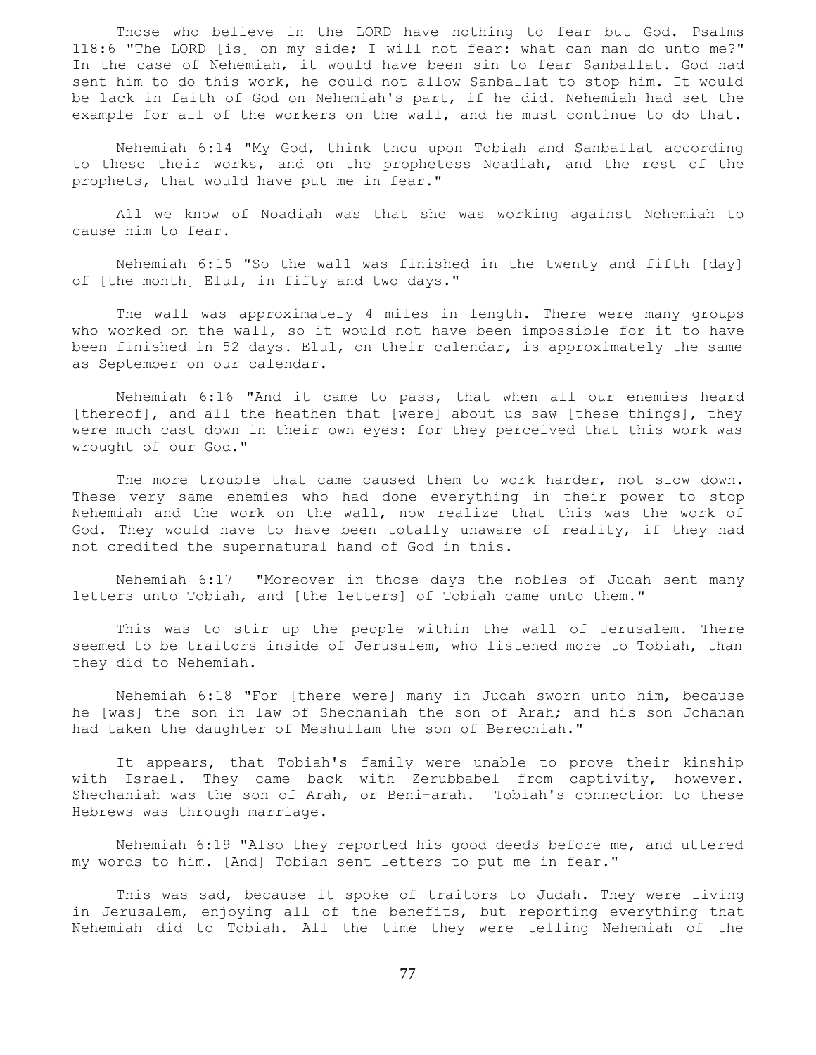Those who believe in the LORD have nothing to fear but God. Psalms 118:6 "The LORD [is] on my side; I will not fear: what can man do unto me?" In the case of Nehemiah, it would have been sin to fear Sanballat. God had sent him to do this work, he could not allow Sanballat to stop him. It would be lack in faith of God on Nehemiah's part, if he did. Nehemiah had set the example for all of the workers on the wall, and he must continue to do that.

Nehemiah 6:14 "My God, think thou upon Tobiah and Sanballat according to these their works, and on the prophetess Noadiah, and the rest of the prophets, that would have put me in fear."

All we know of Noadiah was that she was working against Nehemiah to cause him to fear.

Nehemiah 6:15 "So the wall was finished in the twenty and fifth [day] of [the month] Elul, in fifty and two days."

The wall was approximately 4 miles in length. There were many groups who worked on the wall, so it would not have been impossible for it to have been finished in 52 days. Elul, on their calendar, is approximately the same as September on our calendar.

Nehemiah 6:16 "And it came to pass, that when all our enemies heard [thereof], and all the heathen that [were] about us saw [these things], they were much cast down in their own eyes: for they perceived that this work was wrought of our God."

The more trouble that came caused them to work harder, not slow down. These very same enemies who had done everything in their power to stop Nehemiah and the work on the wall, now realize that this was the work of God. They would have to have been totally unaware of reality, if they had not credited the supernatural hand of God in this.

Nehemiah 6:17 "Moreover in those days the nobles of Judah sent many letters unto Tobiah, and [the letters] of Tobiah came unto them."

This was to stir up the people within the wall of Jerusalem. There seemed to be traitors inside of Jerusalem, who listened more to Tobiah, than they did to Nehemiah.

Nehemiah 6:18 "For [there were] many in Judah sworn unto him, because he [was] the son in law of Shechaniah the son of Arah; and his son Johanan had taken the daughter of Meshullam the son of Berechiah."

It appears, that Tobiah's family were unable to prove their kinship with Israel. They came back with Zerubbabel from captivity, however. Shechaniah was the son of Arah, or Beni-arah. Tobiah's connection to these Hebrews was through marriage.

Nehemiah 6:19 "Also they reported his good deeds before me, and uttered my words to him. [And] Tobiah sent letters to put me in fear."

This was sad, because it spoke of traitors to Judah. They were living in Jerusalem, enjoying all of the benefits, but reporting everything that Nehemiah did to Tobiah. All the time they were telling Nehemiah of the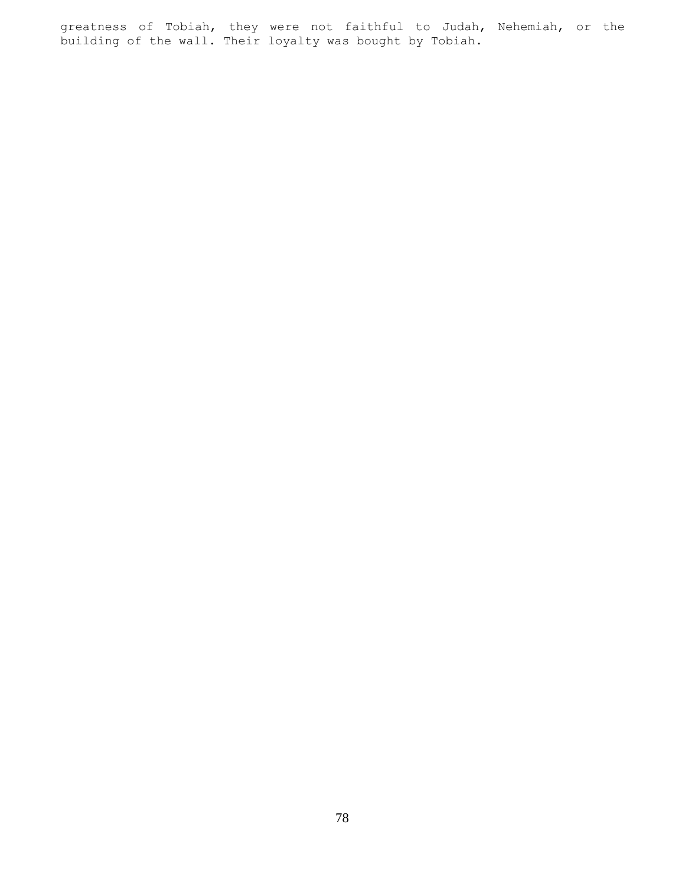greatness of Tobiah, they were not faithful to Judah, Nehemiah, or the building of the wall. Their loyalty was bought by Tobiah.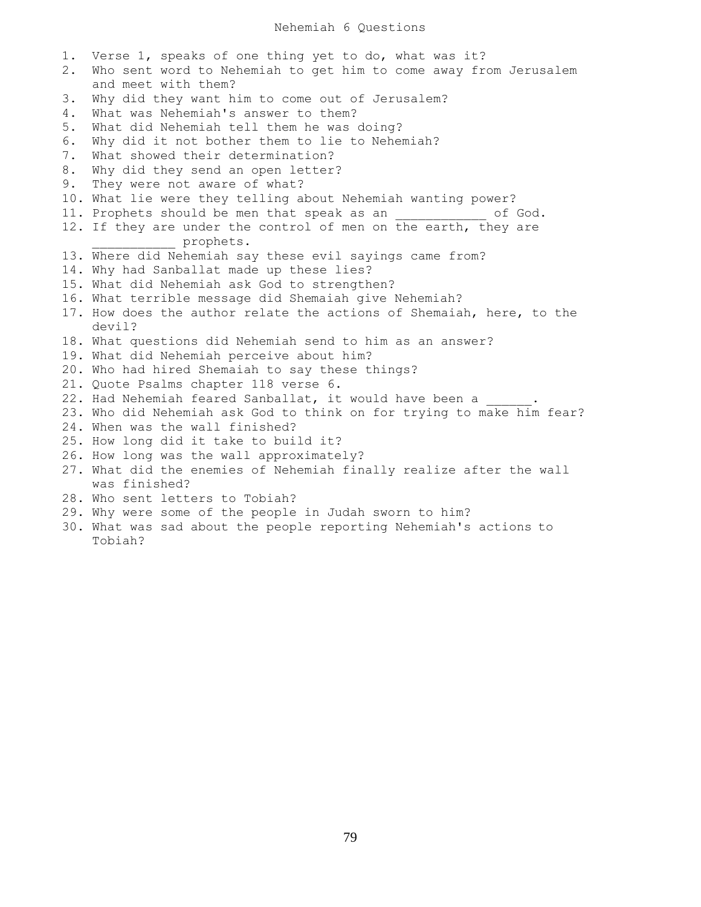# Nehemiah 6 Questions

1. Verse 1, speaks of one thing yet to do, what was it?
2. Who sent word to Nehemiah to get him to come away from Jerusalem and meet with them?
3. Why did they want him to come out of Jerusalem?
4. What was Nehemiah's answer to them?
5. What did Nehemiah tell them he was doing?
6. Why did it not bother them to lie to Nehemiah?
7. What showed their determination?
8. Why did they send an open letter?
9. They were not aware of what?
10. What lie were they telling about Nehemiah wanting power?
11. Prophets should be men that speak as an ____________ of God.
12. If they are under the control of men on the earth, they are ___________ prophets.
13. Where did Nehemiah say these evil sayings came from?
14. Why had Sanballat made up these lies?
15. What did Nehemiah ask God to strengthen?
16. What terrible message did Shemaiah give Nehemiah?
17. How does the author relate the actions of Shemaiah, here, to the devil?
18. What questions did Nehemiah send to him as an answer?
19. What did Nehemiah perceive about him?
20. Who had hired Shemaiah to say these things?
21. Quote Psalms chapter 118 verse 6.
22. Had Nehemiah feared Sanballat, it would have been a ______.
23. Who did Nehemiah ask God to think on for trying to make him fear?
24. When was the wall finished?
25. How long did it take to build it?
26. How long was the wall approximately?
27. What did the enemies of Nehemiah finally realize after the wall was finished?
28. Who sent letters to Tobiah?
29. Why were some of the people in Judah sworn to him?
30. What was sad about the people reporting Nehemiah's actions to Tobiah?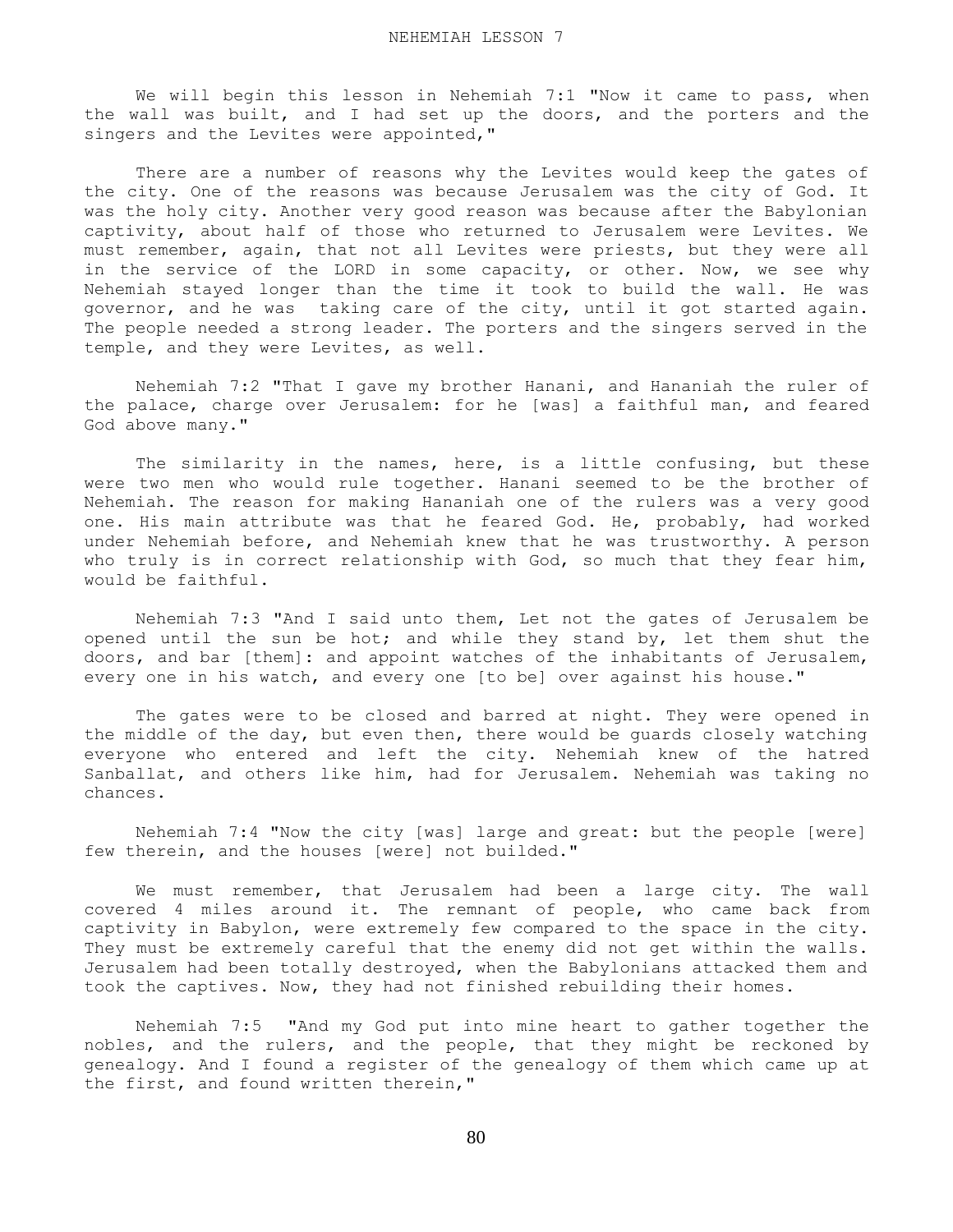# NEHEMIAH LESSON 7

We will begin this lesson in Nehemiah 7:1 "Now it came to pass, when the wall was built, and I had set up the doors, and the porters and the singers and the Levites were appointed,"

There are a number of reasons why the Levites would keep the gates of the city. One of the reasons was because Jerusalem was the city of God. It was the holy city. Another very good reason was because after the Babylonian captivity, about half of those who returned to Jerusalem were Levites. We must remember, again, that not all Levites were priests, but they were all in the service of the LORD in some capacity, or other. Now, we see why Nehemiah stayed longer than the time it took to build the wall. He was governor, and he was taking care of the city, until it got started again. The people needed a strong leader. The porters and the singers served in the temple, and they were Levites, as well.

Nehemiah 7:2 "That I gave my brother Hanani, and Hananiah the ruler of the palace, charge over Jerusalem: for he [was] a faithful man, and feared God above many."

The similarity in the names, here, is a little confusing, but these were two men who would rule together. Hanani seemed to be the brother of Nehemiah. The reason for making Hananiah one of the rulers was a very good one. His main attribute was that he feared God. He, probably, had worked under Nehemiah before, and Nehemiah knew that he was trustworthy. A person who truly is in correct relationship with God, so much that they fear him, would be faithful.

Nehemiah 7:3 "And I said unto them, Let not the gates of Jerusalem be opened until the sun be hot; and while they stand by, let them shut the doors, and bar [them]: and appoint watches of the inhabitants of Jerusalem, every one in his watch, and every one [to be] over against his house."

The gates were to be closed and barred at night. They were opened in the middle of the day, but even then, there would be guards closely watching everyone who entered and left the city. Nehemiah knew of the hatred Sanballat, and others like him, had for Jerusalem. Nehemiah was taking no chances.

Nehemiah 7:4 "Now the city [was] large and great: but the people [were] few therein, and the houses [were] not builded."

We must remember, that Jerusalem had been a large city. The wall covered 4 miles around it. The remnant of people, who came back from captivity in Babylon, were extremely few compared to the space in the city. They must be extremely careful that the enemy did not get within the walls. Jerusalem had been totally destroyed, when the Babylonians attacked them and took the captives. Now, they had not finished rebuilding their homes.

Nehemiah 7:5 "And my God put into mine heart to gather together the nobles, and the rulers, and the people, that they might be reckoned by genealogy. And I found a register of the genealogy of them which came up at the first, and found written therein,"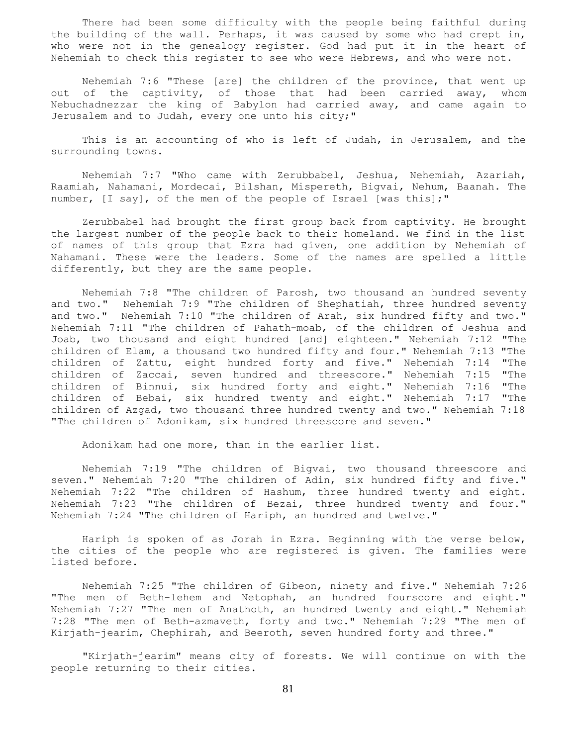There had been some difficulty with the people being faithful during the building of the wall. Perhaps, it was caused by some who had crept in, who were not in the genealogy register. God had put it in the heart of Nehemiah to check this register to see who were Hebrews, and who were not.

Nehemiah 7:6 "These [are] the children of the province, that went up out of the captivity, of those that had been carried away, whom Nebuchadnezzar the king of Babylon had carried away, and came again to Jerusalem and to Judah, every one unto his city;"

This is an accounting of who is left of Judah, in Jerusalem, and the surrounding towns.

Nehemiah 7:7 "Who came with Zerubbabel, Jeshua, Nehemiah, Azariah, Raamiah, Nahamani, Mordecai, Bilshan, Mispereth, Bigvai, Nehum, Baanah. The number, [I say], of the men of the people of Israel [was this];"

Zerubbabel had brought the first group back from captivity. He brought the largest number of the people back to their homeland. We find in the list of names of this group that Ezra had given, one addition by Nehemiah of Nahamani. These were the leaders. Some of the names are spelled a little differently, but they are the same people.

Nehemiah 7:8 "The children of Parosh, two thousand an hundred seventy and two." Nehemiah 7:9 "The children of Shephatiah, three hundred seventy and two." Nehemiah 7:10 "The children of Arah, six hundred fifty and two." Nehemiah 7:11 "The children of Pahath-moab, of the children of Jeshua and Joab, two thousand and eight hundred [and] eighteen." Nehemiah 7:12 "The children of Elam, a thousand two hundred fifty and four." Nehemiah 7:13 "The children of Zattu, eight hundred forty and five." Nehemiah 7:14 "The children of Zaccai, seven hundred and threescore." Nehemiah 7:15 "The children of Binnui, six hundred forty and eight." Nehemiah 7:16 "The children of Bebai, six hundred twenty and eight." Nehemiah 7:17 "The children of Azgad, two thousand three hundred twenty and two." Nehemiah 7:18 "The children of Adonikam, six hundred threescore and seven."

Adonikam had one more, than in the earlier list.

Nehemiah 7:19 "The children of Bigvai, two thousand threescore and seven." Nehemiah 7:20 "The children of Adin, six hundred fifty and five." Nehemiah 7:22 "The children of Hashum, three hundred twenty and eight. Nehemiah 7:23 "The children of Bezai, three hundred twenty and four." Nehemiah 7:24 "The children of Hariph, an hundred and twelve."

Hariph is spoken of as Jorah in Ezra. Beginning with the verse below, the cities of the people who are registered is given. The families were listed before.

Nehemiah 7:25 "The children of Gibeon, ninety and five." Nehemiah 7:26 "The men of Beth-lehem and Netophah, an hundred fourscore and eight." Nehemiah 7:27 "The men of Anathoth, an hundred twenty and eight." Nehemiah 7:28 "The men of Beth-azmaveth, forty and two." Nehemiah 7:29 "The men of Kirjath-jearim, Chephirah, and Beeroth, seven hundred forty and three."

"Kirjath-jearim" means city of forests. We will continue on with the people returning to their cities.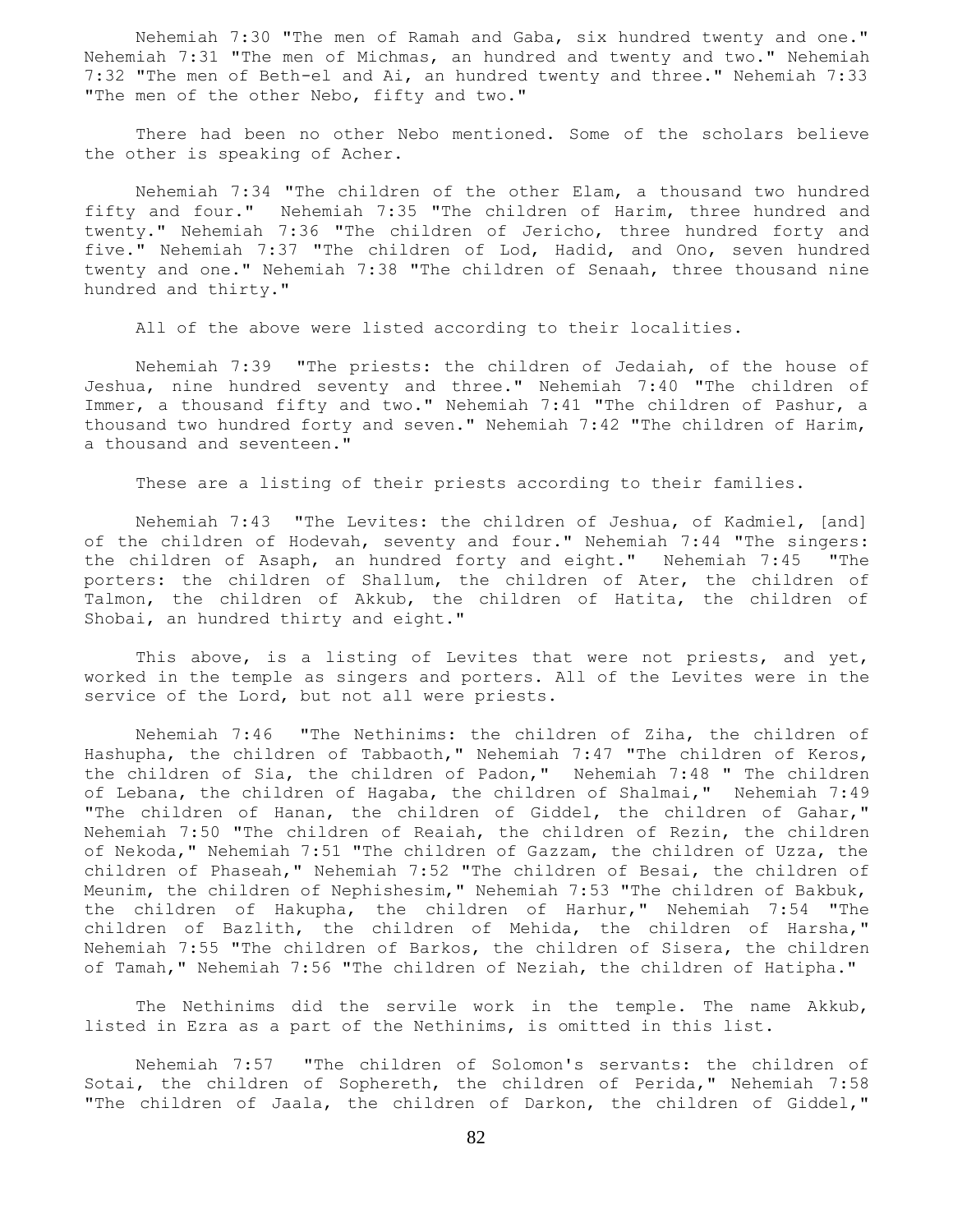Nehemiah 7:30 "The men of Ramah and Gaba, six hundred twenty and one." Nehemiah 7:31 "The men of Michmas, an hundred and twenty and two." Nehemiah 7:32 "The men of Beth-el and Ai, an hundred twenty and three." Nehemiah 7:33 "The men of the other Nebo, fifty and two."

There had been no other Nebo mentioned. Some of the scholars believe the other is speaking of Acher.

Nehemiah 7:34 "The children of the other Elam, a thousand two hundred fifty and four." Nehemiah 7:35 "The children of Harim, three hundred and twenty." Nehemiah 7:36 "The children of Jericho, three hundred forty and five." Nehemiah 7:37 "The children of Lod, Hadid, and Ono, seven hundred twenty and one." Nehemiah 7:38 "The children of Senaah, three thousand nine hundred and thirty."

All of the above were listed according to their localities.

Nehemiah 7:39 "The priests: the children of Jedaiah, of the house of Jeshua, nine hundred seventy and three." Nehemiah 7:40 "The children of Immer, a thousand fifty and two." Nehemiah 7:41 "The children of Pashur, a thousand two hundred forty and seven." Nehemiah 7:42 "The children of Harim, a thousand and seventeen."

These are a listing of their priests according to their families.

Nehemiah 7:43 "The Levites: the children of Jeshua, of Kadmiel, [and] of the children of Hodevah, seventy and four." Nehemiah 7:44 "The singers: the children of Asaph, an hundred forty and eight." Nehemiah 7:45 "The porters: the children of Shallum, the children of Ater, the children of Talmon, the children of Akkub, the children of Hatita, the children of Shobai, an hundred thirty and eight."

This above, is a listing of Levites that were not priests, and yet, worked in the temple as singers and porters. All of the Levites were in the service of the Lord, but not all were priests.

Nehemiah 7:46 "The Nethinims: the children of Ziha, the children of Hashupha, the children of Tabbaoth," Nehemiah 7:47 "The children of Keros, the children of Sia, the children of Padon," Nehemiah 7:48 " The children of Lebana, the children of Hagaba, the children of Shalmai," Nehemiah 7:49 "The children of Hanan, the children of Giddel, the children of Gahar," Nehemiah 7:50 "The children of Reaiah, the children of Rezin, the children of Nekoda," Nehemiah 7:51 "The children of Gazzam, the children of Uzza, the children of Phaseah," Nehemiah 7:52 "The children of Besai, the children of Meunim, the children of Nephishesim," Nehemiah 7:53 "The children of Bakbuk, the children of Hakupha, the children of Harhur," Nehemiah 7:54 "The children of Bazlith, the children of Mehida, the children of Harsha," Nehemiah 7:55 "The children of Barkos, the children of Sisera, the children of Tamah," Nehemiah 7:56 "The children of Neziah, the children of Hatipha."

The Nethinims did the servile work in the temple. The name Akkub, listed in Ezra as a part of the Nethinims, is omitted in this list.

Nehemiah 7:57 "The children of Solomon's servants: the children of Sotai, the children of Sophereth, the children of Perida," Nehemiah 7:58 "The children of Jaala, the children of Darkon, the children of Giddel,"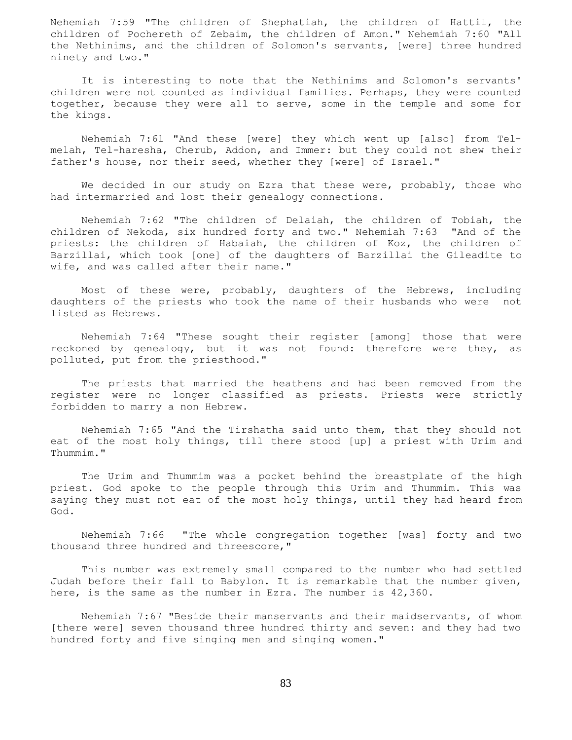Nehemiah 7:59 "The children of Shephatiah, the children of Hattil, the children of Pochereth of Zebaim, the children of Amon." Nehemiah 7:60 "All the Nethinims, and the children of Solomon's servants, [were] three hundred ninety and two."

It is interesting to note that the Nethinims and Solomon's servants' children were not counted as individual families. Perhaps, they were counted together, because they were all to serve, some in the temple and some for the kings.

Nehemiah 7:61 "And these [were] they which went up [also] from Tel-melah, Tel-haresha, Cherub, Addon, and Immer: but they could not shew their father's house, nor their seed, whether they [were] of Israel."

We decided in our study on Ezra that these were, probably, those who had intermarried and lost their genealogy connections.

Nehemiah 7:62 "The children of Delaiah, the children of Tobiah, the children of Nekoda, six hundred forty and two." Nehemiah 7:63 "And of the priests: the children of Habaiah, the children of Koz, the children of Barzillai, which took [one] of the daughters of Barzillai the Gileadite to wife, and was called after their name."

Most of these were, probably, daughters of the Hebrews, including daughters of the priests who took the name of their husbands who were not listed as Hebrews.

Nehemiah 7:64 "These sought their register [among] those that were reckoned by genealogy, but it was not found: therefore were they, as polluted, put from the priesthood."

The priests that married the heathens and had been removed from the register were no longer classified as priests. Priests were strictly forbidden to marry a non Hebrew.

Nehemiah 7:65 "And the Tirshatha said unto them, that they should not eat of the most holy things, till there stood [up] a priest with Urim and Thummim."

The Urim and Thummim was a pocket behind the breastplate of the high priest. God spoke to the people through this Urim and Thummim. This was saying they must not eat of the most holy things, until they had heard from God.

Nehemiah 7:66 "The whole congregation together [was] forty and two thousand three hundred and threescore,"

This number was extremely small compared to the number who had settled Judah before their fall to Babylon. It is remarkable that the number given, here, is the same as the number in Ezra. The number is 42,360.

Nehemiah 7:67 "Beside their manservants and their maidservants, of whom [there were] seven thousand three hundred thirty and seven: and they had two hundred forty and five singing men and singing women."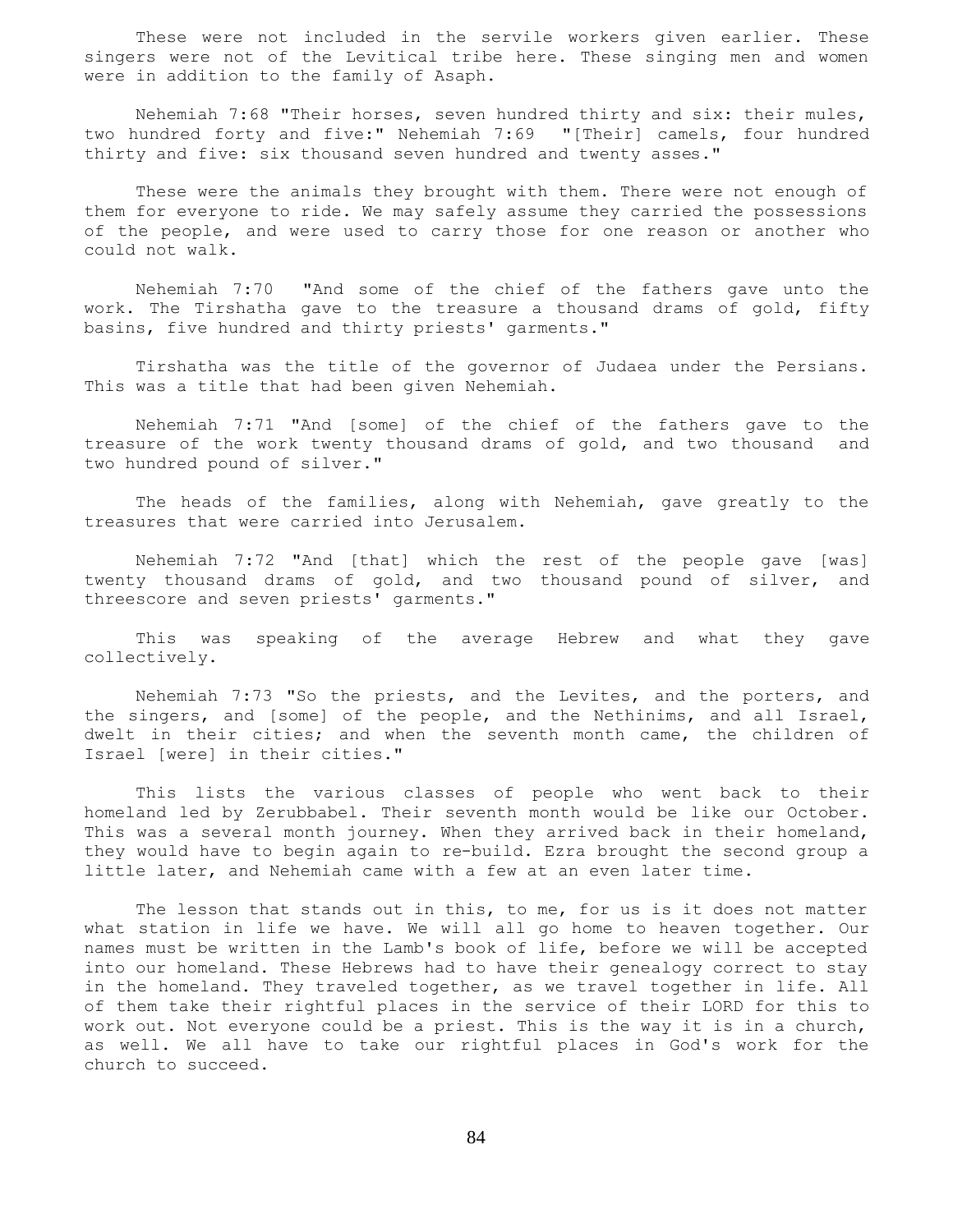These were not included in the servile workers given earlier. These singers were not of the Levitical tribe here. These singing men and women were in addition to the family of Asaph.

Nehemiah 7:68 "Their horses, seven hundred thirty and six: their mules, two hundred forty and five:" Nehemiah 7:69 "[Their] camels, four hundred thirty and five: six thousand seven hundred and twenty asses."

These were the animals they brought with them. There were not enough of them for everyone to ride. We may safely assume they carried the possessions of the people, and were used to carry those for one reason or another who could not walk.

Nehemiah 7:70 "And some of the chief of the fathers gave unto the work. The Tirshatha gave to the treasure a thousand drams of gold, fifty basins, five hundred and thirty priests' garments."

Tirshatha was the title of the governor of Judaea under the Persians. This was a title that had been given Nehemiah.

Nehemiah 7:71 "And [some] of the chief of the fathers gave to the treasure of the work twenty thousand drams of gold, and two thousand and two hundred pound of silver."

The heads of the families, along with Nehemiah, gave greatly to the treasures that were carried into Jerusalem.

Nehemiah 7:72 "And [that] which the rest of the people gave [was] twenty thousand drams of gold, and two thousand pound of silver, and threescore and seven priests' garments."

This was speaking of the average Hebrew and what they gave collectively.

Nehemiah 7:73 "So the priests, and the Levites, and the porters, and the singers, and [some] of the people, and the Nethinims, and all Israel, dwelt in their cities; and when the seventh month came, the children of Israel [were] in their cities."

This lists the various classes of people who went back to their homeland led by Zerubbabel. Their seventh month would be like our October. This was a several month journey. When they arrived back in their homeland, they would have to begin again to re-build. Ezra brought the second group a little later, and Nehemiah came with a few at an even later time.

The lesson that stands out in this, to me, for us is it does not matter what station in life we have. We will all go home to heaven together. Our names must be written in the Lamb's book of life, before we will be accepted into our homeland. These Hebrews had to have their genealogy correct to stay in the homeland. They traveled together, as we travel together in life. All of them take their rightful places in the service of their LORD for this to work out. Not everyone could be a priest. This is the way it is in a church, as well. We all have to take our rightful places in God's work for the church to succeed.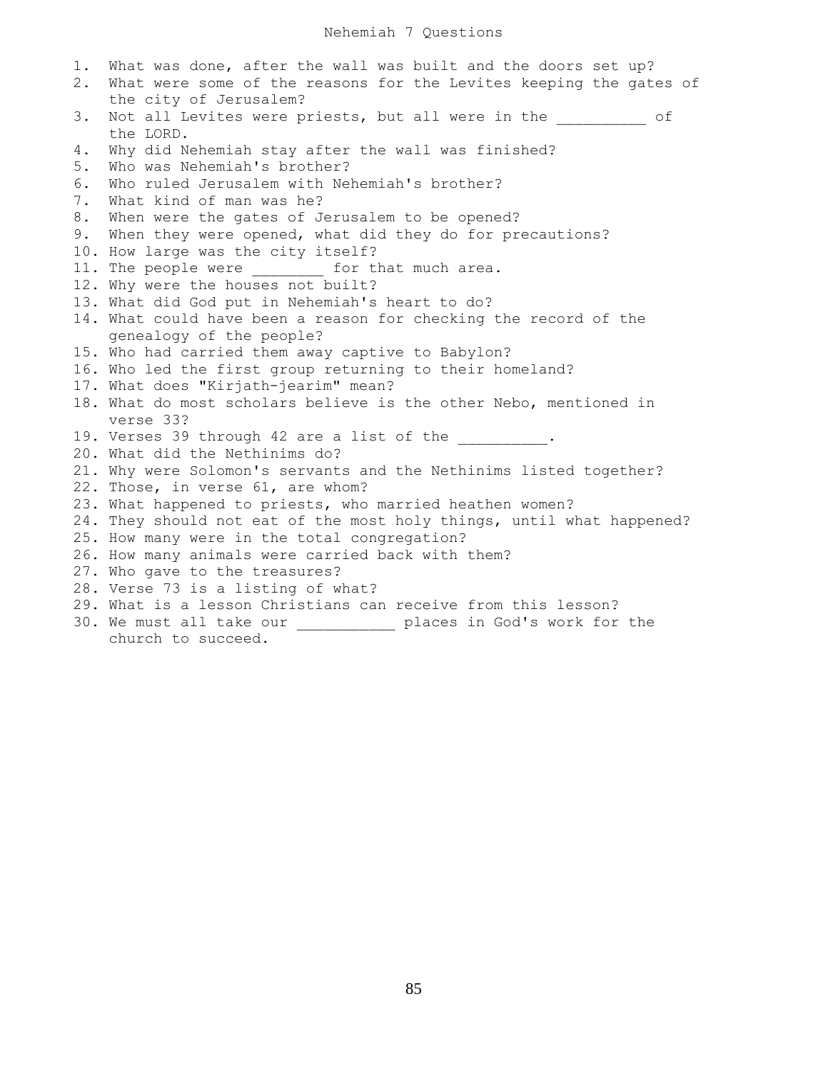# Nehemiah 7 Questions

1. What was done, after the wall was built and the doors set up?
2. What were some of the reasons for the Levites keeping the gates of the city of Jerusalem?
3. Not all Levites were priests, but all were in the __________ of the LORD.
4. Why did Nehemiah stay after the wall was finished?
5. Who was Nehemiah's brother?
6. Who ruled Jerusalem with Nehemiah's brother?
7. What kind of man was he?
8. When were the gates of Jerusalem to be opened?
9. When they were opened, what did they do for precautions?
10. How large was the city itself?
11. The people were ________ for that much area.
12. Why were the houses not built?
13. What did God put in Nehemiah's heart to do?
14. What could have been a reason for checking the record of the genealogy of the people?
15. Who had carried them away captive to Babylon?
16. Who led the first group returning to their homeland?
17. What does "Kirjath-jearim" mean?
18. What do most scholars believe is the other Nebo, mentioned in verse 33?
19. Verses 39 through 42 are a list of the __________.
20. What did the Nethinims do?
21. Why were Solomon's servants and the Nethinims listed together?
22. Those, in verse 61, are whom?
23. What happened to priests, who married heathen women?
24. They should not eat of the most holy things, until what happened?
25. How many were in the total congregation?
26. How many animals were carried back with them?
27. Who gave to the treasures?
28. Verse 73 is a listing of what?
29. What is a lesson Christians can receive from this lesson?
30. We must all take our ___________ places in God's work for the church to succeed.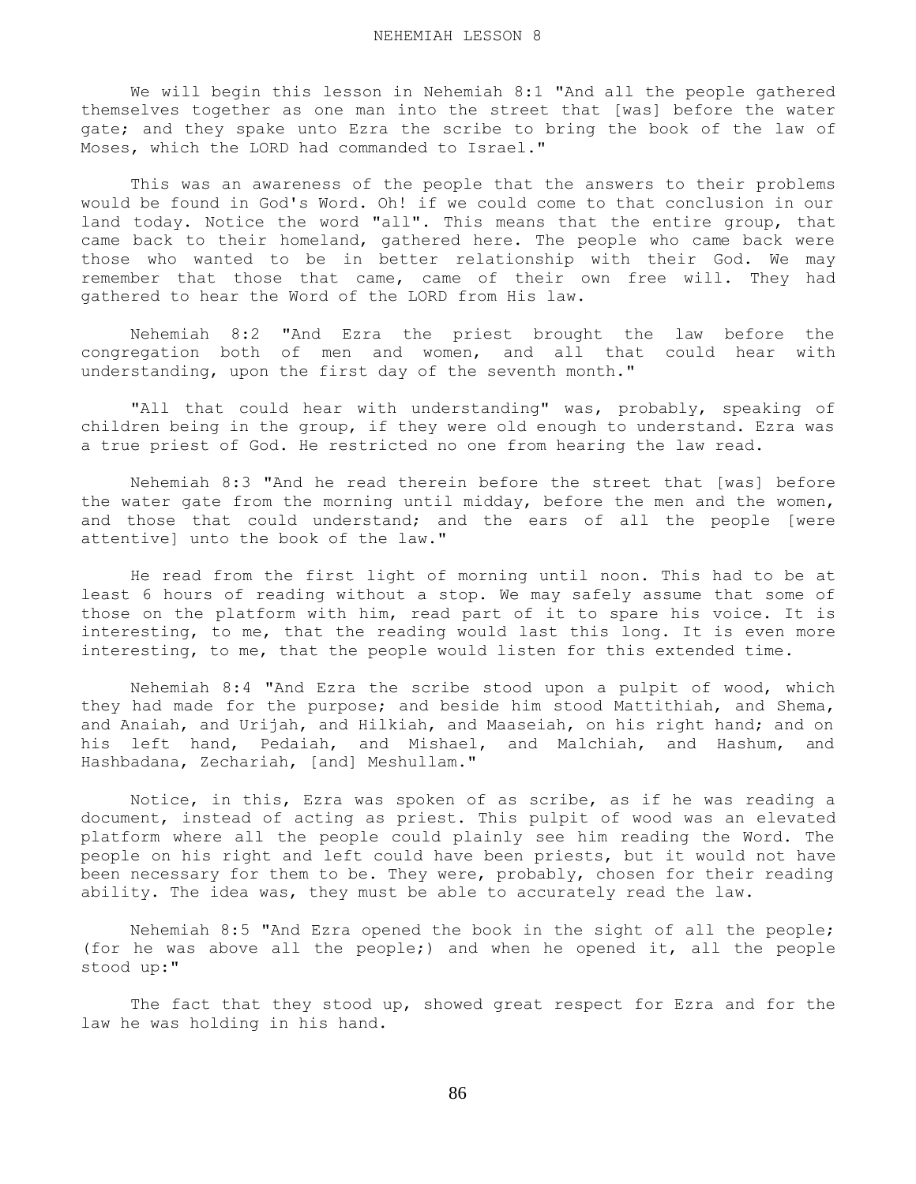# NEHEMIAH LESSON 8

We will begin this lesson in Nehemiah 8:1 "And all the people gathered themselves together as one man into the street that [was] before the water gate; and they spake unto Ezra the scribe to bring the book of the law of Moses, which the LORD had commanded to Israel."

This was an awareness of the people that the answers to their problems would be found in God's Word. Oh! if we could come to that conclusion in our land today. Notice the word "all". This means that the entire group, that came back to their homeland, gathered here. The people who came back were those who wanted to be in better relationship with their God. We may remember that those that came, came of their own free will. They had gathered to hear the Word of the LORD from His law.

Nehemiah 8:2 "And Ezra the priest brought the law before the congregation both of men and women, and all that could hear with understanding, upon the first day of the seventh month."

"All that could hear with understanding" was, probably, speaking of children being in the group, if they were old enough to understand. Ezra was a true priest of God. He restricted no one from hearing the law read.

Nehemiah 8:3 "And he read therein before the street that [was] before the water gate from the morning until midday, before the men and the women, and those that could understand; and the ears of all the people [were attentive] unto the book of the law."

He read from the first light of morning until noon. This had to be at least 6 hours of reading without a stop. We may safely assume that some of those on the platform with him, read part of it to spare his voice. It is interesting, to me, that the reading would last this long. It is even more interesting, to me, that the people would listen for this extended time.

Nehemiah 8:4 "And Ezra the scribe stood upon a pulpit of wood, which they had made for the purpose; and beside him stood Mattithiah, and Shema, and Anaiah, and Urijah, and Hilkiah, and Maaseiah, on his right hand; and on his left hand, Pedaiah, and Mishael, and Malchiah, and Hashum, and Hashbadana, Zechariah, [and] Meshullam."

Notice, in this, Ezra was spoken of as scribe, as if he was reading a document, instead of acting as priest. This pulpit of wood was an elevated platform where all the people could plainly see him reading the Word. The people on his right and left could have been priests, but it would not have been necessary for them to be. They were, probably, chosen for their reading ability. The idea was, they must be able to accurately read the law.

Nehemiah 8:5 "And Ezra opened the book in the sight of all the people; (for he was above all the people;) and when he opened it, all the people stood up:"

The fact that they stood up, showed great respect for Ezra and for the law he was holding in his hand.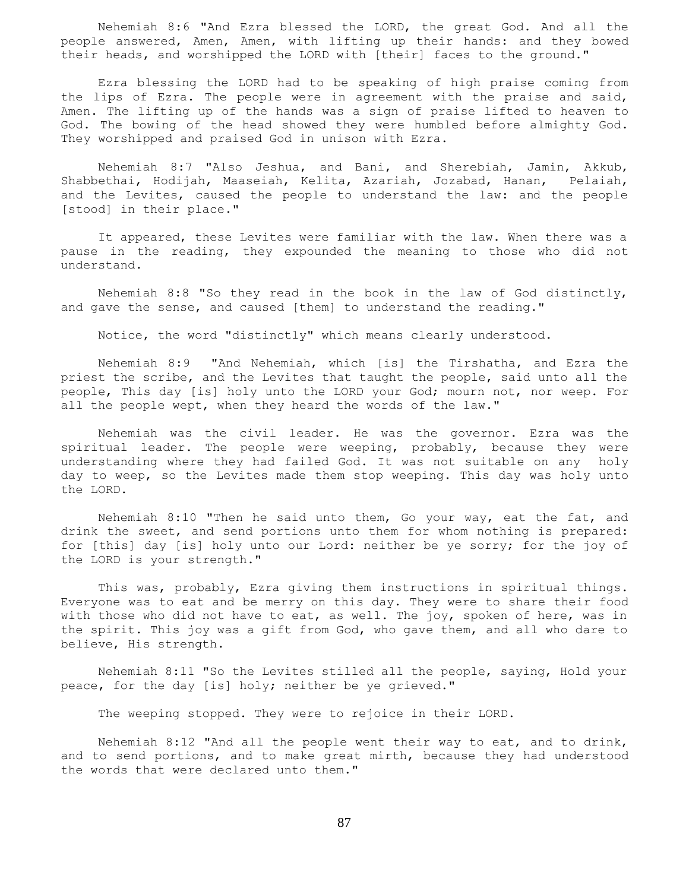Nehemiah 8:6 "And Ezra blessed the LORD, the great God. And all the people answered, Amen, Amen, with lifting up their hands: and they bowed their heads, and worshipped the LORD with [their] faces to the ground."

Ezra blessing the LORD had to be speaking of high praise coming from the lips of Ezra. The people were in agreement with the praise and said, Amen. The lifting up of the hands was a sign of praise lifted to heaven to God. The bowing of the head showed they were humbled before almighty God. They worshipped and praised God in unison with Ezra.

Nehemiah 8:7 "Also Jeshua, and Bani, and Sherebiah, Jamin, Akkub, Shabbethai, Hodijah, Maaseiah, Kelita, Azariah, Jozabad, Hanan, Pelaiah, and the Levites, caused the people to understand the law: and the people [stood] in their place."

It appeared, these Levites were familiar with the law. When there was a pause in the reading, they expounded the meaning to those who did not understand.

Nehemiah 8:8 "So they read in the book in the law of God distinctly, and gave the sense, and caused [them] to understand the reading."

Notice, the word "distinctly" which means clearly understood.

Nehemiah 8:9 "And Nehemiah, which [is] the Tirshatha, and Ezra the priest the scribe, and the Levites that taught the people, said unto all the people, This day [is] holy unto the LORD your God; mourn not, nor weep. For all the people wept, when they heard the words of the law."

Nehemiah was the civil leader. He was the governor. Ezra was the spiritual leader. The people were weeping, probably, because they were understanding where they had failed God. It was not suitable on any holy day to weep, so the Levites made them stop weeping. This day was holy unto the LORD.

Nehemiah 8:10 "Then he said unto them, Go your way, eat the fat, and drink the sweet, and send portions unto them for whom nothing is prepared: for [this] day [is] holy unto our Lord: neither be ye sorry; for the joy of the LORD is your strength."

This was, probably, Ezra giving them instructions in spiritual things. Everyone was to eat and be merry on this day. They were to share their food with those who did not have to eat, as well. The joy, spoken of here, was in the spirit. This joy was a gift from God, who gave them, and all who dare to believe, His strength.

Nehemiah 8:11 "So the Levites stilled all the people, saying, Hold your peace, for the day [is] holy; neither be ye grieved."

The weeping stopped. They were to rejoice in their LORD.

Nehemiah 8:12 "And all the people went their way to eat, and to drink, and to send portions, and to make great mirth, because they had understood the words that were declared unto them."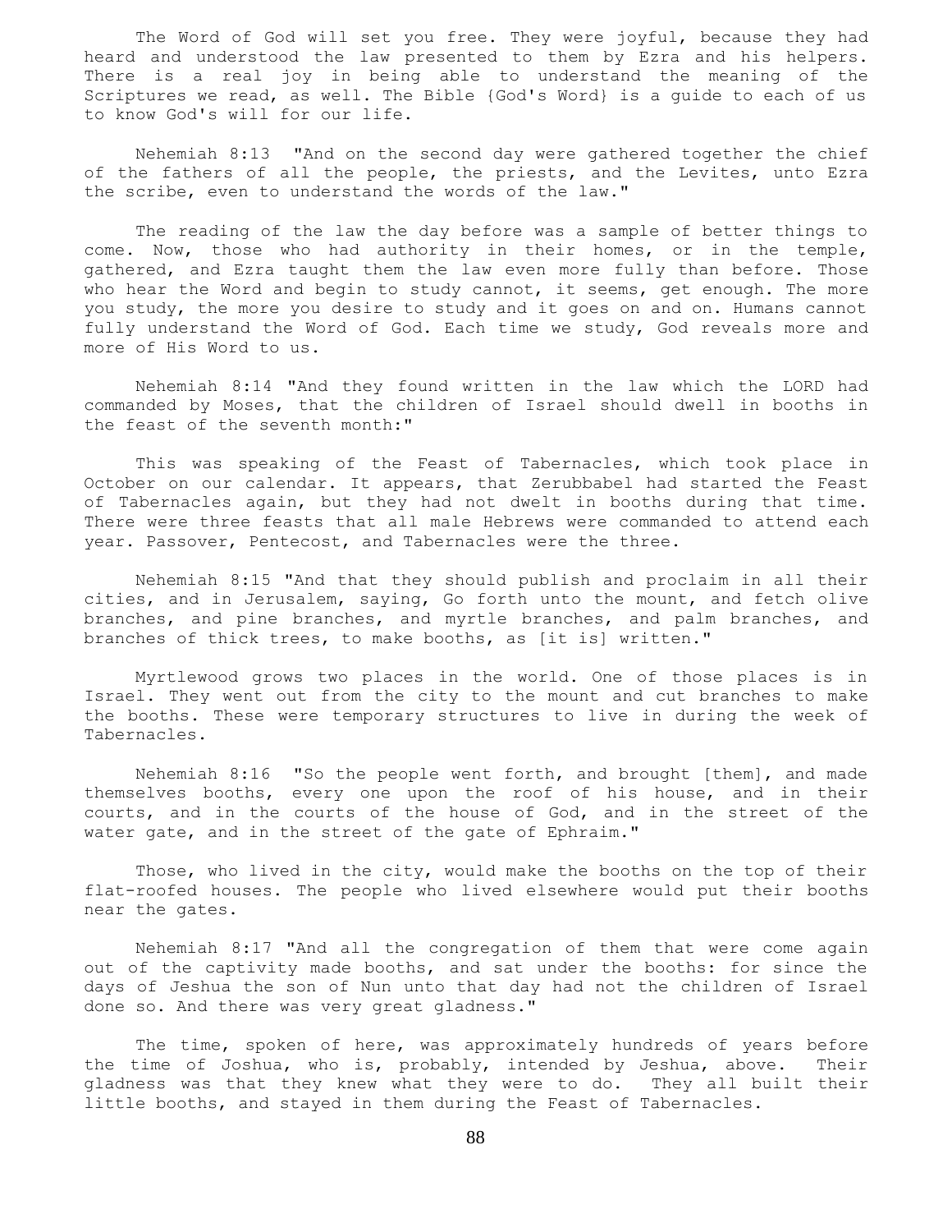The Word of God will set you free. They were joyful, because they had heard and understood the law presented to them by Ezra and his helpers. There is a real joy in being able to understand the meaning of the Scriptures we read, as well. The Bible {God's Word} is a guide to each of us to know God's will for our life.

Nehemiah 8:13 "And on the second day were gathered together the chief of the fathers of all the people, the priests, and the Levites, unto Ezra the scribe, even to understand the words of the law."

The reading of the law the day before was a sample of better things to come. Now, those who had authority in their homes, or in the temple, gathered, and Ezra taught them the law even more fully than before. Those who hear the Word and begin to study cannot, it seems, get enough. The more you study, the more you desire to study and it goes on and on. Humans cannot fully understand the Word of God. Each time we study, God reveals more and more of His Word to us.

Nehemiah 8:14 "And they found written in the law which the LORD had commanded by Moses, that the children of Israel should dwell in booths in the feast of the seventh month:"

This was speaking of the Feast of Tabernacles, which took place in October on our calendar. It appears, that Zerubbabel had started the Feast of Tabernacles again, but they had not dwelt in booths during that time. There were three feasts that all male Hebrews were commanded to attend each year. Passover, Pentecost, and Tabernacles were the three.

Nehemiah 8:15 "And that they should publish and proclaim in all their cities, and in Jerusalem, saying, Go forth unto the mount, and fetch olive branches, and pine branches, and myrtle branches, and palm branches, and branches of thick trees, to make booths, as [it is] written."

Myrtlewood grows two places in the world. One of those places is in Israel. They went out from the city to the mount and cut branches to make the booths. These were temporary structures to live in during the week of Tabernacles.

Nehemiah 8:16 "So the people went forth, and brought [them], and made themselves booths, every one upon the roof of his house, and in their courts, and in the courts of the house of God, and in the street of the water gate, and in the street of the gate of Ephraim."

Those, who lived in the city, would make the booths on the top of their flat-roofed houses. The people who lived elsewhere would put their booths near the gates.

Nehemiah 8:17 "And all the congregation of them that were come again out of the captivity made booths, and sat under the booths: for since the days of Jeshua the son of Nun unto that day had not the children of Israel done so. And there was very great gladness."

The time, spoken of here, was approximately hundreds of years before the time of Joshua, who is, probably, intended by Jeshua, above. Their gladness was that they knew what they were to do. They all built their little booths, and stayed in them during the Feast of Tabernacles.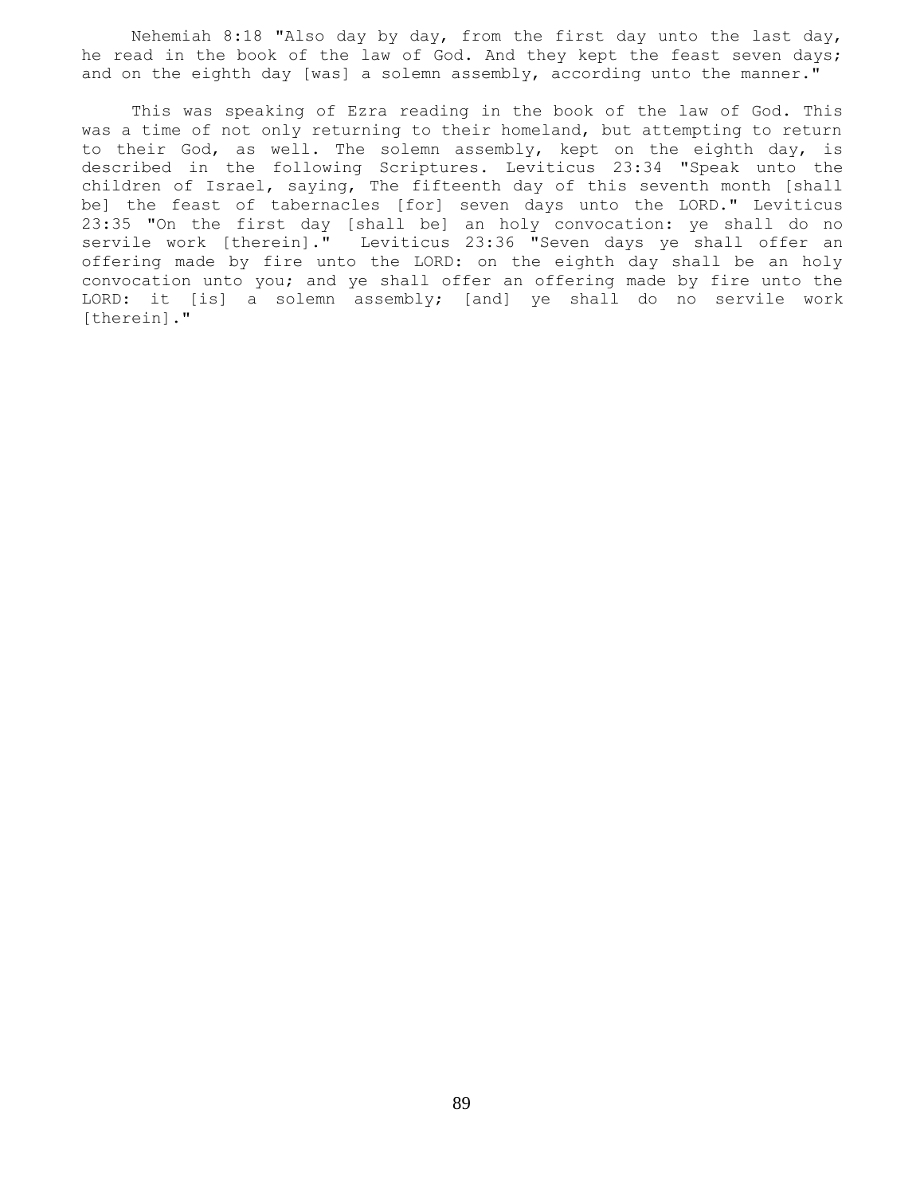Nehemiah 8:18 "Also day by day, from the first day unto the last day, he read in the book of the law of God. And they kept the feast seven days; and on the eighth day [was] a solemn assembly, according unto the manner."

This was speaking of Ezra reading in the book of the law of God. This was a time of not only returning to their homeland, but attempting to return to their God, as well. The solemn assembly, kept on the eighth day, is described in the following Scriptures. Leviticus 23:34 "Speak unto the children of Israel, saying, The fifteenth day of this seventh month [shall be] the feast of tabernacles [for] seven days unto the LORD." Leviticus 23:35 "On the first day [shall be] an holy convocation: ye shall do no servile work [therein]." Leviticus 23:36 "Seven days ye shall offer an offering made by fire unto the LORD: on the eighth day shall be an holy convocation unto you; and ye shall offer an offering made by fire unto the LORD: it [is] a solemn assembly; [and] ye shall do no servile work [therein]."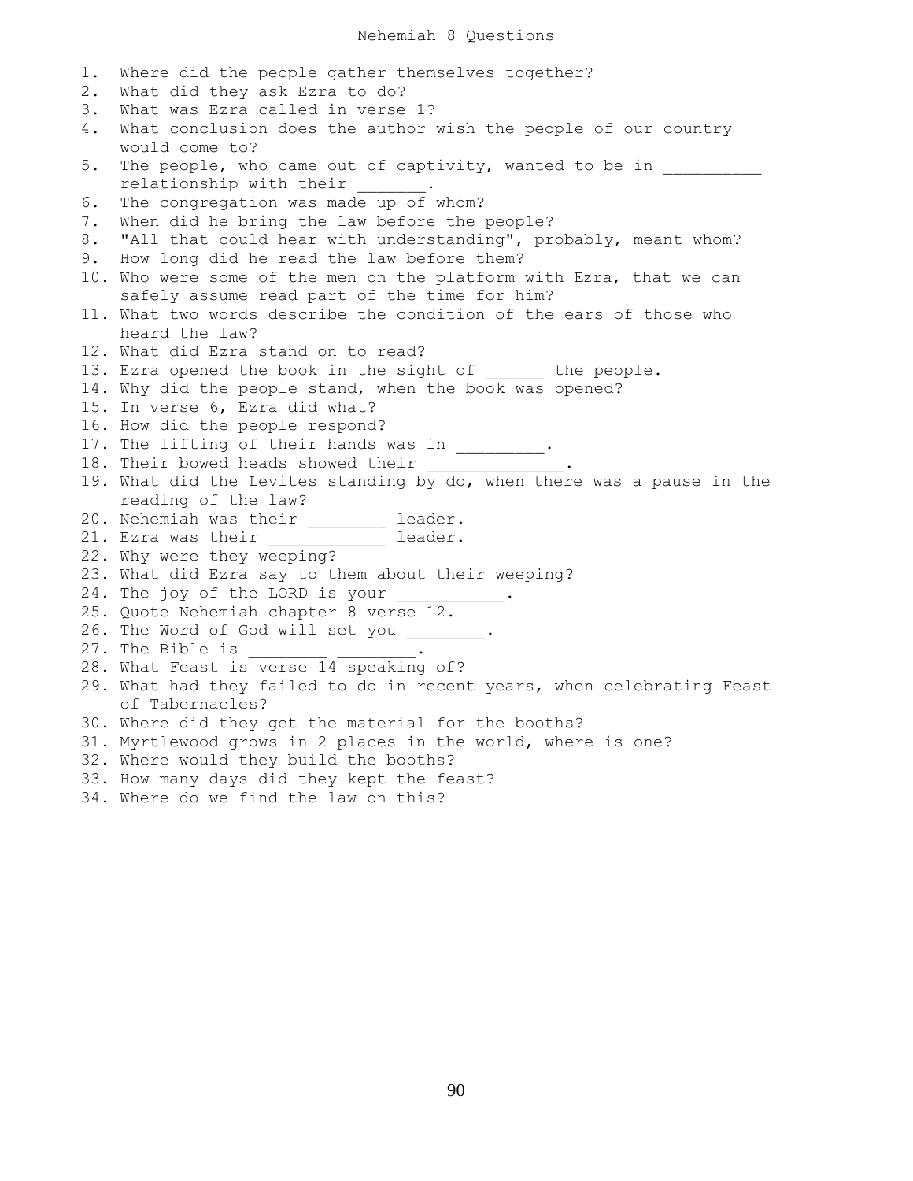# Nehemiah 8 Questions

1. Where did the people gather themselves together?
2. What did they ask Ezra to do?
3. What was Ezra called in verse 1?
4. What conclusion does the author wish the people of our country would come to?
5. The people, who came out of captivity, wanted to be in __________ relationship with their _______.
6. The congregation was made up of whom?
7. When did he bring the law before the people?
8. "All that could hear with understanding", probably, meant whom?
9. How long did he read the law before them?
10. Who were some of the men on the platform with Ezra, that we can safely assume read part of the time for him?
11. What two words describe the condition of the ears of those who heard the law?
12. What did Ezra stand on to read?
13. Ezra opened the book in the sight of ______ the people.
14. Why did the people stand, when the book was opened?
15. In verse 6, Ezra did what?
16. How did the people respond?
17. The lifting of their hands was in _________.
18. Their bowed heads showed their ______________.
19. What did the Levites standing by do, when there was a pause in the reading of the law?
20. Nehemiah was their ________ leader.
21. Ezra was their ____________ leader.
22. Why were they weeping?
23. What did Ezra say to them about their weeping?
24. The joy of the LORD is your ___________.
25. Quote Nehemiah chapter 8 verse 12.
26. The Word of God will set you ________.
27. The Bible is ________ ________.
28. What Feast is verse 14 speaking of?
29. What had they failed to do in recent years, when celebrating Feast of Tabernacles?
30. Where did they get the material for the booths?
31. Myrtlewood grows in 2 places in the world, where is one?
32. Where would they build the booths?
33. How many days did they kept the feast?
34. Where do we find the law on this?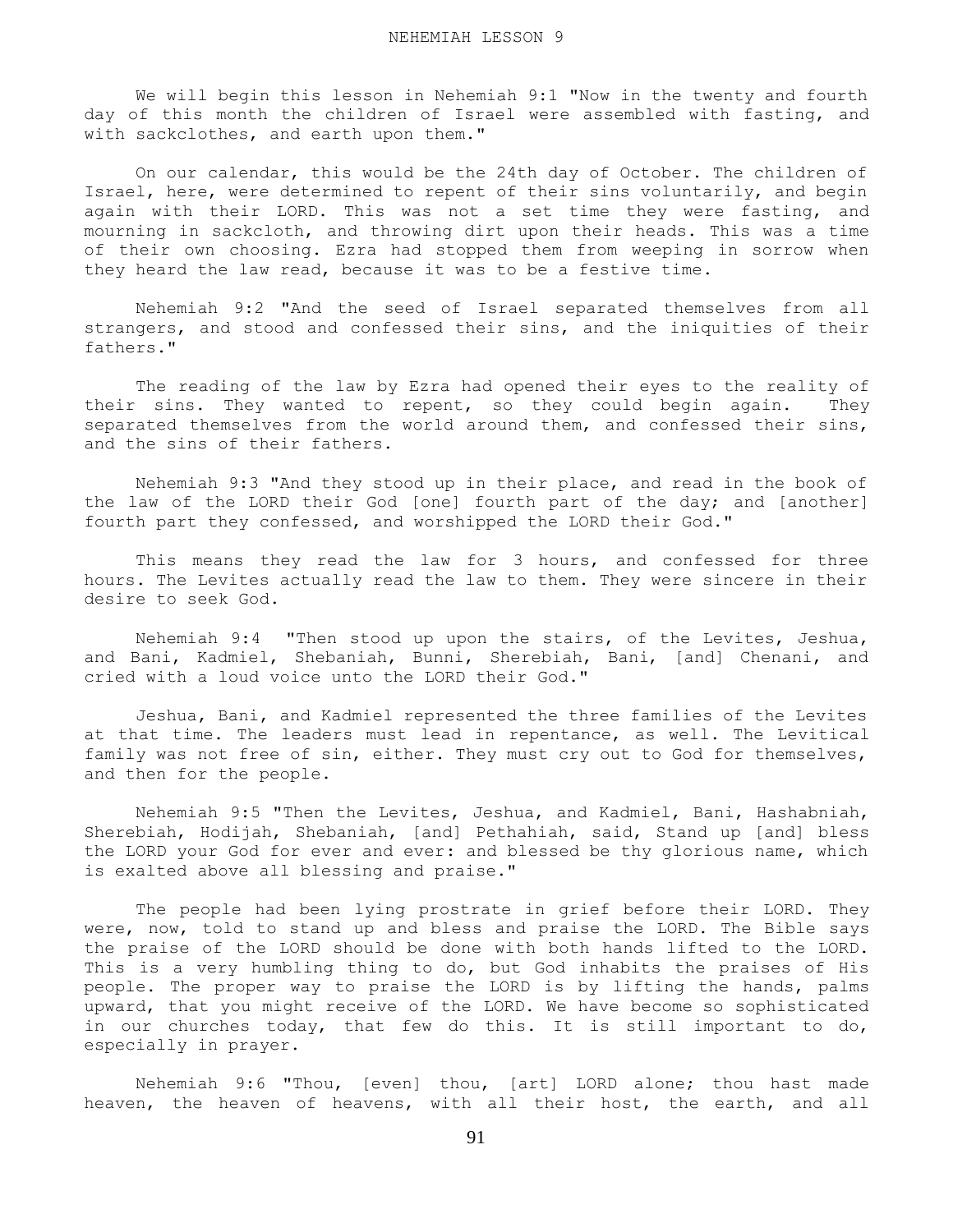We will begin this lesson in Nehemiah 9:1 "Now in the twenty and fourth day of this month the children of Israel were assembled with fasting, and with sackclothes, and earth upon them."

On our calendar, this would be the 24th day of October. The children of Israel, here, were determined to repent of their sins voluntarily, and begin again with their LORD. This was not a set time they were fasting, and mourning in sackcloth, and throwing dirt upon their heads. This was a time of their own choosing. Ezra had stopped them from weeping in sorrow when they heard the law read, because it was to be a festive time.

Nehemiah 9:2 "And the seed of Israel separated themselves from all strangers, and stood and confessed their sins, and the iniquities of their fathers."

The reading of the law by Ezra had opened their eyes to the reality of their sins. They wanted to repent, so they could begin again. They separated themselves from the world around them, and confessed their sins, and the sins of their fathers.

Nehemiah 9:3 "And they stood up in their place, and read in the book of the law of the LORD their God [one] fourth part of the day; and [another] fourth part they confessed, and worshipped the LORD their God."

This means they read the law for 3 hours, and confessed for three hours. The Levites actually read the law to them. They were sincere in their desire to seek God.

Nehemiah 9:4 "Then stood up upon the stairs, of the Levites, Jeshua, and Bani, Kadmiel, Shebaniah, Bunni, Sherebiah, Bani, [and] Chenani, and cried with a loud voice unto the LORD their God."

Jeshua, Bani, and Kadmiel represented the three families of the Levites at that time. The leaders must lead in repentance, as well. The Levitical family was not free of sin, either. They must cry out to God for themselves, and then for the people.

Nehemiah 9:5 "Then the Levites, Jeshua, and Kadmiel, Bani, Hashabniah, Sherebiah, Hodijah, Shebaniah, [and] Pethahiah, said, Stand up [and] bless the LORD your God for ever and ever: and blessed be thy glorious name, which is exalted above all blessing and praise."

The people had been lying prostrate in grief before their LORD. They were, now, told to stand up and bless and praise the LORD. The Bible says the praise of the LORD should be done with both hands lifted to the LORD. This is a very humbling thing to do, but God inhabits the praises of His people. The proper way to praise the LORD is by lifting the hands, palms upward, that you might receive of the LORD. We have become so sophisticated in our churches today, that few do this. It is still important to do, especially in prayer.

Nehemiah 9:6 "Thou, [even] thou, [art] LORD alone; thou hast made heaven, the heaven of heavens, with all their host, the earth, and all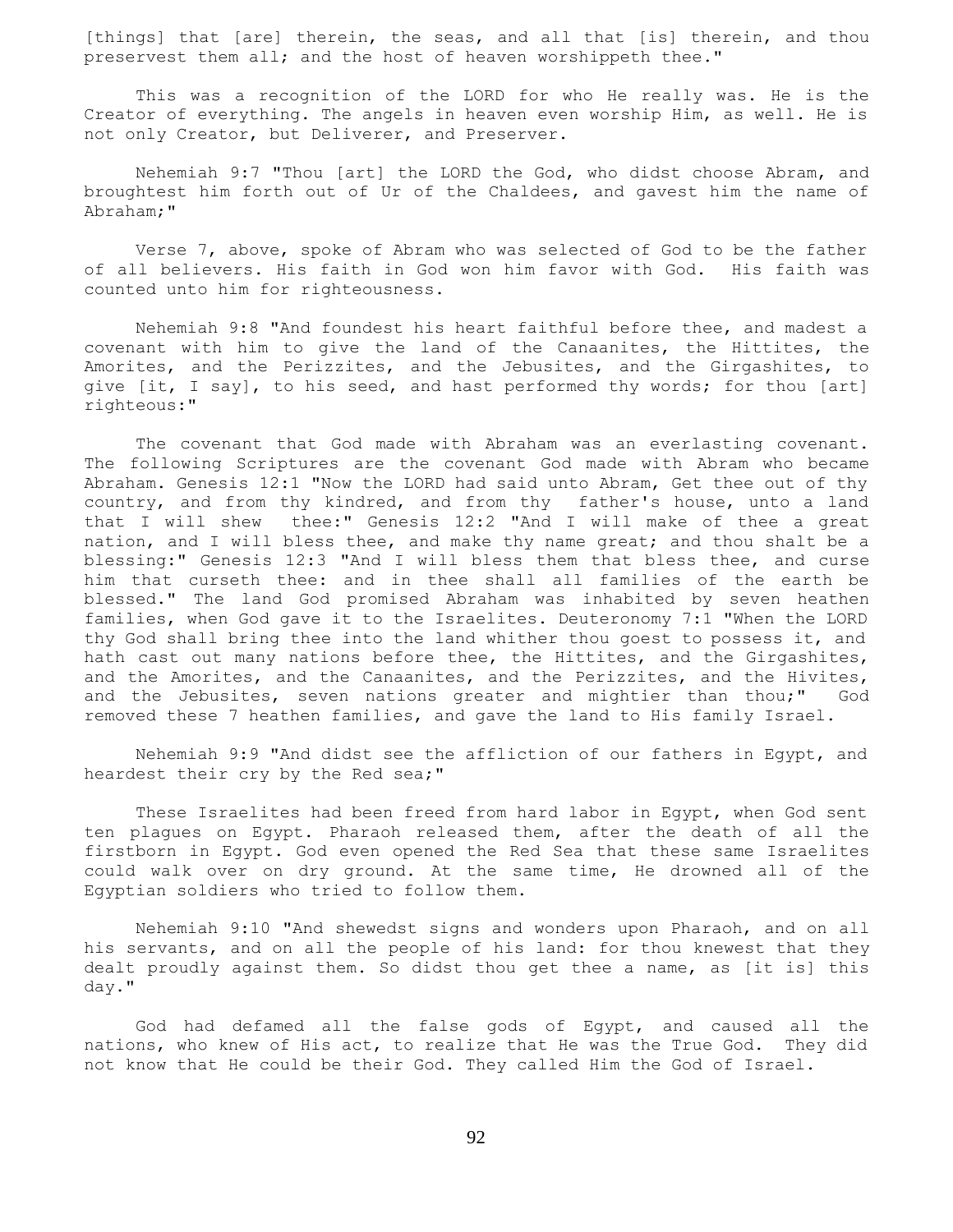[things] that [are] therein, the seas, and all that [is] therein, and thou preservest them all; and the host of heaven worshippeth thee."

This was a recognition of the LORD for who He really was. He is the Creator of everything. The angels in heaven even worship Him, as well. He is not only Creator, but Deliverer, and Preserver.

Nehemiah 9:7 "Thou [art] the LORD the God, who didst choose Abram, and broughtest him forth out of Ur of the Chaldees, and gavest him the name of Abraham;"

Verse 7, above, spoke of Abram who was selected of God to be the father of all believers. His faith in God won him favor with God. His faith was counted unto him for righteousness.

Nehemiah 9:8 "And foundest his heart faithful before thee, and madest a covenant with him to give the land of the Canaanites, the Hittites, the Amorites, and the Perizzites, and the Jebusites, and the Girgashites, to give [it, I say], to his seed, and hast performed thy words; for thou [art] righteous:"

The covenant that God made with Abraham was an everlasting covenant. The following Scriptures are the covenant God made with Abram who became Abraham. Genesis 12:1 "Now the LORD had said unto Abram, Get thee out of thy country, and from thy kindred, and from thy father's house, unto a land that I will shew thee:" Genesis 12:2 "And I will make of thee a great nation, and I will bless thee, and make thy name great; and thou shalt be a blessing:" Genesis 12:3 "And I will bless them that bless thee, and curse him that curseth thee: and in thee shall all families of the earth be blessed." The land God promised Abraham was inhabited by seven heathen families, when God gave it to the Israelites. Deuteronomy 7:1 "When the LORD thy God shall bring thee into the land whither thou goest to possess it, and hath cast out many nations before thee, the Hittites, and the Girgashites, and the Amorites, and the Canaanites, and the Perizzites, and the Hivites, and the Jebusites, seven nations greater and mightier than thou;" God removed these 7 heathen families, and gave the land to His family Israel.

Nehemiah 9:9 "And didst see the affliction of our fathers in Egypt, and heardest their cry by the Red sea;"

These Israelites had been freed from hard labor in Egypt, when God sent ten plagues on Egypt. Pharaoh released them, after the death of all the firstborn in Egypt. God even opened the Red Sea that these same Israelites could walk over on dry ground. At the same time, He drowned all of the Egyptian soldiers who tried to follow them.

Nehemiah 9:10 "And shewedst signs and wonders upon Pharaoh, and on all his servants, and on all the people of his land: for thou knewest that they dealt proudly against them. So didst thou get thee a name, as [it is] this day."

God had defamed all the false gods of Egypt, and caused all the nations, who knew of His act, to realize that He was the True God. They did not know that He could be their God. They called Him the God of Israel.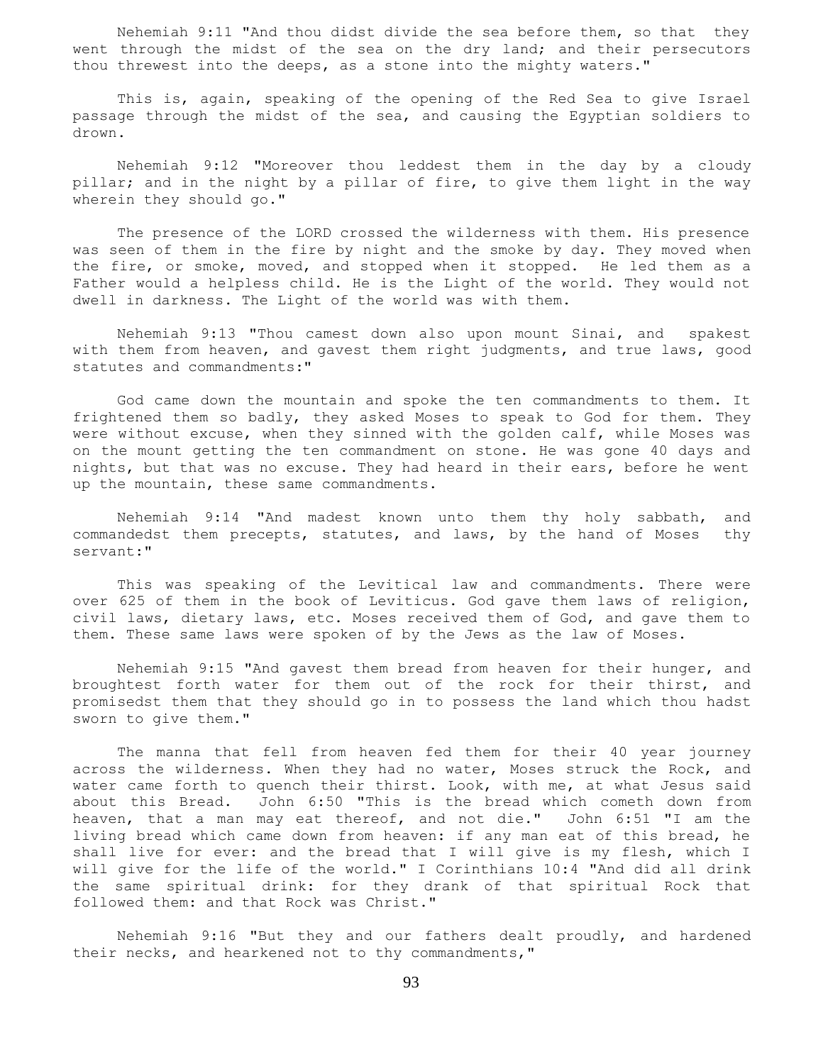Nehemiah 9:11 "And thou didst divide the sea before them, so that they went through the midst of the sea on the dry land; and their persecutors thou threwest into the deeps, as a stone into the mighty waters."

This is, again, speaking of the opening of the Red Sea to give Israel passage through the midst of the sea, and causing the Egyptian soldiers to drown.

Nehemiah 9:12 "Moreover thou leddest them in the day by a cloudy pillar; and in the night by a pillar of fire, to give them light in the way wherein they should go."

The presence of the LORD crossed the wilderness with them. His presence was seen of them in the fire by night and the smoke by day. They moved when the fire, or smoke, moved, and stopped when it stopped. He led them as a Father would a helpless child. He is the Light of the world. They would not dwell in darkness. The Light of the world was with them.

Nehemiah 9:13 "Thou camest down also upon mount Sinai, and spakest with them from heaven, and gavest them right judgments, and true laws, good statutes and commandments:"

God came down the mountain and spoke the ten commandments to them. It frightened them so badly, they asked Moses to speak to God for them. They were without excuse, when they sinned with the golden calf, while Moses was on the mount getting the ten commandment on stone. He was gone 40 days and nights, but that was no excuse. They had heard in their ears, before he went up the mountain, these same commandments.

Nehemiah 9:14 "And madest known unto them thy holy sabbath, and commandedst them precepts, statutes, and laws, by the hand of Moses thy servant:"

This was speaking of the Levitical law and commandments. There were over 625 of them in the book of Leviticus. God gave them laws of religion, civil laws, dietary laws, etc. Moses received them of God, and gave them to them. These same laws were spoken of by the Jews as the law of Moses.

Nehemiah 9:15 "And gavest them bread from heaven for their hunger, and broughtest forth water for them out of the rock for their thirst, and promisedst them that they should go in to possess the land which thou hadst sworn to give them."

The manna that fell from heaven fed them for their 40 year journey across the wilderness. When they had no water, Moses struck the Rock, and water came forth to quench their thirst. Look, with me, at what Jesus said about this Bread. John 6:50 "This is the bread which cometh down from heaven, that a man may eat thereof, and not die." John 6:51 "I am the living bread which came down from heaven: if any man eat of this bread, he shall live for ever: and the bread that I will give is my flesh, which I will give for the life of the world." I Corinthians 10:4 "And did all drink the same spiritual drink: for they drank of that spiritual Rock that followed them: and that Rock was Christ."

Nehemiah 9:16 "But they and our fathers dealt proudly, and hardened their necks, and hearkened not to thy commandments,"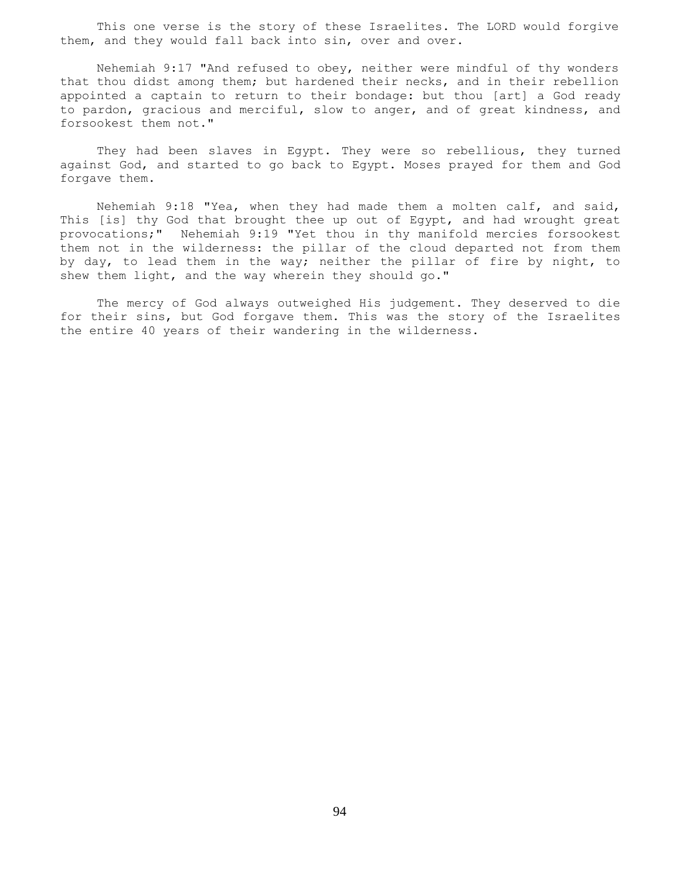This one verse is the story of these Israelites. The LORD would forgive them, and they would fall back into sin, over and over.

Nehemiah 9:17 "And refused to obey, neither were mindful of thy wonders that thou didst among them; but hardened their necks, and in their rebellion appointed a captain to return to their bondage: but thou [art] a God ready to pardon, gracious and merciful, slow to anger, and of great kindness, and forsookest them not."

They had been slaves in Egypt. They were so rebellious, they turned against God, and started to go back to Egypt. Moses prayed for them and God forgave them.

Nehemiah 9:18 "Yea, when they had made them a molten calf, and said, This [is] thy God that brought thee up out of Egypt, and had wrought great provocations;" Nehemiah 9:19 "Yet thou in thy manifold mercies forsookest them not in the wilderness: the pillar of the cloud departed not from them by day, to lead them in the way; neither the pillar of fire by night, to shew them light, and the way wherein they should go."

The mercy of God always outweighed His judgement. They deserved to die for their sins, but God forgave them. This was the story of the Israelites the entire 40 years of their wandering in the wilderness.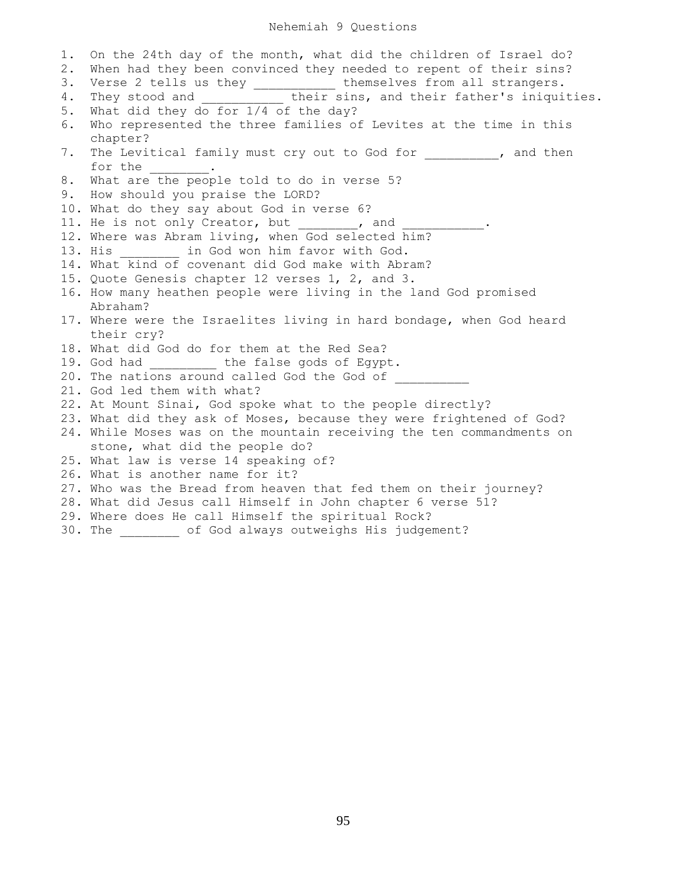# Nehemiah 9 Questions

1. On the 24th day of the month, what did the children of Israel do?
2. When had they been convinced they needed to repent of their sins?
3. Verse 2 tells us they __________ themselves from all strangers.
4. They stood and __________ their sins, and their father's iniquities.
5. What did they do for 1/4 of the day?
6. Who represented the three families of Levites at the time in this chapter?
7. The Levitical family must cry out to God for _________, and then for the ________.
8. What are the people told to do in verse 5?
9. How should you praise the LORD?
10. What do they say about God in verse 6?
11. He is not only Creator, but ________, and ___________.
12. Where was Abram living, when God selected him?
13. His ________ in God won him favor with God.
14. What kind of covenant did God make with Abram?
15. Quote Genesis chapter 12 verses 1, 2, and 3.
16. How many heathen people were living in the land God promised Abraham?
17. Where were the Israelites living in hard bondage, when God heard their cry?
18. What did God do for them at the Red Sea?
19. God had _________ the false gods of Egypt.
20. The nations around called God the God of __________
21. God led them with what?
22. At Mount Sinai, God spoke what to the people directly?
23. What did they ask of Moses, because they were frightened of God?
24. While Moses was on the mountain receiving the ten commandments on stone, what did the people do?
25. What law is verse 14 speaking of?
26. What is another name for it?
27. Who was the Bread from heaven that fed them on their journey?
28. What did Jesus call Himself in John chapter 6 verse 51?
29. Where does He call Himself the spiritual Rock?
30. The ________ of God always outweighs His judgement?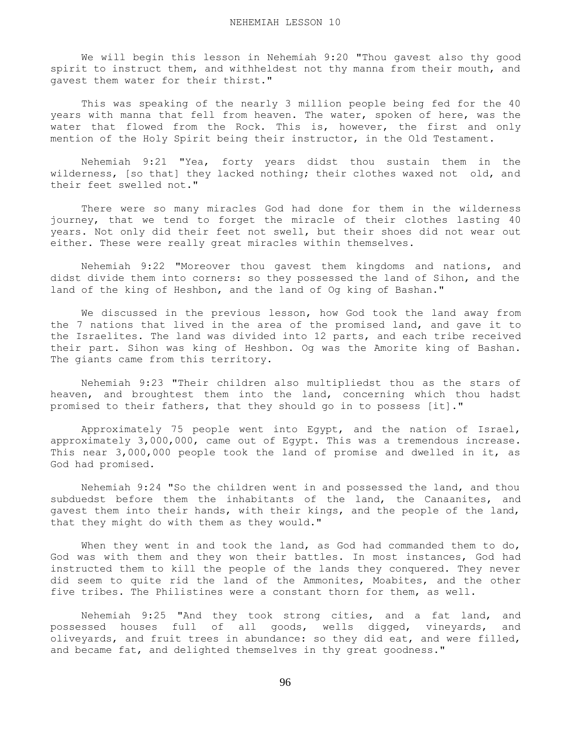We will begin this lesson in Nehemiah 9:20 "Thou gavest also thy good spirit to instruct them, and withheldest not thy manna from their mouth, and gavest them water for their thirst."

This was speaking of the nearly 3 million people being fed for the 40 years with manna that fell from heaven. The water, spoken of here, was the water that flowed from the Rock. This is, however, the first and only mention of the Holy Spirit being their instructor, in the Old Testament.

Nehemiah 9:21 "Yea, forty years didst thou sustain them in the wilderness, [so that] they lacked nothing; their clothes waxed not old, and their feet swelled not."

There were so many miracles God had done for them in the wilderness journey, that we tend to forget the miracle of their clothes lasting 40 years. Not only did their feet not swell, but their shoes did not wear out either. These were really great miracles within themselves.

Nehemiah 9:22 "Moreover thou gavest them kingdoms and nations, and didst divide them into corners: so they possessed the land of Sihon, and the land of the king of Heshbon, and the land of Og king of Bashan."

We discussed in the previous lesson, how God took the land away from the 7 nations that lived in the area of the promised land, and gave it to the Israelites. The land was divided into 12 parts, and each tribe received their part. Sihon was king of Heshbon. Og was the Amorite king of Bashan. The giants came from this territory.

Nehemiah 9:23 "Their children also multipliedst thou as the stars of heaven, and broughtest them into the land, concerning which thou hadst promised to their fathers, that they should go in to possess [it]."

Approximately 75 people went into Egypt, and the nation of Israel, approximately 3,000,000, came out of Egypt. This was a tremendous increase. This near 3,000,000 people took the land of promise and dwelled in it, as God had promised.

Nehemiah 9:24 "So the children went in and possessed the land, and thou subduedst before them the inhabitants of the land, the Canaanites, and gavest them into their hands, with their kings, and the people of the land, that they might do with them as they would."

When they went in and took the land, as God had commanded them to do, God was with them and they won their battles. In most instances, God had instructed them to kill the people of the lands they conquered. They never did seem to quite rid the land of the Ammonites, Moabites, and the other five tribes. The Philistines were a constant thorn for them, as well.

Nehemiah 9:25 "And they took strong cities, and a fat land, and possessed houses full of all goods, wells digged, vineyards, and oliveyards, and fruit trees in abundance: so they did eat, and were filled, and became fat, and delighted themselves in thy great goodness."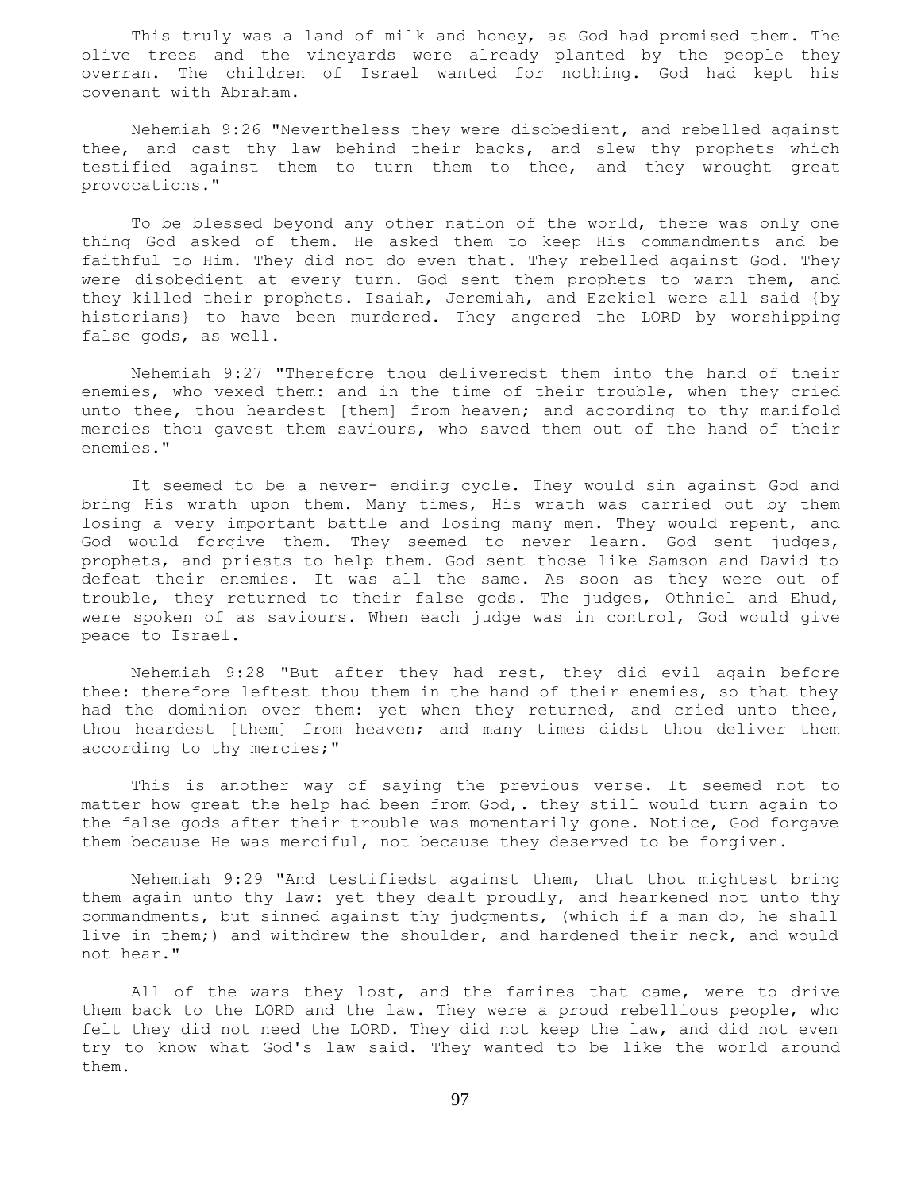This truly was a land of milk and honey, as God had promised them. The olive trees and the vineyards were already planted by the people they overran. The children of Israel wanted for nothing. God had kept his covenant with Abraham.

Nehemiah 9:26 "Nevertheless they were disobedient, and rebelled against thee, and cast thy law behind their backs, and slew thy prophets which testified against them to turn them to thee, and they wrought great provocations."

To be blessed beyond any other nation of the world, there was only one thing God asked of them. He asked them to keep His commandments and be faithful to Him. They did not do even that. They rebelled against God. They were disobedient at every turn. God sent them prophets to warn them, and they killed their prophets. Isaiah, Jeremiah, and Ezekiel were all said {by historians} to have been murdered. They angered the LORD by worshipping false gods, as well.

Nehemiah 9:27 "Therefore thou deliveredst them into the hand of their enemies, who vexed them: and in the time of their trouble, when they cried unto thee, thou heardest [them] from heaven; and according to thy manifold mercies thou gavest them saviours, who saved them out of the hand of their enemies."

It seemed to be a never- ending cycle. They would sin against God and bring His wrath upon them. Many times, His wrath was carried out by them losing a very important battle and losing many men. They would repent, and God would forgive them. They seemed to never learn. God sent judges, prophets, and priests to help them. God sent those like Samson and David to defeat their enemies. It was all the same. As soon as they were out of trouble, they returned to their false gods. The judges, Othniel and Ehud, were spoken of as saviours. When each judge was in control, God would give peace to Israel.

Nehemiah 9:28 "But after they had rest, they did evil again before thee: therefore leftest thou them in the hand of their enemies, so that they had the dominion over them: yet when they returned, and cried unto thee, thou heardest [them] from heaven; and many times didst thou deliver them according to thy mercies;"

This is another way of saying the previous verse. It seemed not to matter how great the help had been from God,. they still would turn again to the false gods after their trouble was momentarily gone. Notice, God forgave them because He was merciful, not because they deserved to be forgiven.

Nehemiah 9:29 "And testifiedst against them, that thou mightest bring them again unto thy law: yet they dealt proudly, and hearkened not unto thy commandments, but sinned against thy judgments, (which if a man do, he shall live in them;) and withdrew the shoulder, and hardened their neck, and would not hear."

All of the wars they lost, and the famines that came, were to drive them back to the LORD and the law. They were a proud rebellious people, who felt they did not need the LORD. They did not keep the law, and did not even try to know what God's law said. They wanted to be like the world around them.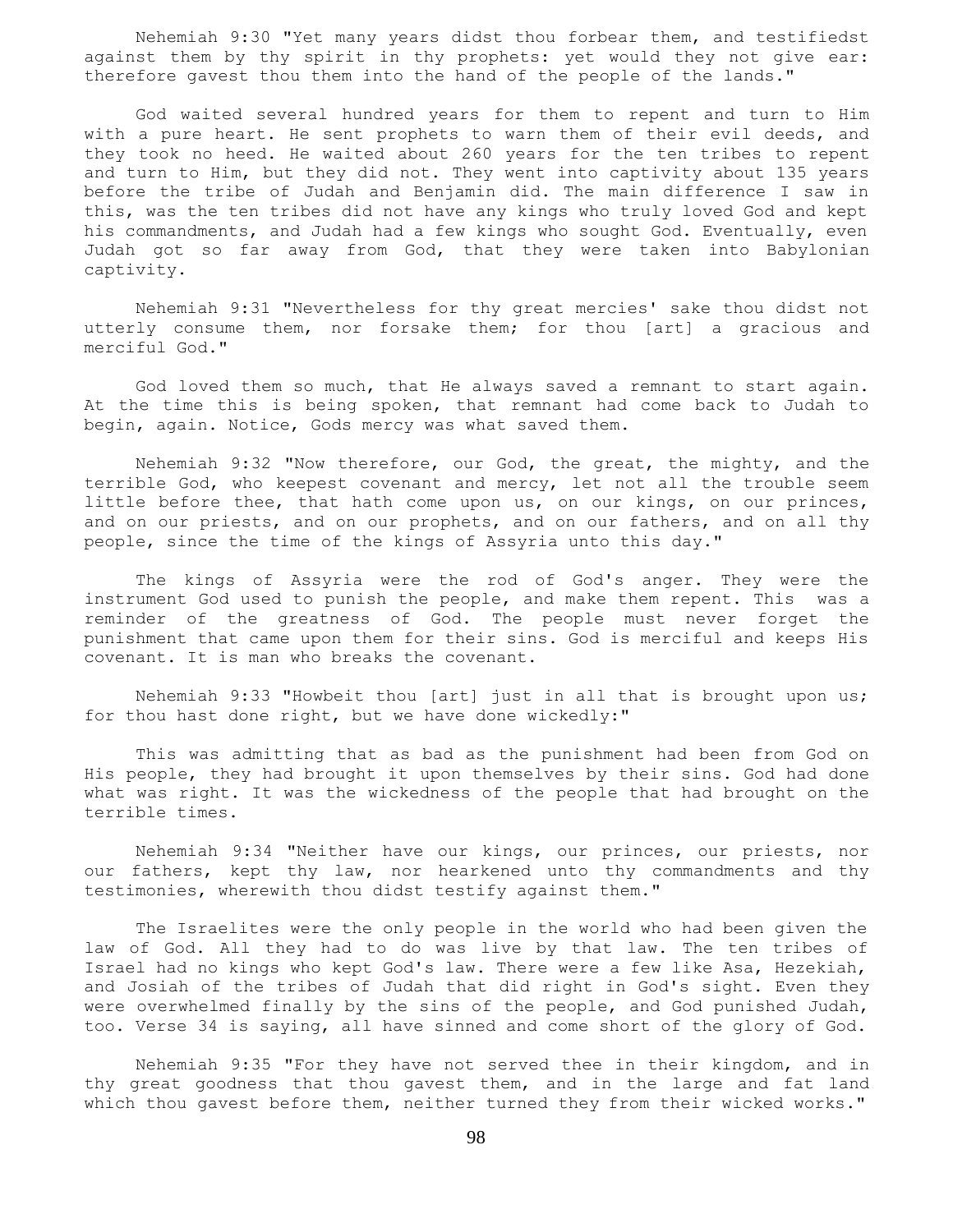Nehemiah 9:30 "Yet many years didst thou forbear them, and testifiedst against them by thy spirit in thy prophets: yet would they not give ear: therefore gavest thou them into the hand of the people of the lands."

God waited several hundred years for them to repent and turn to Him with a pure heart. He sent prophets to warn them of their evil deeds, and they took no heed. He waited about 260 years for the ten tribes to repent and turn to Him, but they did not. They went into captivity about 135 years before the tribe of Judah and Benjamin did. The main difference I saw in this, was the ten tribes did not have any kings who truly loved God and kept his commandments, and Judah had a few kings who sought God. Eventually, even Judah got so far away from God, that they were taken into Babylonian captivity.

Nehemiah 9:31 "Nevertheless for thy great mercies' sake thou didst not utterly consume them, nor forsake them; for thou [art] a gracious and merciful God."

God loved them so much, that He always saved a remnant to start again. At the time this is being spoken, that remnant had come back to Judah to begin, again. Notice, Gods mercy was what saved them.

Nehemiah 9:32 "Now therefore, our God, the great, the mighty, and the terrible God, who keepest covenant and mercy, let not all the trouble seem little before thee, that hath come upon us, on our kings, on our princes, and on our priests, and on our prophets, and on our fathers, and on all thy people, since the time of the kings of Assyria unto this day."

The kings of Assyria were the rod of God's anger. They were the instrument God used to punish the people, and make them repent. This was a reminder of the greatness of God. The people must never forget the punishment that came upon them for their sins. God is merciful and keeps His covenant. It is man who breaks the covenant.

Nehemiah 9:33 "Howbeit thou [art] just in all that is brought upon us; for thou hast done right, but we have done wickedly:"

This was admitting that as bad as the punishment had been from God on His people, they had brought it upon themselves by their sins. God had done what was right. It was the wickedness of the people that had brought on the terrible times.

Nehemiah 9:34 "Neither have our kings, our princes, our priests, nor our fathers, kept thy law, nor hearkened unto thy commandments and thy testimonies, wherewith thou didst testify against them."

The Israelites were the only people in the world who had been given the law of God. All they had to do was live by that law. The ten tribes of Israel had no kings who kept God's law. There were a few like Asa, Hezekiah, and Josiah of the tribes of Judah that did right in God's sight. Even they were overwhelmed finally by the sins of the people, and God punished Judah, too. Verse 34 is saying, all have sinned and come short of the glory of God.

Nehemiah 9:35 "For they have not served thee in their kingdom, and in thy great goodness that thou gavest them, and in the large and fat land which thou gavest before them, neither turned they from their wicked works."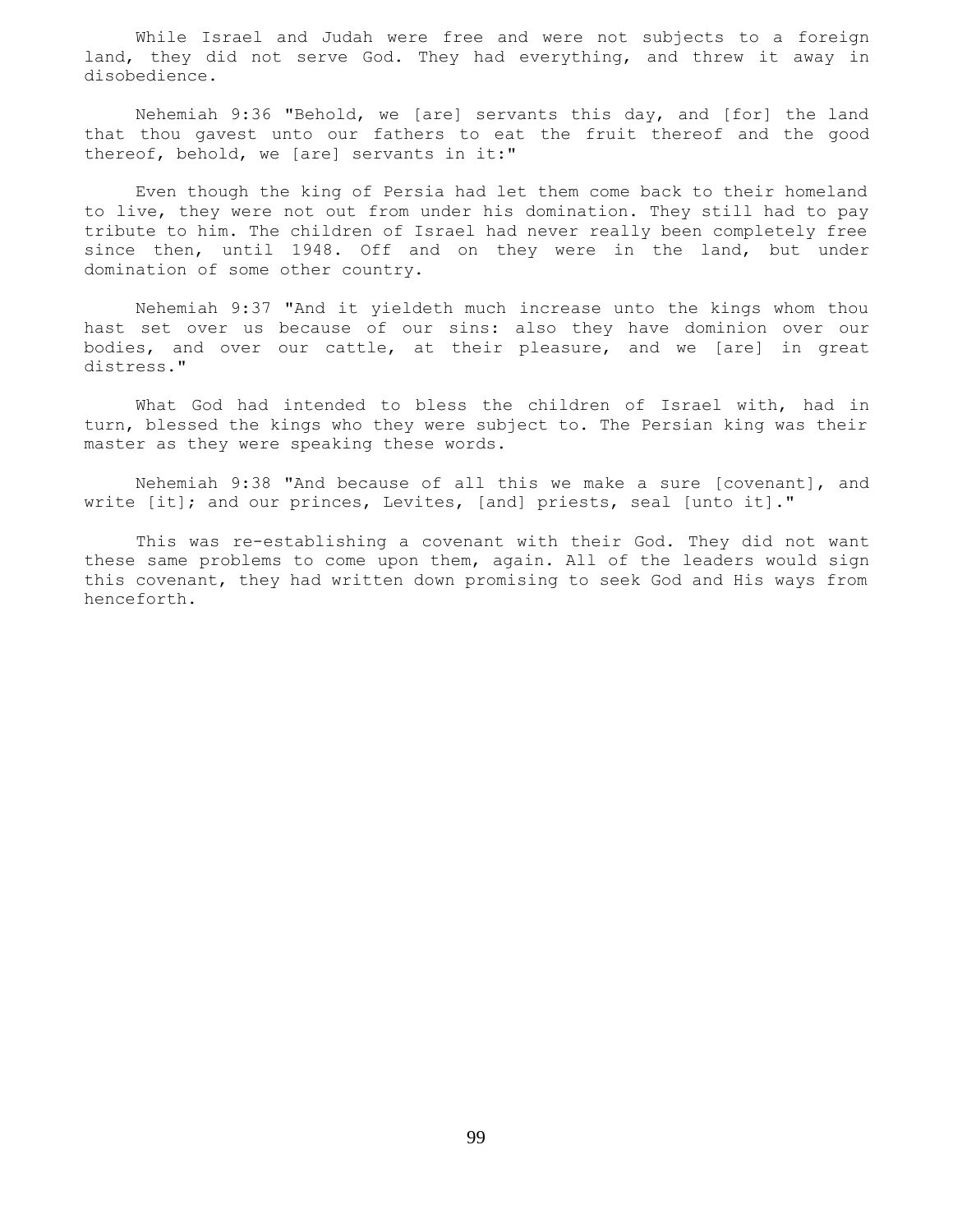While Israel and Judah were free and were not subjects to a foreign land, they did not serve God. They had everything, and threw it away in disobedience.

Nehemiah 9:36 "Behold, we [are] servants this day, and [for] the land that thou gavest unto our fathers to eat the fruit thereof and the good thereof, behold, we [are] servants in it:"

Even though the king of Persia had let them come back to their homeland to live, they were not out from under his domination. They still had to pay tribute to him. The children of Israel had never really been completely free since then, until 1948. Off and on they were in the land, but under domination of some other country.

Nehemiah 9:37 "And it yieldeth much increase unto the kings whom thou hast set over us because of our sins: also they have dominion over our bodies, and over our cattle, at their pleasure, and we [are] in great distress."

What God had intended to bless the children of Israel with, had in turn, blessed the kings who they were subject to. The Persian king was their master as they were speaking these words.

Nehemiah 9:38 "And because of all this we make a sure [covenant], and write [it]; and our princes, Levites, [and] priests, seal [unto it]."

This was re-establishing a covenant with their God. They did not want these same problems to come upon them, again. All of the leaders would sign this covenant, they had written down promising to seek God and His ways from henceforth.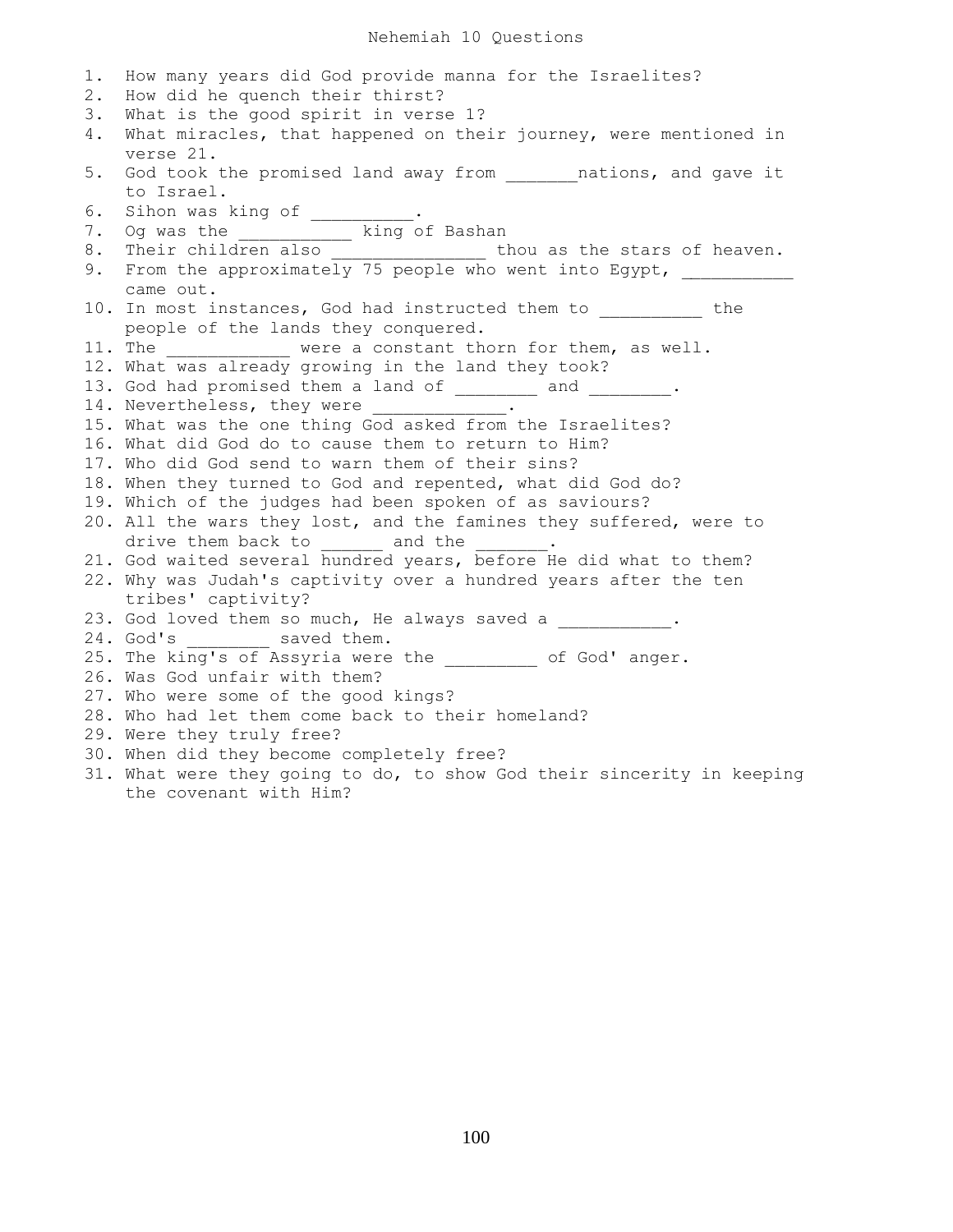# Nehemiah 10 Questions

1. How many years did God provide manna for the Israelites?
2. How did he quench their thirst?
3. What is the good spirit in verse 1?
4. What miracles, that happened on their journey, were mentioned in verse 21.
5. God took the promised land away from _______nations, and gave it to Israel.
6. Sihon was king of __________.
7. Og was the ___________ king of Bashan
8. Their children also _______________ thou as the stars of heaven.
9. From the approximately 75 people who went into Egypt, ___________ came out.
10. In most instances, God had instructed them to __________ the people of the lands they conquered.
11. The ____________ were a constant thorn for them, as well.
12. What was already growing in the land they took?
13. God had promised them a land of ________ and ________.
14. Nevertheless, they were _____________.
15. What was the one thing God asked from the Israelites?
16. What did God do to cause them to return to Him?
17. Who did God send to warn them of their sins?
18. When they turned to God and repented, what did God do?
19. Which of the judges had been spoken of as saviours?
20. All the wars they lost, and the famines they suffered, were to drive them back to ______ and the _______.
21. God waited several hundred years, before He did what to them?
22. Why was Judah's captivity over a hundred years after the ten tribes' captivity?
23. God loved them so much, He always saved a ___________.
24. God's ________ saved them.
25. The king's of Assyria were the _________ of God' anger.
26. Was God unfair with them?
27. Who were some of the good kings?
28. Who had let them come back to their homeland?
29. Were they truly free?
30. When did they become completely free?
31. What were they going to do, to show God their sincerity in keeping the covenant with Him?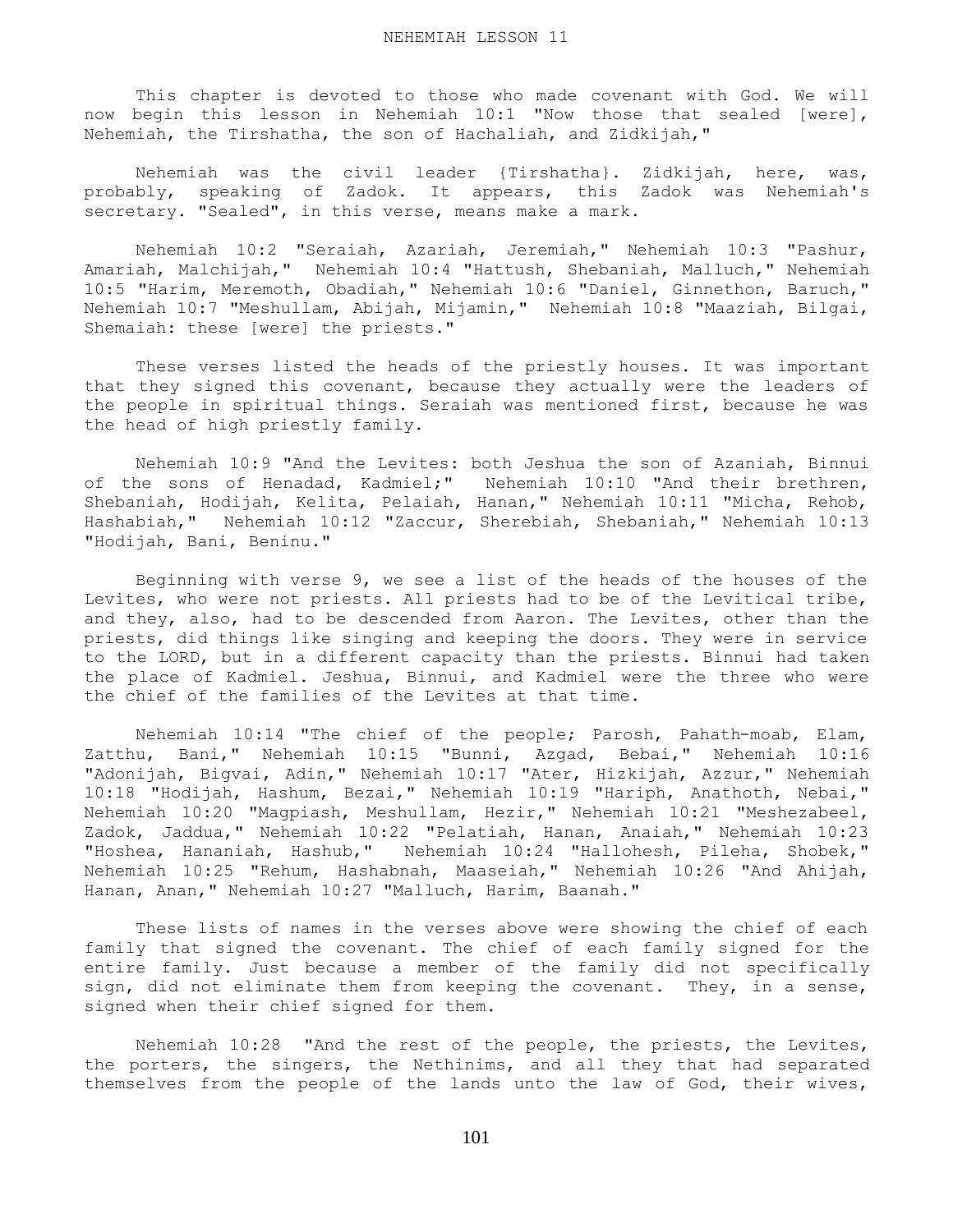# NEHEMIAH LESSON 11

This chapter is devoted to those who made covenant with God. We will now begin this lesson in Nehemiah 10:1 "Now those that sealed [were], Nehemiah, the Tirshatha, the son of Hachaliah, and Zidkijah,"

Nehemiah was the civil leader {Tirshatha}. Zidkijah, here, was, probably, speaking of Zadok. It appears, this Zadok was Nehemiah's secretary. "Sealed", in this verse, means make a mark.

Nehemiah 10:2 "Seraiah, Azariah, Jeremiah," Nehemiah 10:3 "Pashur, Amariah, Malchijah," Nehemiah 10:4 "Hattush, Shebaniah, Malluch," Nehemiah 10:5 "Harim, Meremoth, Obadiah," Nehemiah 10:6 "Daniel, Ginnethon, Baruch," Nehemiah 10:7 "Meshullam, Abijah, Mijamin," Nehemiah 10:8 "Maaziah, Bilgai, Shemaiah: these [were] the priests."

These verses listed the heads of the priestly houses. It was important that they signed this covenant, because they actually were the leaders of the people in spiritual things. Seraiah was mentioned first, because he was the head of high priestly family.

Nehemiah 10:9 "And the Levites: both Jeshua the son of Azaniah, Binnui of the sons of Henadad, Kadmiel;" Nehemiah 10:10 "And their brethren, Shebaniah, Hodijah, Kelita, Pelaiah, Hanan," Nehemiah 10:11 "Micha, Rehob, Hashabiah," Nehemiah 10:12 "Zaccur, Sherebiah, Shebaniah," Nehemiah 10:13 "Hodijah, Bani, Beninu."

Beginning with verse 9, we see a list of the heads of the houses of the Levites, who were not priests. All priests had to be of the Levitical tribe, and they, also, had to be descended from Aaron. The Levites, other than the priests, did things like singing and keeping the doors. They were in service to the LORD, but in a different capacity than the priests. Binnui had taken the place of Kadmiel. Jeshua, Binnui, and Kadmiel were the three who were the chief of the families of the Levites at that time.

Nehemiah 10:14 "The chief of the people; Parosh, Pahath-moab, Elam, Zatthu, Bani," Nehemiah 10:15 "Bunni, Azgad, Bebai," Nehemiah 10:16 "Adonijah, Bigvai, Adin," Nehemiah 10:17 "Ater, Hizkijah, Azzur," Nehemiah 10:18 "Hodijah, Hashum, Bezai," Nehemiah 10:19 "Hariph, Anathoth, Nebai," Nehemiah 10:20 "Magpiash, Meshullam, Hezir," Nehemiah 10:21 "Meshezabeel, Zadok, Jaddua," Nehemiah 10:22 "Pelatiah, Hanan, Anaiah," Nehemiah 10:23 "Hoshea, Hananiah, Hashub," Nehemiah 10:24 "Hallohesh, Pileha, Shobek," Nehemiah 10:25 "Rehum, Hashabnah, Maaseiah," Nehemiah 10:26 "And Ahijah, Hanan, Anan," Nehemiah 10:27 "Malluch, Harim, Baanah."

These lists of names in the verses above were showing the chief of each family that signed the covenant. The chief of each family signed for the entire family. Just because a member of the family did not specifically sign, did not eliminate them from keeping the covenant. They, in a sense, signed when their chief signed for them.

Nehemiah 10:28 "And the rest of the people, the priests, the Levites, the porters, the singers, the Nethinims, and all they that had separated themselves from the people of the lands unto the law of God, their wives,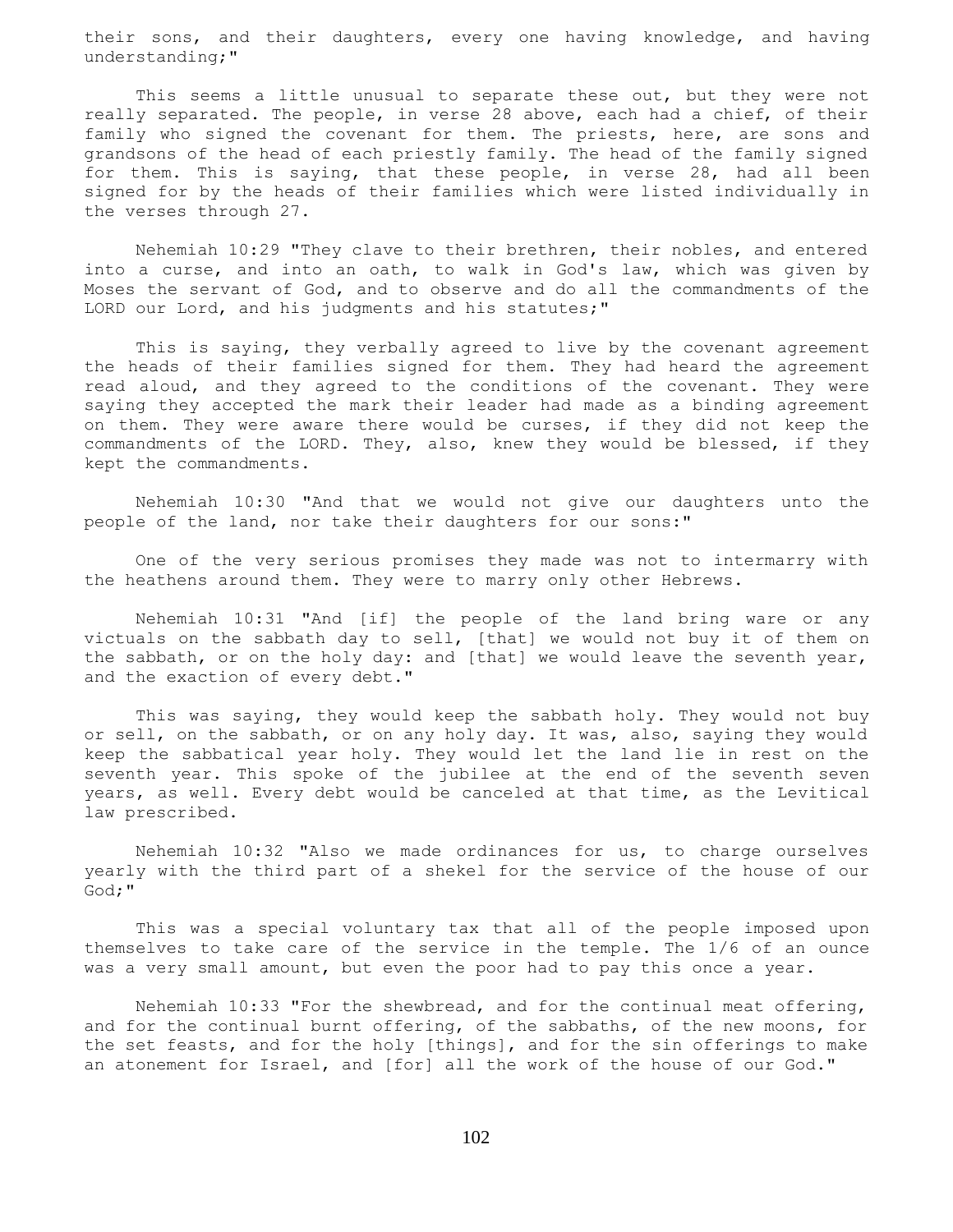their sons, and their daughters, every one having knowledge, and having understanding;"

This seems a little unusual to separate these out, but they were not really separated. The people, in verse 28 above, each had a chief, of their family who signed the covenant for them. The priests, here, are sons and grandsons of the head of each priestly family. The head of the family signed for them. This is saying, that these people, in verse 28, had all been signed for by the heads of their families which were listed individually in the verses through 27.

Nehemiah 10:29 "They clave to their brethren, their nobles, and entered into a curse, and into an oath, to walk in God's law, which was given by Moses the servant of God, and to observe and do all the commandments of the LORD our Lord, and his judgments and his statutes;"

This is saying, they verbally agreed to live by the covenant agreement the heads of their families signed for them. They had heard the agreement read aloud, and they agreed to the conditions of the covenant. They were saying they accepted the mark their leader had made as a binding agreement on them. They were aware there would be curses, if they did not keep the commandments of the LORD. They, also, knew they would be blessed, if they kept the commandments.

Nehemiah 10:30 "And that we would not give our daughters unto the people of the land, nor take their daughters for our sons:"

One of the very serious promises they made was not to intermarry with the heathens around them. They were to marry only other Hebrews.

Nehemiah 10:31 "And [if] the people of the land bring ware or any victuals on the sabbath day to sell, [that] we would not buy it of them on the sabbath, or on the holy day: and [that] we would leave the seventh year, and the exaction of every debt."

This was saying, they would keep the sabbath holy. They would not buy or sell, on the sabbath, or on any holy day. It was, also, saying they would keep the sabbatical year holy. They would let the land lie in rest on the seventh year. This spoke of the jubilee at the end of the seventh seven years, as well. Every debt would be canceled at that time, as the Levitical law prescribed.

Nehemiah 10:32 "Also we made ordinances for us, to charge ourselves yearly with the third part of a shekel for the service of the house of our God;"

This was a special voluntary tax that all of the people imposed upon themselves to take care of the service in the temple. The 1/6 of an ounce was a very small amount, but even the poor had to pay this once a year.

Nehemiah 10:33 "For the shewbread, and for the continual meat offering, and for the continual burnt offering, of the sabbaths, of the new moons, for the set feasts, and for the holy [things], and for the sin offerings to make an atonement for Israel, and [for] all the work of the house of our God."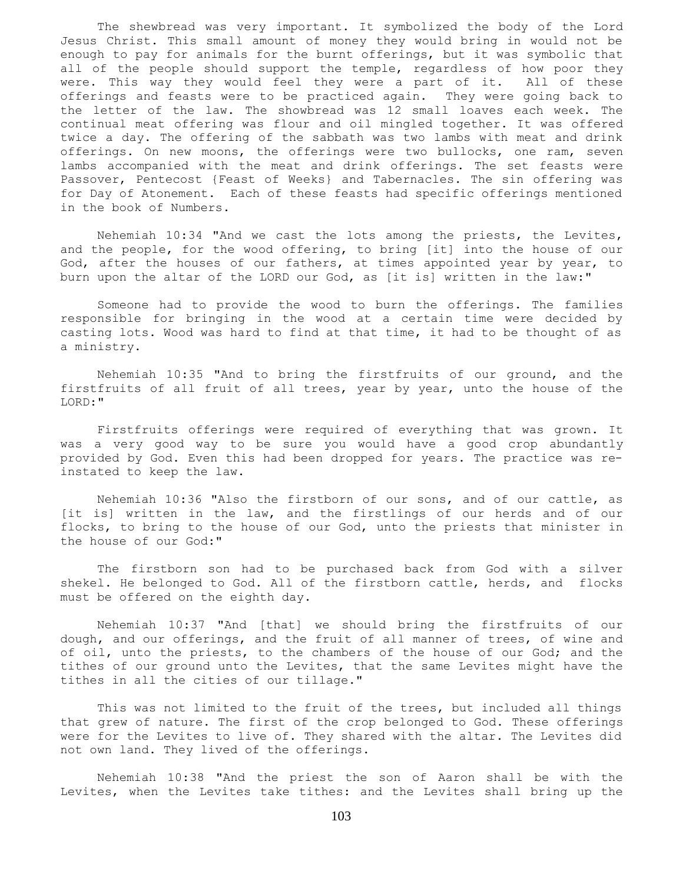The shewbread was very important. It symbolized the body of the Lord Jesus Christ. This small amount of money they would bring in would not be enough to pay for animals for the burnt offerings, but it was symbolic that all of the people should support the temple, regardless of how poor they were. This way they would feel they were a part of it. All of these offerings and feasts were to be practiced again. They were going back to the letter of the law. The showbread was 12 small loaves each week. The continual meat offering was flour and oil mingled together. It was offered twice a day. The offering of the sabbath was two lambs with meat and drink offerings. On new moons, the offerings were two bullocks, one ram, seven lambs accompanied with the meat and drink offerings. The set feasts were Passover, Pentecost {Feast of Weeks} and Tabernacles. The sin offering was for Day of Atonement. Each of these feasts had specific offerings mentioned in the book of Numbers.

Nehemiah 10:34 "And we cast the lots among the priests, the Levites, and the people, for the wood offering, to bring [it] into the house of our God, after the houses of our fathers, at times appointed year by year, to burn upon the altar of the LORD our God, as [it is] written in the law:"

Someone had to provide the wood to burn the offerings. The families responsible for bringing in the wood at a certain time were decided by casting lots. Wood was hard to find at that time, it had to be thought of as a ministry.

Nehemiah 10:35 "And to bring the firstfruits of our ground, and the firstfruits of all fruit of all trees, year by year, unto the house of the LORD:"

Firstfruits offerings were required of everything that was grown. It was a very good way to be sure you would have a good crop abundantly provided by God. Even this had been dropped for years. The practice was re-instated to keep the law.

Nehemiah 10:36 "Also the firstborn of our sons, and of our cattle, as [it is] written in the law, and the firstlings of our herds and of our flocks, to bring to the house of our God, unto the priests that minister in the house of our God:"

The firstborn son had to be purchased back from God with a silver shekel. He belonged to God. All of the firstborn cattle, herds, and flocks must be offered on the eighth day.

Nehemiah 10:37 "And [that] we should bring the firstfruits of our dough, and our offerings, and the fruit of all manner of trees, of wine and of oil, unto the priests, to the chambers of the house of our God; and the tithes of our ground unto the Levites, that the same Levites might have the tithes in all the cities of our tillage."

This was not limited to the fruit of the trees, but included all things that grew of nature. The first of the crop belonged to God. These offerings were for the Levites to live of. They shared with the altar. The Levites did not own land. They lived of the offerings.

Nehemiah 10:38 "And the priest the son of Aaron shall be with the Levites, when the Levites take tithes: and the Levites shall bring up the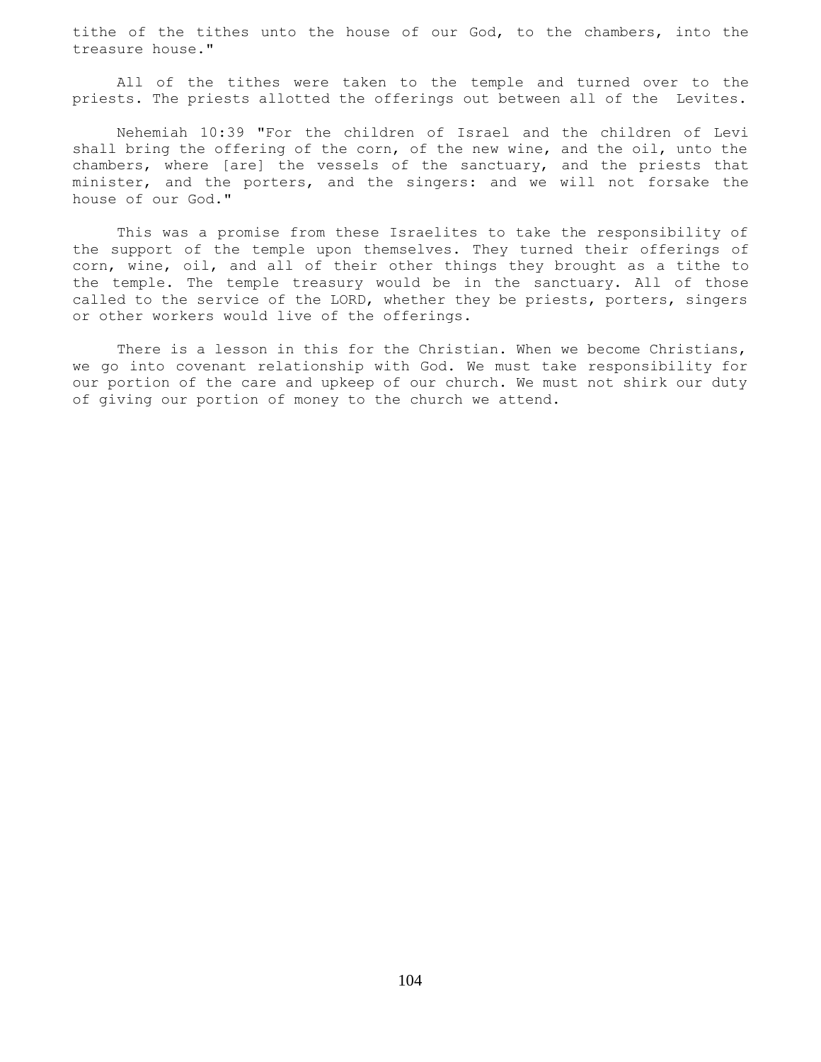tithe of the tithes unto the house of our God, to the chambers, into the treasure house."

All of the tithes were taken to the temple and turned over to the priests. The priests allotted the offerings out between all of the Levites.

Nehemiah 10:39 "For the children of Israel and the children of Levi shall bring the offering of the corn, of the new wine, and the oil, unto the chambers, where [are] the vessels of the sanctuary, and the priests that minister, and the porters, and the singers: and we will not forsake the house of our God."

This was a promise from these Israelites to take the responsibility of the support of the temple upon themselves. They turned their offerings of corn, wine, oil, and all of their other things they brought as a tithe to the temple. The temple treasury would be in the sanctuary. All of those called to the service of the LORD, whether they be priests, porters, singers or other workers would live of the offerings.

There is a lesson in this for the Christian. When we become Christians, we go into covenant relationship with God. We must take responsibility for our portion of the care and upkeep of our church. We must not shirk our duty of giving our portion of money to the church we attend.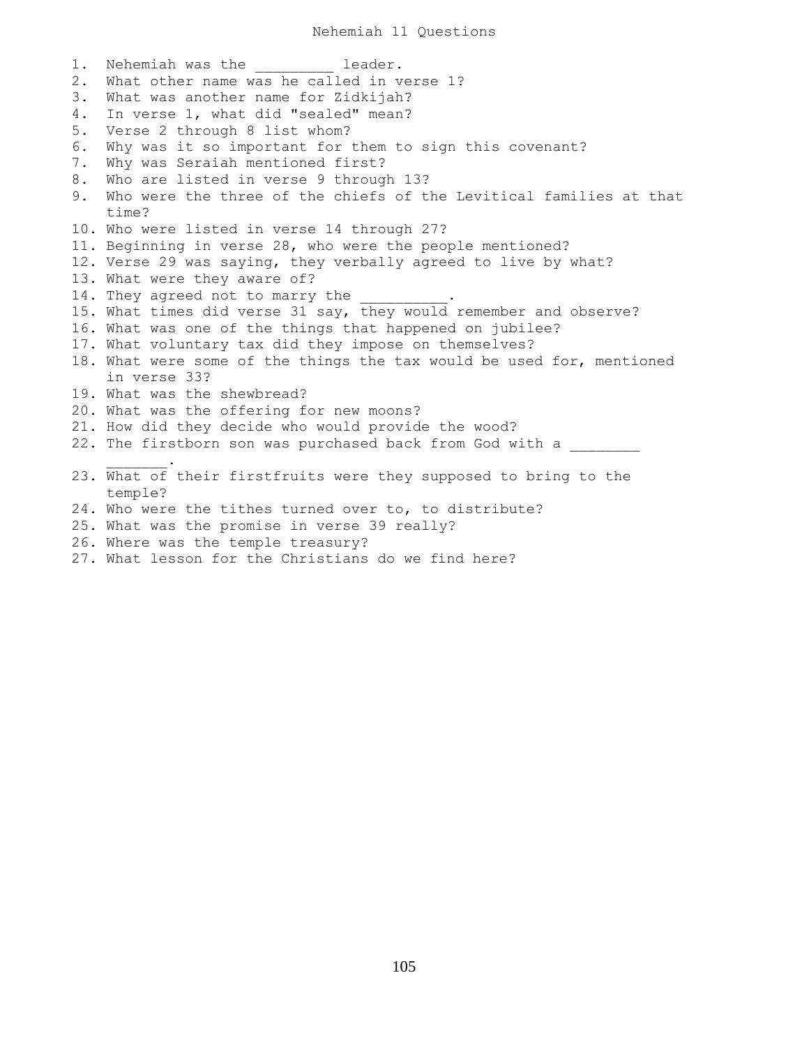# Nehemiah 11 Questions

1. Nehemiah was the _________ leader.
2. What other name was he called in verse 1?
3. What was another name for Zidkijah?
4. In verse 1, what did "sealed" mean?
5. Verse 2 through 8 list whom?
6. Why was it so important for them to sign this covenant?
7. Why was Seraiah mentioned first?
8. Who are listed in verse 9 through 13?
9. Who were the three of the chiefs of the Levitical families at that time?
10. Who were listed in verse 14 through 27?
11. Beginning in verse 28, who were the people mentioned?
12. Verse 29 was saying, they verbally agreed to live by what?
13. What were they aware of?
14. They agreed not to marry the __________.
15. What times did verse 31 say, they would remember and observe?
16. What was one of the things that happened on jubilee?
17. What voluntary tax did they impose on themselves?
18. What were some of the things the tax would be used for, mentioned in verse 33?
19. What was the shewbread?
20. What was the offering for new moons?
21. How did they decide who would provide the wood?
22. The firstborn son was purchased back from God with a ________ _______.
23. What of their firstfruits were they supposed to bring to the temple?
24. Who were the tithes turned over to, to distribute?
25. What was the promise in verse 39 really?
26. Where was the temple treasury?
27. What lesson for the Christians do we find here?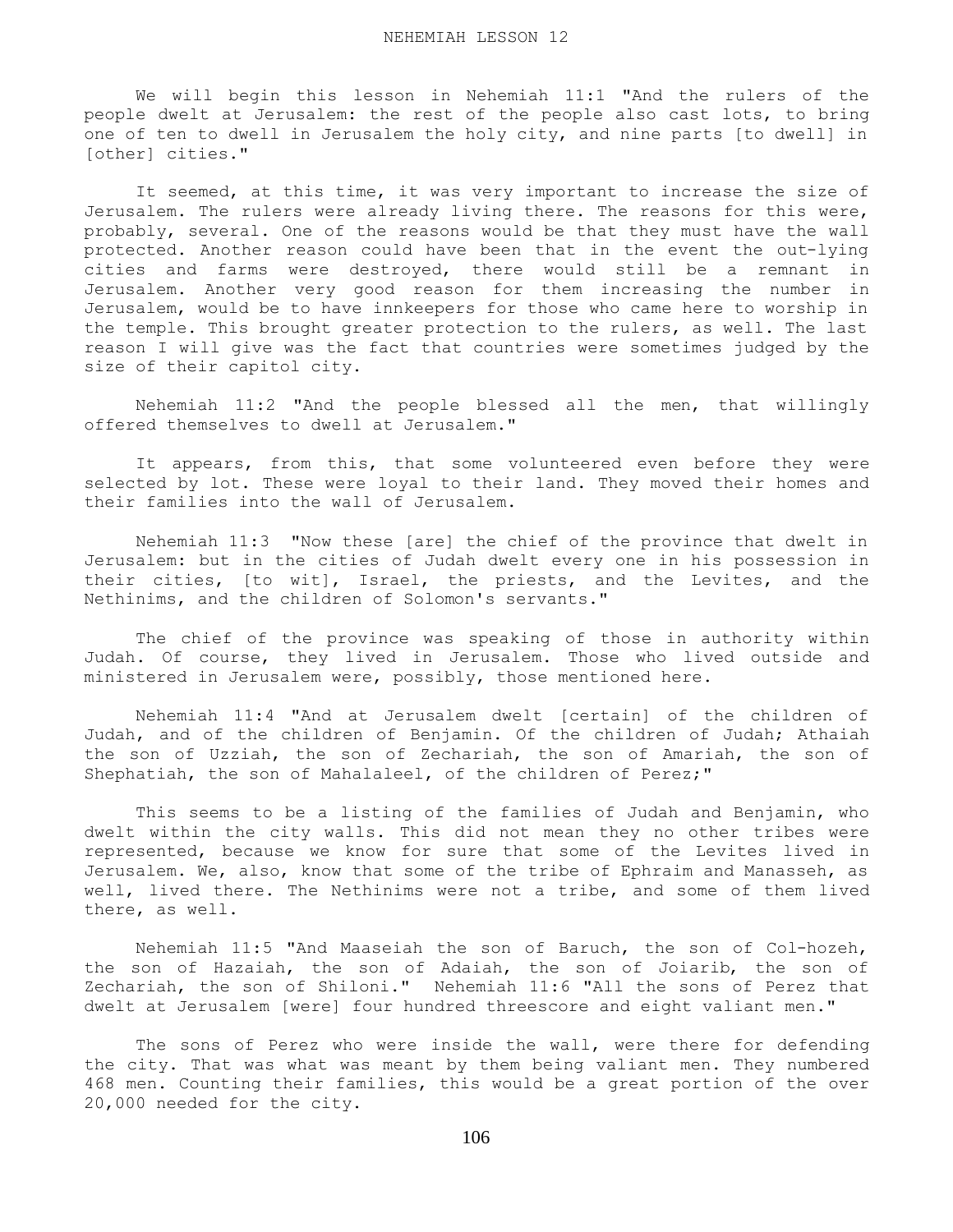# NEHEMIAH LESSON 12

We will begin this lesson in Nehemiah 11:1 "And the rulers of the people dwelt at Jerusalem: the rest of the people also cast lots, to bring one of ten to dwell in Jerusalem the holy city, and nine parts [to dwell] in [other] cities."

It seemed, at this time, it was very important to increase the size of Jerusalem. The rulers were already living there. The reasons for this were, probably, several. One of the reasons would be that they must have the wall protected. Another reason could have been that in the event the out-lying cities and farms were destroyed, there would still be a remnant in Jerusalem. Another very good reason for them increasing the number in Jerusalem, would be to have innkeepers for those who came here to worship in the temple. This brought greater protection to the rulers, as well. The last reason I will give was the fact that countries were sometimes judged by the size of their capitol city.

Nehemiah 11:2 "And the people blessed all the men, that willingly offered themselves to dwell at Jerusalem."

It appears, from this, that some volunteered even before they were selected by lot. These were loyal to their land. They moved their homes and their families into the wall of Jerusalem.

Nehemiah 11:3 "Now these [are] the chief of the province that dwelt in Jerusalem: but in the cities of Judah dwelt every one in his possession in their cities, [to wit], Israel, the priests, and the Levites, and the Nethinims, and the children of Solomon's servants."

The chief of the province was speaking of those in authority within Judah. Of course, they lived in Jerusalem. Those who lived outside and ministered in Jerusalem were, possibly, those mentioned here.

Nehemiah 11:4 "And at Jerusalem dwelt [certain] of the children of Judah, and of the children of Benjamin. Of the children of Judah; Athaiah the son of Uzziah, the son of Zechariah, the son of Amariah, the son of Shephatiah, the son of Mahalaleel, of the children of Perez;"

This seems to be a listing of the families of Judah and Benjamin, who dwelt within the city walls. This did not mean they no other tribes were represented, because we know for sure that some of the Levites lived in Jerusalem. We, also, know that some of the tribe of Ephraim and Manasseh, as well, lived there. The Nethinims were not a tribe, and some of them lived there, as well.

Nehemiah 11:5 "And Maaseiah the son of Baruch, the son of Col-hozeh, the son of Hazaiah, the son of Adaiah, the son of Joiarib, the son of Zechariah, the son of Shiloni." Nehemiah 11:6 "All the sons of Perez that dwelt at Jerusalem [were] four hundred threescore and eight valiant men."

The sons of Perez who were inside the wall, were there for defending the city. That was what was meant by them being valiant men. They numbered 468 men. Counting their families, this would be a great portion of the over 20,000 needed for the city.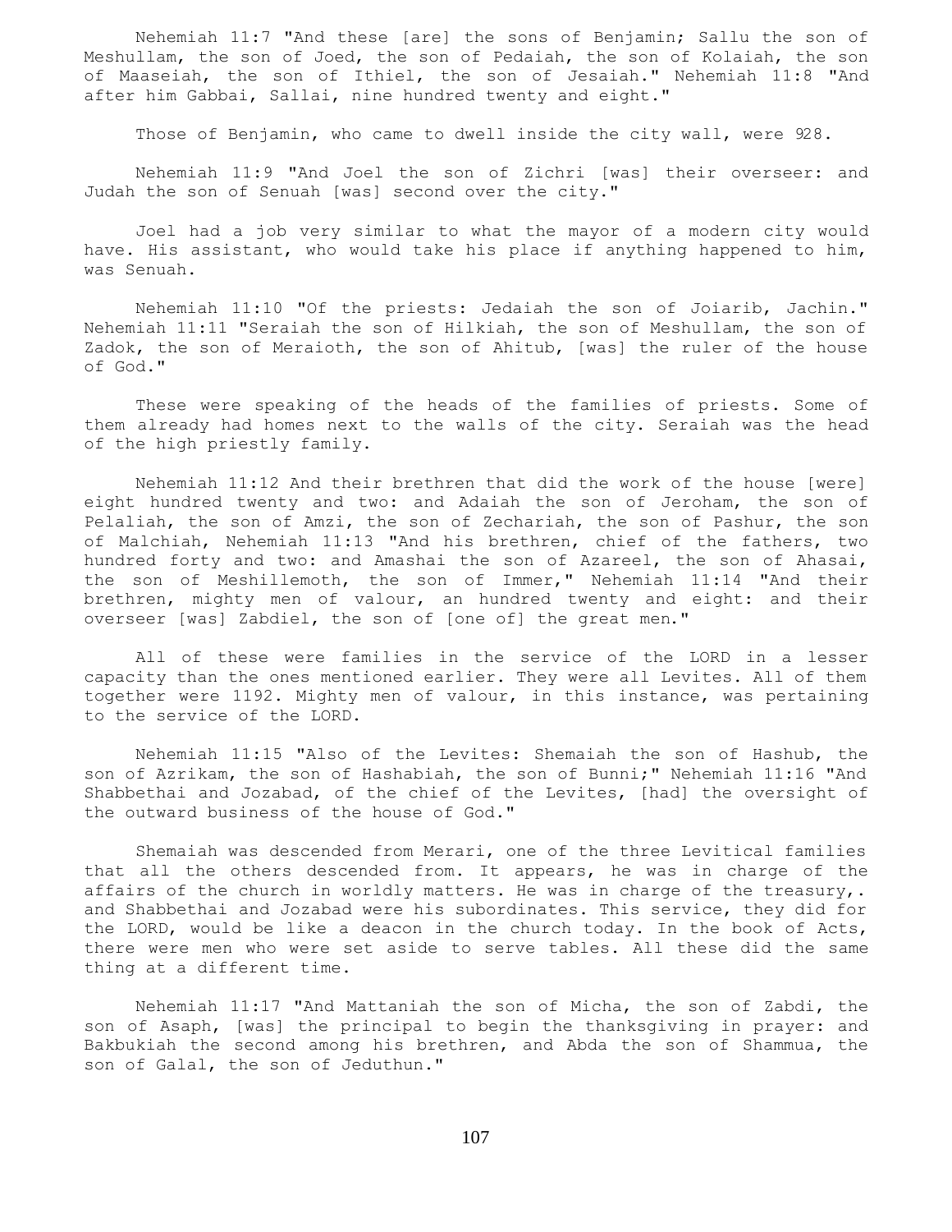Nehemiah 11:7 "And these [are] the sons of Benjamin; Sallu the son of Meshullam, the son of Joed, the son of Pedaiah, the son of Kolaiah, the son of Maaseiah, the son of Ithiel, the son of Jesaiah." Nehemiah 11:8 "And after him Gabbai, Sallai, nine hundred twenty and eight."

Those of Benjamin, who came to dwell inside the city wall, were 928.

Nehemiah 11:9 "And Joel the son of Zichri [was] their overseer: and Judah the son of Senuah [was] second over the city."

Joel had a job very similar to what the mayor of a modern city would have. His assistant, who would take his place if anything happened to him, was Senuah.

Nehemiah 11:10 "Of the priests: Jedaiah the son of Joiarib, Jachin." Nehemiah 11:11 "Seraiah the son of Hilkiah, the son of Meshullam, the son of Zadok, the son of Meraioth, the son of Ahitub, [was] the ruler of the house of God."

These were speaking of the heads of the families of priests. Some of them already had homes next to the walls of the city. Seraiah was the head of the high priestly family.

Nehemiah 11:12 And their brethren that did the work of the house [were] eight hundred twenty and two: and Adaiah the son of Jeroham, the son of Pelaliah, the son of Amzi, the son of Zechariah, the son of Pashur, the son of Malchiah, Nehemiah 11:13 "And his brethren, chief of the fathers, two hundred forty and two: and Amashai the son of Azareel, the son of Ahasai, the son of Meshillemoth, the son of Immer," Nehemiah 11:14 "And their brethren, mighty men of valour, an hundred twenty and eight: and their overseer [was] Zabdiel, the son of [one of] the great men."

All of these were families in the service of the LORD in a lesser capacity than the ones mentioned earlier. They were all Levites. All of them together were 1192. Mighty men of valour, in this instance, was pertaining to the service of the LORD.

Nehemiah 11:15 "Also of the Levites: Shemaiah the son of Hashub, the son of Azrikam, the son of Hashabiah, the son of Bunni;" Nehemiah 11:16 "And Shabbethai and Jozabad, of the chief of the Levites, [had] the oversight of the outward business of the house of God."

Shemaiah was descended from Merari, one of the three Levitical families that all the others descended from. It appears, he was in charge of the affairs of the church in worldly matters. He was in charge of the treasury,. and Shabbethai and Jozabad were his subordinates. This service, they did for the LORD, would be like a deacon in the church today. In the book of Acts, there were men who were set aside to serve tables. All these did the same thing at a different time.

Nehemiah 11:17 "And Mattaniah the son of Micha, the son of Zabdi, the son of Asaph, [was] the principal to begin the thanksgiving in prayer: and Bakbukiah the second among his brethren, and Abda the son of Shammua, the son of Galal, the son of Jeduthun."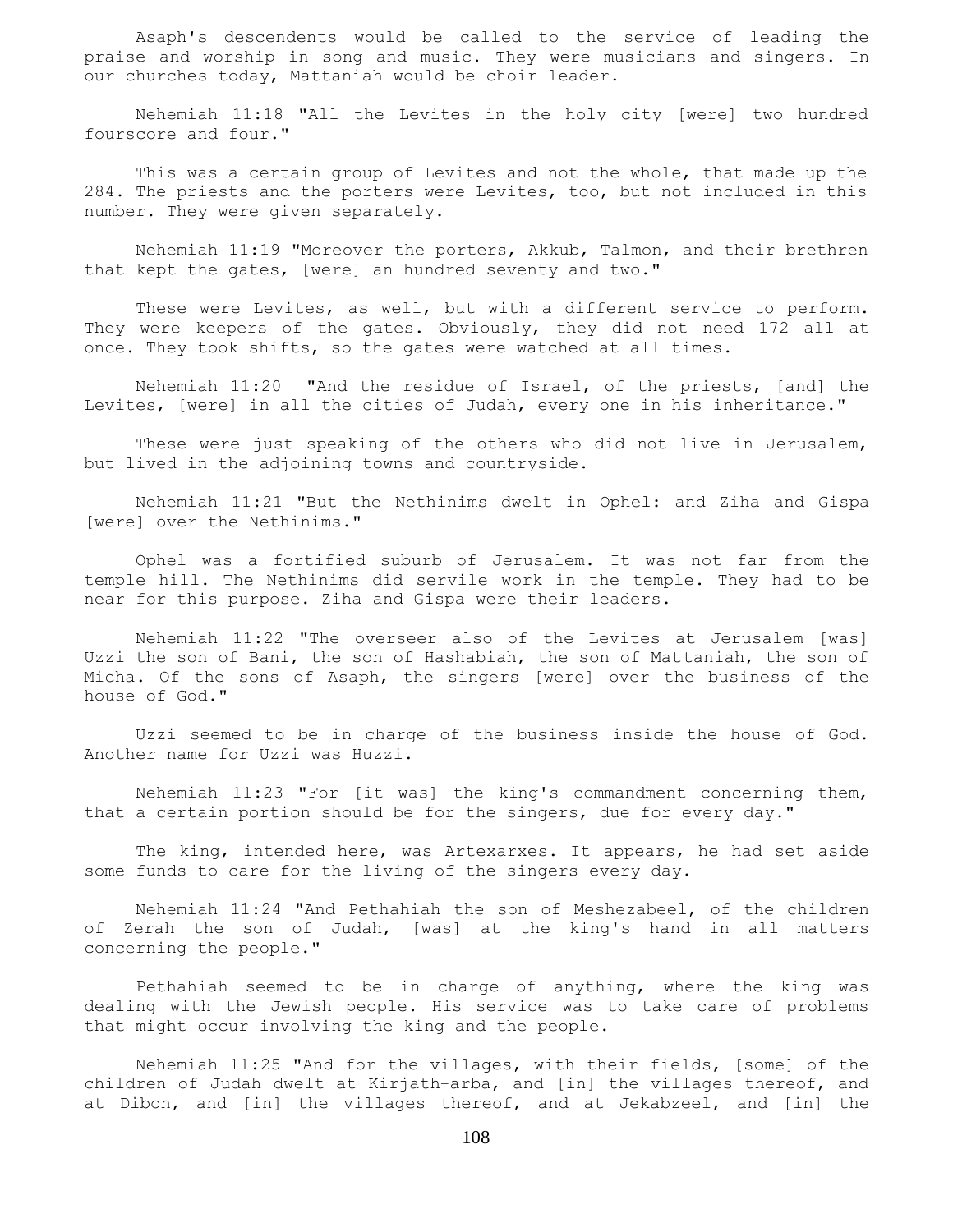Asaph's descendents would be called to the service of leading the praise and worship in song and music. They were musicians and singers. In our churches today, Mattaniah would be choir leader.

Nehemiah 11:18 "All the Levites in the holy city [were] two hundred fourscore and four."

This was a certain group of Levites and not the whole, that made up the 284. The priests and the porters were Levites, too, but not included in this number. They were given separately.

Nehemiah 11:19 "Moreover the porters, Akkub, Talmon, and their brethren that kept the gates, [were] an hundred seventy and two."

These were Levites, as well, but with a different service to perform. They were keepers of the gates. Obviously, they did not need 172 all at once. They took shifts, so the gates were watched at all times.

Nehemiah 11:20 "And the residue of Israel, of the priests, [and] the Levites, [were] in all the cities of Judah, every one in his inheritance."

These were just speaking of the others who did not live in Jerusalem, but lived in the adjoining towns and countryside.

Nehemiah 11:21 "But the Nethinims dwelt in Ophel: and Ziha and Gispa [were] over the Nethinims."

Ophel was a fortified suburb of Jerusalem. It was not far from the temple hill. The Nethinims did servile work in the temple. They had to be near for this purpose. Ziha and Gispa were their leaders.

Nehemiah 11:22 "The overseer also of the Levites at Jerusalem [was] Uzzi the son of Bani, the son of Hashabiah, the son of Mattaniah, the son of Micha. Of the sons of Asaph, the singers [were] over the business of the house of God."

Uzzi seemed to be in charge of the business inside the house of God. Another name for Uzzi was Huzzi.

Nehemiah 11:23 "For [it was] the king's commandment concerning them, that a certain portion should be for the singers, due for every day."

The king, intended here, was Artexarxes. It appears, he had set aside some funds to care for the living of the singers every day.

Nehemiah 11:24 "And Pethahiah the son of Meshezabeel, of the children of Zerah the son of Judah, [was] at the king's hand in all matters concerning the people."

Pethahiah seemed to be in charge of anything, where the king was dealing with the Jewish people. His service was to take care of problems that might occur involving the king and the people.

Nehemiah 11:25 "And for the villages, with their fields, [some] of the children of Judah dwelt at Kirjath-arba, and [in] the villages thereof, and at Dibon, and [in] the villages thereof, and at Jekabzeel, and [in] the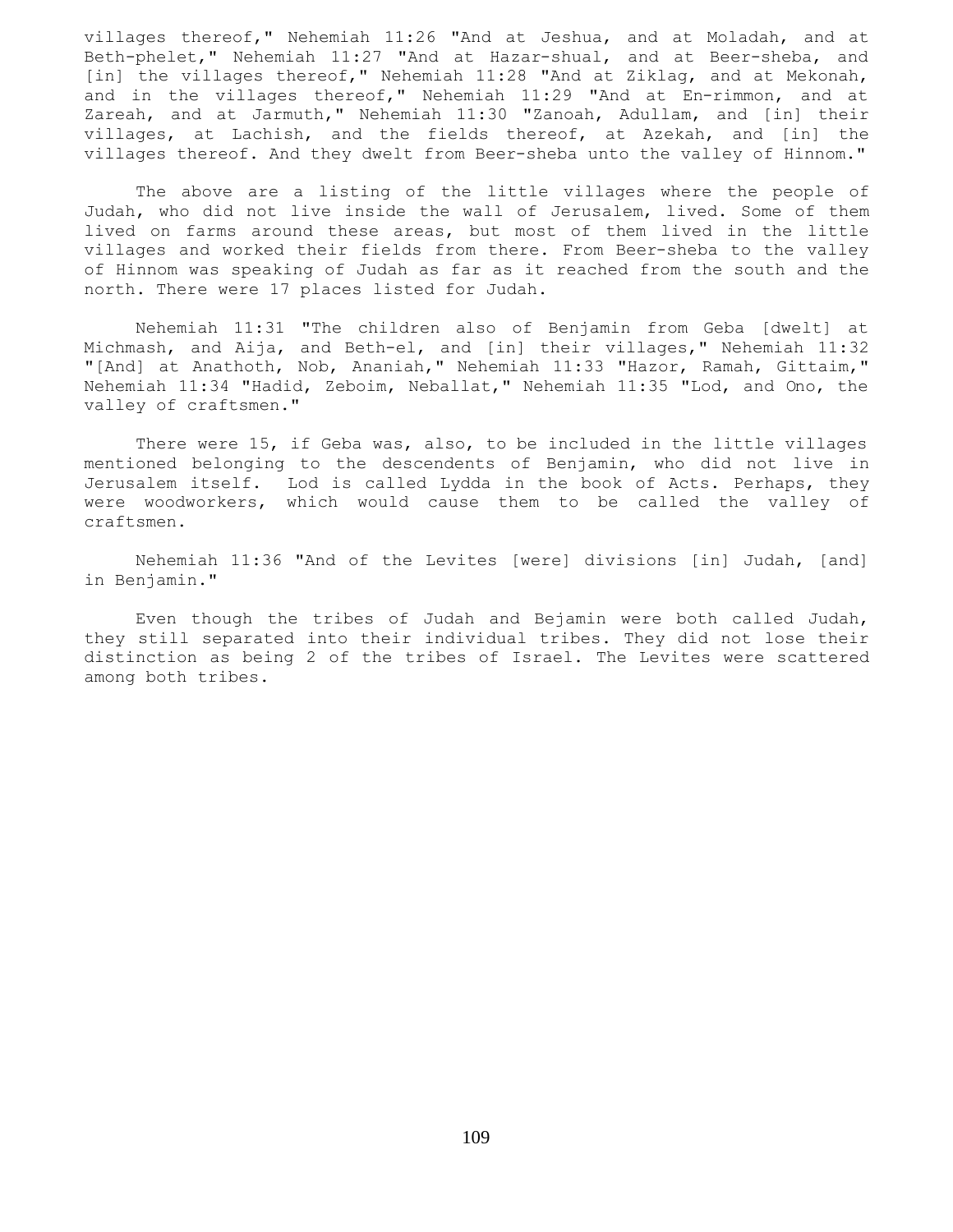villages thereof," Nehemiah 11:26 "And at Jeshua, and at Moladah, and at Beth-phelet," Nehemiah 11:27 "And at Hazar-shual, and at Beer-sheba, and [in] the villages thereof," Nehemiah 11:28 "And at Ziklag, and at Mekonah, and in the villages thereof," Nehemiah 11:29 "And at En-rimmon, and at Zareah, and at Jarmuth," Nehemiah 11:30 "Zanoah, Adullam, and [in] their villages, at Lachish, and the fields thereof, at Azekah, and [in] the villages thereof. And they dwelt from Beer-sheba unto the valley of Hinnom."

The above are a listing of the little villages where the people of Judah, who did not live inside the wall of Jerusalem, lived. Some of them lived on farms around these areas, but most of them lived in the little villages and worked their fields from there. From Beer-sheba to the valley of Hinnom was speaking of Judah as far as it reached from the south and the north. There were 17 places listed for Judah.

Nehemiah 11:31 "The children also of Benjamin from Geba [dwelt] at Michmash, and Aija, and Beth-el, and [in] their villages," Nehemiah 11:32 "[And] at Anathoth, Nob, Ananiah," Nehemiah 11:33 "Hazor, Ramah, Gittaim," Nehemiah 11:34 "Hadid, Zeboim, Neballat," Nehemiah 11:35 "Lod, and Ono, the valley of craftsmen."

There were 15, if Geba was, also, to be included in the little villages mentioned belonging to the descendents of Benjamin, who did not live in Jerusalem itself. Lod is called Lydda in the book of Acts. Perhaps, they were woodworkers, which would cause them to be called the valley of craftsmen.

Nehemiah 11:36 "And of the Levites [were] divisions [in] Judah, [and] in Benjamin."

Even though the tribes of Judah and Bejamin were both called Judah, they still separated into their individual tribes. They did not lose their distinction as being 2 of the tribes of Israel. The Levites were scattered among both tribes.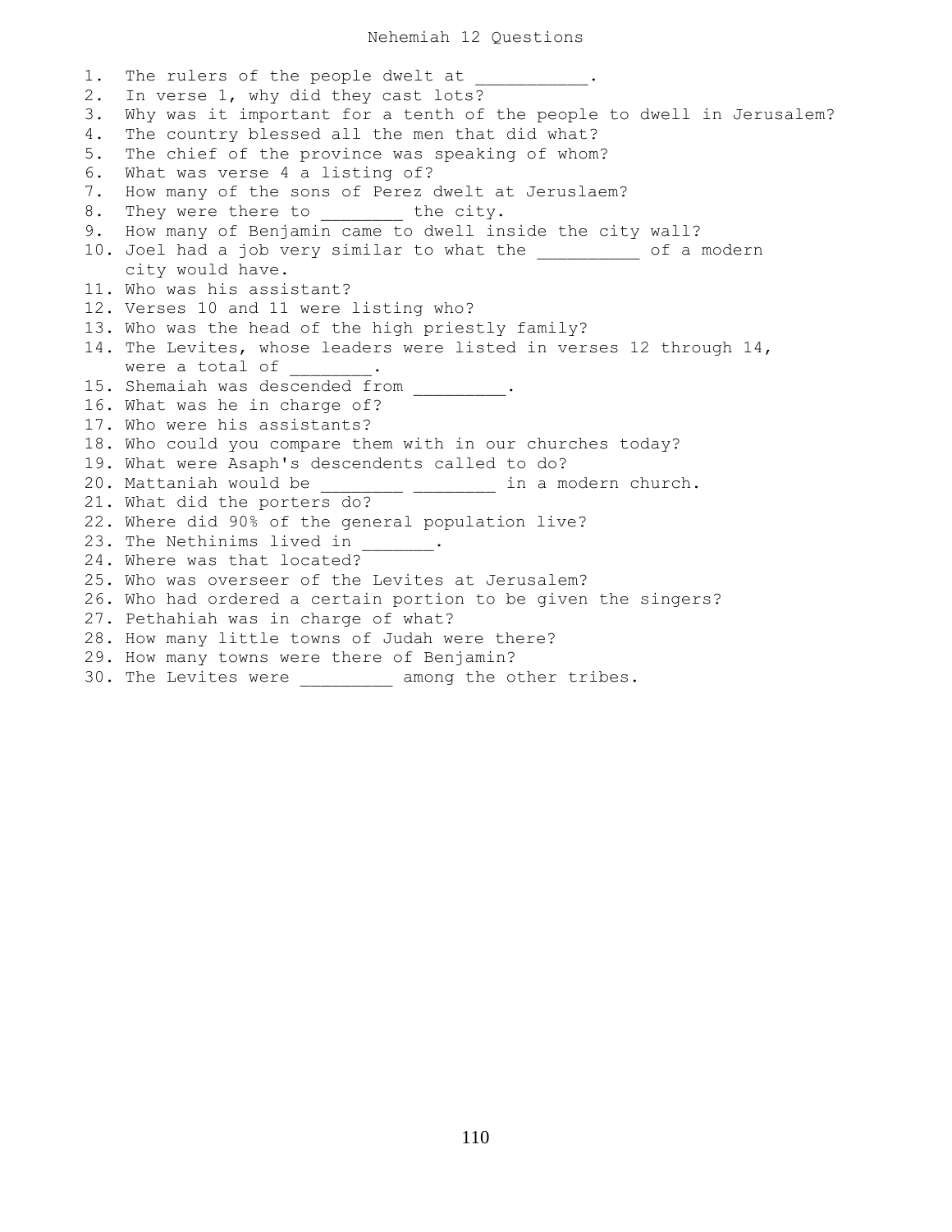# Nehemiah 12 Questions

1. The rulers of the people dwelt at ___________.
2. In verse 1, why did they cast lots?
3. Why was it important for a tenth of the people to dwell in Jerusalem?
4. The country blessed all the men that did what?
5. The chief of the province was speaking of whom?
6. What was verse 4 a listing of?
7. How many of the sons of Perez dwelt at Jeruslaem?
8. They were there to ________ the city.
9. How many of Benjamin came to dwell inside the city wall?
10. Joel had a job very similar to what the __________ of a modern city would have.
11. Who was his assistant?
12. Verses 10 and 11 were listing who?
13. Who was the head of the high priestly family?
14. The Levites, whose leaders were listed in verses 12 through 14, were a total of ________.
15. Shemaiah was descended from _________.
16. What was he in charge of?
17. Who were his assistants?
18. Who could you compare them with in our churches today?
19. What were Asaph's descendents called to do?
20. Mattaniah would be ________ ________ in a modern church.
21. What did the porters do?
22. Where did 90% of the general population live?
23. The Nethinims lived in _______.
24. Where was that located?
25. Who was overseer of the Levites at Jerusalem?
26. Who had ordered a certain portion to be given the singers?
27. Pethahiah was in charge of what?
28. How many little towns of Judah were there?
29. How many towns were there of Benjamin?
30. The Levites were _________ among the other tribes.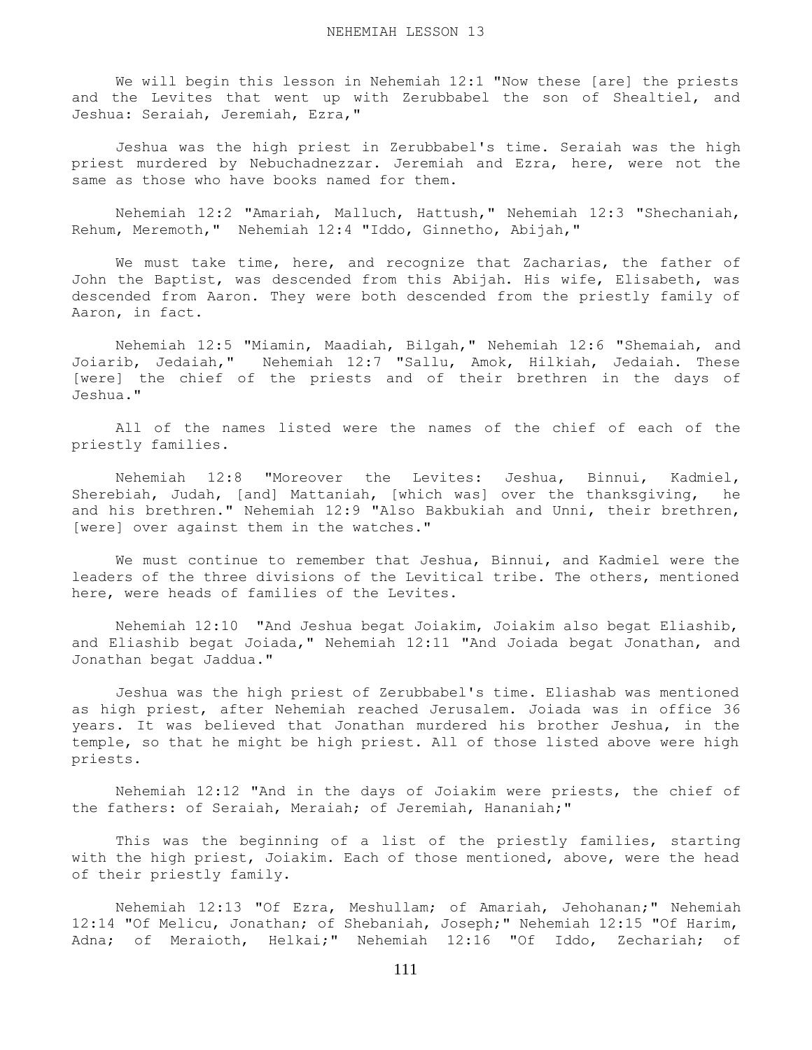# NEHEMIAH LESSON 13

We will begin this lesson in Nehemiah 12:1 "Now these [are] the priests and the Levites that went up with Zerubbabel the son of Shealtiel, and Jeshua: Seraiah, Jeremiah, Ezra,"

Jeshua was the high priest in Zerubbabel's time. Seraiah was the high priest murdered by Nebuchadnezzar. Jeremiah and Ezra, here, were not the same as those who have books named for them.

Nehemiah 12:2 "Amariah, Malluch, Hattush," Nehemiah 12:3 "Shechaniah, Rehum, Meremoth," Nehemiah 12:4 "Iddo, Ginnetho, Abijah,"

We must take time, here, and recognize that Zacharias, the father of John the Baptist, was descended from this Abijah. His wife, Elisabeth, was descended from Aaron. They were both descended from the priestly family of Aaron, in fact.

Nehemiah 12:5 "Miamin, Maadiah, Bilgah," Nehemiah 12:6 "Shemaiah, and Joiarib, Jedaiah," Nehemiah 12:7 "Sallu, Amok, Hilkiah, Jedaiah. These [were] the chief of the priests and of their brethren in the days of Jeshua."

All of the names listed were the names of the chief of each of the priestly families.

Nehemiah 12:8 "Moreover the Levites: Jeshua, Binnui, Kadmiel, Sherebiah, Judah, [and] Mattaniah, [which was] over the thanksgiving, he and his brethren." Nehemiah 12:9 "Also Bakbukiah and Unni, their brethren, [were] over against them in the watches."

We must continue to remember that Jeshua, Binnui, and Kadmiel were the leaders of the three divisions of the Levitical tribe. The others, mentioned here, were heads of families of the Levites.

Nehemiah 12:10 "And Jeshua begat Joiakim, Joiakim also begat Eliashib, and Eliashib begat Joiada," Nehemiah 12:11 "And Joiada begat Jonathan, and Jonathan begat Jaddua."

Jeshua was the high priest of Zerubbabel's time. Eliashab was mentioned as high priest, after Nehemiah reached Jerusalem. Joiada was in office 36 years. It was believed that Jonathan murdered his brother Jeshua, in the temple, so that he might be high priest. All of those listed above were high priests.

Nehemiah 12:12 "And in the days of Joiakim were priests, the chief of the fathers: of Seraiah, Meraiah; of Jeremiah, Hananiah;"

This was the beginning of a list of the priestly families, starting with the high priest, Joiakim. Each of those mentioned, above, were the head of their priestly family.

Nehemiah 12:13 "Of Ezra, Meshullam; of Amariah, Jehohanan;" Nehemiah 12:14 "Of Melicu, Jonathan; of Shebaniah, Joseph;" Nehemiah 12:15 "Of Harim, Adna; of Meraioth, Helkai;" Nehemiah 12:16 "Of Iddo, Zechariah; of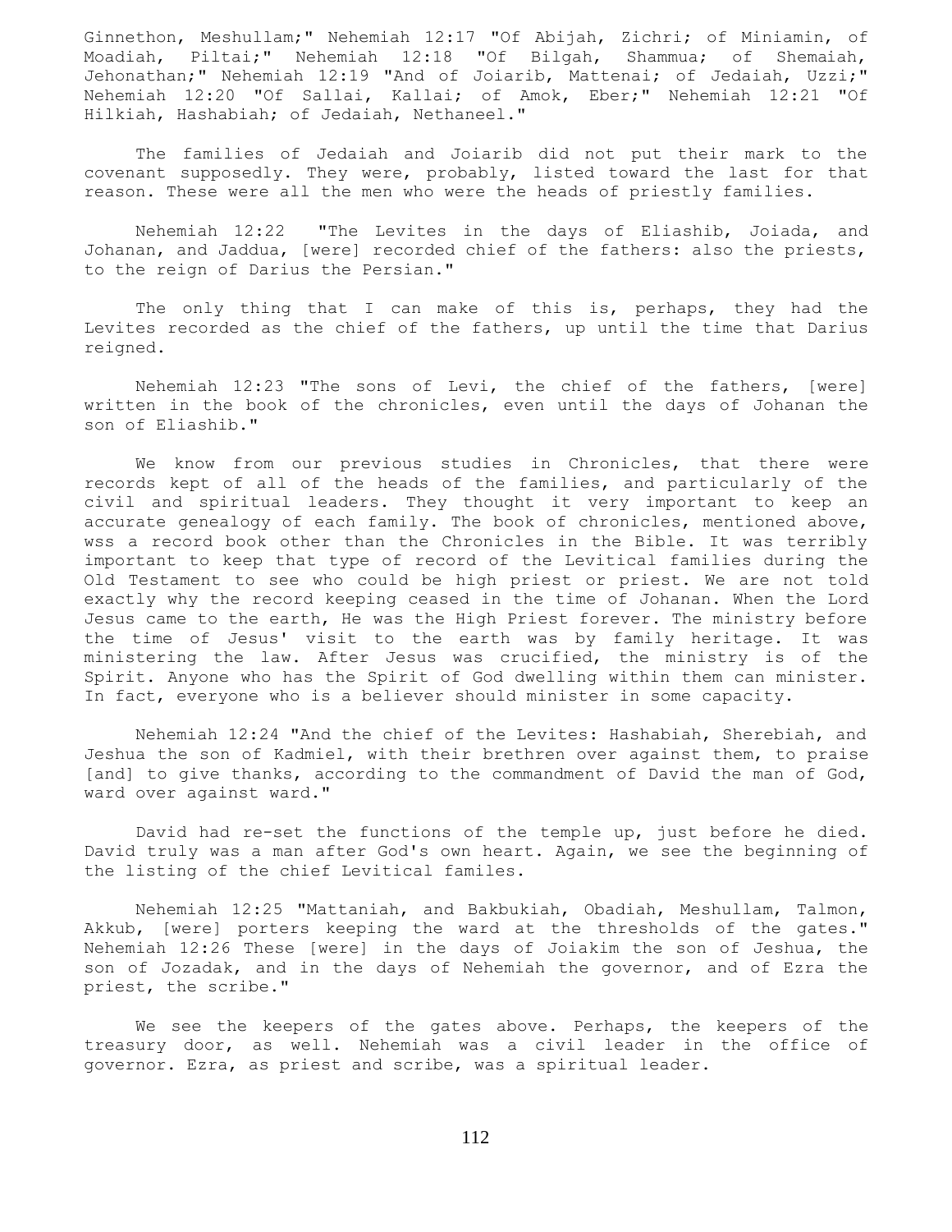Ginnethon, Meshullam;" Nehemiah 12:17 "Of Abijah, Zichri; of Miniamin, of Moadiah, Piltai;" Nehemiah 12:18 "Of Bilgah, Shammua; of Shemaiah, Jehonathan;" Nehemiah 12:19 "And of Joiarib, Mattenai; of Jedaiah, Uzzi;" Nehemiah 12:20 "Of Sallai, Kallai; of Amok, Eber;" Nehemiah 12:21 "Of Hilkiah, Hashabiah; of Jedaiah, Nethaneel."

The families of Jedaiah and Joiarib did not put their mark to the covenant supposedly. They were, probably, listed toward the last for that reason. These were all the men who were the heads of priestly families.

Nehemiah 12:22 "The Levites in the days of Eliashib, Joiada, and Johanan, and Jaddua, [were] recorded chief of the fathers: also the priests, to the reign of Darius the Persian."

The only thing that I can make of this is, perhaps, they had the Levites recorded as the chief of the fathers, up until the time that Darius reigned.

Nehemiah 12:23 "The sons of Levi, the chief of the fathers, [were] written in the book of the chronicles, even until the days of Johanan the son of Eliashib."

We know from our previous studies in Chronicles, that there were records kept of all of the heads of the families, and particularly of the civil and spiritual leaders. They thought it very important to keep an accurate genealogy of each family. The book of chronicles, mentioned above, wss a record book other than the Chronicles in the Bible. It was terribly important to keep that type of record of the Levitical families during the Old Testament to see who could be high priest or priest. We are not told exactly why the record keeping ceased in the time of Johanan. When the Lord Jesus came to the earth, He was the High Priest forever. The ministry before the time of Jesus' visit to the earth was by family heritage. It was ministering the law. After Jesus was crucified, the ministry is of the Spirit. Anyone who has the Spirit of God dwelling within them can minister. In fact, everyone who is a believer should minister in some capacity.

Nehemiah 12:24 "And the chief of the Levites: Hashabiah, Sherebiah, and Jeshua the son of Kadmiel, with their brethren over against them, to praise [and] to give thanks, according to the commandment of David the man of God, ward over against ward."

David had re-set the functions of the temple up, just before he died. David truly was a man after God's own heart. Again, we see the beginning of the listing of the chief Levitical familes.

Nehemiah 12:25 "Mattaniah, and Bakbukiah, Obadiah, Meshullam, Talmon, Akkub, [were] porters keeping the ward at the thresholds of the gates." Nehemiah 12:26 These [were] in the days of Joiakim the son of Jeshua, the son of Jozadak, and in the days of Nehemiah the governor, and of Ezra the priest, the scribe."

We see the keepers of the gates above. Perhaps, the keepers of the treasury door, as well. Nehemiah was a civil leader in the office of governor. Ezra, as priest and scribe, was a spiritual leader.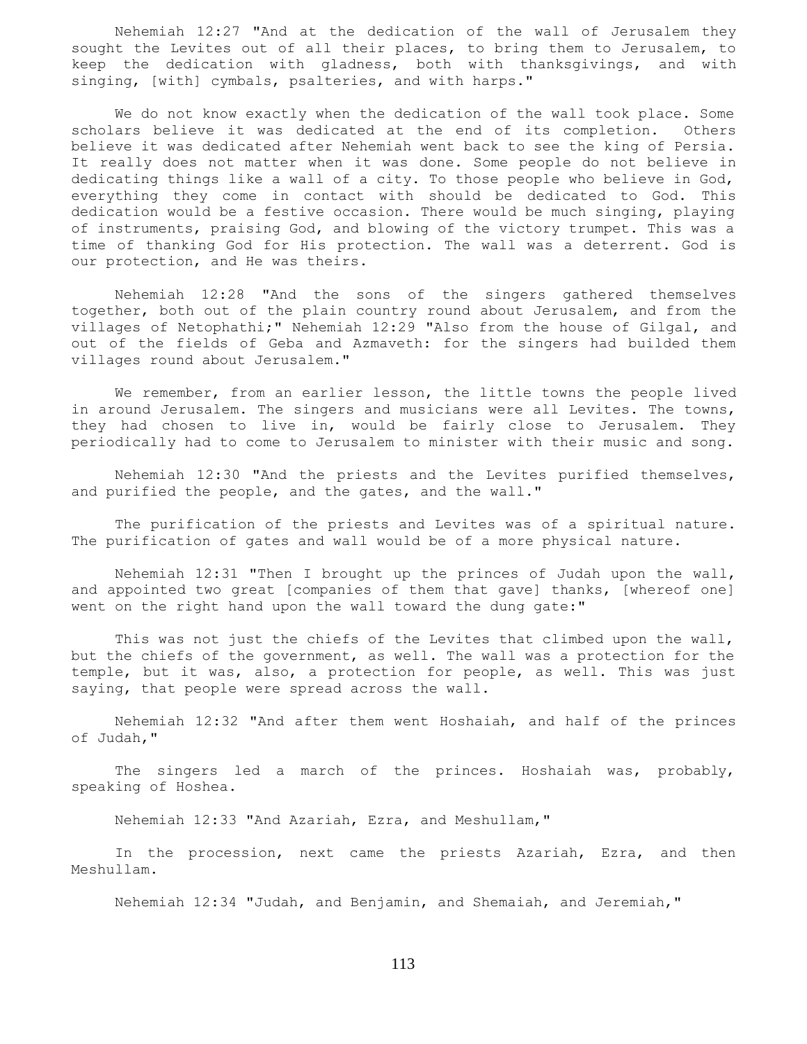Nehemiah 12:27 "And at the dedication of the wall of Jerusalem they sought the Levites out of all their places, to bring them to Jerusalem, to keep the dedication with gladness, both with thanksgivings, and with singing, [with] cymbals, psalteries, and with harps."

We do not know exactly when the dedication of the wall took place. Some scholars believe it was dedicated at the end of its completion. Others believe it was dedicated after Nehemiah went back to see the king of Persia. It really does not matter when it was done. Some people do not believe in dedicating things like a wall of a city. To those people who believe in God, everything they come in contact with should be dedicated to God. This dedication would be a festive occasion. There would be much singing, playing of instruments, praising God, and blowing of the victory trumpet. This was a time of thanking God for His protection. The wall was a deterrent. God is our protection, and He was theirs.

Nehemiah 12:28 "And the sons of the singers gathered themselves together, both out of the plain country round about Jerusalem, and from the villages of Netophathi;" Nehemiah 12:29 "Also from the house of Gilgal, and out of the fields of Geba and Azmaveth: for the singers had builded them villages round about Jerusalem."

We remember, from an earlier lesson, the little towns the people lived in around Jerusalem. The singers and musicians were all Levites. The towns, they had chosen to live in, would be fairly close to Jerusalem. They periodically had to come to Jerusalem to minister with their music and song.

Nehemiah 12:30 "And the priests and the Levites purified themselves, and purified the people, and the gates, and the wall."

The purification of the priests and Levites was of a spiritual nature. The purification of gates and wall would be of a more physical nature.

Nehemiah 12:31 "Then I brought up the princes of Judah upon the wall, and appointed two great [companies of them that gave] thanks, [whereof one] went on the right hand upon the wall toward the dung gate:"

This was not just the chiefs of the Levites that climbed upon the wall, but the chiefs of the government, as well. The wall was a protection for the temple, but it was, also, a protection for people, as well. This was just saying, that people were spread across the wall.

Nehemiah 12:32 "And after them went Hoshaiah, and half of the princes of Judah,"

The singers led a march of the princes. Hoshaiah was, probably, speaking of Hoshea.

Nehemiah 12:33 "And Azariah, Ezra, and Meshullam,"

In the procession, next came the priests Azariah, Ezra, and then Meshullam.

Nehemiah 12:34 "Judah, and Benjamin, and Shemaiah, and Jeremiah,"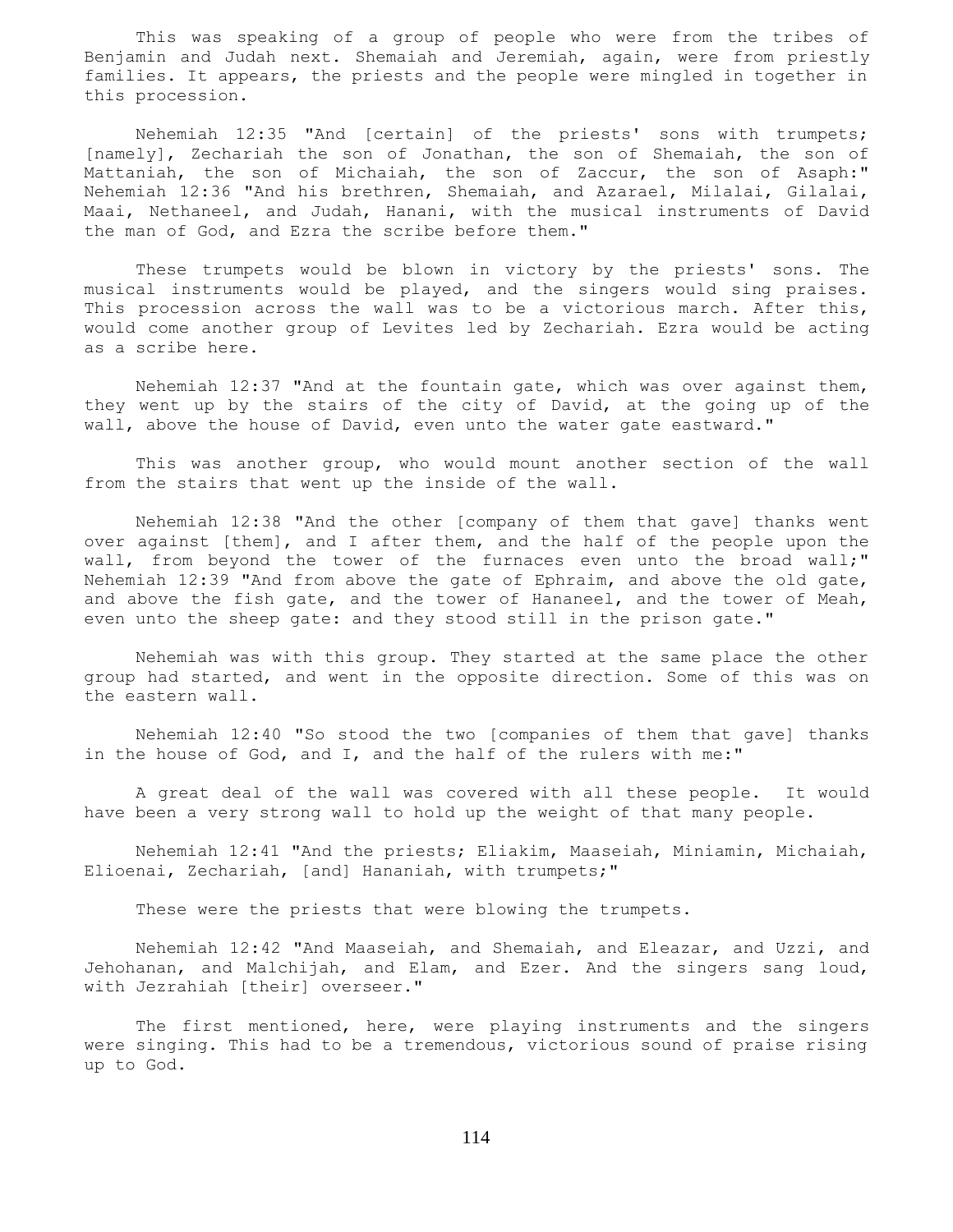This was speaking of a group of people who were from the tribes of Benjamin and Judah next. Shemaiah and Jeremiah, again, were from priestly families. It appears, the priests and the people were mingled in together in this procession.

Nehemiah 12:35 "And [certain] of the priests' sons with trumpets; [namely], Zechariah the son of Jonathan, the son of Shemaiah, the son of Mattaniah, the son of Michaiah, the son of Zaccur, the son of Asaph:"
Nehemiah 12:36 "And his brethren, Shemaiah, and Azarael, Milalai, Gilalai, Maai, Nethaneel, and Judah, Hanani, with the musical instruments of David the man of God, and Ezra the scribe before them."

These trumpets would be blown in victory by the priests' sons. The musical instruments would be played, and the singers would sing praises. This procession across the wall was to be a victorious march. After this, would come another group of Levites led by Zechariah. Ezra would be acting as a scribe here.

Nehemiah 12:37 "And at the fountain gate, which was over against them, they went up by the stairs of the city of David, at the going up of the wall, above the house of David, even unto the water gate eastward."

This was another group, who would mount another section of the wall from the stairs that went up the inside of the wall.

Nehemiah 12:38 "And the other [company of them that gave] thanks went over against [them], and I after them, and the half of the people upon the wall, from beyond the tower of the furnaces even unto the broad wall;"
Nehemiah 12:39 "And from above the gate of Ephraim, and above the old gate, and above the fish gate, and the tower of Hananeel, and the tower of Meah, even unto the sheep gate: and they stood still in the prison gate."

Nehemiah was with this group. They started at the same place the other group had started, and went in the opposite direction. Some of this was on the eastern wall.

Nehemiah 12:40 "So stood the two [companies of them that gave] thanks in the house of God, and I, and the half of the rulers with me:"

A great deal of the wall was covered with all these people. It would have been a very strong wall to hold up the weight of that many people.

Nehemiah 12:41 "And the priests; Eliakim, Maaseiah, Miniamin, Michaiah, Elioenai, Zechariah, [and] Hananiah, with trumpets;"

These were the priests that were blowing the trumpets.

Nehemiah 12:42 "And Maaseiah, and Shemaiah, and Eleazar, and Uzzi, and Jehohanan, and Malchijah, and Elam, and Ezer. And the singers sang loud, with Jezrahiah [their] overseer."

The first mentioned, here, were playing instruments and the singers were singing. This had to be a tremendous, victorious sound of praise rising up to God.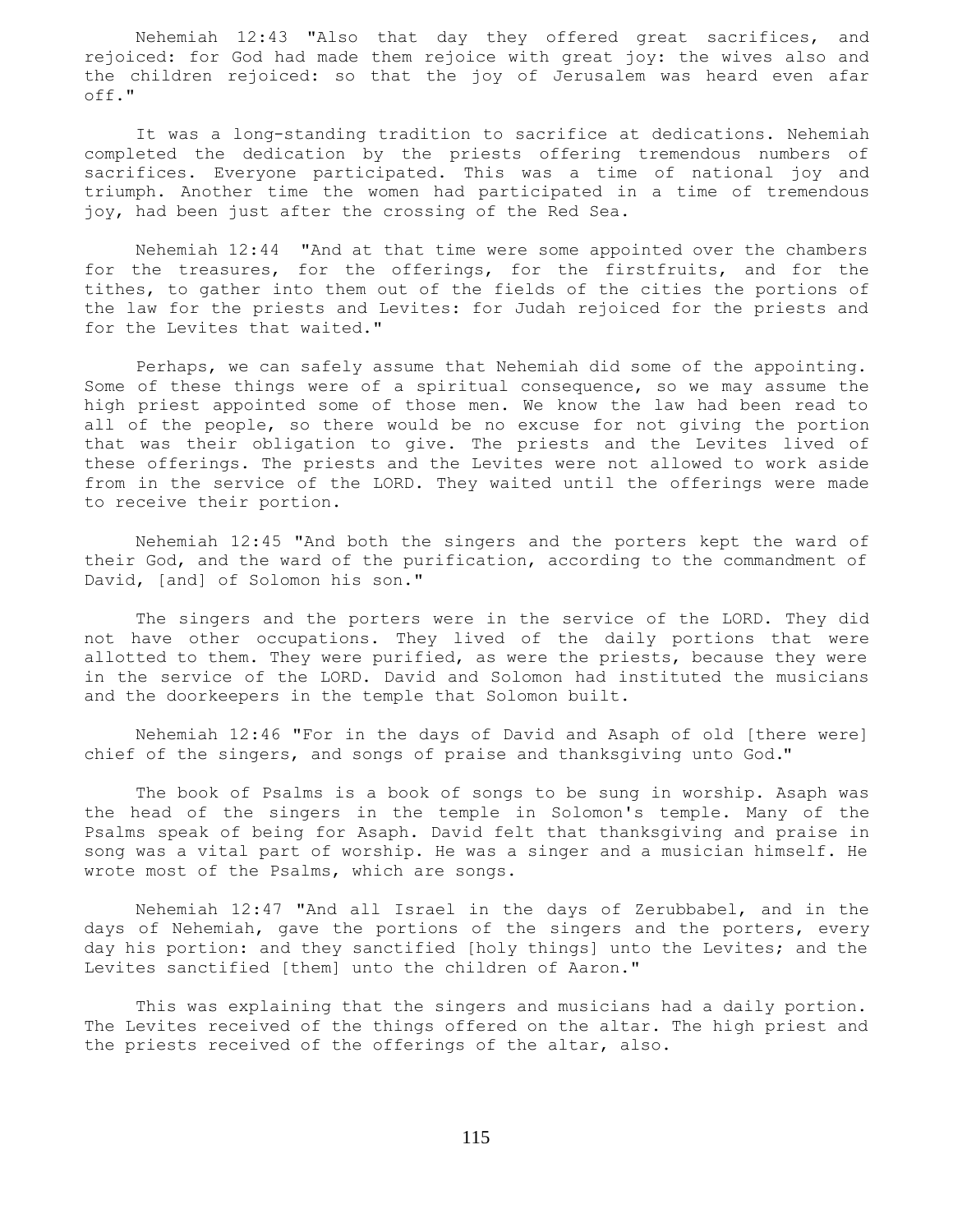Nehemiah 12:43 "Also that day they offered great sacrifices, and rejoiced: for God had made them rejoice with great joy: the wives also and the children rejoiced: so that the joy of Jerusalem was heard even afar off."

It was a long-standing tradition to sacrifice at dedications. Nehemiah completed the dedication by the priests offering tremendous numbers of sacrifices. Everyone participated. This was a time of national joy and triumph. Another time the women had participated in a time of tremendous joy, had been just after the crossing of the Red Sea.

Nehemiah 12:44 "And at that time were some appointed over the chambers for the treasures, for the offerings, for the firstfruits, and for the tithes, to gather into them out of the fields of the cities the portions of the law for the priests and Levites: for Judah rejoiced for the priests and for the Levites that waited."

Perhaps, we can safely assume that Nehemiah did some of the appointing. Some of these things were of a spiritual consequence, so we may assume the high priest appointed some of those men. We know the law had been read to all of the people, so there would be no excuse for not giving the portion that was their obligation to give. The priests and the Levites lived of these offerings. The priests and the Levites were not allowed to work aside from in the service of the LORD. They waited until the offerings were made to receive their portion.

Nehemiah 12:45 "And both the singers and the porters kept the ward of their God, and the ward of the purification, according to the commandment of David, [and] of Solomon his son."

The singers and the porters were in the service of the LORD. They did not have other occupations. They lived of the daily portions that were allotted to them. They were purified, as were the priests, because they were in the service of the LORD. David and Solomon had instituted the musicians and the doorkeepers in the temple that Solomon built.

Nehemiah 12:46 "For in the days of David and Asaph of old [there were] chief of the singers, and songs of praise and thanksgiving unto God."

The book of Psalms is a book of songs to be sung in worship. Asaph was the head of the singers in the temple in Solomon's temple. Many of the Psalms speak of being for Asaph. David felt that thanksgiving and praise in song was a vital part of worship. He was a singer and a musician himself. He wrote most of the Psalms, which are songs.

Nehemiah 12:47 "And all Israel in the days of Zerubbabel, and in the days of Nehemiah, gave the portions of the singers and the porters, every day his portion: and they sanctified [holy things] unto the Levites; and the Levites sanctified [them] unto the children of Aaron."

This was explaining that the singers and musicians had a daily portion. The Levites received of the things offered on the altar. The high priest and the priests received of the offerings of the altar, also.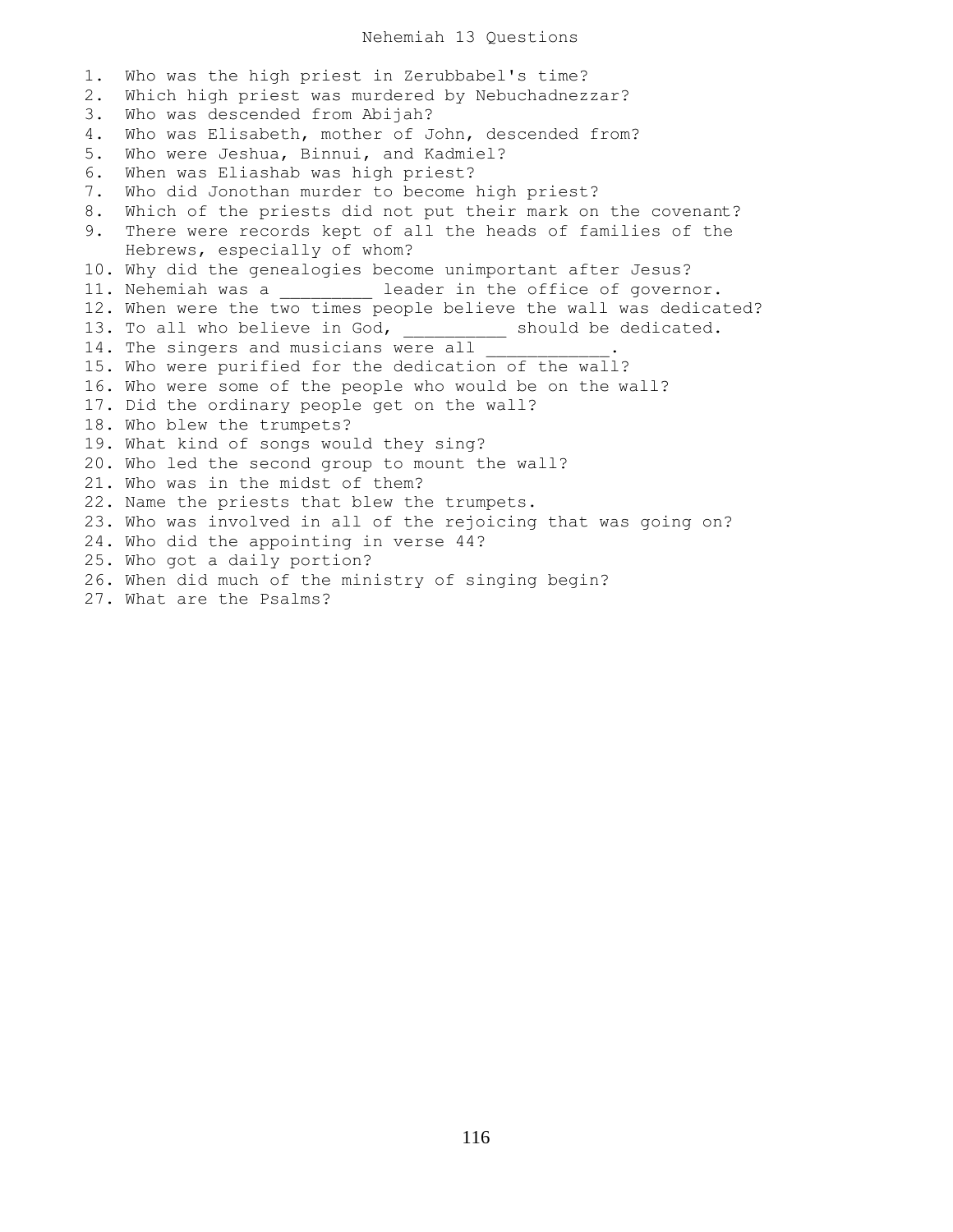# Nehemiah 13 Questions

1. Who was the high priest in Zerubbabel's time?
2. Which high priest was murdered by Nebuchadnezzar?
3. Who was descended from Abijah?
4. Who was Elisabeth, mother of John, descended from?
5. Who were Jeshua, Binnui, and Kadmiel?
6. When was Eliashab was high priest?
7. Who did Jonothan murder to become high priest?
8. Which of the priests did not put their mark on the covenant?
9. There were records kept of all the heads of families of the Hebrews, especially of whom?
10. Why did the genealogies become unimportant after Jesus?
11. Nehemiah was a _________ leader in the office of governor.
12. When were the two times people believe the wall was dedicated?
13. To all who believe in God, __________ should be dedicated.
14. The singers and musicians were all ____________.
15. Who were purified for the dedication of the wall?
16. Who were some of the people who would be on the wall?
17. Did the ordinary people get on the wall?
18. Who blew the trumpets?
19. What kind of songs would they sing?
20. Who led the second group to mount the wall?
21. Who was in the midst of them?
22. Name the priests that blew the trumpets.
23. Who was involved in all of the rejoicing that was going on?
24. Who did the appointing in verse 44?
25. Who got a daily portion?
26. When did much of the ministry of singing begin?
27. What are the Psalms?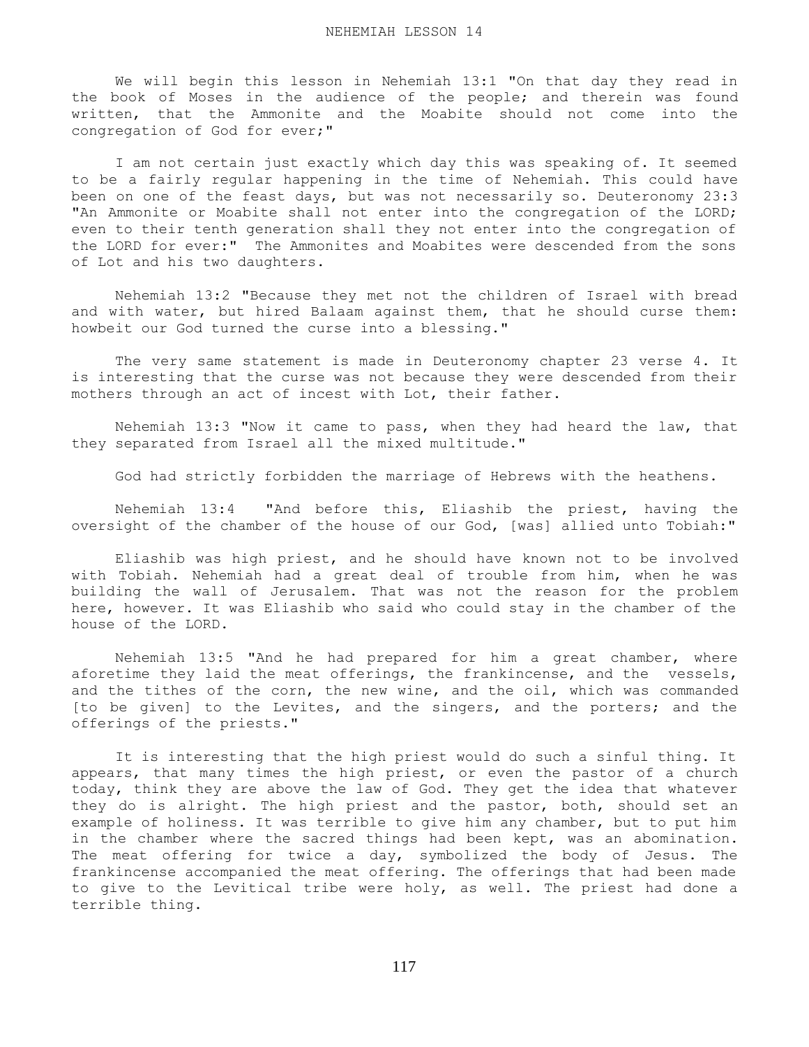# NEHEMIAH LESSON 14

We will begin this lesson in Nehemiah 13:1 "On that day they read in the book of Moses in the audience of the people; and therein was found written, that the Ammonite and the Moabite should not come into the congregation of God for ever;"

I am not certain just exactly which day this was speaking of. It seemed to be a fairly regular happening in the time of Nehemiah. This could have been on one of the feast days, but was not necessarily so. Deuteronomy 23:3 "An Ammonite or Moabite shall not enter into the congregation of the LORD; even to their tenth generation shall they not enter into the congregation of the LORD for ever:" The Ammonites and Moabites were descended from the sons of Lot and his two daughters.

Nehemiah 13:2 "Because they met not the children of Israel with bread and with water, but hired Balaam against them, that he should curse them: howbeit our God turned the curse into a blessing."

The very same statement is made in Deuteronomy chapter 23 verse 4. It is interesting that the curse was not because they were descended from their mothers through an act of incest with Lot, their father.

Nehemiah 13:3 "Now it came to pass, when they had heard the law, that they separated from Israel all the mixed multitude."

God had strictly forbidden the marriage of Hebrews with the heathens.

Nehemiah 13:4 "And before this, Eliashib the priest, having the oversight of the chamber of the house of our God, [was] allied unto Tobiah:"

Eliashib was high priest, and he should have known not to be involved with Tobiah. Nehemiah had a great deal of trouble from him, when he was building the wall of Jerusalem. That was not the reason for the problem here, however. It was Eliashib who said who could stay in the chamber of the house of the LORD.

Nehemiah 13:5 "And he had prepared for him a great chamber, where aforetime they laid the meat offerings, the frankincense, and the vessels, and the tithes of the corn, the new wine, and the oil, which was commanded [to be given] to the Levites, and the singers, and the porters; and the offerings of the priests."

It is interesting that the high priest would do such a sinful thing. It appears, that many times the high priest, or even the pastor of a church today, think they are above the law of God. They get the idea that whatever they do is alright. The high priest and the pastor, both, should set an example of holiness. It was terrible to give him any chamber, but to put him in the chamber where the sacred things had been kept, was an abomination. The meat offering for twice a day, symbolized the body of Jesus. The frankincense accompanied the meat offering. The offerings that had been made to give to the Levitical tribe were holy, as well. The priest had done a terrible thing.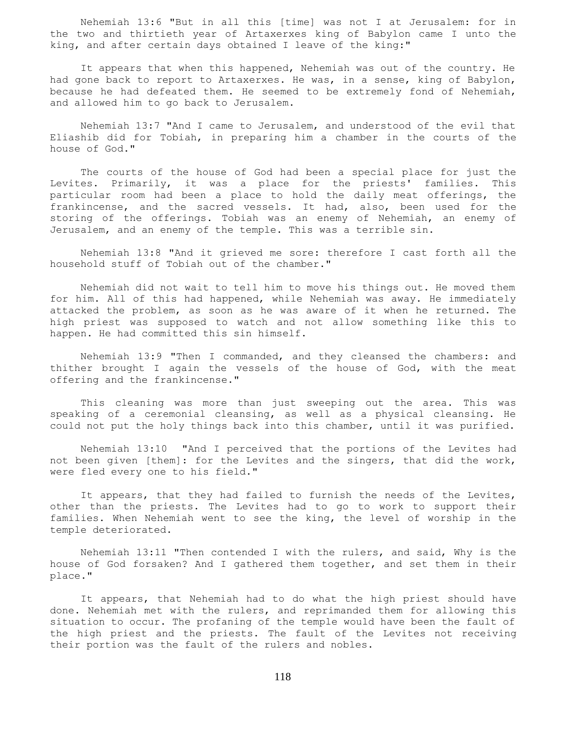Nehemiah 13:6 "But in all this [time] was not I at Jerusalem: for in the two and thirtieth year of Artaxerxes king of Babylon came I unto the king, and after certain days obtained I leave of the king:"

It appears that when this happened, Nehemiah was out of the country. He had gone back to report to Artaxerxes. He was, in a sense, king of Babylon, because he had defeated them. He seemed to be extremely fond of Nehemiah, and allowed him to go back to Jerusalem.

Nehemiah 13:7 "And I came to Jerusalem, and understood of the evil that Eliashib did for Tobiah, in preparing him a chamber in the courts of the house of God."

The courts of the house of God had been a special place for just the Levites. Primarily, it was a place for the priests' families. This particular room had been a place to hold the daily meat offerings, the frankincense, and the sacred vessels. It had, also, been used for the storing of the offerings. Tobiah was an enemy of Nehemiah, an enemy of Jerusalem, and an enemy of the temple. This was a terrible sin.

Nehemiah 13:8 "And it grieved me sore: therefore I cast forth all the household stuff of Tobiah out of the chamber."

Nehemiah did not wait to tell him to move his things out. He moved them for him. All of this had happened, while Nehemiah was away. He immediately attacked the problem, as soon as he was aware of it when he returned. The high priest was supposed to watch and not allow something like this to happen. He had committed this sin himself.

Nehemiah 13:9 "Then I commanded, and they cleansed the chambers: and thither brought I again the vessels of the house of God, with the meat offering and the frankincense."

This cleaning was more than just sweeping out the area. This was speaking of a ceremonial cleansing, as well as a physical cleansing. He could not put the holy things back into this chamber, until it was purified.

Nehemiah 13:10 "And I perceived that the portions of the Levites had not been given [them]: for the Levites and the singers, that did the work, were fled every one to his field."

It appears, that they had failed to furnish the needs of the Levites, other than the priests. The Levites had to go to work to support their families. When Nehemiah went to see the king, the level of worship in the temple deteriorated.

Nehemiah 13:11 "Then contended I with the rulers, and said, Why is the house of God forsaken? And I gathered them together, and set them in their place."

It appears, that Nehemiah had to do what the high priest should have done. Nehemiah met with the rulers, and reprimanded them for allowing this situation to occur. The profaning of the temple would have been the fault of the high priest and the priests. The fault of the Levites not receiving their portion was the fault of the rulers and nobles.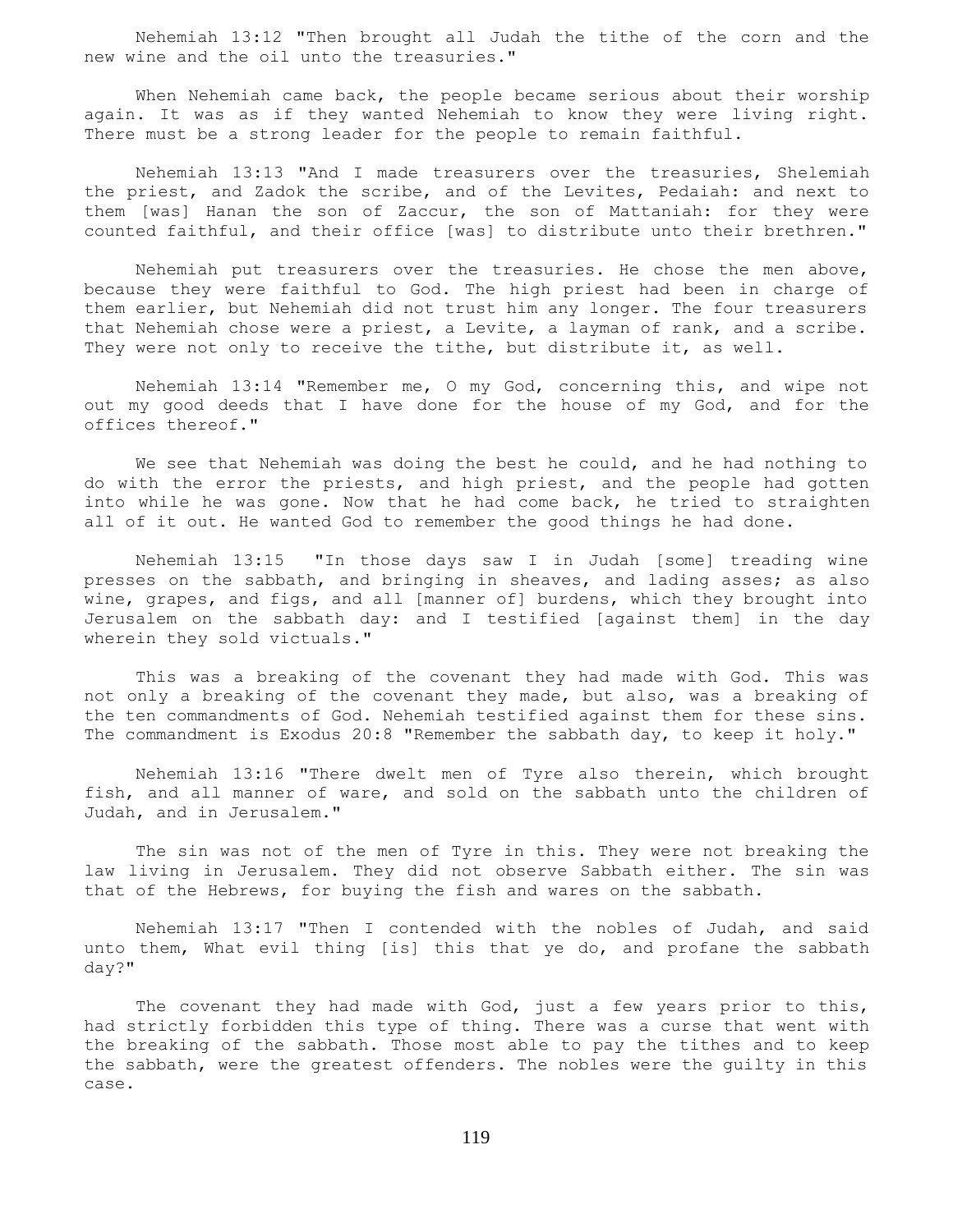Nehemiah 13:12 "Then brought all Judah the tithe of the corn and the new wine and the oil unto the treasuries."

When Nehemiah came back, the people became serious about their worship again. It was as if they wanted Nehemiah to know they were living right. There must be a strong leader for the people to remain faithful.

Nehemiah 13:13 "And I made treasurers over the treasuries, Shelemiah the priest, and Zadok the scribe, and of the Levites, Pedaiah: and next to them [was] Hanan the son of Zaccur, the son of Mattaniah: for they were counted faithful, and their office [was] to distribute unto their brethren."

Nehemiah put treasurers over the treasuries. He chose the men above, because they were faithful to God. The high priest had been in charge of them earlier, but Nehemiah did not trust him any longer. The four treasurers that Nehemiah chose were a priest, a Levite, a layman of rank, and a scribe. They were not only to receive the tithe, but distribute it, as well.

Nehemiah 13:14 "Remember me, O my God, concerning this, and wipe not out my good deeds that I have done for the house of my God, and for the offices thereof."

We see that Nehemiah was doing the best he could, and he had nothing to do with the error the priests, and high priest, and the people had gotten into while he was gone. Now that he had come back, he tried to straighten all of it out. He wanted God to remember the good things he had done.

Nehemiah 13:15 "In those days saw I in Judah [some] treading wine presses on the sabbath, and bringing in sheaves, and lading asses; as also wine, grapes, and figs, and all [manner of] burdens, which they brought into Jerusalem on the sabbath day: and I testified [against them] in the day wherein they sold victuals."

This was a breaking of the covenant they had made with God. This was not only a breaking of the covenant they made, but also, was a breaking of the ten commandments of God. Nehemiah testified against them for these sins. The commandment is Exodus 20:8 "Remember the sabbath day, to keep it holy."

Nehemiah 13:16 "There dwelt men of Tyre also therein, which brought fish, and all manner of ware, and sold on the sabbath unto the children of Judah, and in Jerusalem."

The sin was not of the men of Tyre in this. They were not breaking the law living in Jerusalem. They did not observe Sabbath either. The sin was that of the Hebrews, for buying the fish and wares on the sabbath.

Nehemiah 13:17 "Then I contended with the nobles of Judah, and said unto them, What evil thing [is] this that ye do, and profane the sabbath day?"

The covenant they had made with God, just a few years prior to this, had strictly forbidden this type of thing. There was a curse that went with the breaking of the sabbath. Those most able to pay the tithes and to keep the sabbath, were the greatest offenders. The nobles were the guilty in this case.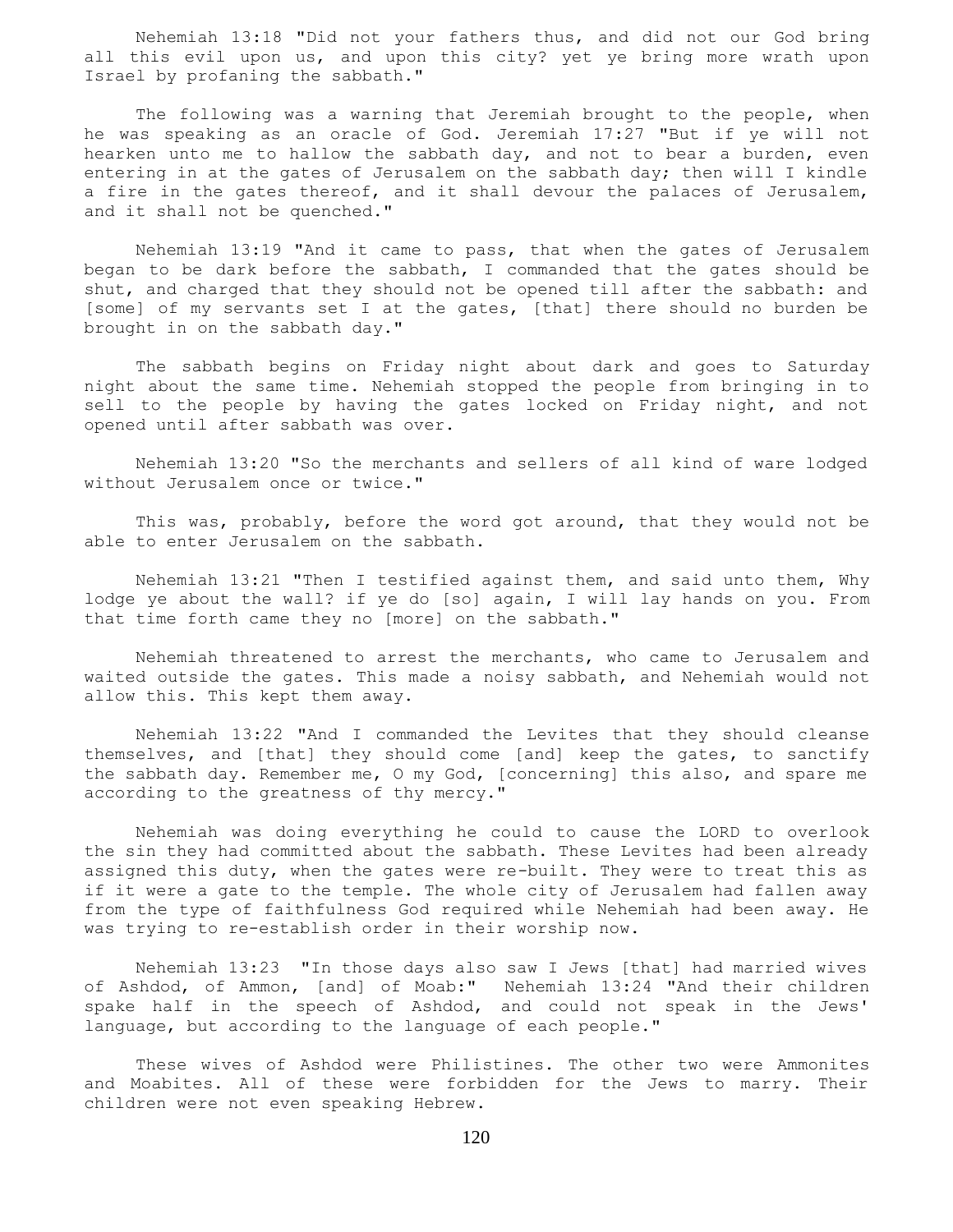Nehemiah 13:18 "Did not your fathers thus, and did not our God bring all this evil upon us, and upon this city? yet ye bring more wrath upon Israel by profaning the sabbath."

The following was a warning that Jeremiah brought to the people, when he was speaking as an oracle of God. Jeremiah 17:27 "But if ye will not hearken unto me to hallow the sabbath day, and not to bear a burden, even entering in at the gates of Jerusalem on the sabbath day; then will I kindle a fire in the gates thereof, and it shall devour the palaces of Jerusalem, and it shall not be quenched."

Nehemiah 13:19 "And it came to pass, that when the gates of Jerusalem began to be dark before the sabbath, I commanded that the gates should be shut, and charged that they should not be opened till after the sabbath: and [some] of my servants set I at the gates, [that] there should no burden be brought in on the sabbath day."

The sabbath begins on Friday night about dark and goes to Saturday night about the same time. Nehemiah stopped the people from bringing in to sell to the people by having the gates locked on Friday night, and not opened until after sabbath was over.

Nehemiah 13:20 "So the merchants and sellers of all kind of ware lodged without Jerusalem once or twice."

This was, probably, before the word got around, that they would not be able to enter Jerusalem on the sabbath.

Nehemiah 13:21 "Then I testified against them, and said unto them, Why lodge ye about the wall? if ye do [so] again, I will lay hands on you. From that time forth came they no [more] on the sabbath."

Nehemiah threatened to arrest the merchants, who came to Jerusalem and waited outside the gates. This made a noisy sabbath, and Nehemiah would not allow this. This kept them away.

Nehemiah 13:22 "And I commanded the Levites that they should cleanse themselves, and [that] they should come [and] keep the gates, to sanctify the sabbath day. Remember me, O my God, [concerning] this also, and spare me according to the greatness of thy mercy."

Nehemiah was doing everything he could to cause the LORD to overlook the sin they had committed about the sabbath. These Levites had been already assigned this duty, when the gates were re-built. They were to treat this as if it were a gate to the temple. The whole city of Jerusalem had fallen away from the type of faithfulness God required while Nehemiah had been away. He was trying to re-establish order in their worship now.

Nehemiah 13:23 "In those days also saw I Jews [that] had married wives of Ashdod, of Ammon, [and] of Moab:" Nehemiah 13:24 "And their children spake half in the speech of Ashdod, and could not speak in the Jews' language, but according to the language of each people."

These wives of Ashdod were Philistines. The other two were Ammonites and Moabites. All of these were forbidden for the Jews to marry. Their children were not even speaking Hebrew.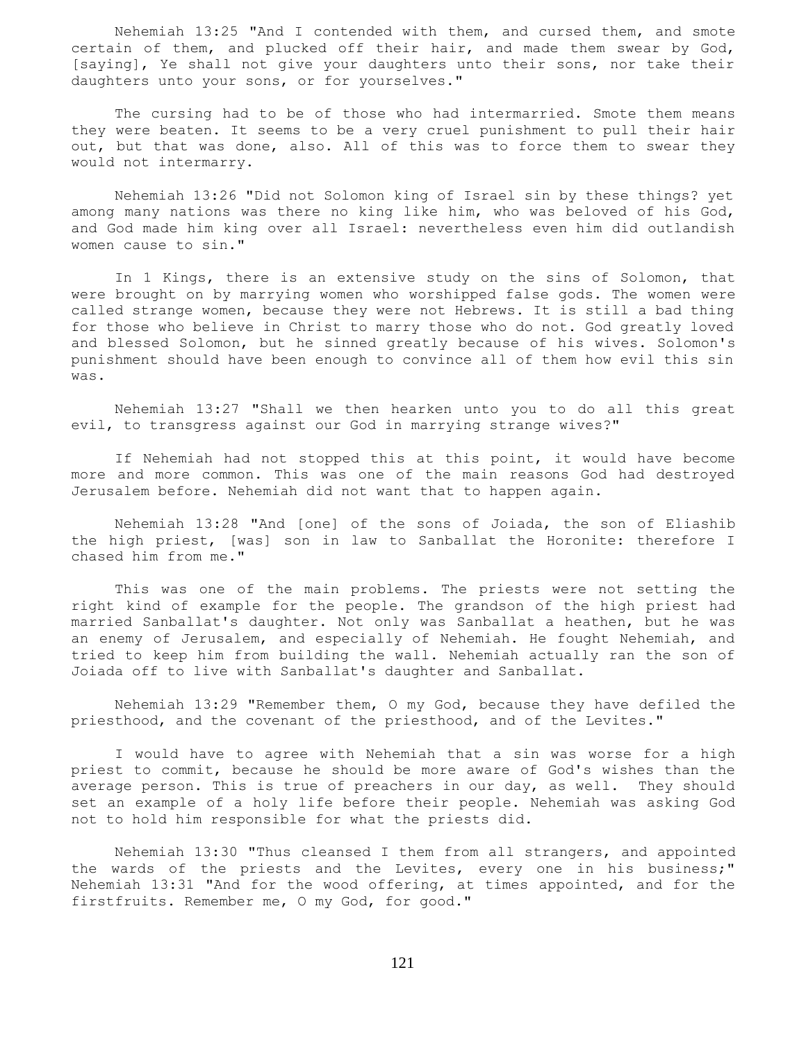Nehemiah 13:25 "And I contended with them, and cursed them, and smote certain of them, and plucked off their hair, and made them swear by God, [saying], Ye shall not give your daughters unto their sons, nor take their daughters unto your sons, or for yourselves."

The cursing had to be of those who had intermarried. Smote them means they were beaten. It seems to be a very cruel punishment to pull their hair out, but that was done, also. All of this was to force them to swear they would not intermarry.

Nehemiah 13:26 "Did not Solomon king of Israel sin by these things? yet among many nations was there no king like him, who was beloved of his God, and God made him king over all Israel: nevertheless even him did outlandish women cause to sin."

In 1 Kings, there is an extensive study on the sins of Solomon, that were brought on by marrying women who worshipped false gods. The women were called strange women, because they were not Hebrews. It is still a bad thing for those who believe in Christ to marry those who do not. God greatly loved and blessed Solomon, but he sinned greatly because of his wives. Solomon's punishment should have been enough to convince all of them how evil this sin was.

Nehemiah 13:27 "Shall we then hearken unto you to do all this great evil, to transgress against our God in marrying strange wives?"

If Nehemiah had not stopped this at this point, it would have become more and more common. This was one of the main reasons God had destroyed Jerusalem before. Nehemiah did not want that to happen again.

Nehemiah 13:28 "And [one] of the sons of Joiada, the son of Eliashib the high priest, [was] son in law to Sanballat the Horonite: therefore I chased him from me."

This was one of the main problems. The priests were not setting the right kind of example for the people. The grandson of the high priest had married Sanballat's daughter. Not only was Sanballat a heathen, but he was an enemy of Jerusalem, and especially of Nehemiah. He fought Nehemiah, and tried to keep him from building the wall. Nehemiah actually ran the son of Joiada off to live with Sanballat's daughter and Sanballat.

Nehemiah 13:29 "Remember them, O my God, because they have defiled the priesthood, and the covenant of the priesthood, and of the Levites."

I would have to agree with Nehemiah that a sin was worse for a high priest to commit, because he should be more aware of God's wishes than the average person. This is true of preachers in our day, as well. They should set an example of a holy life before their people. Nehemiah was asking God not to hold him responsible for what the priests did.

Nehemiah 13:30 "Thus cleansed I them from all strangers, and appointed the wards of the priests and the Levites, every one in his business;" Nehemiah 13:31 "And for the wood offering, at times appointed, and for the firstfruits. Remember me, O my God, for good."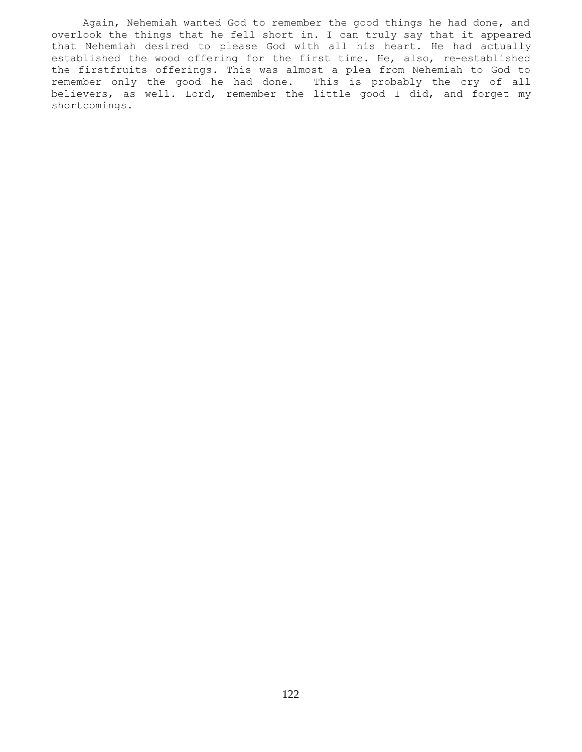Again, Nehemiah wanted God to remember the good things he had done, and overlook the things that he fell short in. I can truly say that it appeared that Nehemiah desired to please God with all his heart. He had actually established the wood offering for the first time. He, also, re-established the firstfruits offerings. This was almost a plea from Nehemiah to God to remember only the good he had done. This is probably the cry of all believers, as well. Lord, remember the little good I did, and forget my shortcomings.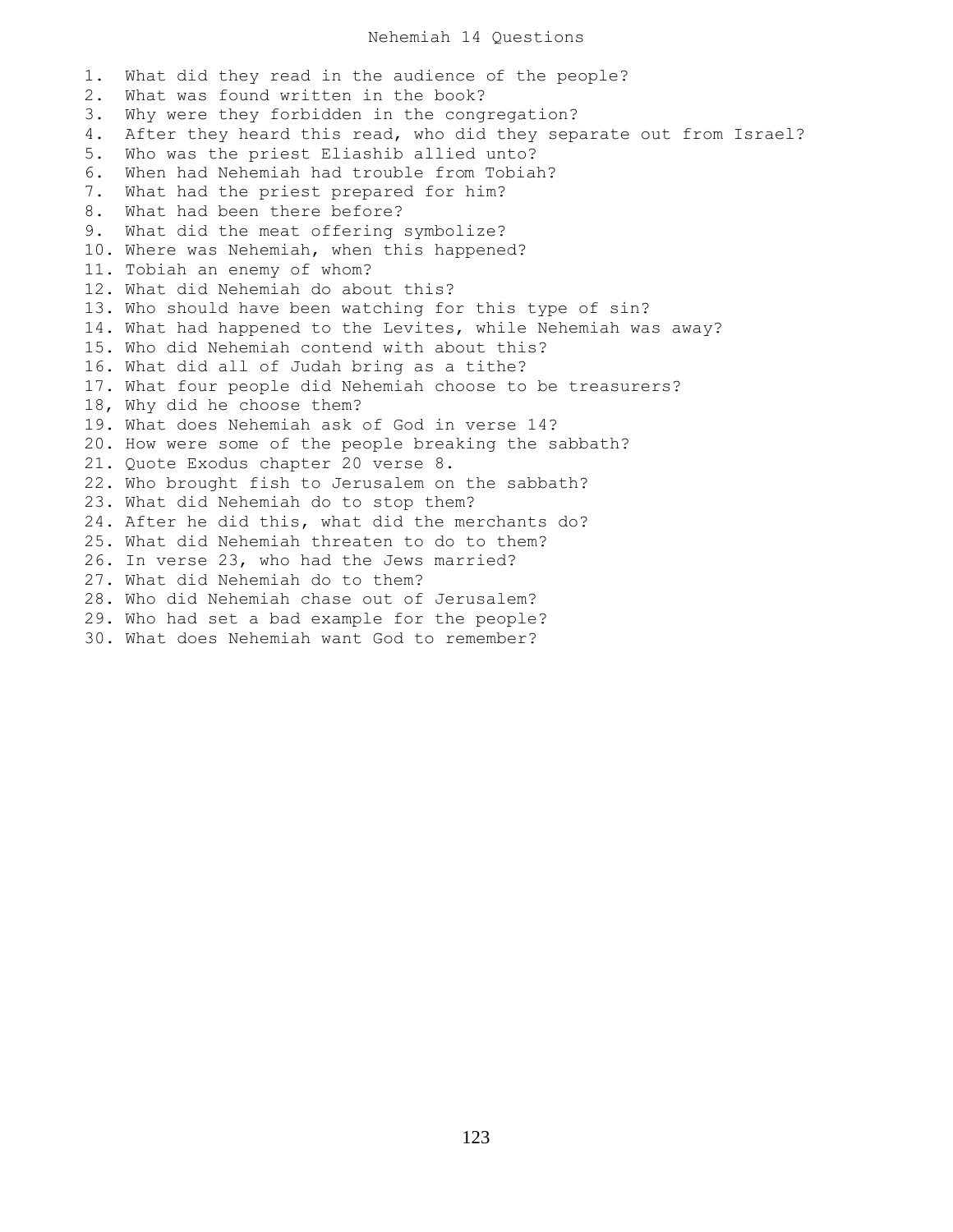# Nehemiah 14 Questions

1. What did they read in the audience of the people?
2. What was found written in the book?
3. Why were they forbidden in the congregation?
4. After they heard this read, who did they separate out from Israel?
5. Who was the priest Eliashib allied unto?
6. When had Nehemiah had trouble from Tobiah?
7. What had the priest prepared for him?
8. What had been there before?
9. What did the meat offering symbolize?
10. Where was Nehemiah, when this happened?
11. Tobiah an enemy of whom?
12. What did Nehemiah do about this?
13. Who should have been watching for this type of sin?
14. What had happened to the Levites, while Nehemiah was away?
15. Who did Nehemiah contend with about this?
16. What did all of Judah bring as a tithe?
17. What four people did Nehemiah choose to be treasurers?
18, Why did he choose them?
19. What does Nehemiah ask of God in verse 14?
20. How were some of the people breaking the sabbath?
21. Quote Exodus chapter 20 verse 8.
22. Who brought fish to Jerusalem on the sabbath?
23. What did Nehemiah do to stop them?
24. After he did this, what did the merchants do?
25. What did Nehemiah threaten to do to them?
26. In verse 23, who had the Jews married?
27. What did Nehemiah do to them?
28. Who did Nehemiah chase out of Jerusalem?
29. Who had set a bad example for the people?
30. What does Nehemiah want God to remember?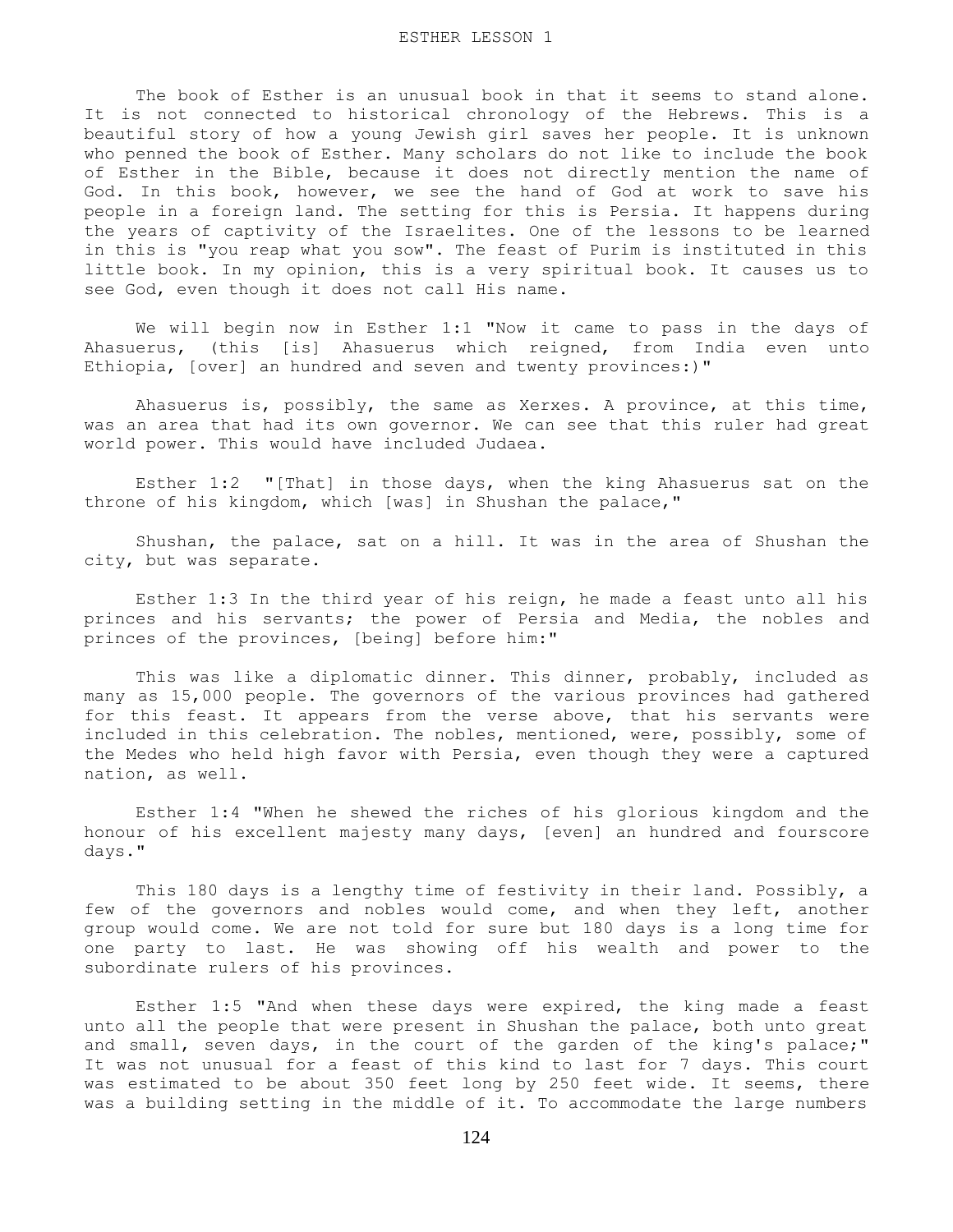# ESTHER LESSON 1

The book of Esther is an unusual book in that it seems to stand alone. It is not connected to historical chronology of the Hebrews. This is a beautiful story of how a young Jewish girl saves her people. It is unknown who penned the book of Esther. Many scholars do not like to include the book of Esther in the Bible, because it does not directly mention the name of God. In this book, however, we see the hand of God at work to save his people in a foreign land. The setting for this is Persia. It happens during the years of captivity of the Israelites. One of the lessons to be learned in this is "you reap what you sow". The feast of Purim is instituted in this little book. In my opinion, this is a very spiritual book. It causes us to see God, even though it does not call His name.

We will begin now in Esther 1:1 "Now it came to pass in the days of Ahasuerus, (this [is] Ahasuerus which reigned, from India even unto Ethiopia, [over] an hundred and seven and twenty provinces:)"

Ahasuerus is, possibly, the same as Xerxes. A province, at this time, was an area that had its own governor. We can see that this ruler had great world power. This would have included Judaea.

Esther 1:2 "[That] in those days, when the king Ahasuerus sat on the throne of his kingdom, which [was] in Shushan the palace,"

Shushan, the palace, sat on a hill. It was in the area of Shushan the city, but was separate.

Esther 1:3 In the third year of his reign, he made a feast unto all his princes and his servants; the power of Persia and Media, the nobles and princes of the provinces, [being] before him:"

This was like a diplomatic dinner. This dinner, probably, included as many as 15,000 people. The governors of the various provinces had gathered for this feast. It appears from the verse above, that his servants were included in this celebration. The nobles, mentioned, were, possibly, some of the Medes who held high favor with Persia, even though they were a captured nation, as well.

Esther 1:4 "When he shewed the riches of his glorious kingdom and the honour of his excellent majesty many days, [even] an hundred and fourscore days."

This 180 days is a lengthy time of festivity in their land. Possibly, a few of the governors and nobles would come, and when they left, another group would come. We are not told for sure but 180 days is a long time for one party to last. He was showing off his wealth and power to the subordinate rulers of his provinces.

Esther 1:5 "And when these days were expired, the king made a feast unto all the people that were present in Shushan the palace, both unto great and small, seven days, in the court of the garden of the king's palace;" It was not unusual for a feast of this kind to last for 7 days. This court was estimated to be about 350 feet long by 250 feet wide. It seems, there was a building setting in the middle of it. To accommodate the large numbers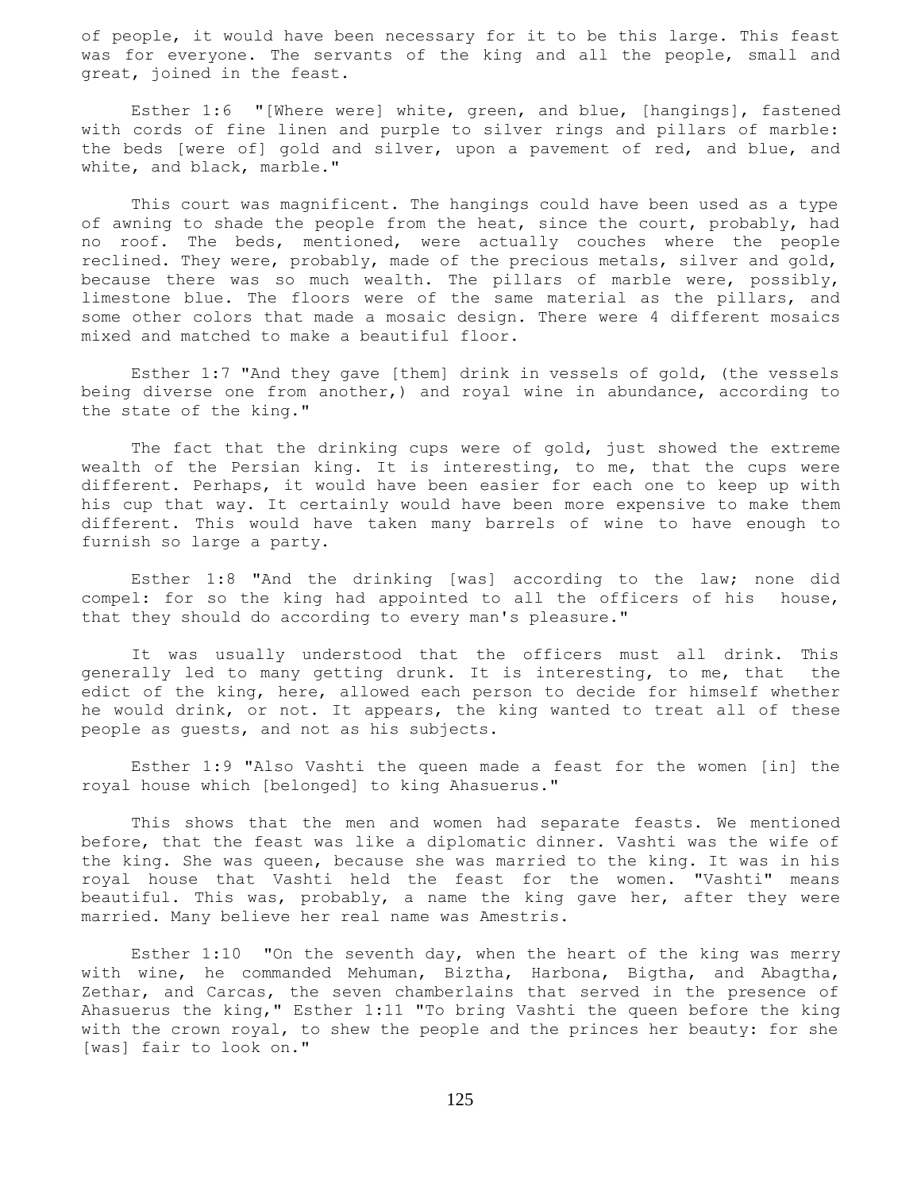of people, it would have been necessary for it to be this large. This feast was for everyone. The servants of the king and all the people, small and great, joined in the feast.

Esther 1:6 "[Where were] white, green, and blue, [hangings], fastened with cords of fine linen and purple to silver rings and pillars of marble: the beds [were of] gold and silver, upon a pavement of red, and blue, and white, and black, marble."

This court was magnificent. The hangings could have been used as a type of awning to shade the people from the heat, since the court, probably, had no roof. The beds, mentioned, were actually couches where the people reclined. They were, probably, made of the precious metals, silver and gold, because there was so much wealth. The pillars of marble were, possibly, limestone blue. The floors were of the same material as the pillars, and some other colors that made a mosaic design. There were 4 different mosaics mixed and matched to make a beautiful floor.

Esther 1:7 "And they gave [them] drink in vessels of gold, (the vessels being diverse one from another,) and royal wine in abundance, according to the state of the king."

The fact that the drinking cups were of gold, just showed the extreme wealth of the Persian king. It is interesting, to me, that the cups were different. Perhaps, it would have been easier for each one to keep up with his cup that way. It certainly would have been more expensive to make them different. This would have taken many barrels of wine to have enough to furnish so large a party.

Esther 1:8 "And the drinking [was] according to the law; none did compel: for so the king had appointed to all the officers of his house, that they should do according to every man's pleasure."

It was usually understood that the officers must all drink. This generally led to many getting drunk. It is interesting, to me, that the edict of the king, here, allowed each person to decide for himself whether he would drink, or not. It appears, the king wanted to treat all of these people as guests, and not as his subjects.

Esther 1:9 "Also Vashti the queen made a feast for the women [in] the royal house which [belonged] to king Ahasuerus."

This shows that the men and women had separate feasts. We mentioned before, that the feast was like a diplomatic dinner. Vashti was the wife of the king. She was queen, because she was married to the king. It was in his royal house that Vashti held the feast for the women. "Vashti" means beautiful. This was, probably, a name the king gave her, after they were married. Many believe her real name was Amestris.

Esther 1:10 "On the seventh day, when the heart of the king was merry with wine, he commanded Mehuman, Biztha, Harbona, Bigtha, and Abagtha, Zethar, and Carcas, the seven chamberlains that served in the presence of Ahasuerus the king," Esther 1:11 "To bring Vashti the queen before the king with the crown royal, to shew the people and the princes her beauty: for she [was] fair to look on."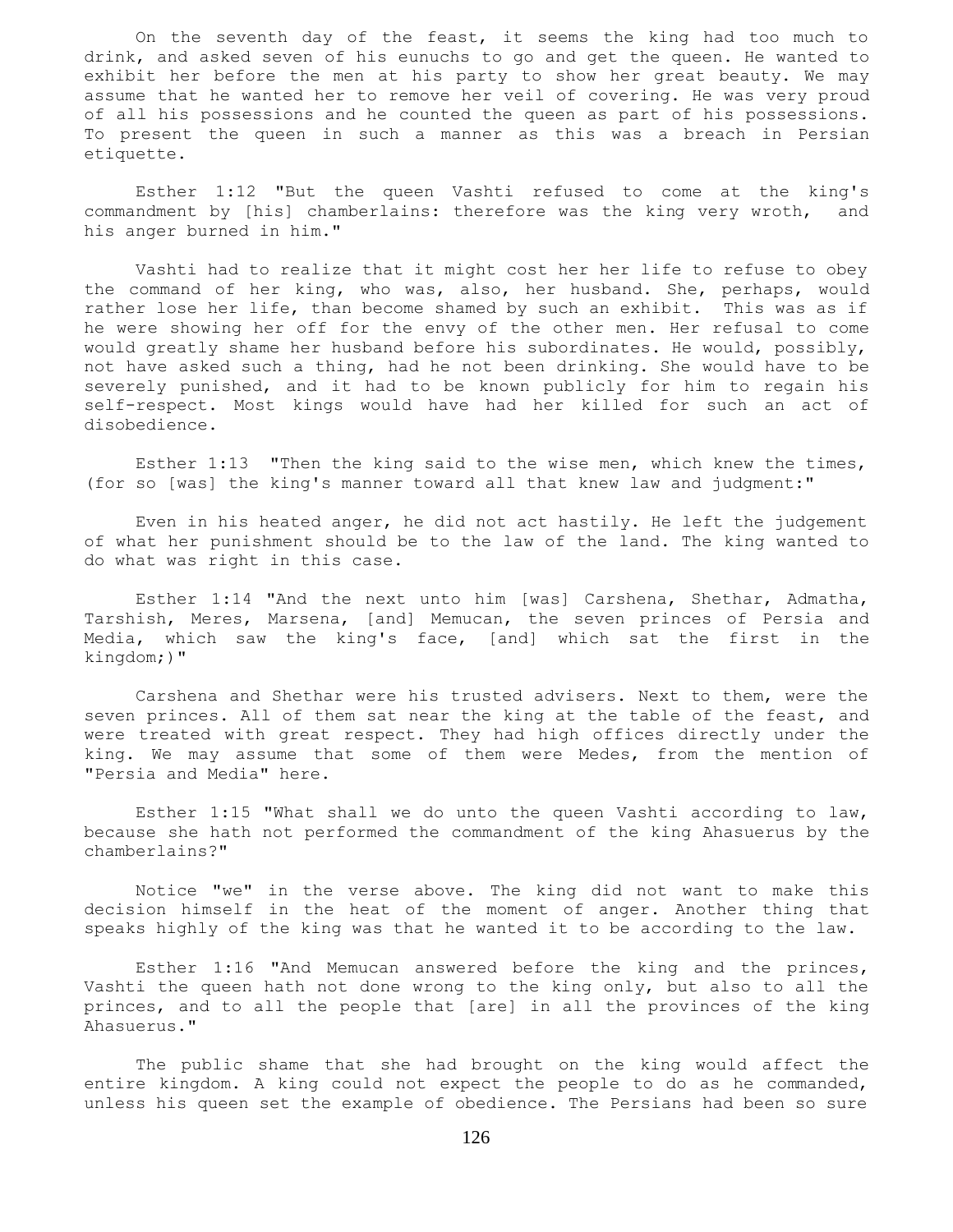On the seventh day of the feast, it seems the king had too much to drink, and asked seven of his eunuchs to go and get the queen. He wanted to exhibit her before the men at his party to show her great beauty. We may assume that he wanted her to remove her veil of covering. He was very proud of all his possessions and he counted the queen as part of his possessions. To present the queen in such a manner as this was a breach in Persian etiquette.

Esther 1:12 "But the queen Vashti refused to come at the king's commandment by [his] chamberlains: therefore was the king very wroth, and his anger burned in him."

Vashti had to realize that it might cost her her life to refuse to obey the command of her king, who was, also, her husband. She, perhaps, would rather lose her life, than become shamed by such an exhibit. This was as if he were showing her off for the envy of the other men. Her refusal to come would greatly shame her husband before his subordinates. He would, possibly, not have asked such a thing, had he not been drinking. She would have to be severely punished, and it had to be known publicly for him to regain his self-respect. Most kings would have had her killed for such an act of disobedience.

Esther 1:13 "Then the king said to the wise men, which knew the times, (for so [was] the king's manner toward all that knew law and judgment:"

Even in his heated anger, he did not act hastily. He left the judgement of what her punishment should be to the law of the land. The king wanted to do what was right in this case.

Esther 1:14 "And the next unto him [was] Carshena, Shethar, Admatha, Tarshish, Meres, Marsena, [and] Memucan, the seven princes of Persia and Media, which saw the king's face, [and] which sat the first in the kingdom;)"

Carshena and Shethar were his trusted advisers. Next to them, were the seven princes. All of them sat near the king at the table of the feast, and were treated with great respect. They had high offices directly under the king. We may assume that some of them were Medes, from the mention of "Persia and Media" here.

Esther 1:15 "What shall we do unto the queen Vashti according to law, because she hath not performed the commandment of the king Ahasuerus by the chamberlains?"

Notice "we" in the verse above. The king did not want to make this decision himself in the heat of the moment of anger. Another thing that speaks highly of the king was that he wanted it to be according to the law.

Esther 1:16 "And Memucan answered before the king and the princes, Vashti the queen hath not done wrong to the king only, but also to all the princes, and to all the people that [are] in all the provinces of the king Ahasuerus."

The public shame that she had brought on the king would affect the entire kingdom. A king could not expect the people to do as he commanded, unless his queen set the example of obedience. The Persians had been so sure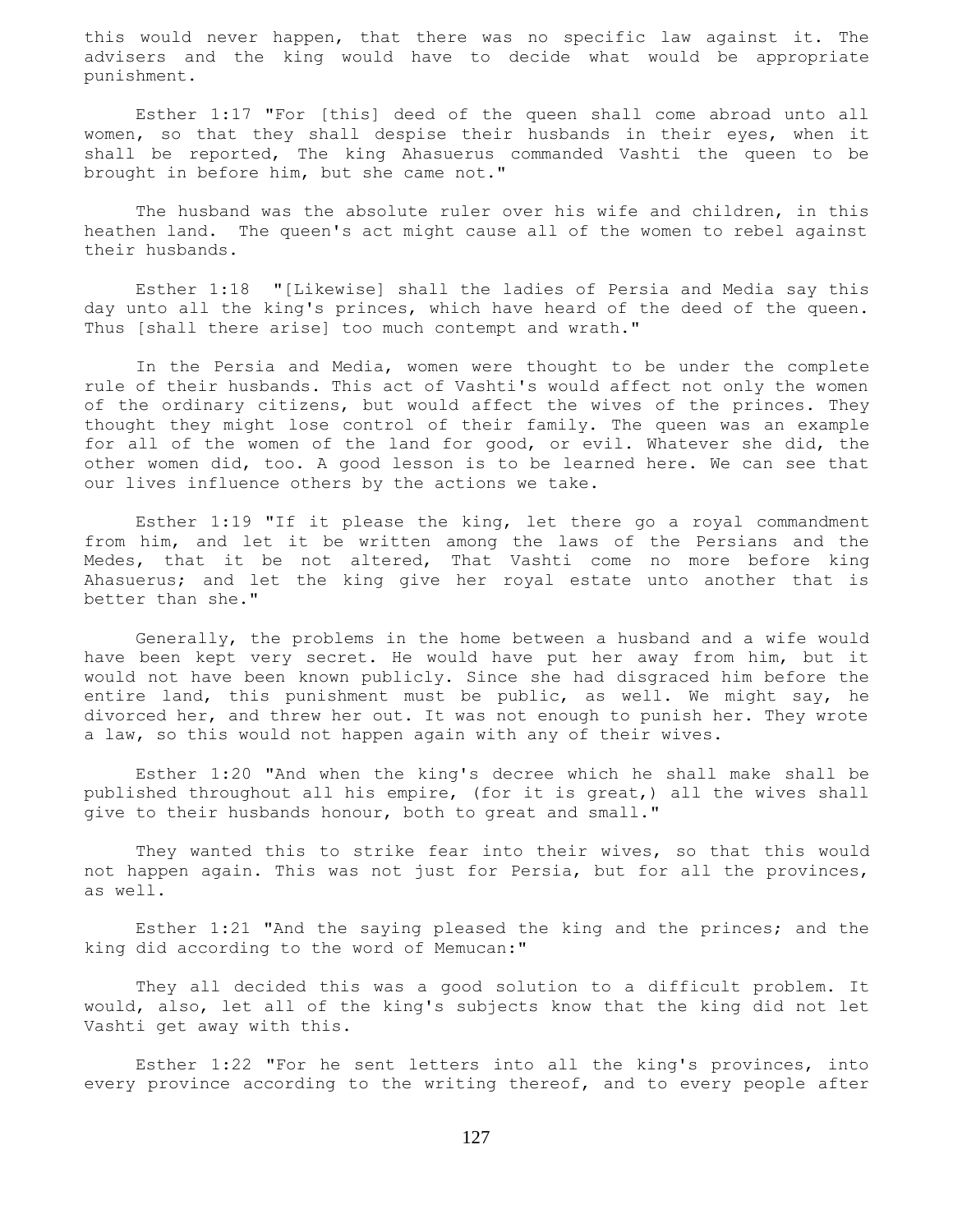this would never happen, that there was no specific law against it. The advisers and the king would have to decide what would be appropriate punishment.

Esther 1:17 "For [this] deed of the queen shall come abroad unto all women, so that they shall despise their husbands in their eyes, when it shall be reported, The king Ahasuerus commanded Vashti the queen to be brought in before him, but she came not."

The husband was the absolute ruler over his wife and children, in this heathen land. The queen's act might cause all of the women to rebel against their husbands.

Esther 1:18 "[Likewise] shall the ladies of Persia and Media say this day unto all the king's princes, which have heard of the deed of the queen. Thus [shall there arise] too much contempt and wrath."

In the Persia and Media, women were thought to be under the complete rule of their husbands. This act of Vashti's would affect not only the women of the ordinary citizens, but would affect the wives of the princes. They thought they might lose control of their family. The queen was an example for all of the women of the land for good, or evil. Whatever she did, the other women did, too. A good lesson is to be learned here. We can see that our lives influence others by the actions we take.

Esther 1:19 "If it please the king, let there go a royal commandment from him, and let it be written among the laws of the Persians and the Medes, that it be not altered, That Vashti come no more before king Ahasuerus; and let the king give her royal estate unto another that is better than she."

Generally, the problems in the home between a husband and a wife would have been kept very secret. He would have put her away from him, but it would not have been known publicly. Since she had disgraced him before the entire land, this punishment must be public, as well. We might say, he divorced her, and threw her out. It was not enough to punish her. They wrote a law, so this would not happen again with any of their wives.

Esther 1:20 "And when the king's decree which he shall make shall be published throughout all his empire, (for it is great,) all the wives shall give to their husbands honour, both to great and small."

They wanted this to strike fear into their wives, so that this would not happen again. This was not just for Persia, but for all the provinces, as well.

Esther 1:21 "And the saying pleased the king and the princes; and the king did according to the word of Memucan:"

They all decided this was a good solution to a difficult problem. It would, also, let all of the king's subjects know that the king did not let Vashti get away with this.

Esther 1:22 "For he sent letters into all the king's provinces, into every province according to the writing thereof, and to every people after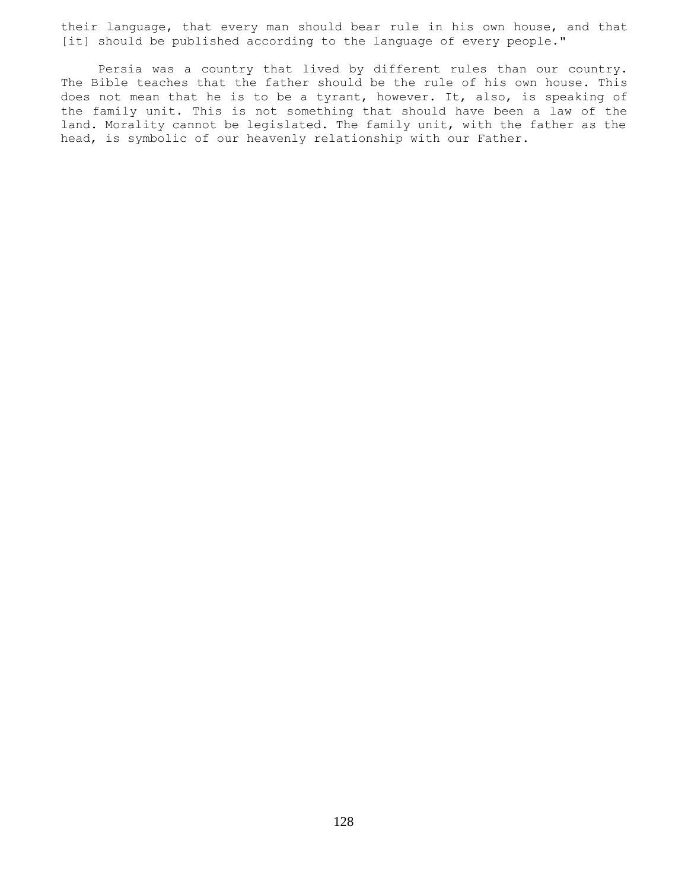their language, that every man should bear rule in his own house, and that [it] should be published according to the language of every people."

Persia was a country that lived by different rules than our country. The Bible teaches that the father should be the rule of his own house. This does not mean that he is to be a tyrant, however. It, also, is speaking of the family unit. This is not something that should have been a law of the land. Morality cannot be legislated. The family unit, with the father as the head, is symbolic of our heavenly relationship with our Father.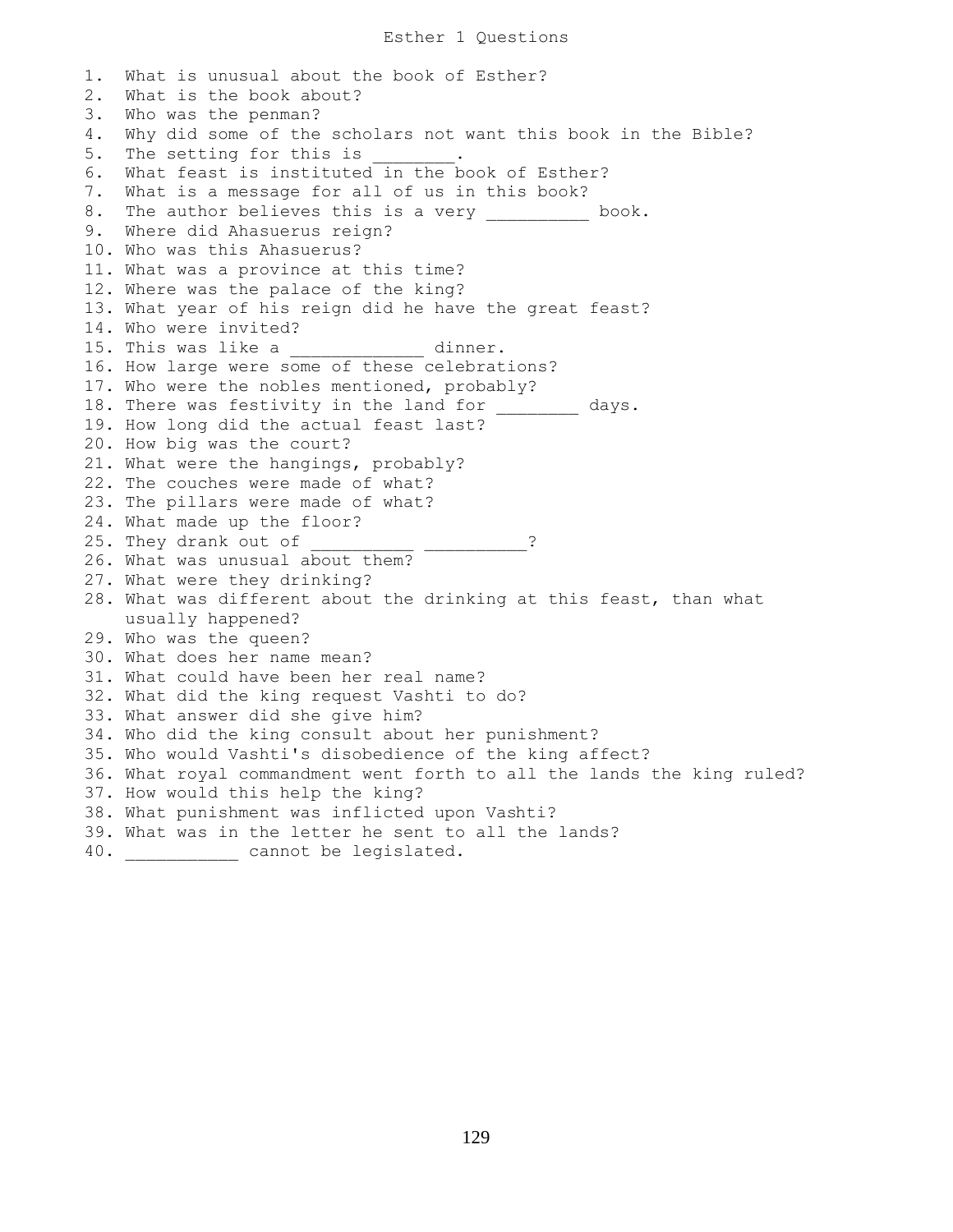# Esther 1 Questions

1. What is unusual about the book of Esther?
2. What is the book about?
3. Who was the penman?
4. Why did some of the scholars not want this book in the Bible?
5. The setting for this is ________.
6. What feast is instituted in the book of Esther?
7. What is a message for all of us in this book?
8. The author believes this is a very __________ book.
9. Where did Ahasuerus reign?
10. Who was this Ahasuerus?
11. What was a province at this time?
12. Where was the palace of the king?
13. What year of his reign did he have the great feast?
14. Who were invited?
15. This was like a _____________ dinner.
16. How large were some of these celebrations?
17. Who were the nobles mentioned, probably?
18. There was festivity in the land for ________ days.
19. How long did the actual feast last?
20. How big was the court?
21. What were the hangings, probably?
22. The couches were made of what?
23. The pillars were made of what?
24. What made up the floor?
25. They drank out of __________ __________?
26. What was unusual about them?
27. What were they drinking?
28. What was different about the drinking at this feast, than what usually happened?
29. Who was the queen?
30. What does her name mean?
31. What could have been her real name?
32. What did the king request Vashti to do?
33. What answer did she give him?
34. Who did the king consult about her punishment?
35. Who would Vashti's disobedience of the king affect?
36. What royal commandment went forth to all the lands the king ruled?
37. How would this help the king?
38. What punishment was inflicted upon Vashti?
39. What was in the letter he sent to all the lands?
40. ___________ cannot be legislated.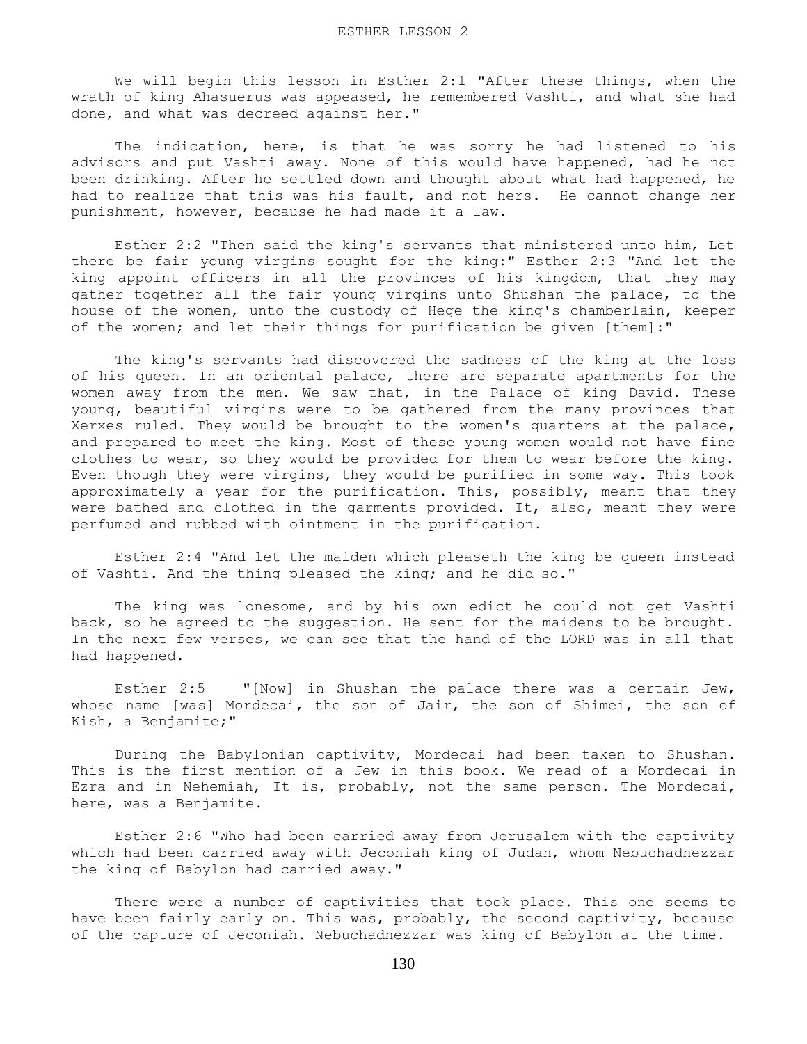# ESTHER LESSON 2

We will begin this lesson in Esther 2:1 "After these things, when the wrath of king Ahasuerus was appeased, he remembered Vashti, and what she had done, and what was decreed against her."

The indication, here, is that he was sorry he had listened to his advisors and put Vashti away. None of this would have happened, had he not been drinking. After he settled down and thought about what had happened, he had to realize that this was his fault, and not hers. He cannot change her punishment, however, because he had made it a law.

Esther 2:2 "Then said the king's servants that ministered unto him, Let there be fair young virgins sought for the king:" Esther 2:3 "And let the king appoint officers in all the provinces of his kingdom, that they may gather together all the fair young virgins unto Shushan the palace, to the house of the women, unto the custody of Hege the king's chamberlain, keeper of the women; and let their things for purification be given [them]:"

The king's servants had discovered the sadness of the king at the loss of his queen. In an oriental palace, there are separate apartments for the women away from the men. We saw that, in the Palace of king David. These young, beautiful virgins were to be gathered from the many provinces that Xerxes ruled. They would be brought to the women's quarters at the palace, and prepared to meet the king. Most of these young women would not have fine clothes to wear, so they would be provided for them to wear before the king. Even though they were virgins, they would be purified in some way. This took approximately a year for the purification. This, possibly, meant that they were bathed and clothed in the garments provided. It, also, meant they were perfumed and rubbed with ointment in the purification.

Esther 2:4 "And let the maiden which pleaseth the king be queen instead of Vashti. And the thing pleased the king; and he did so."

The king was lonesome, and by his own edict he could not get Vashti back, so he agreed to the suggestion. He sent for the maidens to be brought. In the next few verses, we can see that the hand of the LORD was in all that had happened.

Esther 2:5 "[Now] in Shushan the palace there was a certain Jew, whose name [was] Mordecai, the son of Jair, the son of Shimei, the son of Kish, a Benjamite;"

During the Babylonian captivity, Mordecai had been taken to Shushan. This is the first mention of a Jew in this book. We read of a Mordecai in Ezra and in Nehemiah, It is, probably, not the same person. The Mordecai, here, was a Benjamite.

Esther 2:6 "Who had been carried away from Jerusalem with the captivity which had been carried away with Jeconiah king of Judah, whom Nebuchadnezzar the king of Babylon had carried away."

There were a number of captivities that took place. This one seems to have been fairly early on. This was, probably, the second captivity, because of the capture of Jeconiah. Nebuchadnezzar was king of Babylon at the time.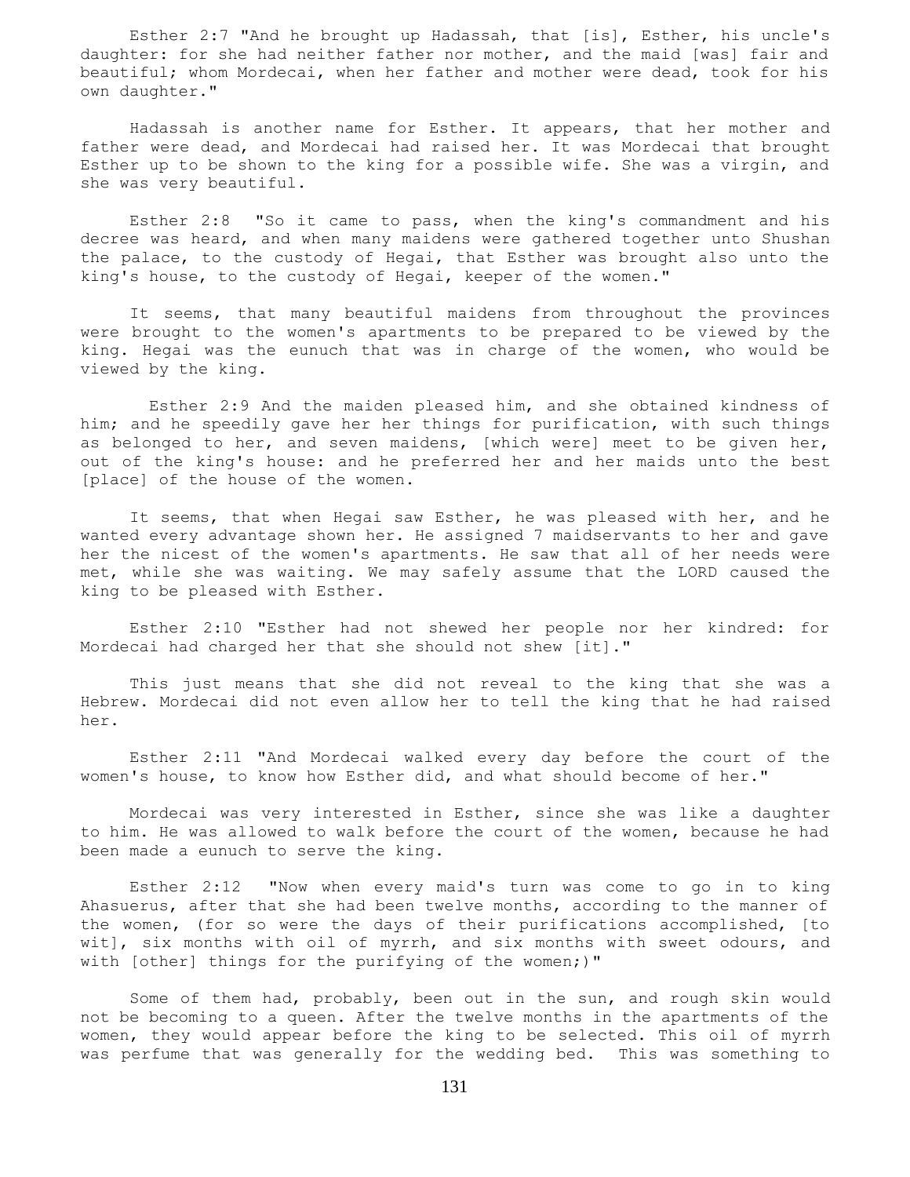Esther 2:7 "And he brought up Hadassah, that [is], Esther, his uncle's daughter: for she had neither father nor mother, and the maid [was] fair and beautiful; whom Mordecai, when her father and mother were dead, took for his own daughter."

Hadassah is another name for Esther. It appears, that her mother and father were dead, and Mordecai had raised her. It was Mordecai that brought Esther up to be shown to the king for a possible wife. She was a virgin, and she was very beautiful.

Esther 2:8 "So it came to pass, when the king's commandment and his decree was heard, and when many maidens were gathered together unto Shushan the palace, to the custody of Hegai, that Esther was brought also unto the king's house, to the custody of Hegai, keeper of the women."

It seems, that many beautiful maidens from throughout the provinces were brought to the women's apartments to be prepared to be viewed by the king. Hegai was the eunuch that was in charge of the women, who would be viewed by the king.

Esther 2:9 And the maiden pleased him, and she obtained kindness of him; and he speedily gave her her things for purification, with such things as belonged to her, and seven maidens, [which were] meet to be given her, out of the king's house: and he preferred her and her maids unto the best [place] of the house of the women.

It seems, that when Hegai saw Esther, he was pleased with her, and he wanted every advantage shown her. He assigned 7 maidservants to her and gave her the nicest of the women's apartments. He saw that all of her needs were met, while she was waiting. We may safely assume that the LORD caused the king to be pleased with Esther.

Esther 2:10 "Esther had not shewed her people nor her kindred: for Mordecai had charged her that she should not shew [it]."

This just means that she did not reveal to the king that she was a Hebrew. Mordecai did not even allow her to tell the king that he had raised her.

Esther 2:11 "And Mordecai walked every day before the court of the women's house, to know how Esther did, and what should become of her."

Mordecai was very interested in Esther, since she was like a daughter to him. He was allowed to walk before the court of the women, because he had been made a eunuch to serve the king.

Esther 2:12 "Now when every maid's turn was come to go in to king Ahasuerus, after that she had been twelve months, according to the manner of the women, (for so were the days of their purifications accomplished, [to wit], six months with oil of myrrh, and six months with sweet odours, and with [other] things for the purifying of the women;)"

Some of them had, probably, been out in the sun, and rough skin would not be becoming to a queen. After the twelve months in the apartments of the women, they would appear before the king to be selected. This oil of myrrh was perfume that was generally for the wedding bed. This was something to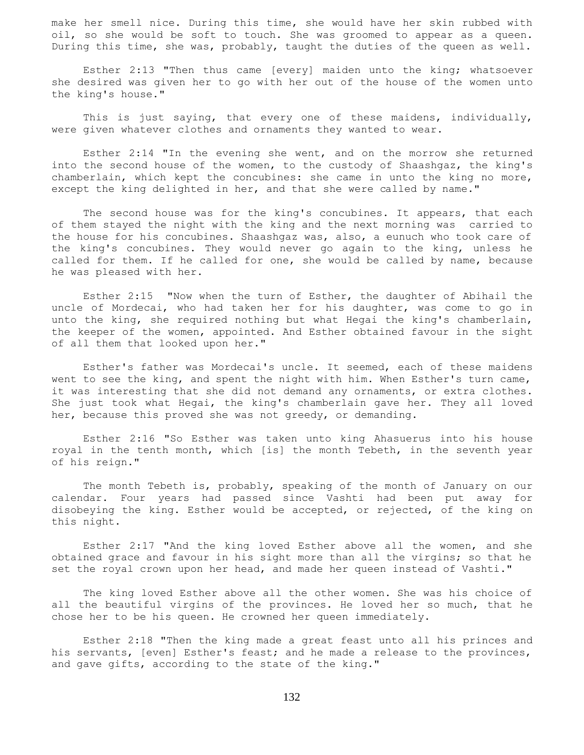make her smell nice. During this time, she would have her skin rubbed with oil, so she would be soft to touch. She was groomed to appear as a queen. During this time, she was, probably, taught the duties of the queen as well.

Esther 2:13 "Then thus came [every] maiden unto the king; whatsoever she desired was given her to go with her out of the house of the women unto the king's house."

This is just saying, that every one of these maidens, individually, were given whatever clothes and ornaments they wanted to wear.

Esther 2:14 "In the evening she went, and on the morrow she returned into the second house of the women, to the custody of Shaashgaz, the king's chamberlain, which kept the concubines: she came in unto the king no more, except the king delighted in her, and that she were called by name."

The second house was for the king's concubines. It appears, that each of them stayed the night with the king and the next morning was carried to the house for his concubines. Shaashgaz was, also, a eunuch who took care of the king's concubines. They would never go again to the king, unless he called for them. If he called for one, she would be called by name, because he was pleased with her.

Esther 2:15 "Now when the turn of Esther, the daughter of Abihail the uncle of Mordecai, who had taken her for his daughter, was come to go in unto the king, she required nothing but what Hegai the king's chamberlain, the keeper of the women, appointed. And Esther obtained favour in the sight of all them that looked upon her."

Esther's father was Mordecai's uncle. It seemed, each of these maidens went to see the king, and spent the night with him. When Esther's turn came, it was interesting that she did not demand any ornaments, or extra clothes. She just took what Hegai, the king's chamberlain gave her. They all loved her, because this proved she was not greedy, or demanding.

Esther 2:16 "So Esther was taken unto king Ahasuerus into his house royal in the tenth month, which [is] the month Tebeth, in the seventh year of his reign."

The month Tebeth is, probably, speaking of the month of January on our calendar. Four years had passed since Vashti had been put away for disobeying the king. Esther would be accepted, or rejected, of the king on this night.

Esther 2:17 "And the king loved Esther above all the women, and she obtained grace and favour in his sight more than all the virgins; so that he set the royal crown upon her head, and made her queen instead of Vashti."

The king loved Esther above all the other women. She was his choice of all the beautiful virgins of the provinces. He loved her so much, that he chose her to be his queen. He crowned her queen immediately.

Esther 2:18 "Then the king made a great feast unto all his princes and his servants, [even] Esther's feast; and he made a release to the provinces, and gave gifts, according to the state of the king."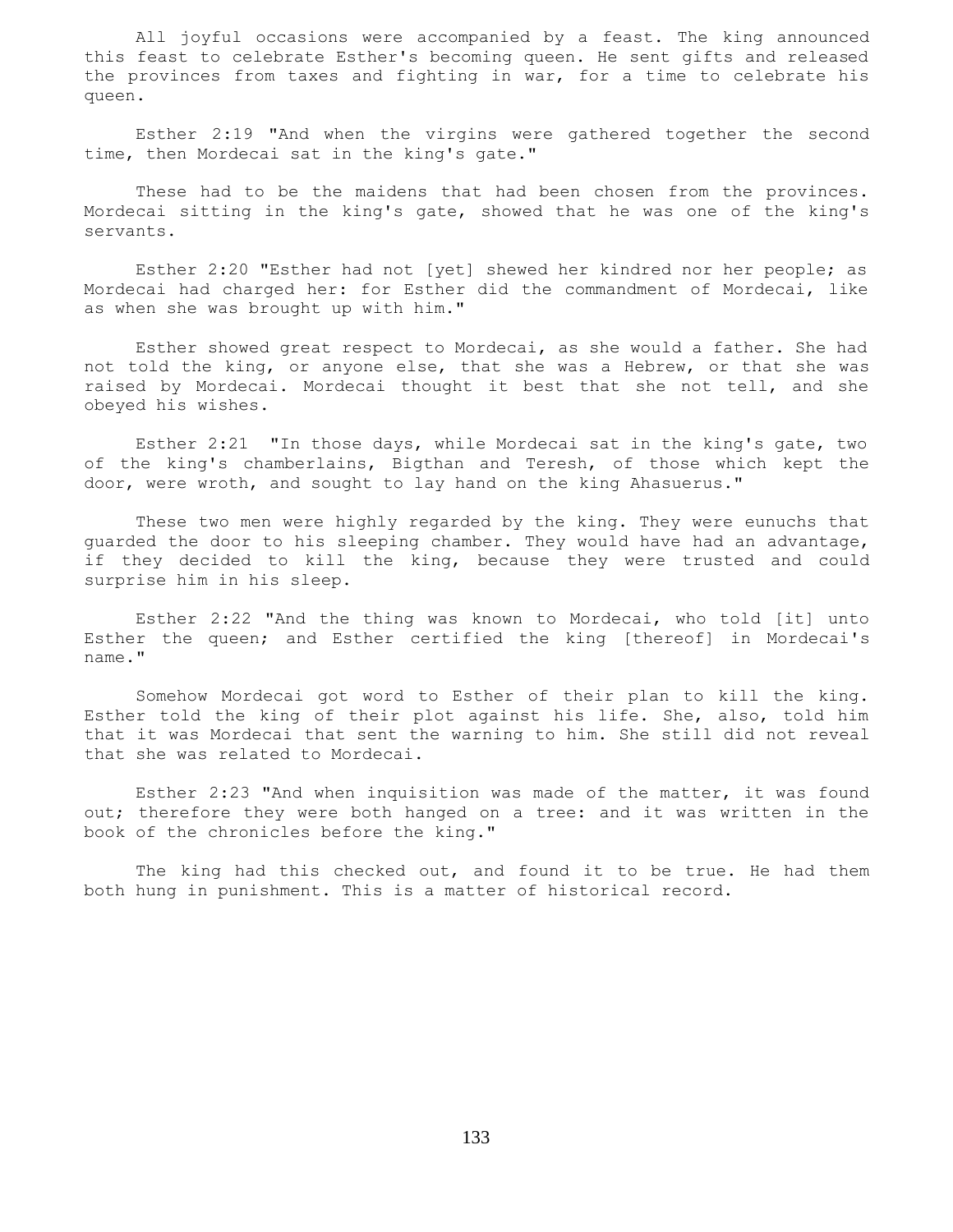All joyful occasions were accompanied by a feast. The king announced this feast to celebrate Esther's becoming queen. He sent gifts and released the provinces from taxes and fighting in war, for a time to celebrate his queen.

Esther 2:19 "And when the virgins were gathered together the second time, then Mordecai sat in the king's gate."

These had to be the maidens that had been chosen from the provinces. Mordecai sitting in the king's gate, showed that he was one of the king's servants.

Esther 2:20 "Esther had not [yet] shewed her kindred nor her people; as Mordecai had charged her: for Esther did the commandment of Mordecai, like as when she was brought up with him."

Esther showed great respect to Mordecai, as she would a father. She had not told the king, or anyone else, that she was a Hebrew, or that she was raised by Mordecai. Mordecai thought it best that she not tell, and she obeyed his wishes.

Esther 2:21 "In those days, while Mordecai sat in the king's gate, two of the king's chamberlains, Bigthan and Teresh, of those which kept the door, were wroth, and sought to lay hand on the king Ahasuerus."

These two men were highly regarded by the king. They were eunuchs that guarded the door to his sleeping chamber. They would have had an advantage, if they decided to kill the king, because they were trusted and could surprise him in his sleep.

Esther 2:22 "And the thing was known to Mordecai, who told [it] unto Esther the queen; and Esther certified the king [thereof] in Mordecai's name."

Somehow Mordecai got word to Esther of their plan to kill the king. Esther told the king of their plot against his life. She, also, told him that it was Mordecai that sent the warning to him. She still did not reveal that she was related to Mordecai.

Esther 2:23 "And when inquisition was made of the matter, it was found out; therefore they were both hanged on a tree: and it was written in the book of the chronicles before the king."

The king had this checked out, and found it to be true. He had them both hung in punishment. This is a matter of historical record.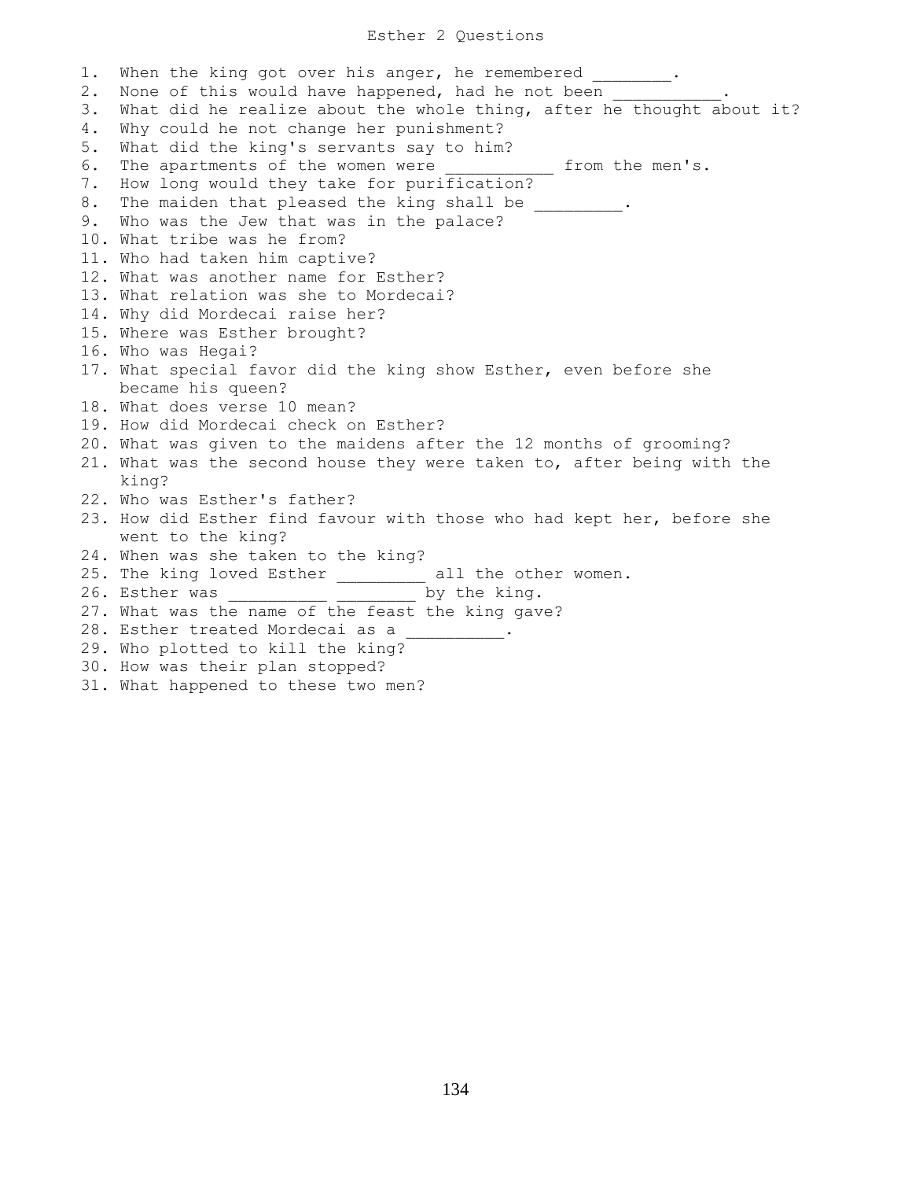# Esther 2 Questions

1. When the king got over his anger, he remembered ________.
2. None of this would have happened, had he not been ___________.
3. What did he realize about the whole thing, after he thought about it?
4. Why could he not change her punishment?
5. What did the king's servants say to him?
6. The apartments of the women were ___________ from the men's.
7. How long would they take for purification?
8. The maiden that pleased the king shall be _________.
9. Who was the Jew that was in the palace?
10. What tribe was he from?
11. Who had taken him captive?
12. What was another name for Esther?
13. What relation was she to Mordecai?
14. Why did Mordecai raise her?
15. Where was Esther brought?
16. Who was Hegai?
17. What special favor did the king show Esther, even before she became his queen?
18. What does verse 10 mean?
19. How did Mordecai check on Esther?
20. What was given to the maidens after the 12 months of grooming?
21. What was the second house they were taken to, after being with the king?
22. Who was Esther's father?
23. How did Esther find favour with those who had kept her, before she went to the king?
24. When was she taken to the king?
25. The king loved Esther _________ all the other women.
26. Esther was __________ ________ by the king.
27. What was the name of the feast the king gave?
28. Esther treated Mordecai as a __________.
29. Who plotted to kill the king?
30. How was their plan stopped?
31. What happened to these two men?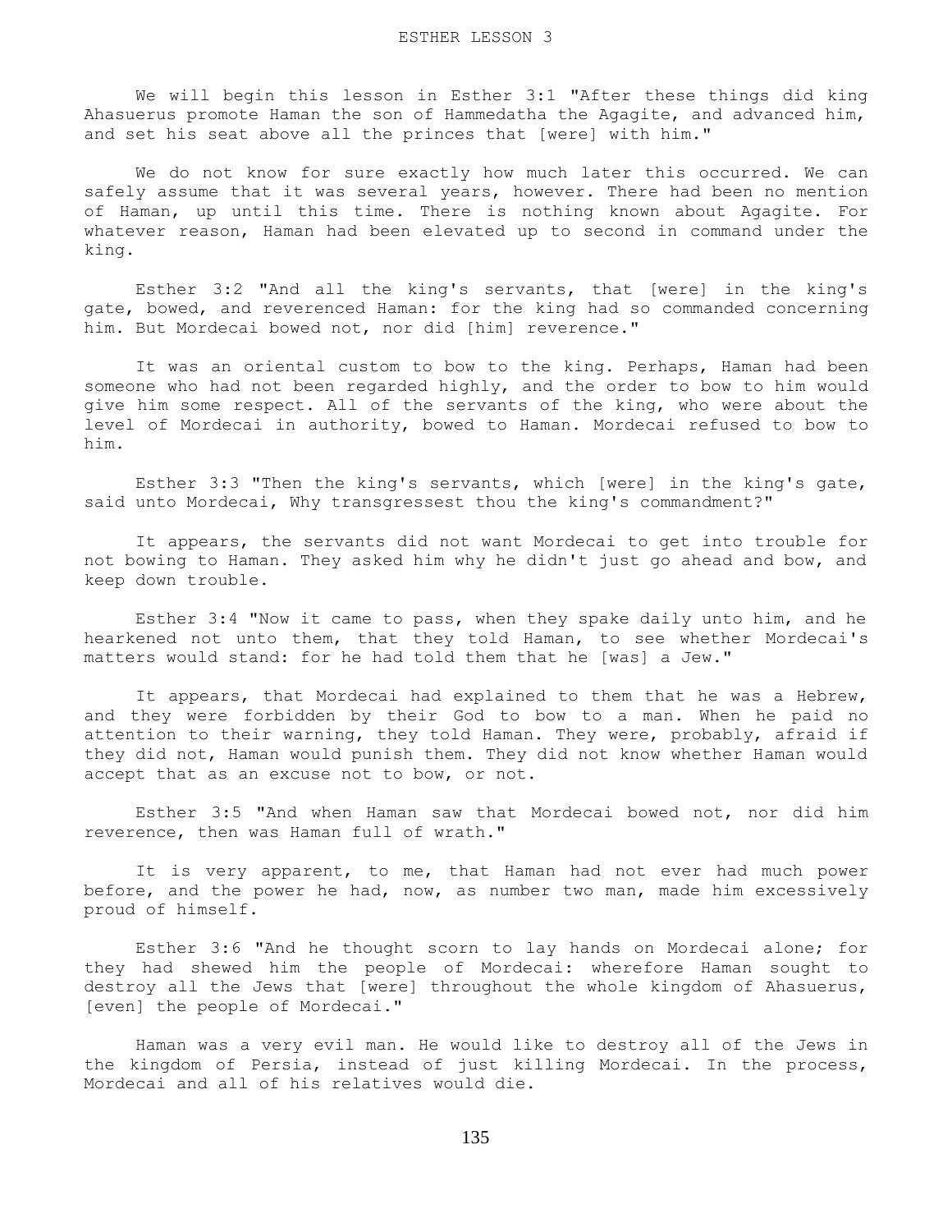# ESTHER LESSON 3

We will begin this lesson in Esther 3:1 "After these things did king Ahasuerus promote Haman the son of Hammedatha the Agagite, and advanced him, and set his seat above all the princes that [were] with him."

We do not know for sure exactly how much later this occurred. We can safely assume that it was several years, however. There had been no mention of Haman, up until this time. There is nothing known about Agagite. For whatever reason, Haman had been elevated up to second in command under the king.

Esther 3:2 "And all the king's servants, that [were] in the king's gate, bowed, and reverenced Haman: for the king had so commanded concerning him. But Mordecai bowed not, nor did [him] reverence."

It was an oriental custom to bow to the king. Perhaps, Haman had been someone who had not been regarded highly, and the order to bow to him would give him some respect. All of the servants of the king, who were about the level of Mordecai in authority, bowed to Haman. Mordecai refused to bow to him.

Esther 3:3 "Then the king's servants, which [were] in the king's gate, said unto Mordecai, Why transgressest thou the king's commandment?"

It appears, the servants did not want Mordecai to get into trouble for not bowing to Haman. They asked him why he didn't just go ahead and bow, and keep down trouble.

Esther 3:4 "Now it came to pass, when they spake daily unto him, and he hearkened not unto them, that they told Haman, to see whether Mordecai's matters would stand: for he had told them that he [was] a Jew."

It appears, that Mordecai had explained to them that he was a Hebrew, and they were forbidden by their God to bow to a man. When he paid no attention to their warning, they told Haman. They were, probably, afraid if they did not, Haman would punish them. They did not know whether Haman would accept that as an excuse not to bow, or not.

Esther 3:5 "And when Haman saw that Mordecai bowed not, nor did him reverence, then was Haman full of wrath."

It is very apparent, to me, that Haman had not ever had much power before, and the power he had, now, as number two man, made him excessively proud of himself.

Esther 3:6 "And he thought scorn to lay hands on Mordecai alone; for they had shewed him the people of Mordecai: wherefore Haman sought to destroy all the Jews that [were] throughout the whole kingdom of Ahasuerus, [even] the people of Mordecai."

Haman was a very evil man. He would like to destroy all of the Jews in the kingdom of Persia, instead of just killing Mordecai. In the process, Mordecai and all of his relatives would die.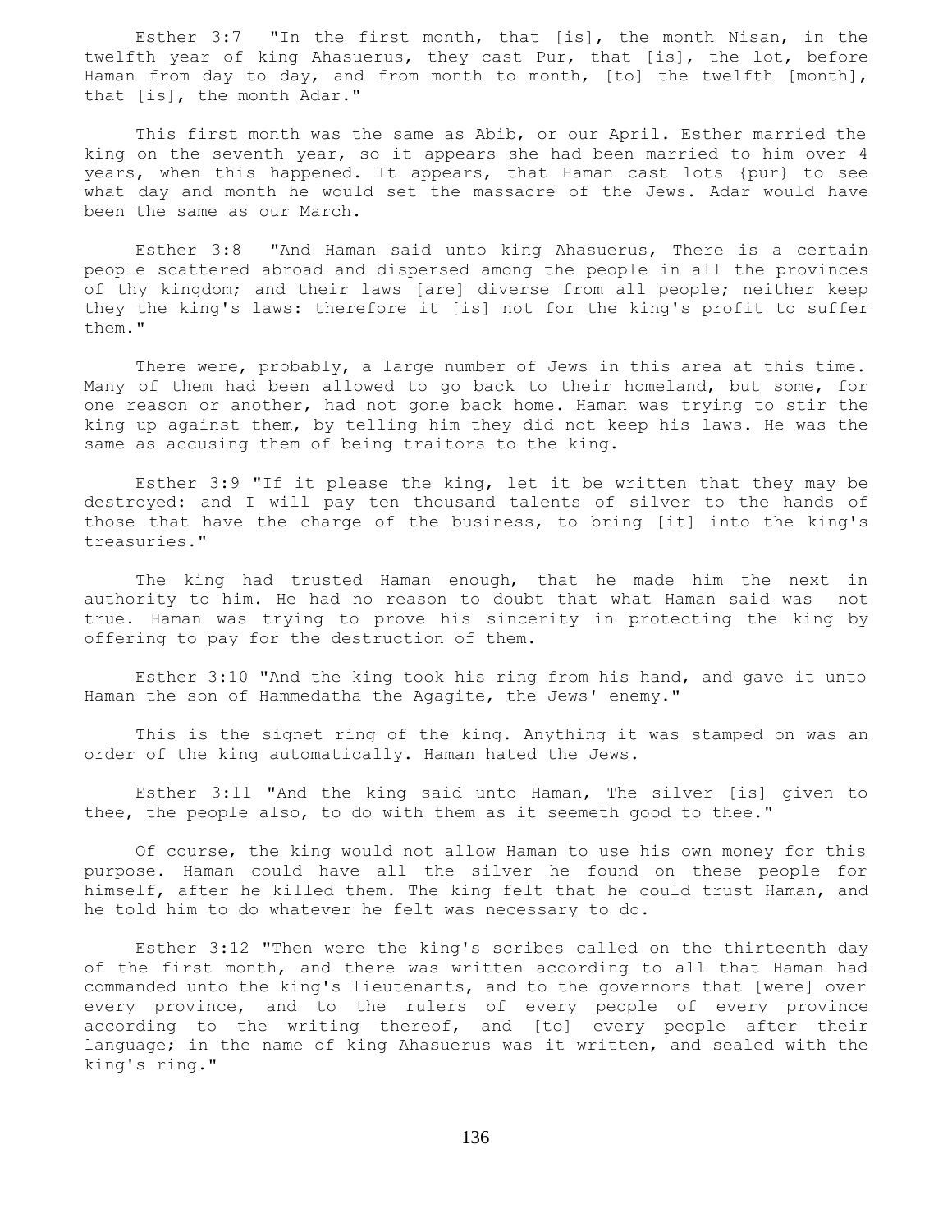Esther 3:7 "In the first month, that [is], the month Nisan, in the twelfth year of king Ahasuerus, they cast Pur, that [is], the lot, before Haman from day to day, and from month to month, [to] the twelfth [month], that [is], the month Adar."

This first month was the same as Abib, or our April. Esther married the king on the seventh year, so it appears she had been married to him over 4 years, when this happened. It appears, that Haman cast lots {pur} to see what day and month he would set the massacre of the Jews. Adar would have been the same as our March.

Esther 3:8 "And Haman said unto king Ahasuerus, There is a certain people scattered abroad and dispersed among the people in all the provinces of thy kingdom; and their laws [are] diverse from all people; neither keep they the king's laws: therefore it [is] not for the king's profit to suffer them."

There were, probably, a large number of Jews in this area at this time. Many of them had been allowed to go back to their homeland, but some, for one reason or another, had not gone back home. Haman was trying to stir the king up against them, by telling him they did not keep his laws. He was the same as accusing them of being traitors to the king.

Esther 3:9 "If it please the king, let it be written that they may be destroyed: and I will pay ten thousand talents of silver to the hands of those that have the charge of the business, to bring [it] into the king's treasuries."

The king had trusted Haman enough, that he made him the next in authority to him. He had no reason to doubt that what Haman said was not true. Haman was trying to prove his sincerity in protecting the king by offering to pay for the destruction of them.

Esther 3:10 "And the king took his ring from his hand, and gave it unto Haman the son of Hammedatha the Agagite, the Jews' enemy."

This is the signet ring of the king. Anything it was stamped on was an order of the king automatically. Haman hated the Jews.

Esther 3:11 "And the king said unto Haman, The silver [is] given to thee, the people also, to do with them as it seemeth good to thee."

Of course, the king would not allow Haman to use his own money for this purpose. Haman could have all the silver he found on these people for himself, after he killed them. The king felt that he could trust Haman, and he told him to do whatever he felt was necessary to do.

Esther 3:12 "Then were the king's scribes called on the thirteenth day of the first month, and there was written according to all that Haman had commanded unto the king's lieutenants, and to the governors that [were] over every province, and to the rulers of every people of every province according to the writing thereof, and [to] every people after their language; in the name of king Ahasuerus was it written, and sealed with the king's ring."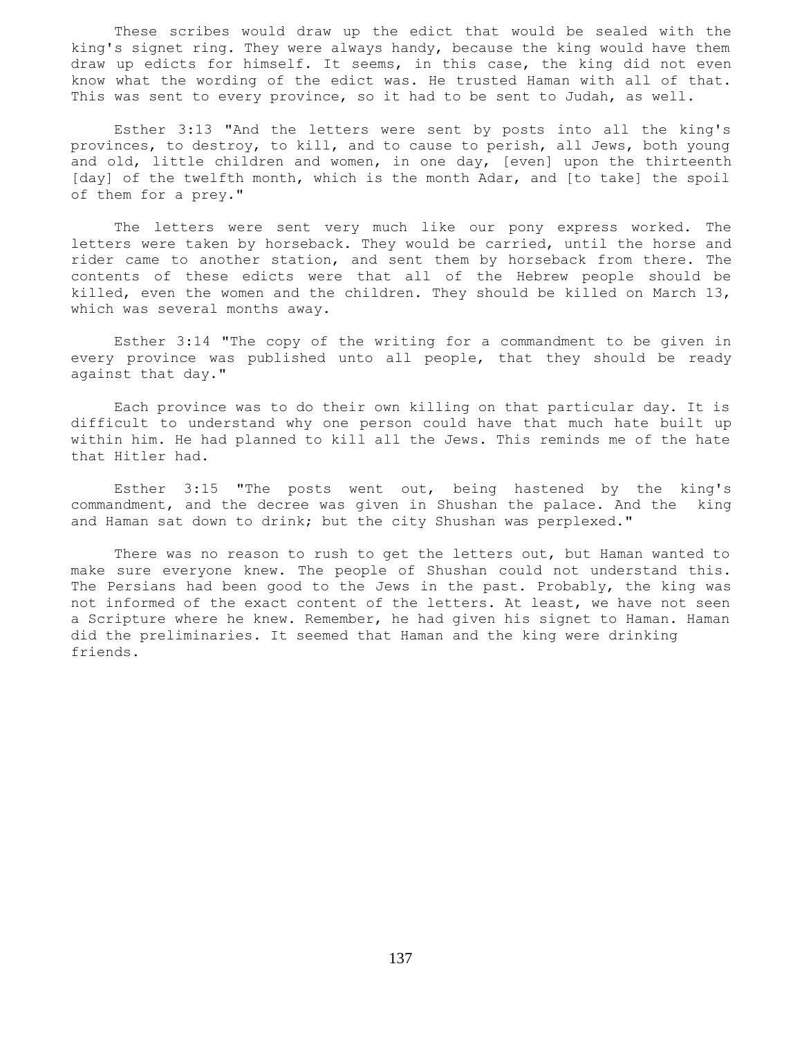These scribes would draw up the edict that would be sealed with the king's signet ring. They were always handy, because the king would have them draw up edicts for himself. It seems, in this case, the king did not even know what the wording of the edict was. He trusted Haman with all of that. This was sent to every province, so it had to be sent to Judah, as well.

Esther 3:13 "And the letters were sent by posts into all the king's provinces, to destroy, to kill, and to cause to perish, all Jews, both young and old, little children and women, in one day, [even] upon the thirteenth [day] of the twelfth month, which is the month Adar, and [to take] the spoil of them for a prey."

The letters were sent very much like our pony express worked. The letters were taken by horseback. They would be carried, until the horse and rider came to another station, and sent them by horseback from there. The contents of these edicts were that all of the Hebrew people should be killed, even the women and the children. They should be killed on March 13, which was several months away.

Esther 3:14 "The copy of the writing for a commandment to be given in every province was published unto all people, that they should be ready against that day."

Each province was to do their own killing on that particular day. It is difficult to understand why one person could have that much hate built up within him. He had planned to kill all the Jews. This reminds me of the hate that Hitler had.

Esther 3:15 "The posts went out, being hastened by the king's commandment, and the decree was given in Shushan the palace. And the king and Haman sat down to drink; but the city Shushan was perplexed."

There was no reason to rush to get the letters out, but Haman wanted to make sure everyone knew. The people of Shushan could not understand this. The Persians had been good to the Jews in the past. Probably, the king was not informed of the exact content of the letters. At least, we have not seen a Scripture where he knew. Remember, he had given his signet to Haman. Haman did the preliminaries. It seemed that Haman and the king were drinking friends.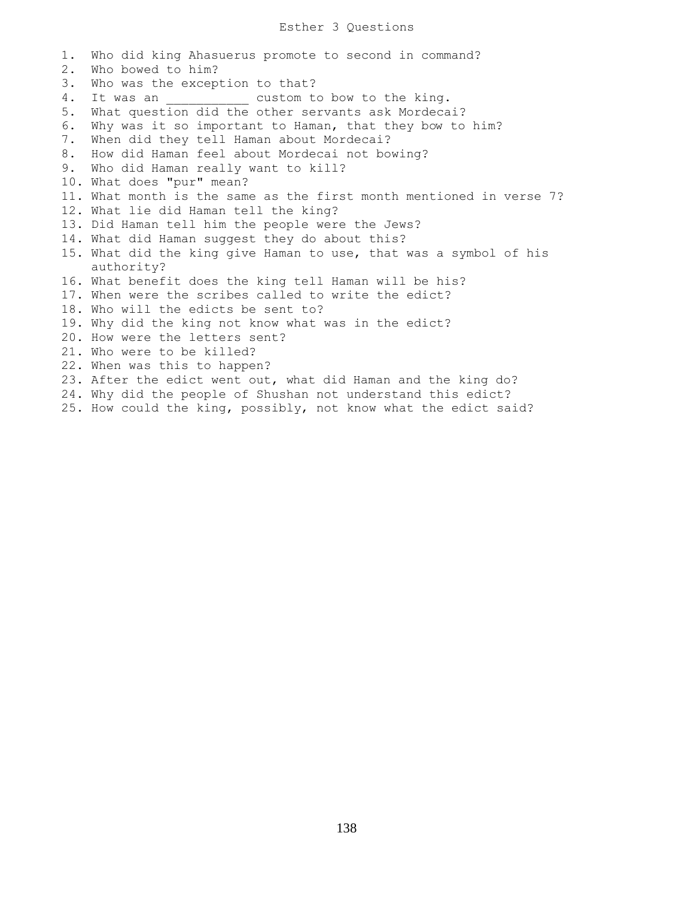# Esther 3 Questions

1. Who did king Ahasuerus promote to second in command?
2. Who bowed to him?
3. Who was the exception to that?
4. It was an ___________ custom to bow to the king.
5. What question did the other servants ask Mordecai?
6. Why was it so important to Haman, that they bow to him?
7. When did they tell Haman about Mordecai?
8. How did Haman feel about Mordecai not bowing?
9. Who did Haman really want to kill?
10. What does "pur" mean?
11. What month is the same as the first month mentioned in verse 7?
12. What lie did Haman tell the king?
13. Did Haman tell him the people were the Jews?
14. What did Haman suggest they do about this?
15. What did the king give Haman to use, that was a symbol of his authority?
16. What benefit does the king tell Haman will be his?
17. When were the scribes called to write the edict?
18. Who will the edicts be sent to?
19. Why did the king not know what was in the edict?
20. How were the letters sent?
21. Who were to be killed?
22. When was this to happen?
23. After the edict went out, what did Haman and the king do?
24. Why did the people of Shushan not understand this edict?
25. How could the king, possibly, not know what the edict said?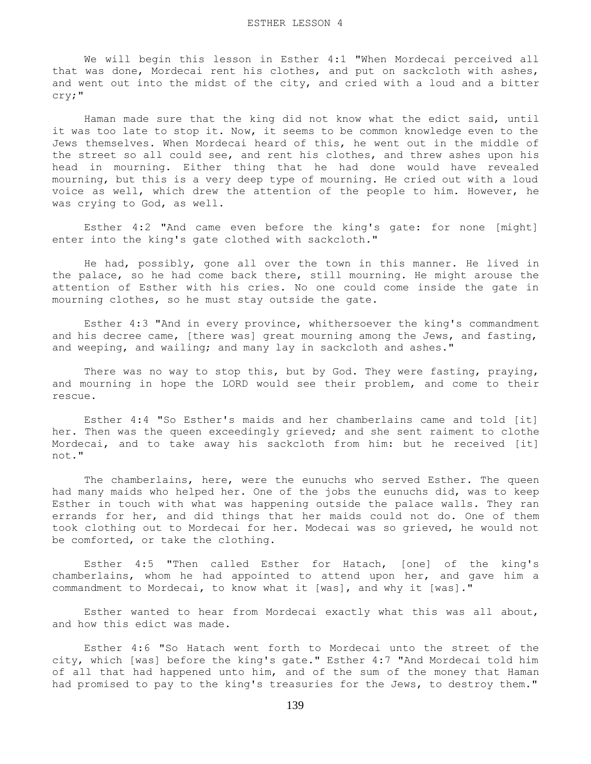# ESTHER LESSON 4

We will begin this lesson in Esther 4:1 "When Mordecai perceived all that was done, Mordecai rent his clothes, and put on sackcloth with ashes, and went out into the midst of the city, and cried with a loud and a bitter cry;"

Haman made sure that the king did not know what the edict said, until it was too late to stop it. Now, it seems to be common knowledge even to the Jews themselves. When Mordecai heard of this, he went out in the middle of the street so all could see, and rent his clothes, and threw ashes upon his head in mourning. Either thing that he had done would have revealed mourning, but this is a very deep type of mourning. He cried out with a loud voice as well, which drew the attention of the people to him. However, he was crying to God, as well.

Esther 4:2 "And came even before the king's gate: for none [might] enter into the king's gate clothed with sackcloth."

He had, possibly, gone all over the town in this manner. He lived in the palace, so he had come back there, still mourning. He might arouse the attention of Esther with his cries. No one could come inside the gate in mourning clothes, so he must stay outside the gate.

Esther 4:3 "And in every province, whithersoever the king's commandment and his decree came, [there was] great mourning among the Jews, and fasting, and weeping, and wailing; and many lay in sackcloth and ashes."

There was no way to stop this, but by God. They were fasting, praying, and mourning in hope the LORD would see their problem, and come to their rescue.

Esther 4:4 "So Esther's maids and her chamberlains came and told [it] her. Then was the queen exceedingly grieved; and she sent raiment to clothe Mordecai, and to take away his sackcloth from him: but he received [it] not."

The chamberlains, here, were the eunuchs who served Esther. The queen had many maids who helped her. One of the jobs the eunuchs did, was to keep Esther in touch with what was happening outside the palace walls. They ran errands for her, and did things that her maids could not do. One of them took clothing out to Mordecai for her. Modecai was so grieved, he would not be comforted, or take the clothing.

Esther 4:5 "Then called Esther for Hatach, [one] of the king's chamberlains, whom he had appointed to attend upon her, and gave him a commandment to Mordecai, to know what it [was], and why it [was]."

Esther wanted to hear from Mordecai exactly what this was all about, and how this edict was made.

Esther 4:6 "So Hatach went forth to Mordecai unto the street of the city, which [was] before the king's gate." Esther 4:7 "And Mordecai told him of all that had happened unto him, and of the sum of the money that Haman had promised to pay to the king's treasuries for the Jews, to destroy them."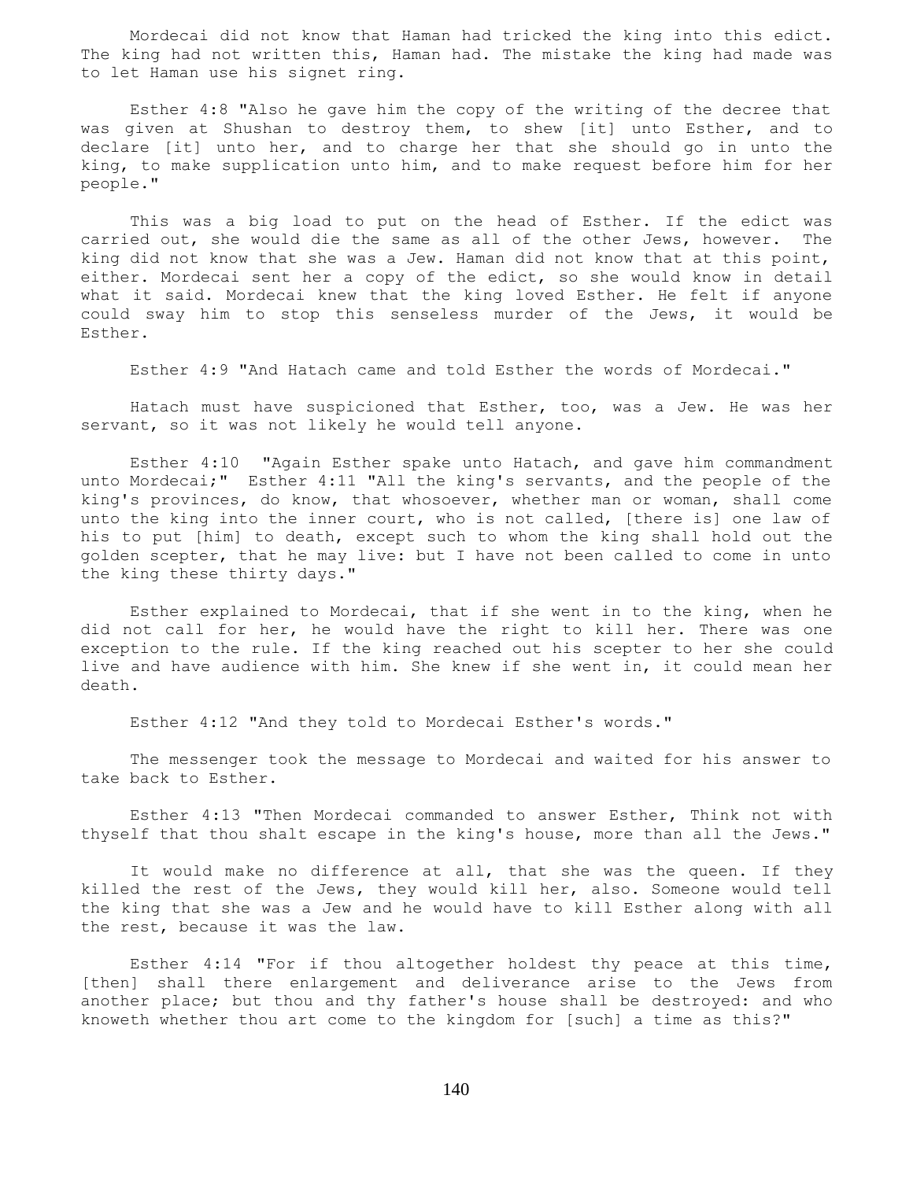Mordecai did not know that Haman had tricked the king into this edict. The king had not written this, Haman had. The mistake the king had made was to let Haman use his signet ring.

Esther 4:8 "Also he gave him the copy of the writing of the decree that was given at Shushan to destroy them, to shew [it] unto Esther, and to declare [it] unto her, and to charge her that she should go in unto the king, to make supplication unto him, and to make request before him for her people."

This was a big load to put on the head of Esther. If the edict was carried out, she would die the same as all of the other Jews, however. The king did not know that she was a Jew. Haman did not know that at this point, either. Mordecai sent her a copy of the edict, so she would know in detail what it said. Mordecai knew that the king loved Esther. He felt if anyone could sway him to stop this senseless murder of the Jews, it would be Esther.

Esther 4:9 "And Hatach came and told Esther the words of Mordecai."

Hatach must have suspicioned that Esther, too, was a Jew. He was her servant, so it was not likely he would tell anyone.

Esther 4:10 "Again Esther spake unto Hatach, and gave him commandment unto Mordecai;" Esther 4:11 "All the king's servants, and the people of the king's provinces, do know, that whosoever, whether man or woman, shall come unto the king into the inner court, who is not called, [there is] one law of his to put [him] to death, except such to whom the king shall hold out the golden scepter, that he may live: but I have not been called to come in unto the king these thirty days."

Esther explained to Mordecai, that if she went in to the king, when he did not call for her, he would have the right to kill her. There was one exception to the rule. If the king reached out his scepter to her she could live and have audience with him. She knew if she went in, it could mean her death.

Esther 4:12 "And they told to Mordecai Esther's words."

The messenger took the message to Mordecai and waited for his answer to take back to Esther.

Esther 4:13 "Then Mordecai commanded to answer Esther, Think not with thyself that thou shalt escape in the king's house, more than all the Jews."

It would make no difference at all, that she was the queen. If they killed the rest of the Jews, they would kill her, also. Someone would tell the king that she was a Jew and he would have to kill Esther along with all the rest, because it was the law.

Esther 4:14 "For if thou altogether holdest thy peace at this time, [then] shall there enlargement and deliverance arise to the Jews from another place; but thou and thy father's house shall be destroyed: and who knoweth whether thou art come to the kingdom for [such] a time as this?"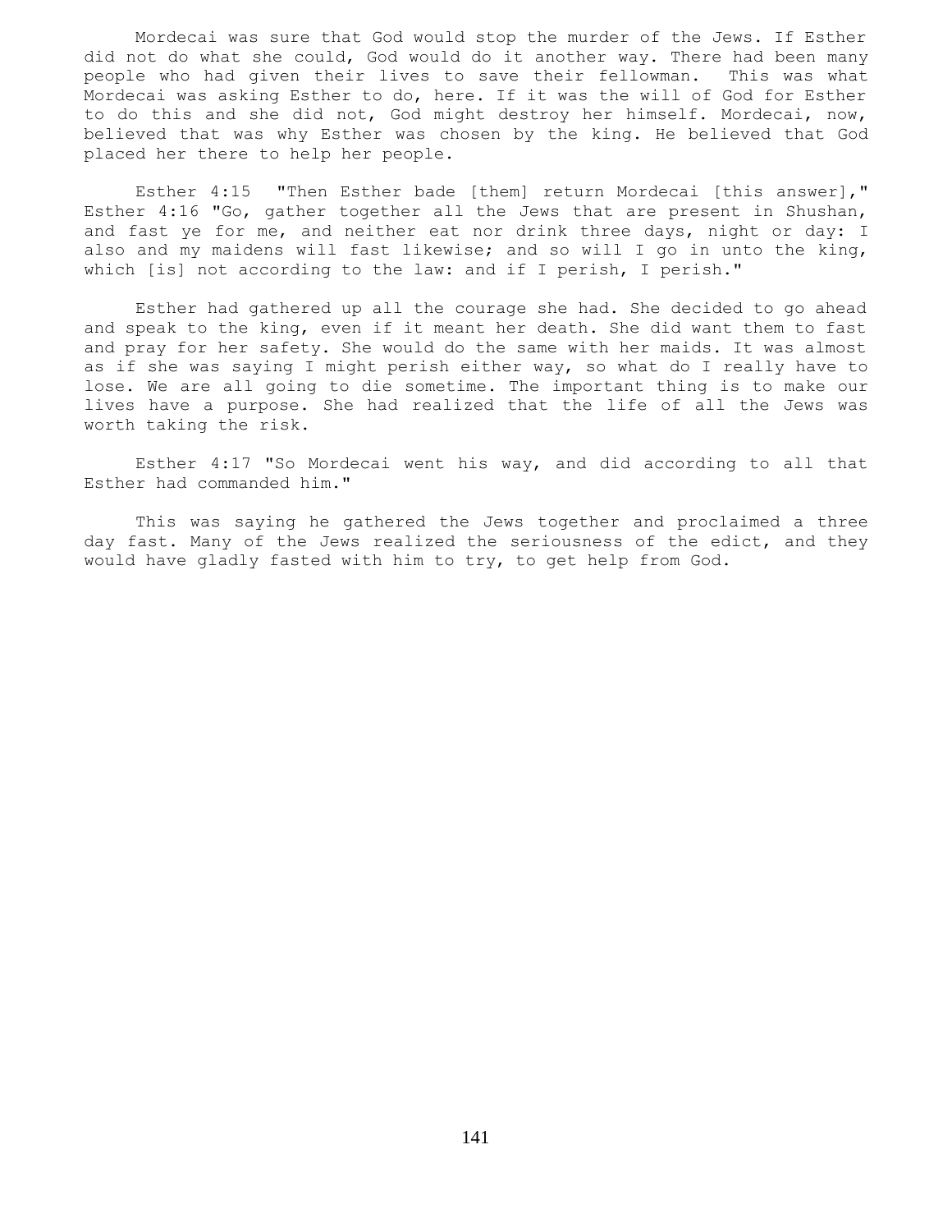Mordecai was sure that God would stop the murder of the Jews. If Esther did not do what she could, God would do it another way. There had been many people who had given their lives to save their fellowman. This was what Mordecai was asking Esther to do, here. If it was the will of God for Esther to do this and she did not, God might destroy her himself. Mordecai, now, believed that was why Esther was chosen by the king. He believed that God placed her there to help her people.

Esther 4:15 "Then Esther bade [them] return Mordecai [this answer]," Esther 4:16 "Go, gather together all the Jews that are present in Shushan, and fast ye for me, and neither eat nor drink three days, night or day: I also and my maidens will fast likewise; and so will I go in unto the king, which [is] not according to the law: and if I perish, I perish."

Esther had gathered up all the courage she had. She decided to go ahead and speak to the king, even if it meant her death. She did want them to fast and pray for her safety. She would do the same with her maids. It was almost as if she was saying I might perish either way, so what do I really have to lose. We are all going to die sometime. The important thing is to make our lives have a purpose. She had realized that the life of all the Jews was worth taking the risk.

Esther 4:17 "So Mordecai went his way, and did according to all that Esther had commanded him."

This was saying he gathered the Jews together and proclaimed a three day fast. Many of the Jews realized the seriousness of the edict, and they would have gladly fasted with him to try, to get help from God.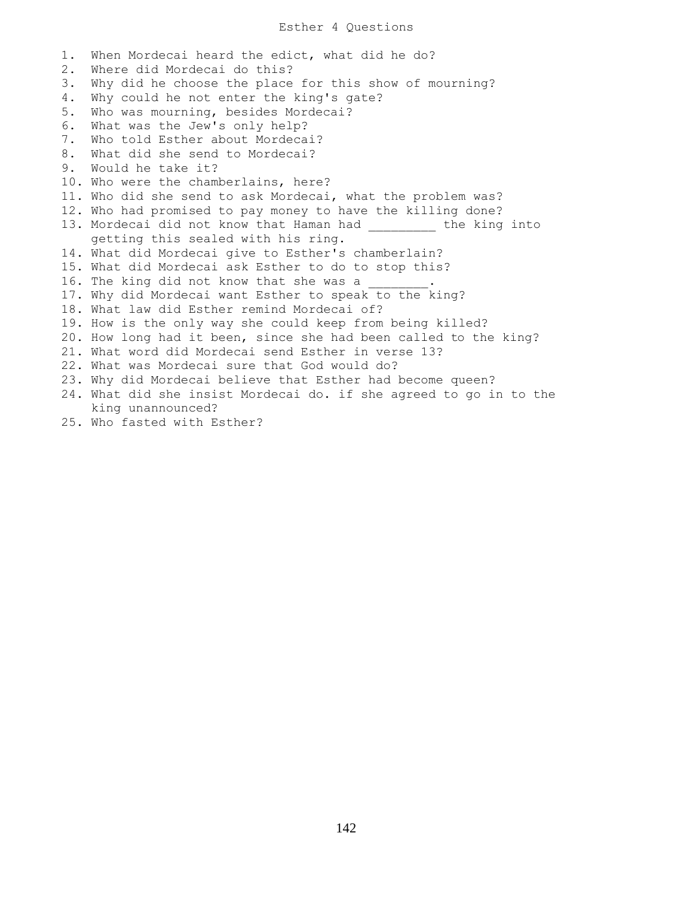# Esther 4 Questions

1. When Mordecai heard the edict, what did he do?
2. Where did Mordecai do this?
3. Why did he choose the place for this show of mourning?
4. Why could he not enter the king's gate?
5. Who was mourning, besides Mordecai?
6. What was the Jew's only help?
7. Who told Esther about Mordecai?
8. What did she send to Mordecai?
9. Would he take it?
10. Who were the chamberlains, here?
11. Who did she send to ask Mordecai, what the problem was?
12. Who had promised to pay money to have the killing done?
13. Mordecai did not know that Haman had _________ the king into getting this sealed with his ring.
14. What did Mordecai give to Esther's chamberlain?
15. What did Mordecai ask Esther to do to stop this?
16. The king did not know that she was a ________.
17. Why did Mordecai want Esther to speak to the king?
18. What law did Esther remind Mordecai of?
19. How is the only way she could keep from being killed?
20. How long had it been, since she had been called to the king?
21. What word did Mordecai send Esther in verse 13?
22. What was Mordecai sure that God would do?
23. Why did Mordecai believe that Esther had become queen?
24. What did she insist Mordecai do. if she agreed to go in to the king unannounced?
25. Who fasted with Esther?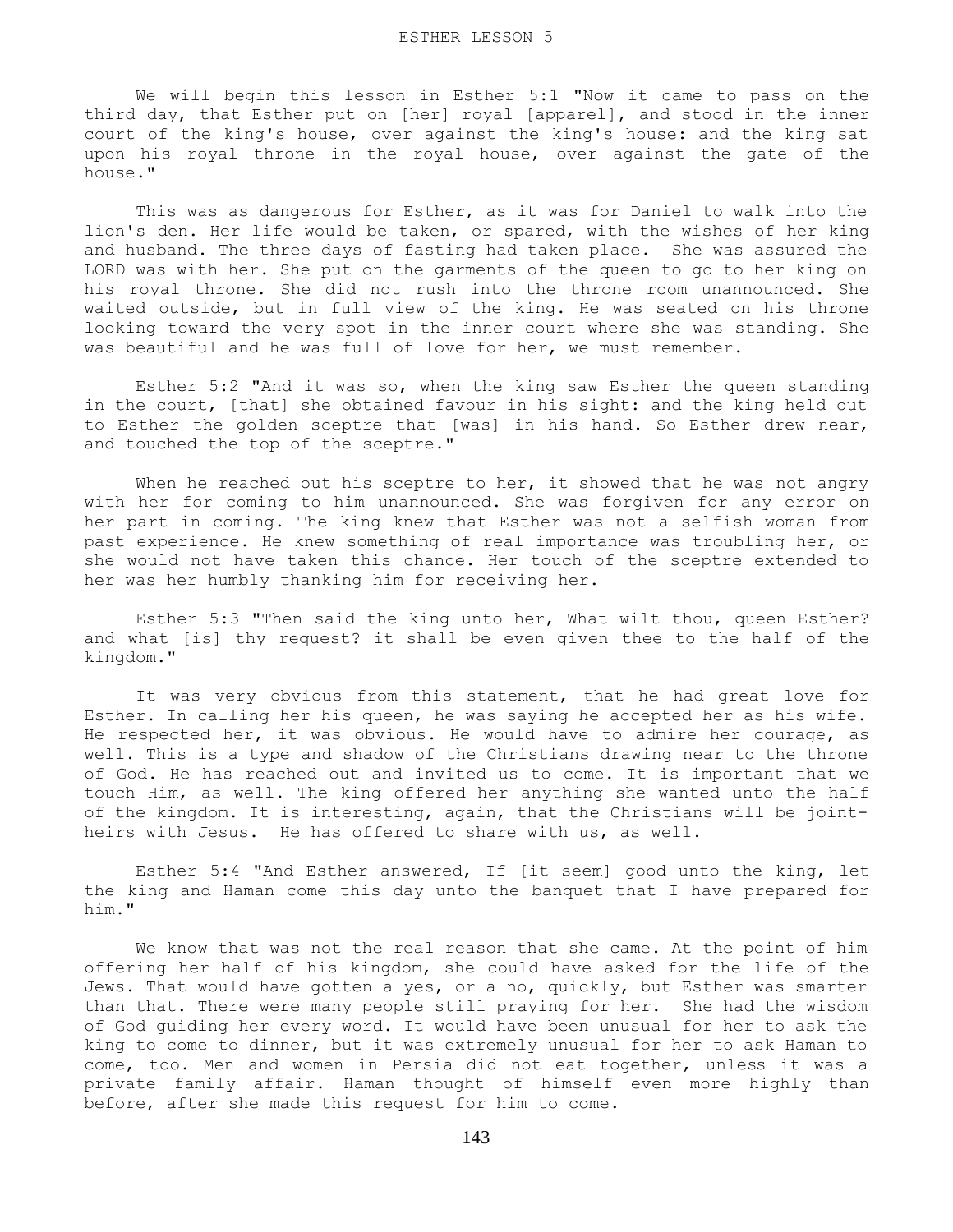# ESTHER LESSON 5

We will begin this lesson in Esther 5:1 "Now it came to pass on the third day, that Esther put on [her] royal [apparel], and stood in the inner court of the king's house, over against the king's house: and the king sat upon his royal throne in the royal house, over against the gate of the house."

This was as dangerous for Esther, as it was for Daniel to walk into the lion's den. Her life would be taken, or spared, with the wishes of her king and husband. The three days of fasting had taken place. She was assured the LORD was with her. She put on the garments of the queen to go to her king on his royal throne. She did not rush into the throne room unannounced. She waited outside, but in full view of the king. He was seated on his throne looking toward the very spot in the inner court where she was standing. She was beautiful and he was full of love for her, we must remember.

Esther 5:2 "And it was so, when the king saw Esther the queen standing in the court, [that] she obtained favour in his sight: and the king held out to Esther the golden sceptre that [was] in his hand. So Esther drew near, and touched the top of the sceptre."

When he reached out his sceptre to her, it showed that he was not angry with her for coming to him unannounced. She was forgiven for any error on her part in coming. The king knew that Esther was not a selfish woman from past experience. He knew something of real importance was troubling her, or she would not have taken this chance. Her touch of the sceptre extended to her was her humbly thanking him for receiving her.

Esther 5:3 "Then said the king unto her, What wilt thou, queen Esther? and what [is] thy request? it shall be even given thee to the half of the kingdom."

It was very obvious from this statement, that he had great love for Esther. In calling her his queen, he was saying he accepted her as his wife. He respected her, it was obvious. He would have to admire her courage, as well. This is a type and shadow of the Christians drawing near to the throne of God. He has reached out and invited us to come. It is important that we touch Him, as well. The king offered her anything she wanted unto the half of the kingdom. It is interesting, again, that the Christians will be joint-heirs with Jesus. He has offered to share with us, as well.

Esther 5:4 "And Esther answered, If [it seem] good unto the king, let the king and Haman come this day unto the banquet that I have prepared for him."

We know that was not the real reason that she came. At the point of him offering her half of his kingdom, she could have asked for the life of the Jews. That would have gotten a yes, or a no, quickly, but Esther was smarter than that. There were many people still praying for her. She had the wisdom of God guiding her every word. It would have been unusual for her to ask the king to come to dinner, but it was extremely unusual for her to ask Haman to come, too. Men and women in Persia did not eat together, unless it was a private family affair. Haman thought of himself even more highly than before, after she made this request for him to come.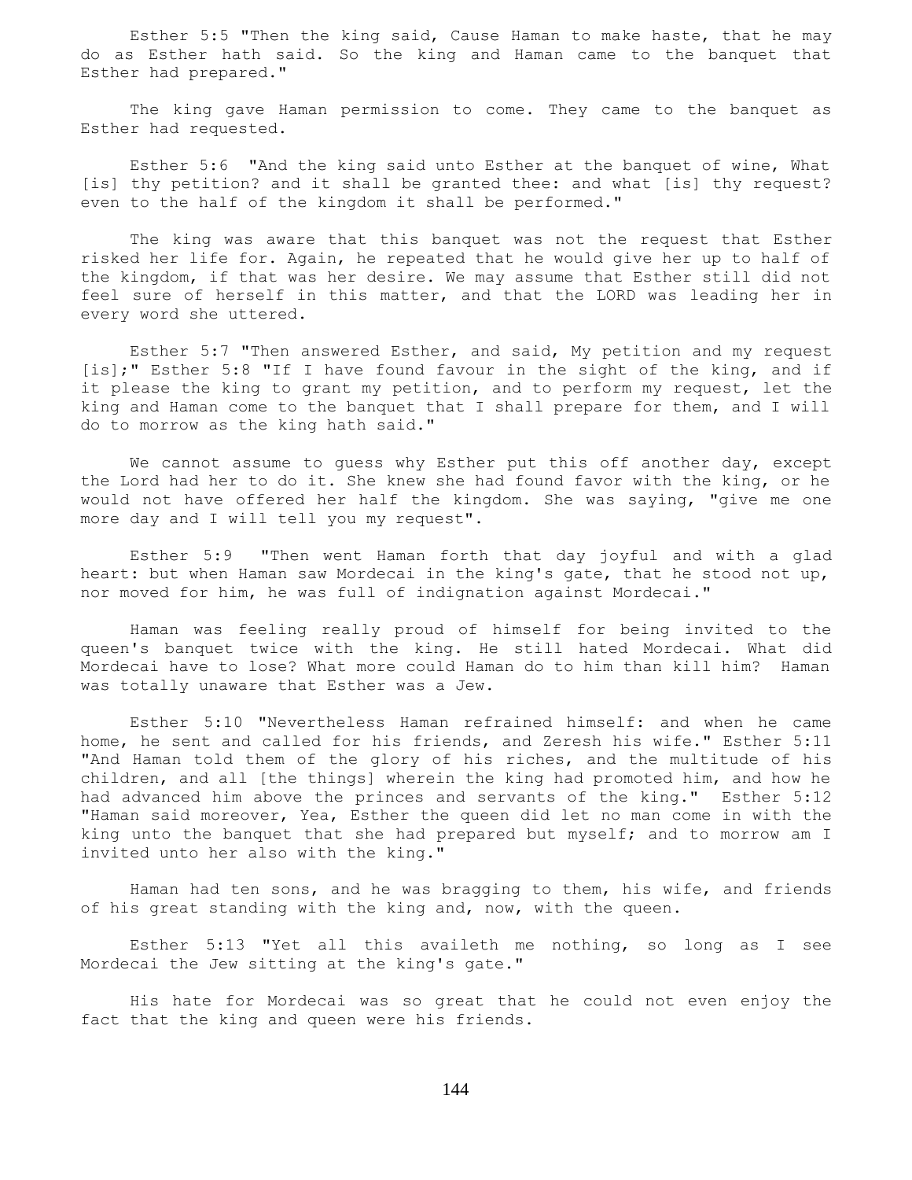Esther 5:5 "Then the king said, Cause Haman to make haste, that he may do as Esther hath said. So the king and Haman came to the banquet that Esther had prepared."

The king gave Haman permission to come. They came to the banquet as Esther had requested.

Esther 5:6 "And the king said unto Esther at the banquet of wine, What [is] thy petition? and it shall be granted thee: and what [is] thy request? even to the half of the kingdom it shall be performed."

The king was aware that this banquet was not the request that Esther risked her life for. Again, he repeated that he would give her up to half of the kingdom, if that was her desire. We may assume that Esther still did not feel sure of herself in this matter, and that the LORD was leading her in every word she uttered.

Esther 5:7 "Then answered Esther, and said, My petition and my request [is];" Esther 5:8 "If I have found favour in the sight of the king, and if it please the king to grant my petition, and to perform my request, let the king and Haman come to the banquet that I shall prepare for them, and I will do to morrow as the king hath said."

We cannot assume to guess why Esther put this off another day, except the Lord had her to do it. She knew she had found favor with the king, or he would not have offered her half the kingdom. She was saying, "give me one more day and I will tell you my request".

Esther 5:9 "Then went Haman forth that day joyful and with a glad heart: but when Haman saw Mordecai in the king's gate, that he stood not up, nor moved for him, he was full of indignation against Mordecai."

Haman was feeling really proud of himself for being invited to the queen's banquet twice with the king. He still hated Mordecai. What did Mordecai have to lose? What more could Haman do to him than kill him? Haman was totally unaware that Esther was a Jew.

Esther 5:10 "Nevertheless Haman refrained himself: and when he came home, he sent and called for his friends, and Zeresh his wife." Esther 5:11 "And Haman told them of the glory of his riches, and the multitude of his children, and all [the things] wherein the king had promoted him, and how he had advanced him above the princes and servants of the king." Esther 5:12 "Haman said moreover, Yea, Esther the queen did let no man come in with the king unto the banquet that she had prepared but myself; and to morrow am I invited unto her also with the king."

Haman had ten sons, and he was bragging to them, his wife, and friends of his great standing with the king and, now, with the queen.

Esther 5:13 "Yet all this availeth me nothing, so long as I see Mordecai the Jew sitting at the king's gate."

His hate for Mordecai was so great that he could not even enjoy the fact that the king and queen were his friends.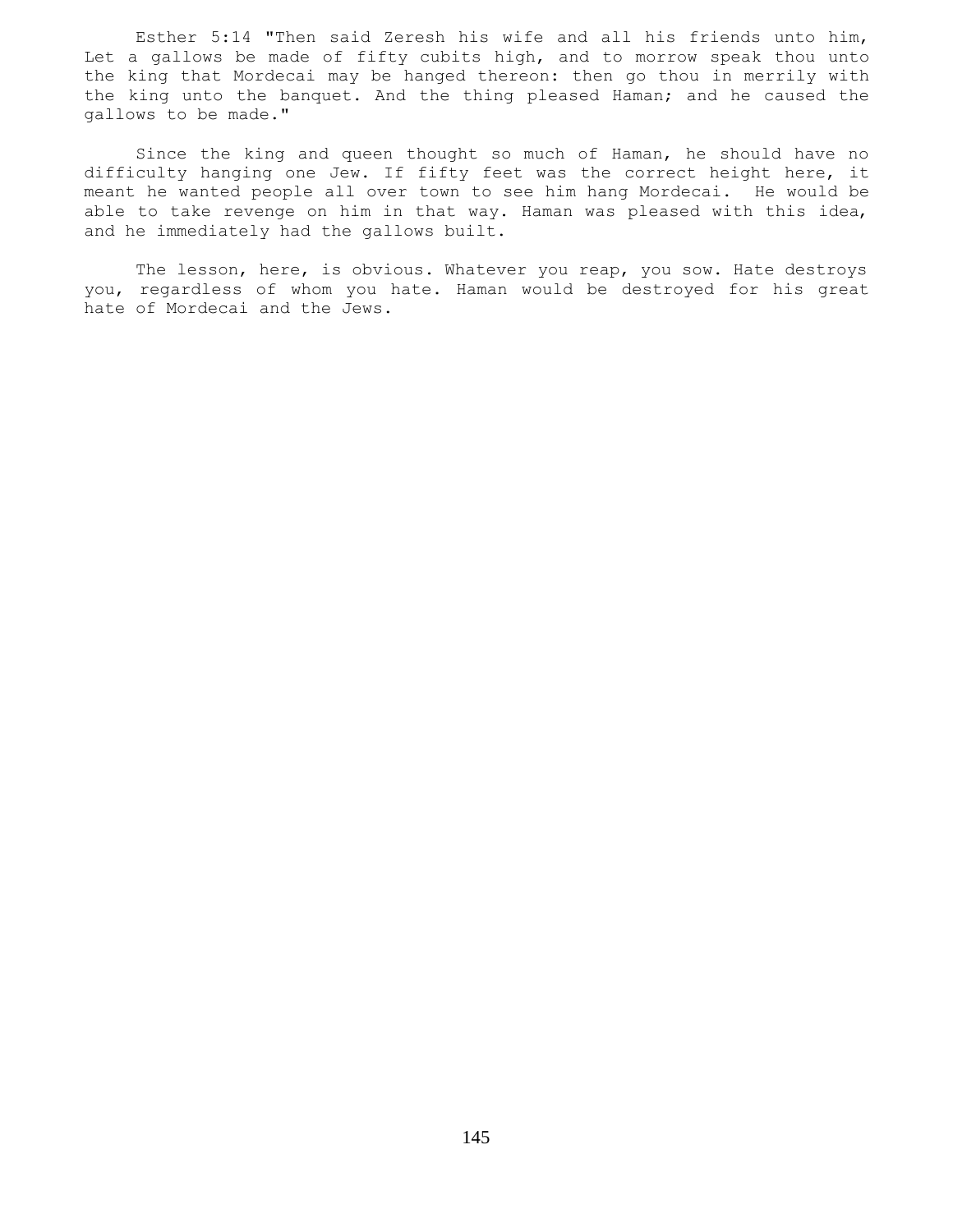Esther 5:14 "Then said Zeresh his wife and all his friends unto him, Let a gallows be made of fifty cubits high, and to morrow speak thou unto the king that Mordecai may be hanged thereon: then go thou in merrily with the king unto the banquet. And the thing pleased Haman; and he caused the gallows to be made."

Since the king and queen thought so much of Haman, he should have no difficulty hanging one Jew. If fifty feet was the correct height here, it meant he wanted people all over town to see him hang Mordecai. He would be able to take revenge on him in that way. Haman was pleased with this idea, and he immediately had the gallows built.

The lesson, here, is obvious. Whatever you reap, you sow. Hate destroys you, regardless of whom you hate. Haman would be destroyed for his great hate of Mordecai and the Jews.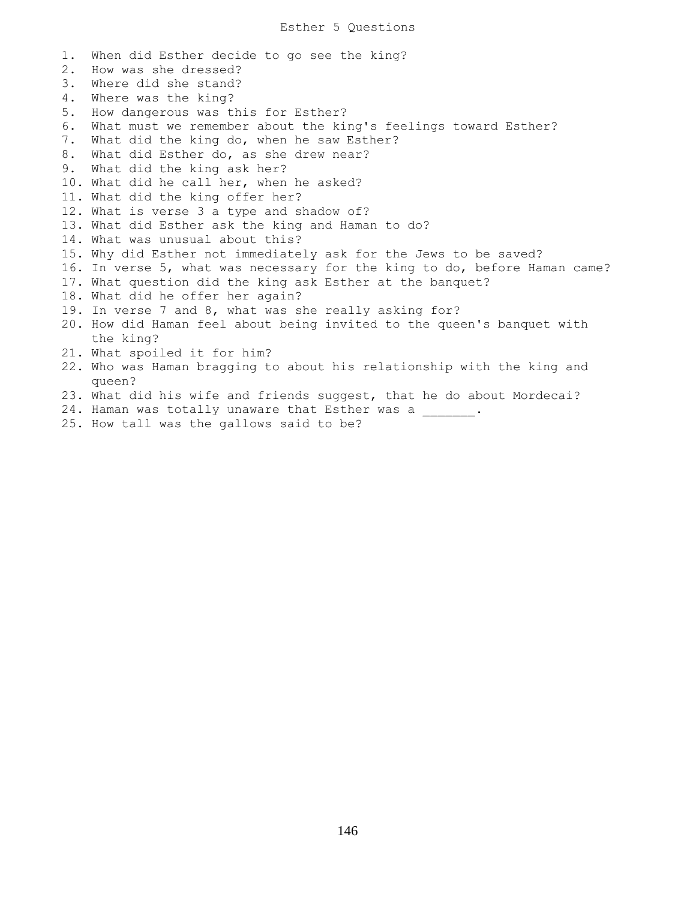# Esther 5 Questions

1. When did Esther decide to go see the king?
2. How was she dressed?
3. Where did she stand?
4. Where was the king?
5. How dangerous was this for Esther?
6. What must we remember about the king's feelings toward Esther?
7. What did the king do, when he saw Esther?
8. What did Esther do, as she drew near?
9. What did the king ask her?
10. What did he call her, when he asked?
11. What did the king offer her?
12. What is verse 3 a type and shadow of?
13. What did Esther ask the king and Haman to do?
14. What was unusual about this?
15. Why did Esther not immediately ask for the Jews to be saved?
16. In verse 5, what was necessary for the king to do, before Haman came?
17. What question did the king ask Esther at the banquet?
18. What did he offer her again?
19. In verse 7 and 8, what was she really asking for?
20. How did Haman feel about being invited to the queen's banquet with the king?
21. What spoiled it for him?
22. Who was Haman bragging to about his relationship with the king and queen?
23. What did his wife and friends suggest, that he do about Mordecai?
24. Haman was totally unaware that Esther was a _______.
25. How tall was the gallows said to be?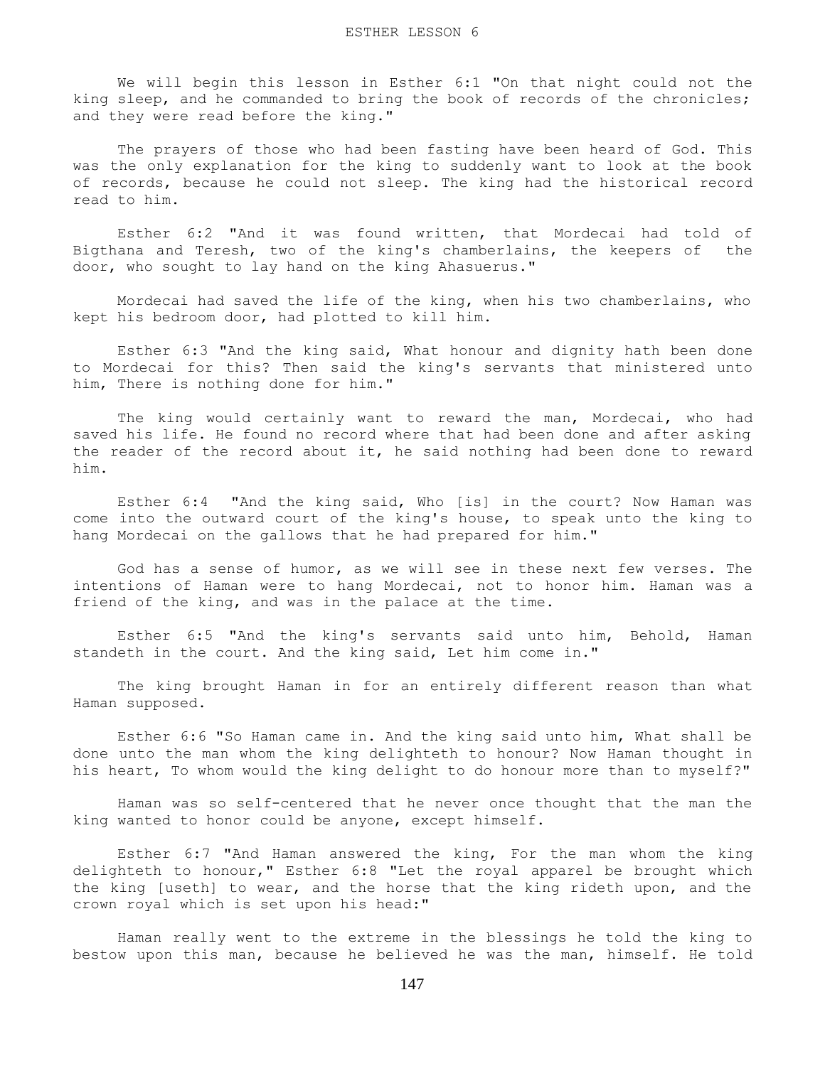# ESTHER LESSON 6

We will begin this lesson in Esther 6:1 "On that night could not the king sleep, and he commanded to bring the book of records of the chronicles; and they were read before the king."

The prayers of those who had been fasting have been heard of God. This was the only explanation for the king to suddenly want to look at the book of records, because he could not sleep. The king had the historical record read to him.

Esther 6:2 "And it was found written, that Mordecai had told of Bigthana and Teresh, two of the king's chamberlains, the keepers of the door, who sought to lay hand on the king Ahasuerus."

Mordecai had saved the life of the king, when his two chamberlains, who kept his bedroom door, had plotted to kill him.

Esther 6:3 "And the king said, What honour and dignity hath been done to Mordecai for this? Then said the king's servants that ministered unto him, There is nothing done for him."

The king would certainly want to reward the man, Mordecai, who had saved his life. He found no record where that had been done and after asking the reader of the record about it, he said nothing had been done to reward him.

Esther 6:4 "And the king said, Who [is] in the court? Now Haman was come into the outward court of the king's house, to speak unto the king to hang Mordecai on the gallows that he had prepared for him."

God has a sense of humor, as we will see in these next few verses. The intentions of Haman were to hang Mordecai, not to honor him. Haman was a friend of the king, and was in the palace at the time.

Esther 6:5 "And the king's servants said unto him, Behold, Haman standeth in the court. And the king said, Let him come in."

The king brought Haman in for an entirely different reason than what Haman supposed.

Esther 6:6 "So Haman came in. And the king said unto him, What shall be done unto the man whom the king delighteth to honour? Now Haman thought in his heart, To whom would the king delight to do honour more than to myself?"

Haman was so self-centered that he never once thought that the man the king wanted to honor could be anyone, except himself.

Esther 6:7 "And Haman answered the king, For the man whom the king delighteth to honour," Esther 6:8 "Let the royal apparel be brought which the king [useth] to wear, and the horse that the king rideth upon, and the crown royal which is set upon his head:"

Haman really went to the extreme in the blessings he told the king to bestow upon this man, because he believed he was the man, himself. He told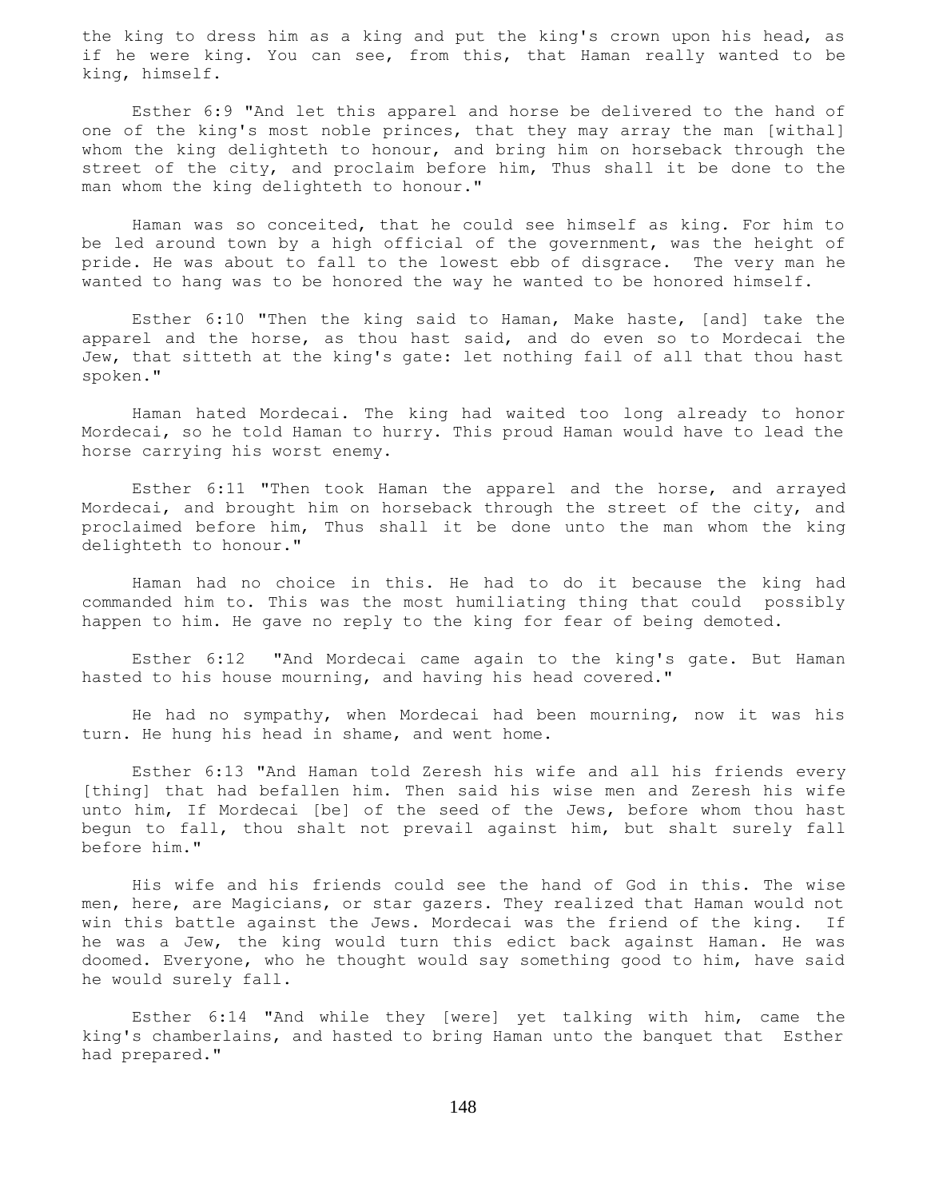the king to dress him as a king and put the king's crown upon his head, as if he were king. You can see, from this, that Haman really wanted to be king, himself.

Esther 6:9 "And let this apparel and horse be delivered to the hand of one of the king's most noble princes, that they may array the man [withal] whom the king delighteth to honour, and bring him on horseback through the street of the city, and proclaim before him, Thus shall it be done to the man whom the king delighteth to honour."

Haman was so conceited, that he could see himself as king. For him to be led around town by a high official of the government, was the height of pride. He was about to fall to the lowest ebb of disgrace. The very man he wanted to hang was to be honored the way he wanted to be honored himself.

Esther 6:10 "Then the king said to Haman, Make haste, [and] take the apparel and the horse, as thou hast said, and do even so to Mordecai the Jew, that sitteth at the king's gate: let nothing fail of all that thou hast spoken."

Haman hated Mordecai. The king had waited too long already to honor Mordecai, so he told Haman to hurry. This proud Haman would have to lead the horse carrying his worst enemy.

Esther 6:11 "Then took Haman the apparel and the horse, and arrayed Mordecai, and brought him on horseback through the street of the city, and proclaimed before him, Thus shall it be done unto the man whom the king delighteth to honour."

Haman had no choice in this. He had to do it because the king had commanded him to. This was the most humiliating thing that could possibly happen to him. He gave no reply to the king for fear of being demoted.

Esther 6:12 "And Mordecai came again to the king's gate. But Haman hasted to his house mourning, and having his head covered."

He had no sympathy, when Mordecai had been mourning, now it was his turn. He hung his head in shame, and went home.

Esther 6:13 "And Haman told Zeresh his wife and all his friends every [thing] that had befallen him. Then said his wise men and Zeresh his wife unto him, If Mordecai [be] of the seed of the Jews, before whom thou hast begun to fall, thou shalt not prevail against him, but shalt surely fall before him."

His wife and his friends could see the hand of God in this. The wise men, here, are Magicians, or star gazers. They realized that Haman would not win this battle against the Jews. Mordecai was the friend of the king. If he was a Jew, the king would turn this edict back against Haman. He was doomed. Everyone, who he thought would say something good to him, have said he would surely fall.

Esther 6:14 "And while they [were] yet talking with him, came the king's chamberlains, and hasted to bring Haman unto the banquet that Esther had prepared."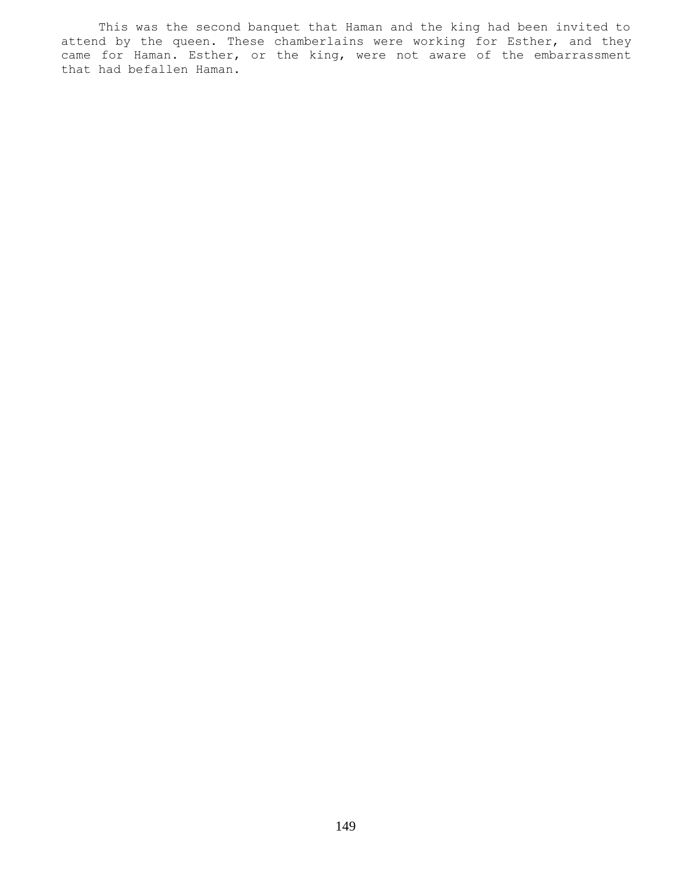This was the second banquet that Haman and the king had been invited to attend by the queen. These chamberlains were working for Esther, and they came for Haman. Esther, or the king, were not aware of the embarrassment that had befallen Haman.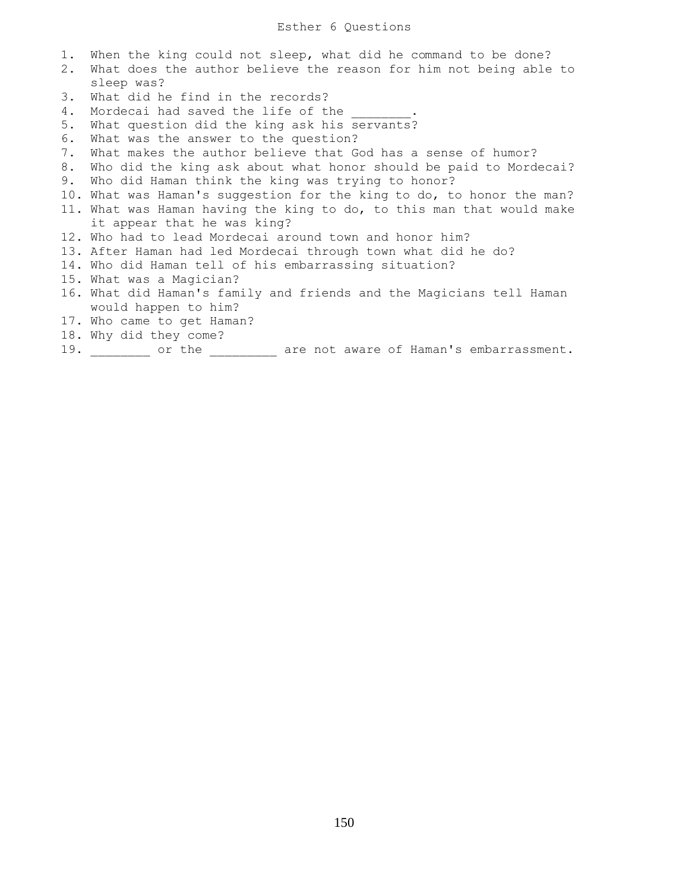# Esther 6 Questions

1. When the king could not sleep, what did he command to be done?
2. What does the author believe the reason for him not being able to sleep was?
3. What did he find in the records?
4. Mordecai had saved the life of the ________.
5. What question did the king ask his servants?
6. What was the answer to the question?
7. What makes the author believe that God has a sense of humor?
8. Who did the king ask about what honor should be paid to Mordecai?
9. Who did Haman think the king was trying to honor?
10. What was Haman's suggestion for the king to do, to honor the man?
11. What was Haman having the king to do, to this man that would make it appear that he was king?
12. Who had to lead Mordecai around town and honor him?
13. After Haman had led Mordecai through town what did he do?
14. Who did Haman tell of his embarrassing situation?
15. What was a Magician?
16. What did Haman's family and friends and the Magicians tell Haman would happen to him?
17. Who came to get Haman?
18. Why did they come?
19. ________ or the _________ are not aware of Haman's embarrassment.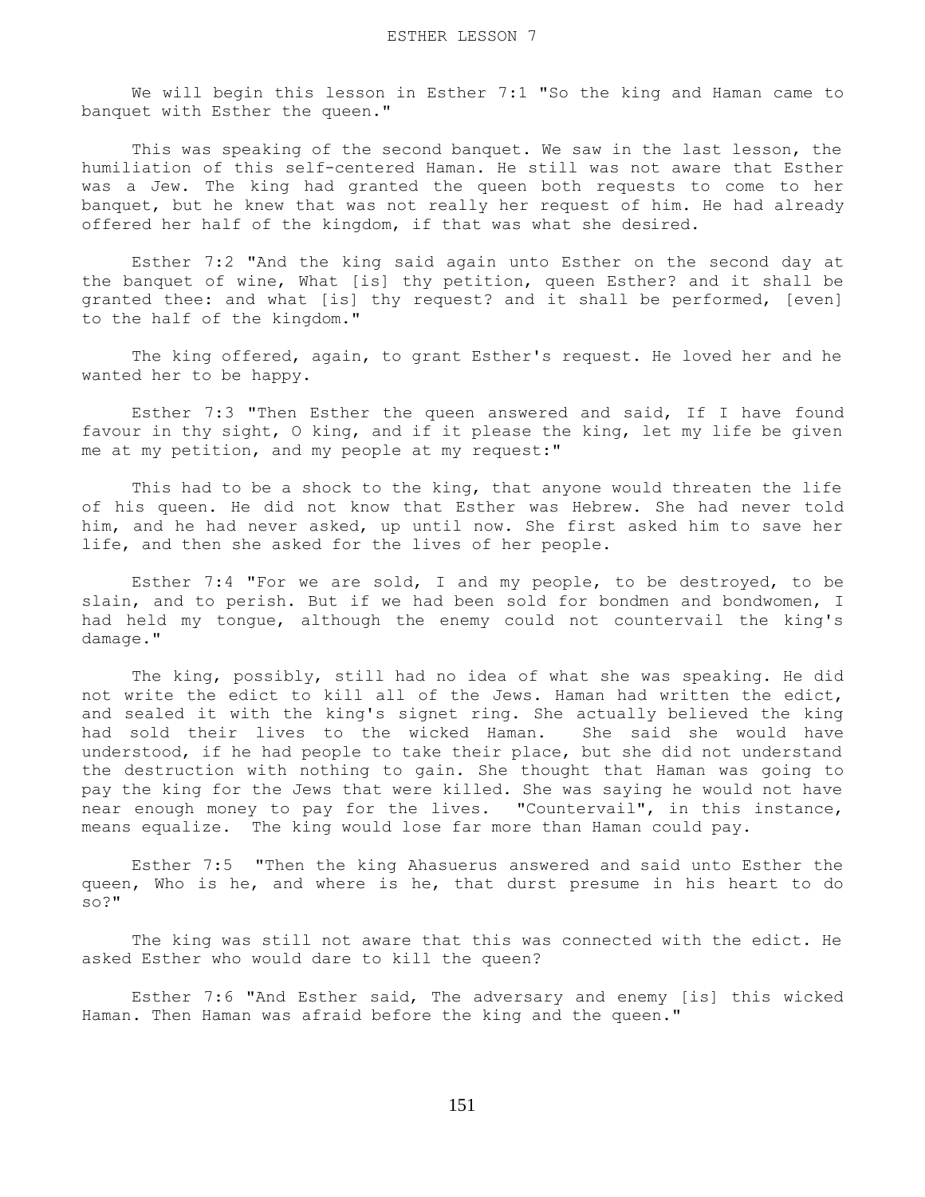# ESTHER LESSON 7

We will begin this lesson in Esther 7:1 "So the king and Haman came to banquet with Esther the queen."

This was speaking of the second banquet. We saw in the last lesson, the humiliation of this self-centered Haman. He still was not aware that Esther was a Jew. The king had granted the queen both requests to come to her banquet, but he knew that was not really her request of him. He had already offered her half of the kingdom, if that was what she desired.

Esther 7:2 "And the king said again unto Esther on the second day at the banquet of wine, What [is] thy petition, queen Esther? and it shall be granted thee: and what [is] thy request? and it shall be performed, [even] to the half of the kingdom."

The king offered, again, to grant Esther's request. He loved her and he wanted her to be happy.

Esther 7:3 "Then Esther the queen answered and said, If I have found favour in thy sight, O king, and if it please the king, let my life be given me at my petition, and my people at my request:"

This had to be a shock to the king, that anyone would threaten the life of his queen. He did not know that Esther was Hebrew. She had never told him, and he had never asked, up until now. She first asked him to save her life, and then she asked for the lives of her people.

Esther 7:4 "For we are sold, I and my people, to be destroyed, to be slain, and to perish. But if we had been sold for bondmen and bondwomen, I had held my tongue, although the enemy could not countervail the king's damage."

The king, possibly, still had no idea of what she was speaking. He did not write the edict to kill all of the Jews. Haman had written the edict, and sealed it with the king's signet ring. She actually believed the king had sold their lives to the wicked Haman. She said she would have understood, if he had people to take their place, but she did not understand the destruction with nothing to gain. She thought that Haman was going to pay the king for the Jews that were killed. She was saying he would not have near enough money to pay for the lives. "Countervail", in this instance, means equalize. The king would lose far more than Haman could pay.

Esther 7:5 "Then the king Ahasuerus answered and said unto Esther the queen, Who is he, and where is he, that durst presume in his heart to do so?"

The king was still not aware that this was connected with the edict. He asked Esther who would dare to kill the queen?

Esther 7:6 "And Esther said, The adversary and enemy [is] this wicked Haman. Then Haman was afraid before the king and the queen."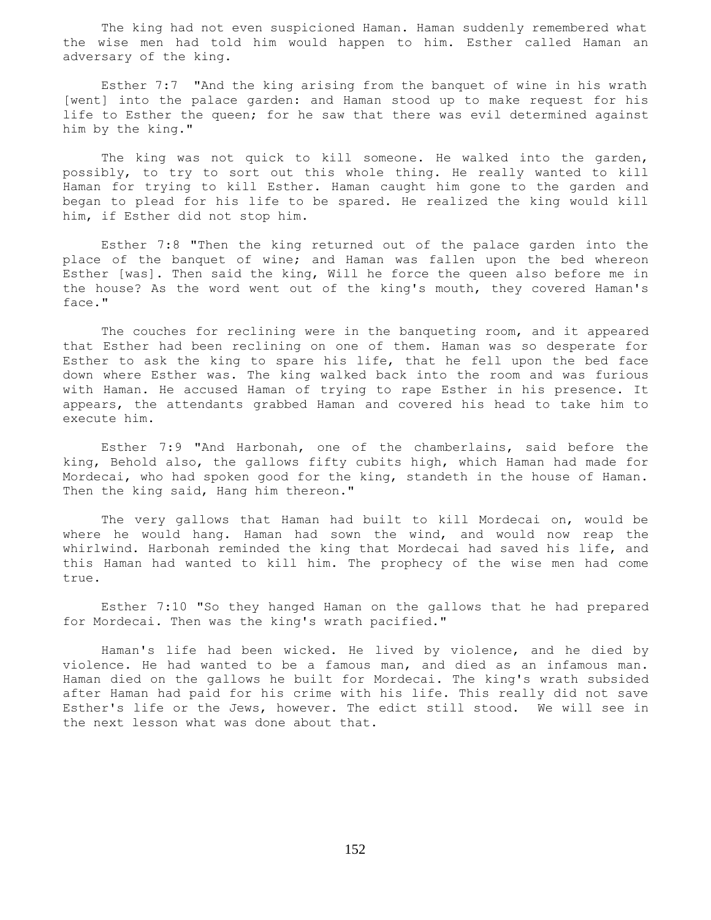The king had not even suspicioned Haman. Haman suddenly remembered what the wise men had told him would happen to him. Esther called Haman an adversary of the king.

Esther 7:7 "And the king arising from the banquet of wine in his wrath [went] into the palace garden: and Haman stood up to make request for his life to Esther the queen; for he saw that there was evil determined against him by the king."

The king was not quick to kill someone. He walked into the garden, possibly, to try to sort out this whole thing. He really wanted to kill Haman for trying to kill Esther. Haman caught him gone to the garden and began to plead for his life to be spared. He realized the king would kill him, if Esther did not stop him.

Esther 7:8 "Then the king returned out of the palace garden into the place of the banquet of wine; and Haman was fallen upon the bed whereon Esther [was]. Then said the king, Will he force the queen also before me in the house? As the word went out of the king's mouth, they covered Haman's face."

The couches for reclining were in the banqueting room, and it appeared that Esther had been reclining on one of them. Haman was so desperate for Esther to ask the king to spare his life, that he fell upon the bed face down where Esther was. The king walked back into the room and was furious with Haman. He accused Haman of trying to rape Esther in his presence. It appears, the attendants grabbed Haman and covered his head to take him to execute him.

Esther 7:9 "And Harbonah, one of the chamberlains, said before the king, Behold also, the gallows fifty cubits high, which Haman had made for Mordecai, who had spoken good for the king, standeth in the house of Haman. Then the king said, Hang him thereon."

The very gallows that Haman had built to kill Mordecai on, would be where he would hang. Haman had sown the wind, and would now reap the whirlwind. Harbonah reminded the king that Mordecai had saved his life, and this Haman had wanted to kill him. The prophecy of the wise men had come true.

Esther 7:10 "So they hanged Haman on the gallows that he had prepared for Mordecai. Then was the king's wrath pacified."

Haman's life had been wicked. He lived by violence, and he died by violence. He had wanted to be a famous man, and died as an infamous man. Haman died on the gallows he built for Mordecai. The king's wrath subsided after Haman had paid for his crime with his life. This really did not save Esther's life or the Jews, however. The edict still stood. We will see in the next lesson what was done about that.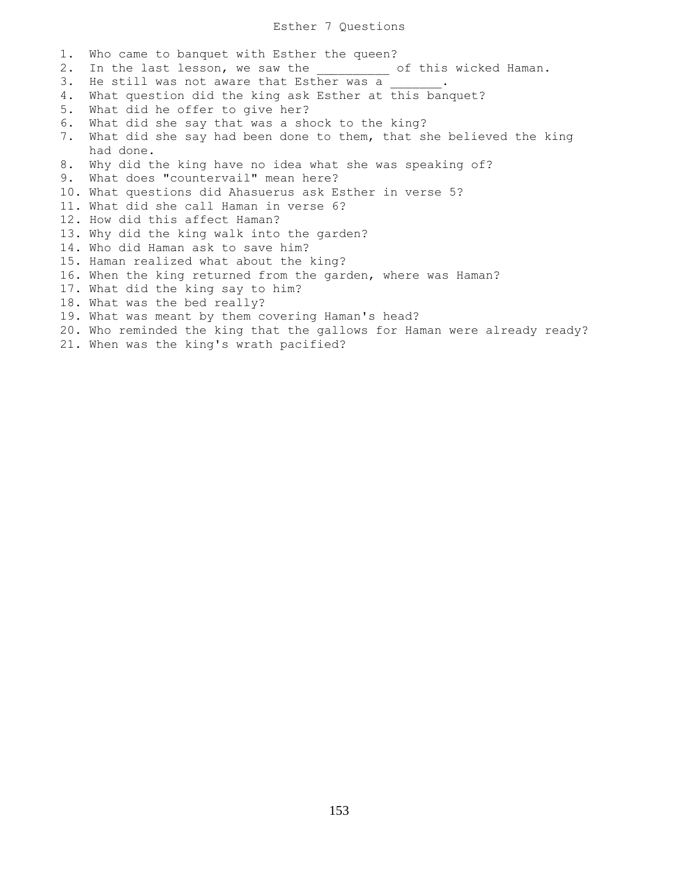# Esther 7 Questions

1. Who came to banquet with Esther the queen?
2. In the last lesson, we saw the _________ of this wicked Haman.
3. He still was not aware that Esther was a _______.
4. What question did the king ask Esther at this banquet?
5. What did he offer to give her?
6. What did she say that was a shock to the king?
7. What did she say had been done to them, that she believed the king had done.
8. Why did the king have no idea what she was speaking of?
9. What does "countervail" mean here?
10. What questions did Ahasuerus ask Esther in verse 5?
11. What did she call Haman in verse 6?
12. How did this affect Haman?
13. Why did the king walk into the garden?
14. Who did Haman ask to save him?
15. Haman realized what about the king?
16. When the king returned from the garden, where was Haman?
17. What did the king say to him?
18. What was the bed really?
19. What was meant by them covering Haman's head?
20. Who reminded the king that the gallows for Haman were already ready?
21. When was the king's wrath pacified?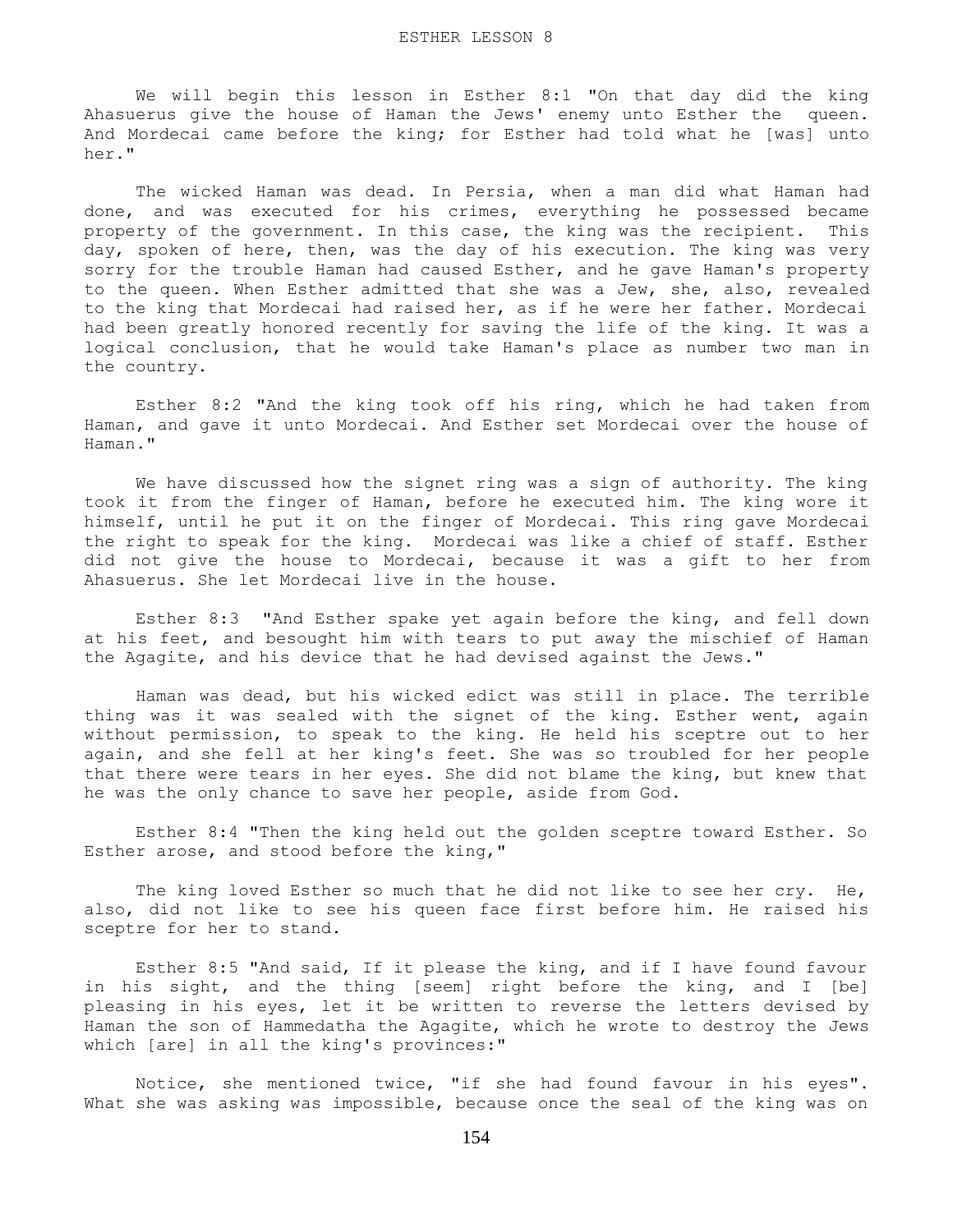We will begin this lesson in Esther 8:1 "On that day did the king Ahasuerus give the house of Haman the Jews' enemy unto Esther the queen. And Mordecai came before the king; for Esther had told what he [was] unto her."

The wicked Haman was dead. In Persia, when a man did what Haman had done, and was executed for his crimes, everything he possessed became property of the government. In this case, the king was the recipient. This day, spoken of here, then, was the day of his execution. The king was very sorry for the trouble Haman had caused Esther, and he gave Haman's property to the queen. When Esther admitted that she was a Jew, she, also, revealed to the king that Mordecai had raised her, as if he were her father. Mordecai had been greatly honored recently for saving the life of the king. It was a logical conclusion, that he would take Haman's place as number two man in the country.

Esther 8:2 "And the king took off his ring, which he had taken from Haman, and gave it unto Mordecai. And Esther set Mordecai over the house of Haman."

We have discussed how the signet ring was a sign of authority. The king took it from the finger of Haman, before he executed him. The king wore it himself, until he put it on the finger of Mordecai. This ring gave Mordecai the right to speak for the king. Mordecai was like a chief of staff. Esther did not give the house to Mordecai, because it was a gift to her from Ahasuerus. She let Mordecai live in the house.

Esther 8:3 "And Esther spake yet again before the king, and fell down at his feet, and besought him with tears to put away the mischief of Haman the Agagite, and his device that he had devised against the Jews."

Haman was dead, but his wicked edict was still in place. The terrible thing was it was sealed with the signet of the king. Esther went, again without permission, to speak to the king. He held his sceptre out to her again, and she fell at her king's feet. She was so troubled for her people that there were tears in her eyes. She did not blame the king, but knew that he was the only chance to save her people, aside from God.

Esther 8:4 "Then the king held out the golden sceptre toward Esther. So Esther arose, and stood before the king,"

The king loved Esther so much that he did not like to see her cry. He, also, did not like to see his queen face first before him. He raised his sceptre for her to stand.

Esther 8:5 "And said, If it please the king, and if I have found favour in his sight, and the thing [seem] right before the king, and I [be] pleasing in his eyes, let it be written to reverse the letters devised by Haman the son of Hammedatha the Agagite, which he wrote to destroy the Jews which [are] in all the king's provinces:"

Notice, she mentioned twice, "if she had found favour in his eyes". What she was asking was impossible, because once the seal of the king was on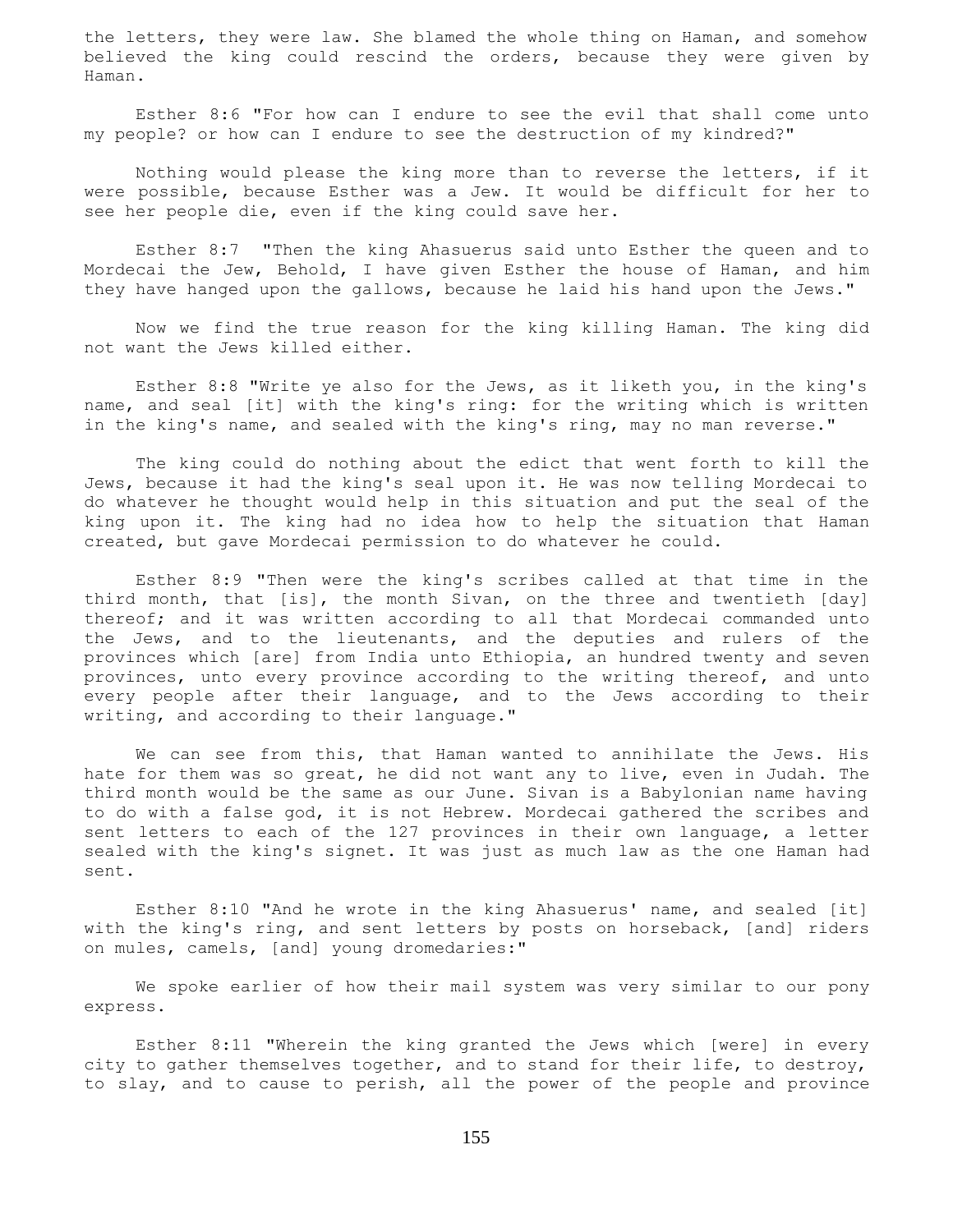the letters, they were law. She blamed the whole thing on Haman, and somehow believed the king could rescind the orders, because they were given by Haman.

Esther 8:6 "For how can I endure to see the evil that shall come unto my people? or how can I endure to see the destruction of my kindred?"

Nothing would please the king more than to reverse the letters, if it were possible, because Esther was a Jew. It would be difficult for her to see her people die, even if the king could save her.

Esther 8:7 "Then the king Ahasuerus said unto Esther the queen and to Mordecai the Jew, Behold, I have given Esther the house of Haman, and him they have hanged upon the gallows, because he laid his hand upon the Jews."

Now we find the true reason for the king killing Haman. The king did not want the Jews killed either.

Esther 8:8 "Write ye also for the Jews, as it liketh you, in the king's name, and seal [it] with the king's ring: for the writing which is written in the king's name, and sealed with the king's ring, may no man reverse."

The king could do nothing about the edict that went forth to kill the Jews, because it had the king's seal upon it. He was now telling Mordecai to do whatever he thought would help in this situation and put the seal of the king upon it. The king had no idea how to help the situation that Haman created, but gave Mordecai permission to do whatever he could.

Esther 8:9 "Then were the king's scribes called at that time in the third month, that [is], the month Sivan, on the three and twentieth [day] thereof; and it was written according to all that Mordecai commanded unto the Jews, and to the lieutenants, and the deputies and rulers of the provinces which [are] from India unto Ethiopia, an hundred twenty and seven provinces, unto every province according to the writing thereof, and unto every people after their language, and to the Jews according to their writing, and according to their language."

We can see from this, that Haman wanted to annihilate the Jews. His hate for them was so great, he did not want any to live, even in Judah. The third month would be the same as our June. Sivan is a Babylonian name having to do with a false god, it is not Hebrew. Mordecai gathered the scribes and sent letters to each of the 127 provinces in their own language, a letter sealed with the king's signet. It was just as much law as the one Haman had sent.

Esther 8:10 "And he wrote in the king Ahasuerus' name, and sealed [it] with the king's ring, and sent letters by posts on horseback, [and] riders on mules, camels, [and] young dromedaries:"

We spoke earlier of how their mail system was very similar to our pony express.

Esther 8:11 "Wherein the king granted the Jews which [were] in every city to gather themselves together, and to stand for their life, to destroy, to slay, and to cause to perish, all the power of the people and province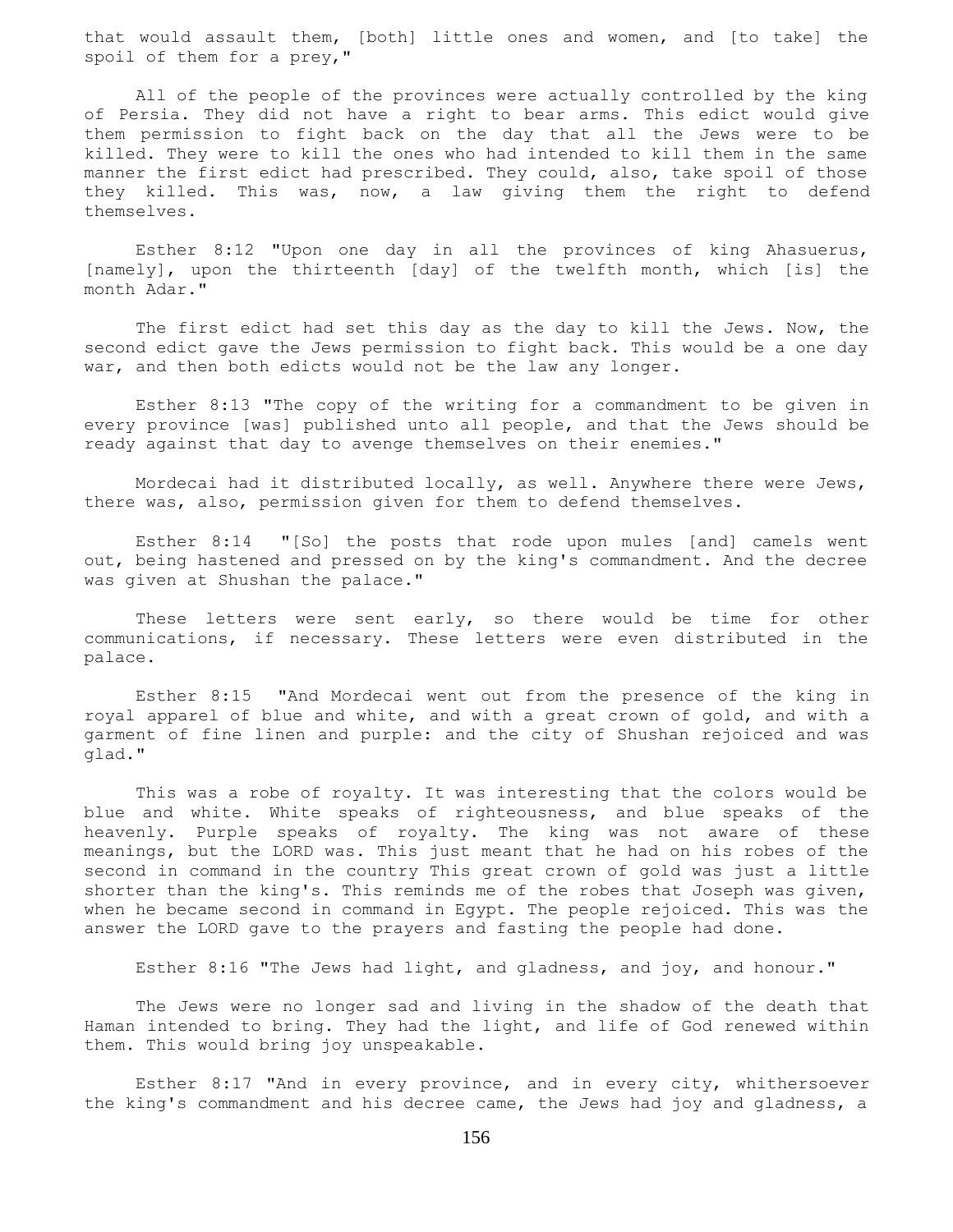that would assault them, [both] little ones and women, and [to take] the spoil of them for a prey,"

All of the people of the provinces were actually controlled by the king of Persia. They did not have a right to bear arms. This edict would give them permission to fight back on the day that all the Jews were to be killed. They were to kill the ones who had intended to kill them in the same manner the first edict had prescribed. They could, also, take spoil of those they killed. This was, now, a law giving them the right to defend themselves.

Esther 8:12 "Upon one day in all the provinces of king Ahasuerus, [namely], upon the thirteenth [day] of the twelfth month, which [is] the month Adar."

The first edict had set this day as the day to kill the Jews. Now, the second edict gave the Jews permission to fight back. This would be a one day war, and then both edicts would not be the law any longer.

Esther 8:13 "The copy of the writing for a commandment to be given in every province [was] published unto all people, and that the Jews should be ready against that day to avenge themselves on their enemies."

Mordecai had it distributed locally, as well. Anywhere there were Jews, there was, also, permission given for them to defend themselves.

Esther 8:14 "[So] the posts that rode upon mules [and] camels went out, being hastened and pressed on by the king's commandment. And the decree was given at Shushan the palace."

These letters were sent early, so there would be time for other communications, if necessary. These letters were even distributed in the palace.

Esther 8:15 "And Mordecai went out from the presence of the king in royal apparel of blue and white, and with a great crown of gold, and with a garment of fine linen and purple: and the city of Shushan rejoiced and was glad."

This was a robe of royalty. It was interesting that the colors would be blue and white. White speaks of righteousness, and blue speaks of the heavenly. Purple speaks of royalty. The king was not aware of these meanings, but the LORD was. This just meant that he had on his robes of the second in command in the country This great crown of gold was just a little shorter than the king's. This reminds me of the robes that Joseph was given, when he became second in command in Egypt. The people rejoiced. This was the answer the LORD gave to the prayers and fasting the people had done.

Esther 8:16 "The Jews had light, and gladness, and joy, and honour."

The Jews were no longer sad and living in the shadow of the death that Haman intended to bring. They had the light, and life of God renewed within them. This would bring joy unspeakable.

Esther 8:17 "And in every province, and in every city, whithersoever the king's commandment and his decree came, the Jews had joy and gladness, a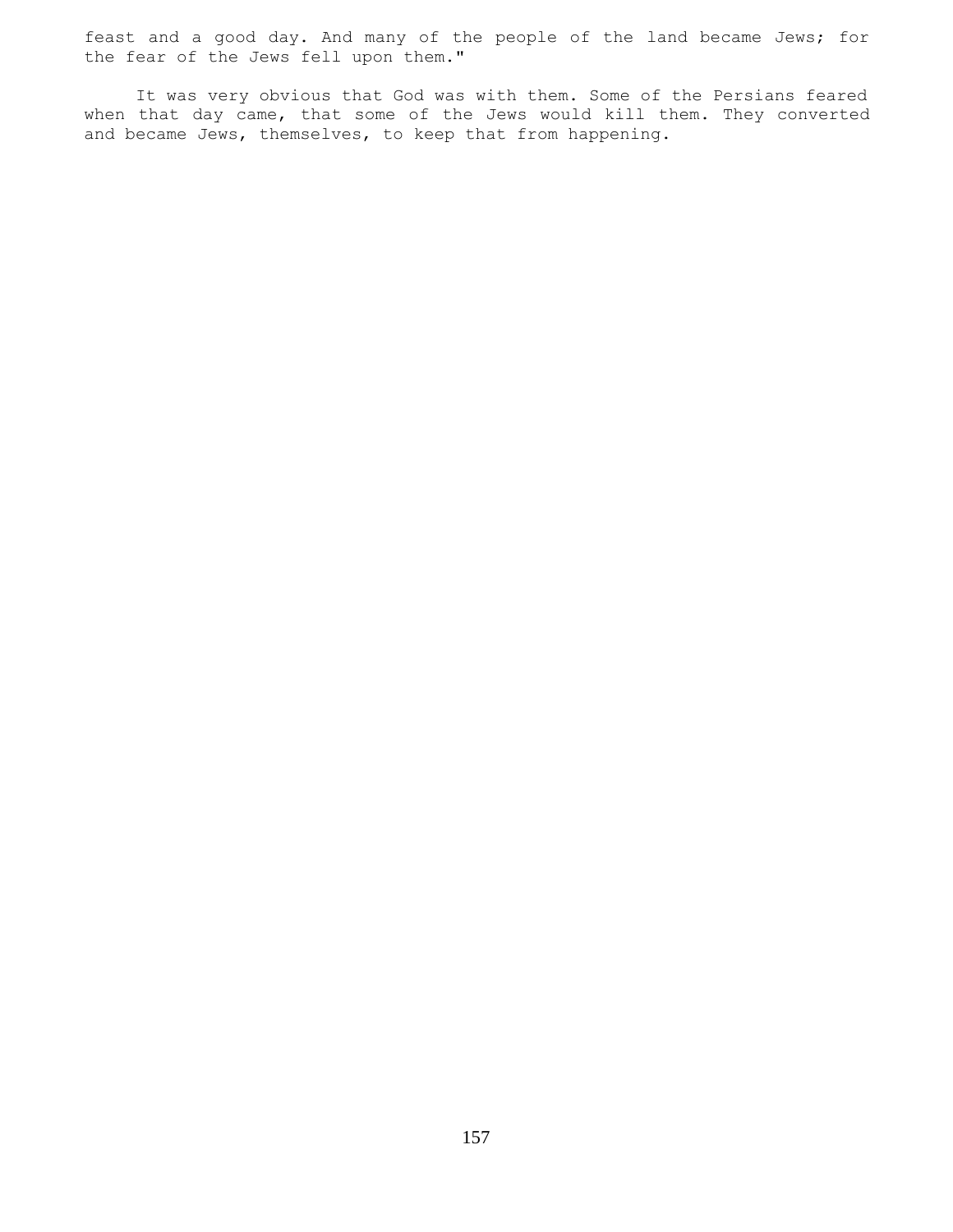feast and a good day. And many of the people of the land became Jews; for the fear of the Jews fell upon them."

It was very obvious that God was with them. Some of the Persians feared when that day came, that some of the Jews would kill them. They converted and became Jews, themselves, to keep that from happening.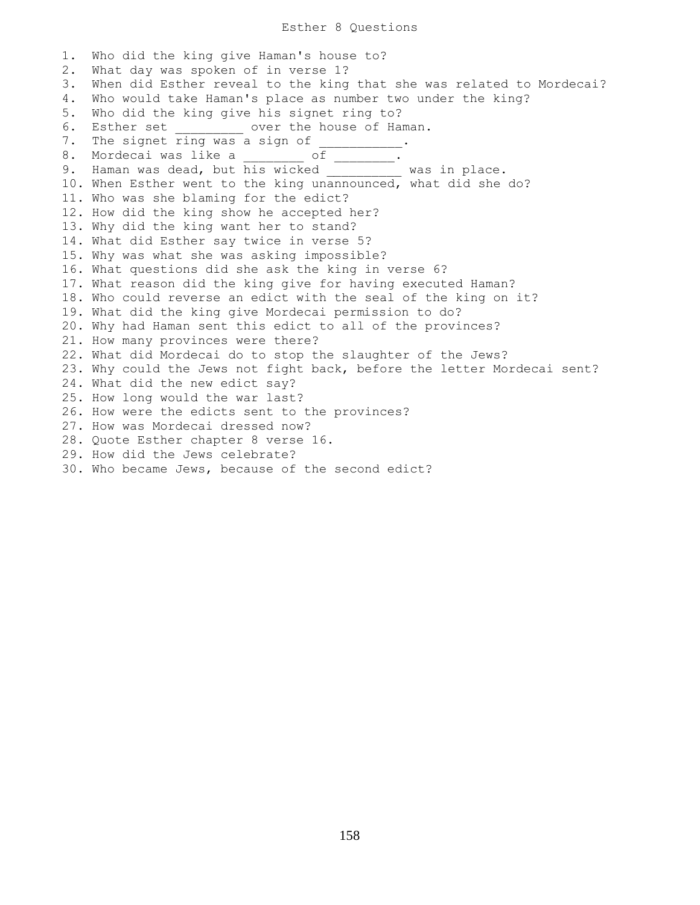# Esther 8 Questions

1. Who did the king give Haman's house to?
2. What day was spoken of in verse 1?
3. When did Esther reveal to the king that she was related to Mordecai?
4. Who would take Haman's place as number two under the king?
5. Who did the king give his signet ring to?
6. Esther set _________ over the house of Haman.
7. The signet ring was a sign of ___________.
8. Mordecai was like a ________ of ________.
9. Haman was dead, but his wicked _________ was in place.
10. When Esther went to the king unannounced, what did she do?
11. Who was she blaming for the edict?
12. How did the king show he accepted her?
13. Why did the king want her to stand?
14. What did Esther say twice in verse 5?
15. Why was what she was asking impossible?
16. What questions did she ask the king in verse 6?
17. What reason did the king give for having executed Haman?
18. Who could reverse an edict with the seal of the king on it?
19. What did the king give Mordecai permission to do?
20. Why had Haman sent this edict to all of the provinces?
21. How many provinces were there?
22. What did Mordecai do to stop the slaughter of the Jews?
23. Why could the Jews not fight back, before the letter Mordecai sent?
24. What did the new edict say?
25. How long would the war last?
26. How were the edicts sent to the provinces?
27. How was Mordecai dressed now?
28. Quote Esther chapter 8 verse 16.
29. How did the Jews celebrate?
30. Who became Jews, because of the second edict?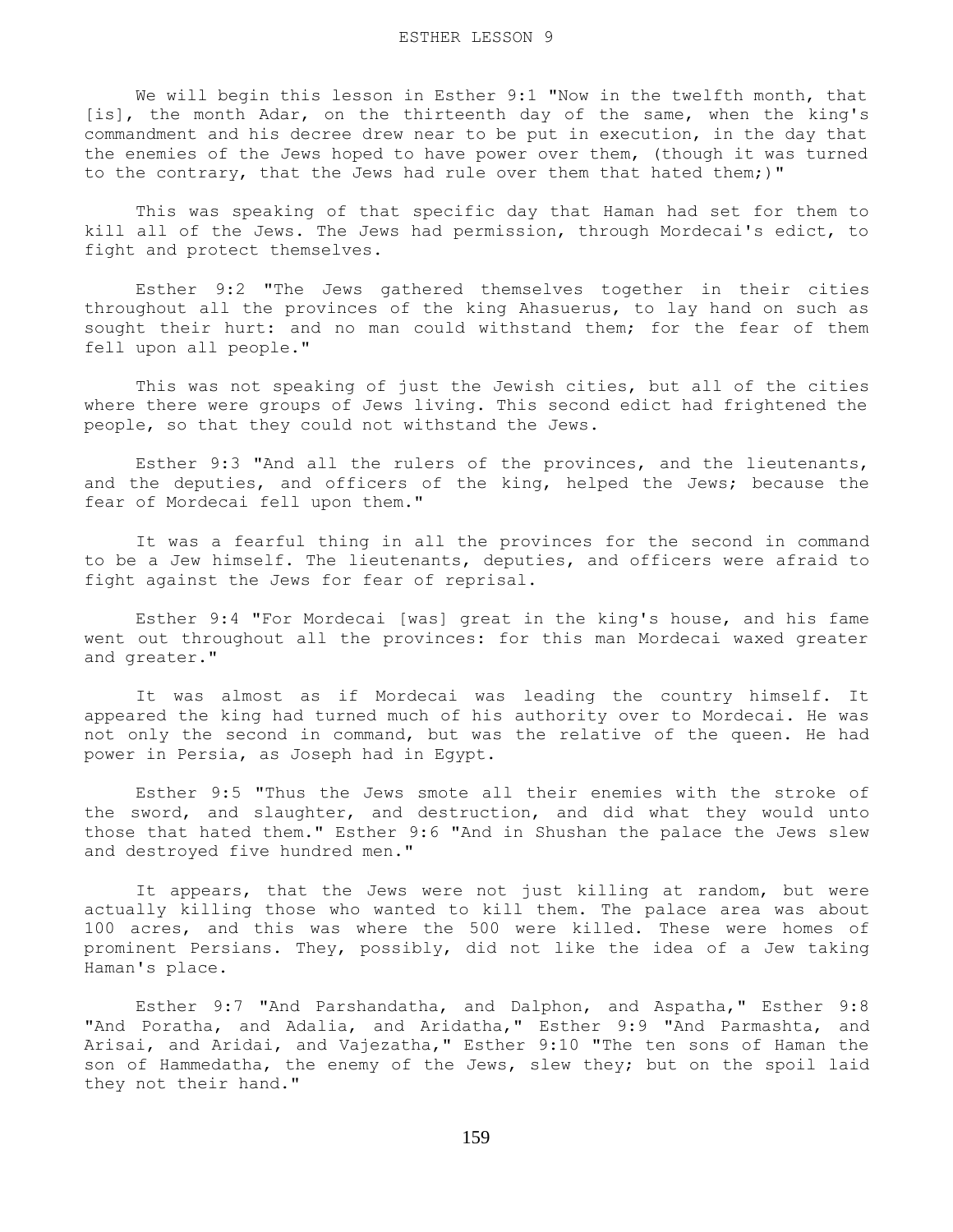# ESTHER LESSON 9

We will begin this lesson in Esther 9:1 "Now in the twelfth month, that [is], the month Adar, on the thirteenth day of the same, when the king's commandment and his decree drew near to be put in execution, in the day that the enemies of the Jews hoped to have power over them, (though it was turned to the contrary, that the Jews had rule over them that hated them;)"

This was speaking of that specific day that Haman had set for them to kill all of the Jews. The Jews had permission, through Mordecai's edict, to fight and protect themselves.

Esther 9:2 "The Jews gathered themselves together in their cities throughout all the provinces of the king Ahasuerus, to lay hand on such as sought their hurt: and no man could withstand them; for the fear of them fell upon all people."

This was not speaking of just the Jewish cities, but all of the cities where there were groups of Jews living. This second edict had frightened the people, so that they could not withstand the Jews.

Esther 9:3 "And all the rulers of the provinces, and the lieutenants, and the deputies, and officers of the king, helped the Jews; because the fear of Mordecai fell upon them."

It was a fearful thing in all the provinces for the second in command to be a Jew himself. The lieutenants, deputies, and officers were afraid to fight against the Jews for fear of reprisal.

Esther 9:4 "For Mordecai [was] great in the king's house, and his fame went out throughout all the provinces: for this man Mordecai waxed greater and greater."

It was almost as if Mordecai was leading the country himself. It appeared the king had turned much of his authority over to Mordecai. He was not only the second in command, but was the relative of the queen. He had power in Persia, as Joseph had in Egypt.

Esther 9:5 "Thus the Jews smote all their enemies with the stroke of the sword, and slaughter, and destruction, and did what they would unto those that hated them." Esther 9:6 "And in Shushan the palace the Jews slew and destroyed five hundred men."

It appears, that the Jews were not just killing at random, but were actually killing those who wanted to kill them. The palace area was about 100 acres, and this was where the 500 were killed. These were homes of prominent Persians. They, possibly, did not like the idea of a Jew taking Haman's place.

Esther 9:7 "And Parshandatha, and Dalphon, and Aspatha," Esther 9:8 "And Poratha, and Adalia, and Aridatha," Esther 9:9 "And Parmashta, and Arisai, and Aridai, and Vajezatha," Esther 9:10 "The ten sons of Haman the son of Hammedatha, the enemy of the Jews, slew they; but on the spoil laid they not their hand."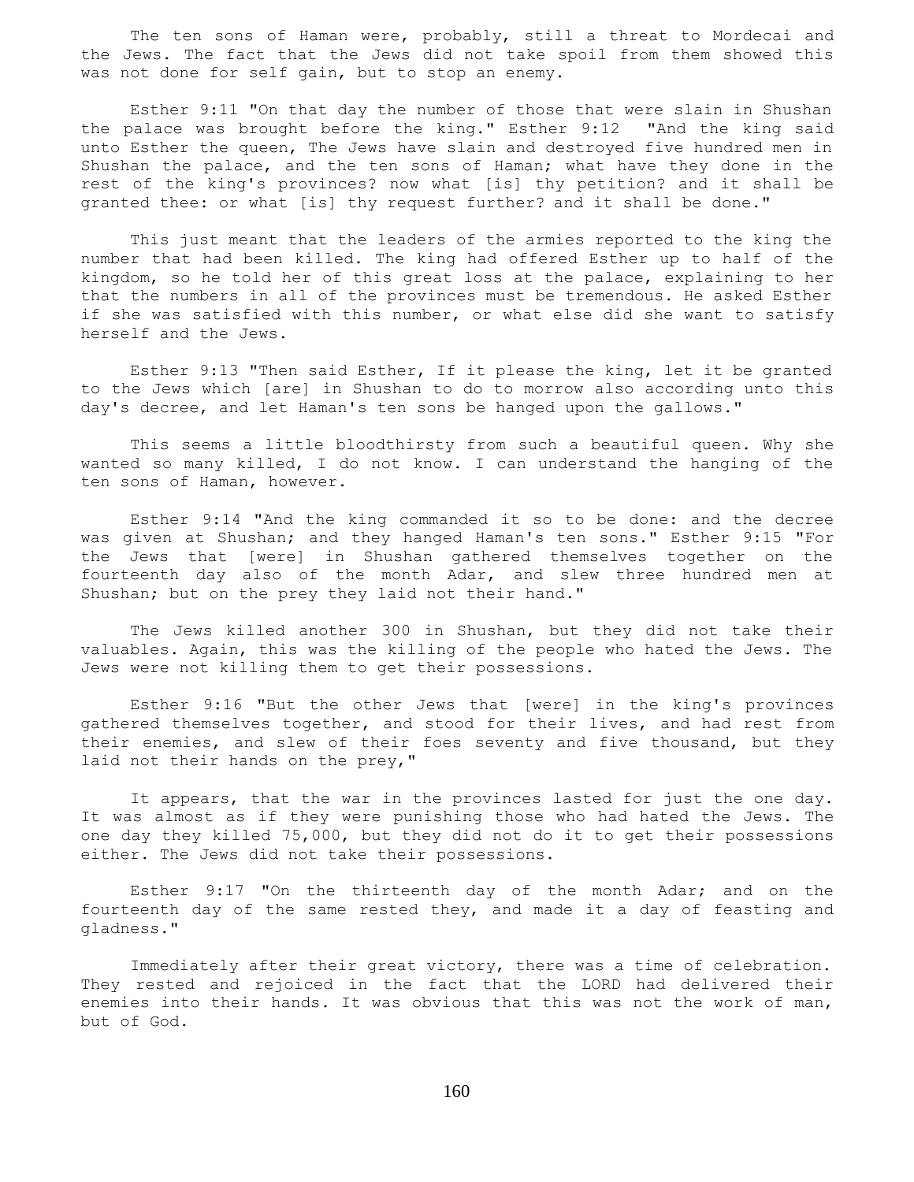The ten sons of Haman were, probably, still a threat to Mordecai and the Jews. The fact that the Jews did not take spoil from them showed this was not done for self gain, but to stop an enemy.

Esther 9:11 "On that day the number of those that were slain in Shushan the palace was brought before the king." Esther 9:12 "And the king said unto Esther the queen, The Jews have slain and destroyed five hundred men in Shushan the palace, and the ten sons of Haman; what have they done in the rest of the king's provinces? now what [is] thy petition? and it shall be granted thee: or what [is] thy request further? and it shall be done."

This just meant that the leaders of the armies reported to the king the number that had been killed. The king had offered Esther up to half of the kingdom, so he told her of this great loss at the palace, explaining to her that the numbers in all of the provinces must be tremendous. He asked Esther if she was satisfied with this number, or what else did she want to satisfy herself and the Jews.

Esther 9:13 "Then said Esther, If it please the king, let it be granted to the Jews which [are] in Shushan to do to morrow also according unto this day's decree, and let Haman's ten sons be hanged upon the gallows."

This seems a little bloodthirsty from such a beautiful queen. Why she wanted so many killed, I do not know. I can understand the hanging of the ten sons of Haman, however.

Esther 9:14 "And the king commanded it so to be done: and the decree was given at Shushan; and they hanged Haman's ten sons." Esther 9:15 "For the Jews that [were] in Shushan gathered themselves together on the fourteenth day also of the month Adar, and slew three hundred men at Shushan; but on the prey they laid not their hand."

The Jews killed another 300 in Shushan, but they did not take their valuables. Again, this was the killing of the people who hated the Jews. The Jews were not killing them to get their possessions.

Esther 9:16 "But the other Jews that [were] in the king's provinces gathered themselves together, and stood for their lives, and had rest from their enemies, and slew of their foes seventy and five thousand, but they laid not their hands on the prey,"

It appears, that the war in the provinces lasted for just the one day. It was almost as if they were punishing those who had hated the Jews. The one day they killed 75,000, but they did not do it to get their possessions either. The Jews did not take their possessions.

Esther 9:17 "On the thirteenth day of the month Adar; and on the fourteenth day of the same rested they, and made it a day of feasting and gladness."

Immediately after their great victory, there was a time of celebration. They rested and rejoiced in the fact that the LORD had delivered their enemies into their hands. It was obvious that this was not the work of man, but of God.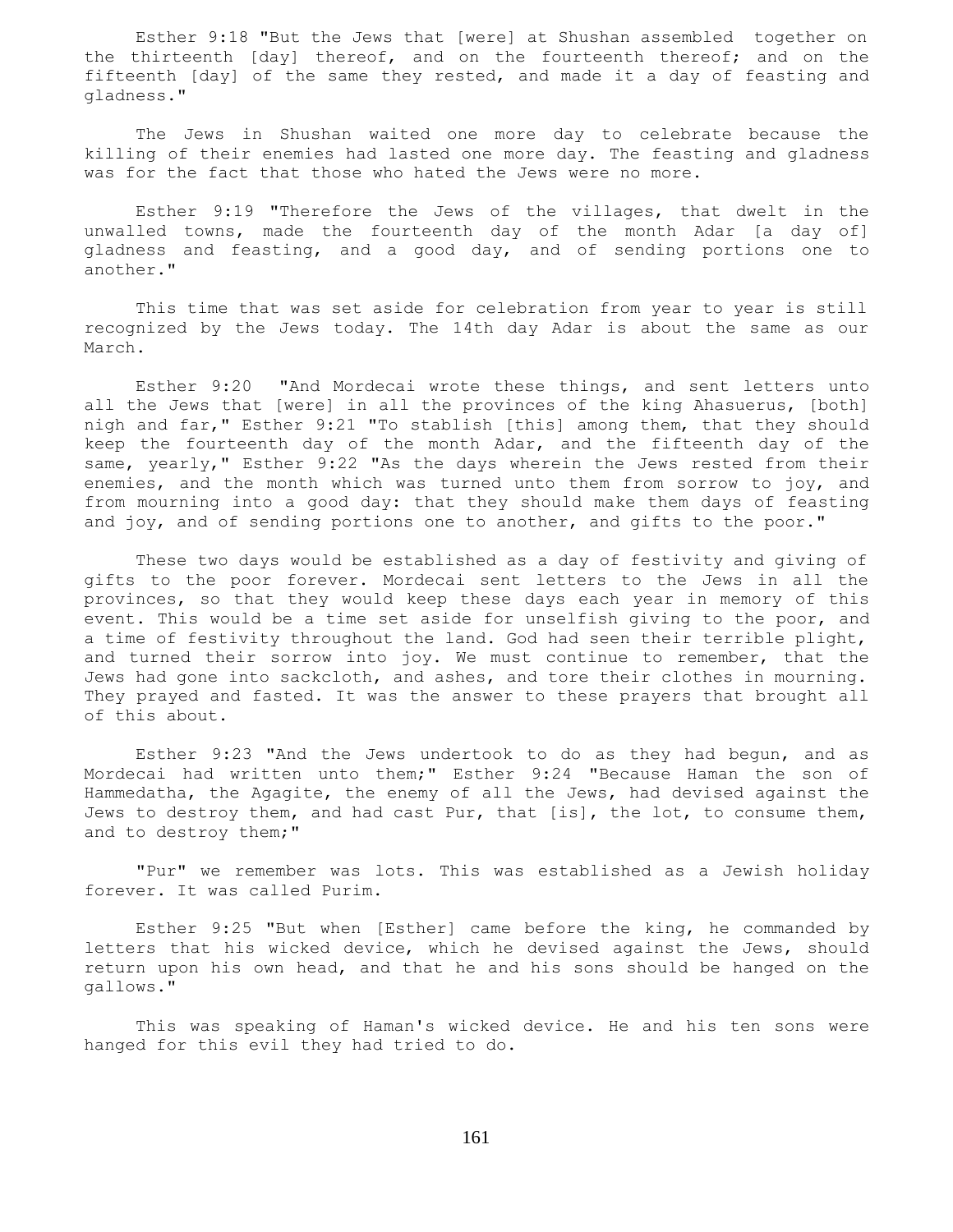Esther 9:18 "But the Jews that [were] at Shushan assembled together on the thirteenth [day] thereof, and on the fourteenth thereof; and on the fifteenth [day] of the same they rested, and made it a day of feasting and gladness."

The Jews in Shushan waited one more day to celebrate because the killing of their enemies had lasted one more day. The feasting and gladness was for the fact that those who hated the Jews were no more.

Esther 9:19 "Therefore the Jews of the villages, that dwelt in the unwalled towns, made the fourteenth day of the month Adar [a day of] gladness and feasting, and a good day, and of sending portions one to another."

This time that was set aside for celebration from year to year is still recognized by the Jews today. The 14th day Adar is about the same as our March.

Esther 9:20 "And Mordecai wrote these things, and sent letters unto all the Jews that [were] in all the provinces of the king Ahasuerus, [both] nigh and far," Esther 9:21 "To stablish [this] among them, that they should keep the fourteenth day of the month Adar, and the fifteenth day of the same, yearly," Esther 9:22 "As the days wherein the Jews rested from their enemies, and the month which was turned unto them from sorrow to joy, and from mourning into a good day: that they should make them days of feasting and joy, and of sending portions one to another, and gifts to the poor."

These two days would be established as a day of festivity and giving of gifts to the poor forever. Mordecai sent letters to the Jews in all the provinces, so that they would keep these days each year in memory of this event. This would be a time set aside for unselfish giving to the poor, and a time of festivity throughout the land. God had seen their terrible plight, and turned their sorrow into joy. We must continue to remember, that the Jews had gone into sackcloth, and ashes, and tore their clothes in mourning. They prayed and fasted. It was the answer to these prayers that brought all of this about.

Esther 9:23 "And the Jews undertook to do as they had begun, and as Mordecai had written unto them;" Esther 9:24 "Because Haman the son of Hammedatha, the Agagite, the enemy of all the Jews, had devised against the Jews to destroy them, and had cast Pur, that [is], the lot, to consume them, and to destroy them;"

"Pur" we remember was lots. This was established as a Jewish holiday forever. It was called Purim.

Esther 9:25 "But when [Esther] came before the king, he commanded by letters that his wicked device, which he devised against the Jews, should return upon his own head, and that he and his sons should be hanged on the gallows."

This was speaking of Haman's wicked device. He and his ten sons were hanged for this evil they had tried to do.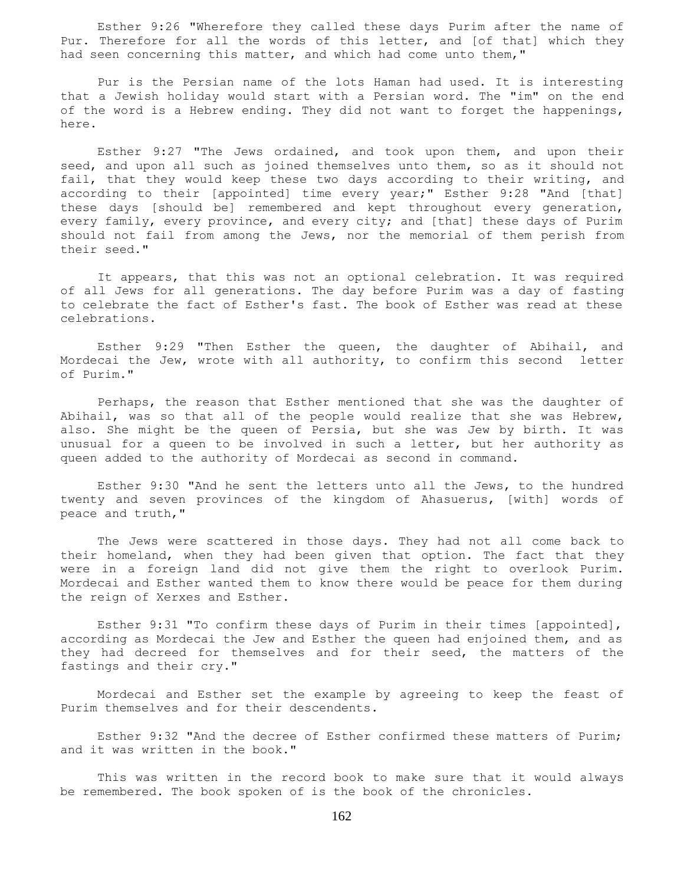Esther 9:26 "Wherefore they called these days Purim after the name of Pur. Therefore for all the words of this letter, and [of that] which they had seen concerning this matter, and which had come unto them,"

Pur is the Persian name of the lots Haman had used. It is interesting that a Jewish holiday would start with a Persian word. The "im" on the end of the word is a Hebrew ending. They did not want to forget the happenings, here.

Esther 9:27 "The Jews ordained, and took upon them, and upon their seed, and upon all such as joined themselves unto them, so as it should not fail, that they would keep these two days according to their writing, and according to their [appointed] time every year;" Esther 9:28 "And [that] these days [should be] remembered and kept throughout every generation, every family, every province, and every city; and [that] these days of Purim should not fail from among the Jews, nor the memorial of them perish from their seed."

It appears, that this was not an optional celebration. It was required of all Jews for all generations. The day before Purim was a day of fasting to celebrate the fact of Esther's fast. The book of Esther was read at these celebrations.

Esther 9:29 "Then Esther the queen, the daughter of Abihail, and Mordecai the Jew, wrote with all authority, to confirm this second letter of Purim."

Perhaps, the reason that Esther mentioned that she was the daughter of Abihail, was so that all of the people would realize that she was Hebrew, also. She might be the queen of Persia, but she was Jew by birth. It was unusual for a queen to be involved in such a letter, but her authority as queen added to the authority of Mordecai as second in command.

Esther 9:30 "And he sent the letters unto all the Jews, to the hundred twenty and seven provinces of the kingdom of Ahasuerus, [with] words of peace and truth,"

The Jews were scattered in those days. They had not all come back to their homeland, when they had been given that option. The fact that they were in a foreign land did not give them the right to overlook Purim. Mordecai and Esther wanted them to know there would be peace for them during the reign of Xerxes and Esther.

Esther 9:31 "To confirm these days of Purim in their times [appointed], according as Mordecai the Jew and Esther the queen had enjoined them, and as they had decreed for themselves and for their seed, the matters of the fastings and their cry."

Mordecai and Esther set the example by agreeing to keep the feast of Purim themselves and for their descendents.

Esther 9:32 "And the decree of Esther confirmed these matters of Purim; and it was written in the book."

This was written in the record book to make sure that it would always be remembered. The book spoken of is the book of the chronicles.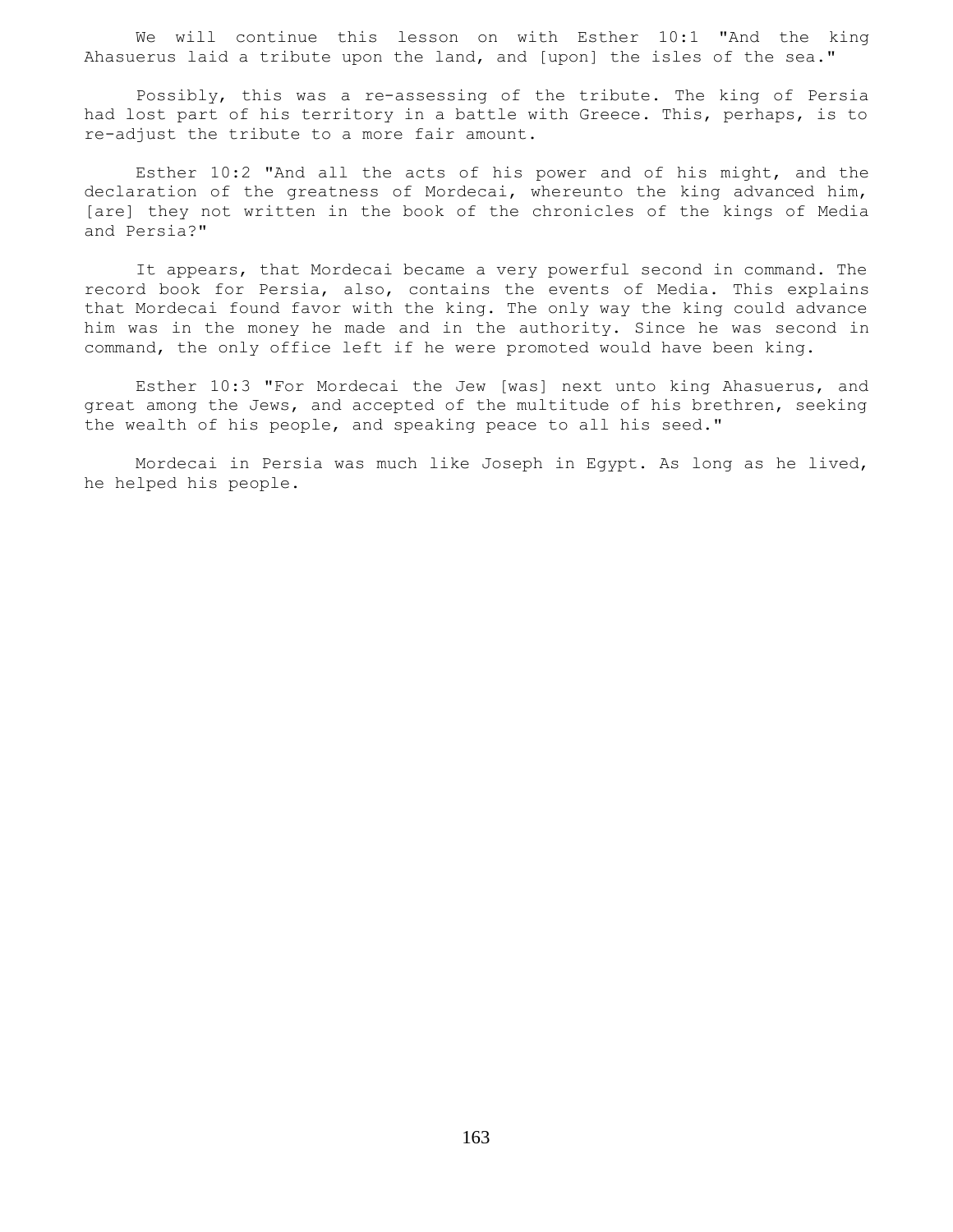We will continue this lesson on with Esther 10:1 "And the king Ahasuerus laid a tribute upon the land, and [upon] the isles of the sea."

Possibly, this was a re-assessing of the tribute. The king of Persia had lost part of his territory in a battle with Greece. This, perhaps, is to re-adjust the tribute to a more fair amount.

Esther 10:2 "And all the acts of his power and of his might, and the declaration of the greatness of Mordecai, whereunto the king advanced him, [are] they not written in the book of the chronicles of the kings of Media and Persia?"

It appears, that Mordecai became a very powerful second in command. The record book for Persia, also, contains the events of Media. This explains that Mordecai found favor with the king. The only way the king could advance him was in the money he made and in the authority. Since he was second in command, the only office left if he were promoted would have been king.

Esther 10:3 "For Mordecai the Jew [was] next unto king Ahasuerus, and great among the Jews, and accepted of the multitude of his brethren, seeking the wealth of his people, and speaking peace to all his seed."

Mordecai in Persia was much like Joseph in Egypt. As long as he lived, he helped his people.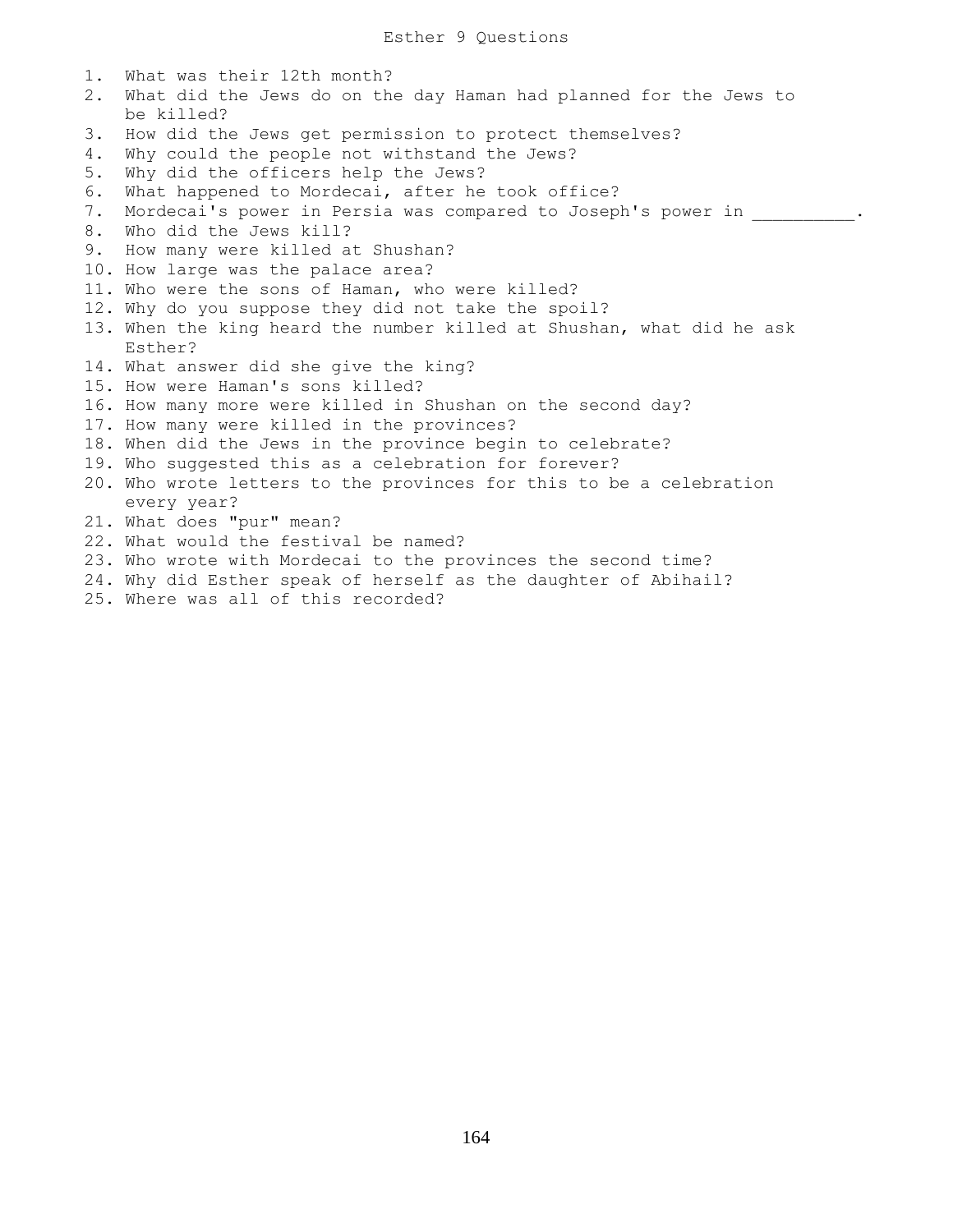# Esther 9 Questions

1. What was their 12th month?
2. What did the Jews do on the day Haman had planned for the Jews to be killed?
3. How did the Jews get permission to protect themselves?
4. Why could the people not withstand the Jews?
5. Why did the officers help the Jews?
6. What happened to Mordecai, after he took office?
7. Mordecai's power in Persia was compared to Joseph's power in __________.
8. Who did the Jews kill?
9. How many were killed at Shushan?
10. How large was the palace area?
11. Who were the sons of Haman, who were killed?
12. Why do you suppose they did not take the spoil?
13. When the king heard the number killed at Shushan, what did he ask Esther?
14. What answer did she give the king?
15. How were Haman's sons killed?
16. How many more were killed in Shushan on the second day?
17. How many were killed in the provinces?
18. When did the Jews in the province begin to celebrate?
19. Who suggested this as a celebration for forever?
20. Who wrote letters to the provinces for this to be a celebration every year?
21. What does "pur" mean?
22. What would the festival be named?
23. Who wrote with Mordecai to the provinces the second time?
24. Why did Esther speak of herself as the daughter of Abihail?
25. Where was all of this recorded?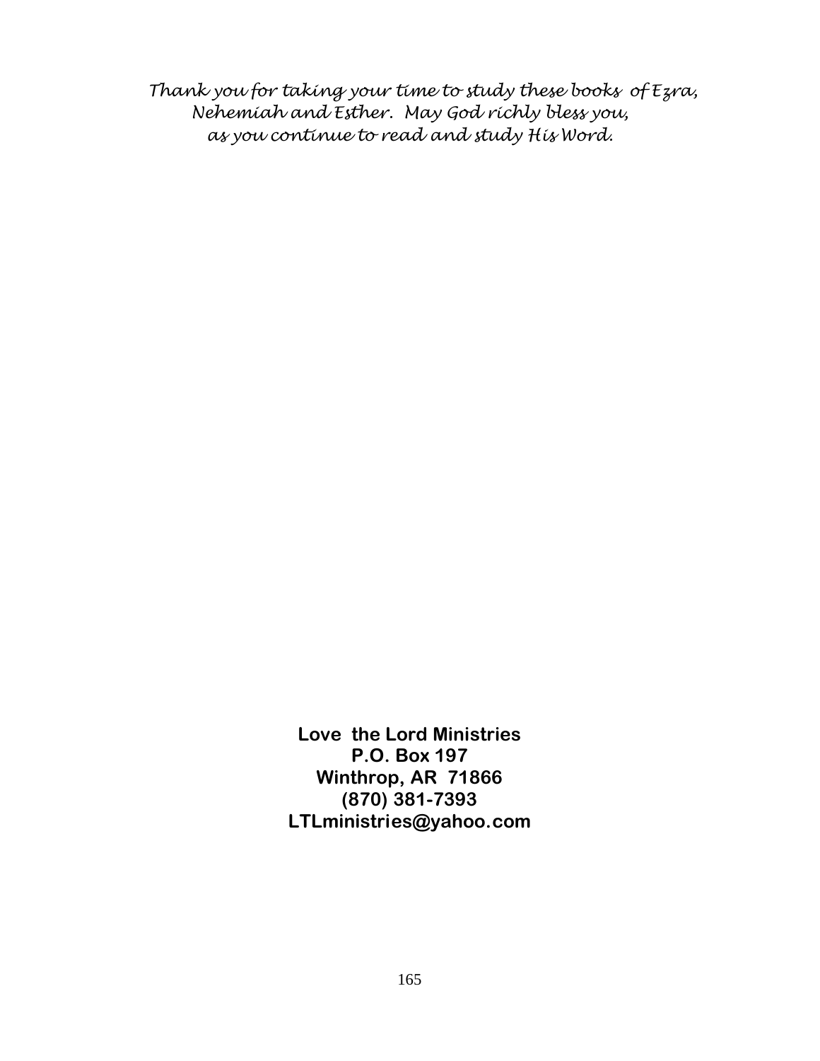*Thank you for taking your time to study these books of Ezra, Nehemiah and Esther. May God richly bless you, as you continue to read and study His Word.*

**Love the Lord Ministries**
**P.O. Box 197**
**Winthrop, AR 71866**
**(870) 381-7393**
**LTLministries@yahoo.com**